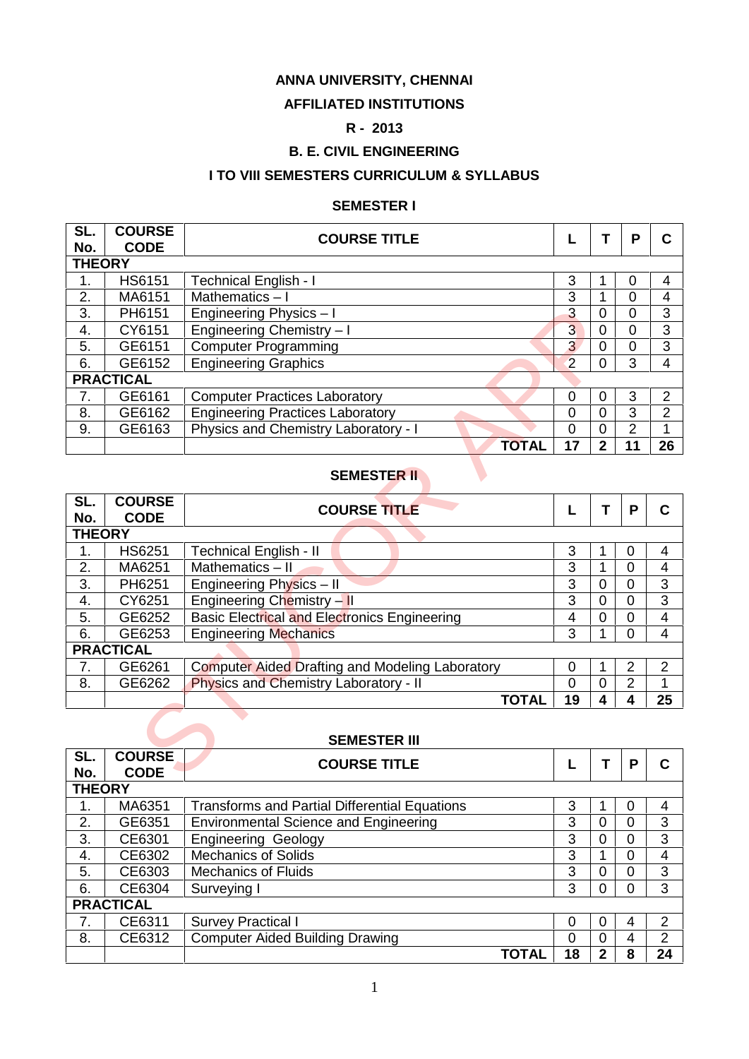# ANNA UNIVERSITY, CHENNAI

## AFFILIATED INSTITUTIONS

## R - 2013

## B. E. CIVIL ENGINEERING

## I TO VIII SEMESTERS CURRICULUM & SYLLABUS

### SEMESTER I

| SL. No. | COURSE CODE | COURSE TITLE | L | T | P | C |
|---|---|---|---|---|---|---|
| **THEORY** | | | | | | |
| 1. | HS6151 | Technical English - I | 3 | 1 | 0 | 4 |
| 2. | MA6151 | Mathematics – I | 3 | 1 | 0 | 4 |
| 3. | PH6151 | Engineering Physics – I | 3 | 0 | 0 | 3 |
| 4. | CY6151 | Engineering Chemistry – I | 3 | 0 | 0 | 3 |
| 5. | GE6151 | Computer Programming | 3 | 0 | 0 | 3 |
| 6. | GE6152 | Engineering Graphics | 2 | 0 | 3 | 4 |
| **PRACTICAL** | | | | | | |
| 7. | GE6161 | Computer Practices Laboratory | 0 | 0 | 3 | 2 |
| 8. | GE6162 | Engineering Practices Laboratory | 0 | 0 | 3 | 2 |
| 9. | GE6163 | Physics and Chemistry Laboratory - I | 0 | 0 | 2 | 1 |
| | | **TOTAL** | **17** | **2** | **11** | **26** |

### SEMESTER II

| SL. No. | COURSE CODE | COURSE TITLE | L | T | P | C |
|---|---|---|---|---|---|---|
| **THEORY** | | | | | | |
| 1. | HS6251 | Technical English - II | 3 | 1 | 0 | 4 |
| 2. | MA6251 | Mathematics – II | 3 | 1 | 0 | 4 |
| 3. | PH6251 | Engineering Physics – II | 3 | 0 | 0 | 3 |
| 4. | CY6251 | Engineering Chemistry – II | 3 | 0 | 0 | 3 |
| 5. | GE6252 | Basic Electrical and Electronics Engineering | 4 | 0 | 0 | 4 |
| 6. | GE6253 | Engineering Mechanics | 3 | 1 | 0 | 4 |
| **PRACTICAL** | | | | | | |
| 7. | GE6261 | Computer Aided Drafting and Modeling Laboratory | 0 | 1 | 2 | 2 |
| 8. | GE6262 | Physics and Chemistry Laboratory - II | 0 | 0 | 2 | 1 |
| | | **TOTAL** | **19** | **4** | **4** | **25** |

### SEMESTER III

| SL. No. | COURSE CODE | COURSE TITLE | L | T | P | C |
|---|---|---|---|---|---|---|
| **THEORY** | | | | | | |
| 1. | MA6351 | Transforms and Partial Differential Equations | 3 | 1 | 0 | 4 |
| 2. | GE6351 | Environmental Science and Engineering | 3 | 0 | 0 | 3 |
| 3. | CE6301 | Engineering Geology | 3 | 0 | 0 | 3 |
| 4. | CE6302 | Mechanics of Solids | 3 | 1 | 0 | 4 |
| 5. | CE6303 | Mechanics of Fluids | 3 | 0 | 0 | 3 |
| 6. | CE6304 | Surveying I | 3 | 0 | 0 | 3 |
| **PRACTICAL** | | | | | | |
| 7. | CE6311 | Survey Practical I | 0 | 0 | 4 | 2 |
| 8. | CE6312 | Computer Aided Building Drawing | 0 | 0 | 4 | 2 |
| | | **TOTAL** | **18** | **2** | **8** | **24** |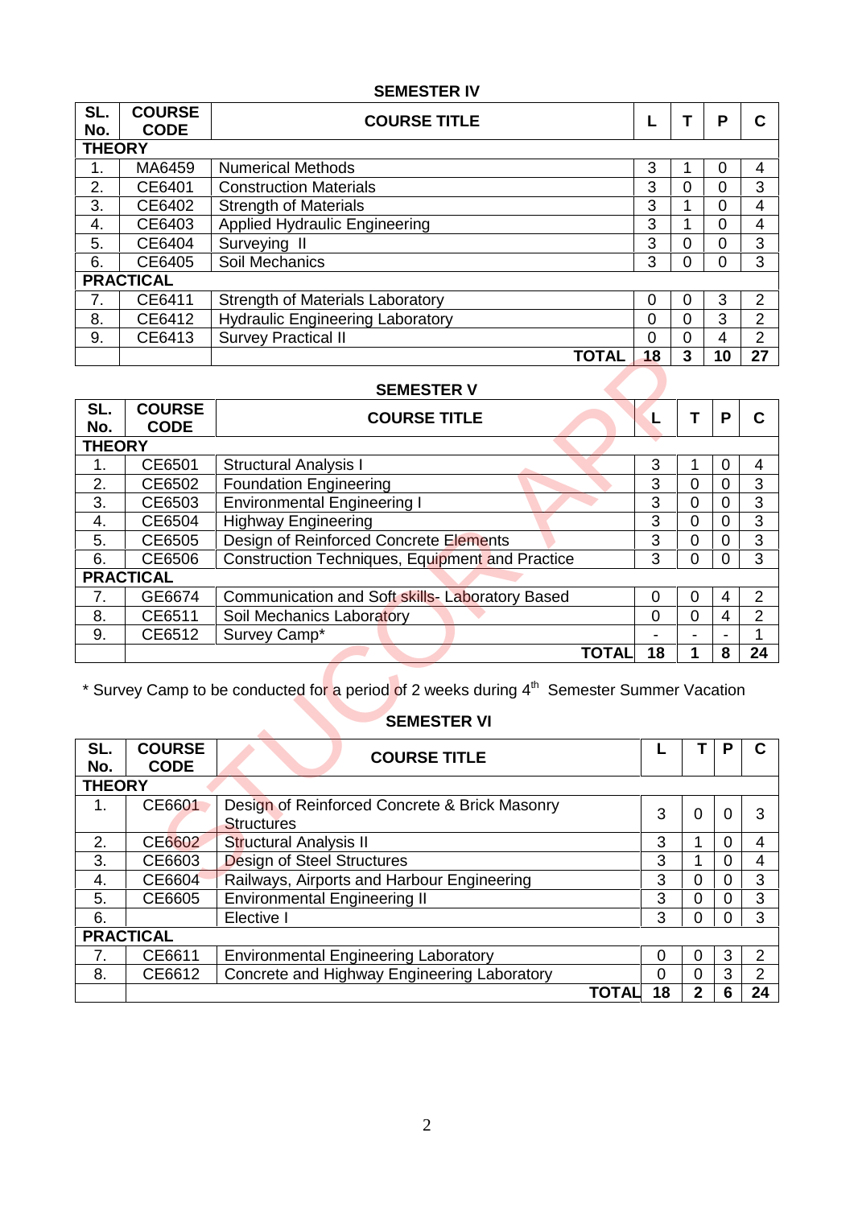## SEMESTER IV

| SL. No. | COURSE CODE | COURSE TITLE | L | T | P | C |
|---|---|---|---|---|---|---|
| **THEORY** | | | | | | |
| 1. | MA6459 | Numerical Methods | 3 | 1 | 0 | 4 |
| 2. | CE6401 | Construction Materials | 3 | 0 | 0 | 3 |
| 3. | CE6402 | Strength of Materials | 3 | 1 | 0 | 4 |
| 4. | CE6403 | Applied Hydraulic Engineering | 3 | 1 | 0 | 4 |
| 5. | CE6404 | Surveying II | 3 | 0 | 0 | 3 |
| 6. | CE6405 | Soil Mechanics | 3 | 0 | 0 | 3 |
| **PRACTICAL** | | | | | | |
| 7. | CE6411 | Strength of Materials Laboratory | 0 | 0 | 3 | 2 |
| 8. | CE6412 | Hydraulic Engineering Laboratory | 0 | 0 | 3 | 2 |
| 9. | CE6413 | Survey Practical II | 0 | 0 | 4 | 2 |
| | | **TOTAL** | **18** | **3** | **10** | **27** |

## SEMESTER V

| SL. No. | COURSE CODE | COURSE TITLE | L | T | P | C |
|---|---|---|---|---|---|---|
| **THEORY** | | | | | | |
| 1. | CE6501 | Structural Analysis I | 3 | 1 | 0 | 4 |
| 2. | CE6502 | Foundation Engineering | 3 | 0 | 0 | 3 |
| 3. | CE6503 | Environmental Engineering I | 3 | 0 | 0 | 3 |
| 4. | CE6504 | Highway Engineering | 3 | 0 | 0 | 3 |
| 5. | CE6505 | Design of Reinforced Concrete Elements | 3 | 0 | 0 | 3 |
| 6. | CE6506 | Construction Techniques, Equipment and Practice | 3 | 0 | 0 | 3 |
| **PRACTICAL** | | | | | | |
| 7. | GE6674 | Communication and Soft skills- Laboratory Based | 0 | 0 | 4 | 2 |
| 8. | CE6511 | Soil Mechanics Laboratory | 0 | 0 | 4 | 2 |
| 9. | CE6512 | Survey Camp* | - | - | - | 1 |
| | | **TOTAL** | **18** | **1** | **8** | **24** |

* Survey Camp to be conducted for a period of 2 weeks during 4th Semester Summer Vacation

## SEMESTER VI

| SL. No. | COURSE CODE | COURSE TITLE | L | T | P | C |
|---|---|---|---|---|---|---|
| **THEORY** | | | | | | |
| 1. | CE6601 | Design of Reinforced Concrete & Brick Masonry Structures | 3 | 0 | 0 | 3 |
| 2. | CE6602 | Structural Analysis II | 3 | 1 | 0 | 4 |
| 3. | CE6603 | Design of Steel Structures | 3 | 1 | 0 | 4 |
| 4. | CE6604 | Railways, Airports and Harbour Engineering | 3 | 0 | 0 | 3 |
| 5. | CE6605 | Environmental Engineering II | 3 | 0 | 0 | 3 |
| 6. | | Elective I | 3 | 0 | 0 | 3 |
| **PRACTICAL** | | | | | | |
| 7. | CE6611 | Environmental Engineering Laboratory | 0 | 0 | 3 | 2 |
| 8. | CE6612 | Concrete and Highway Engineering Laboratory | 0 | 0 | 3 | 2 |
| | | **TOTAL** | **18** | **2** | **6** | **24** |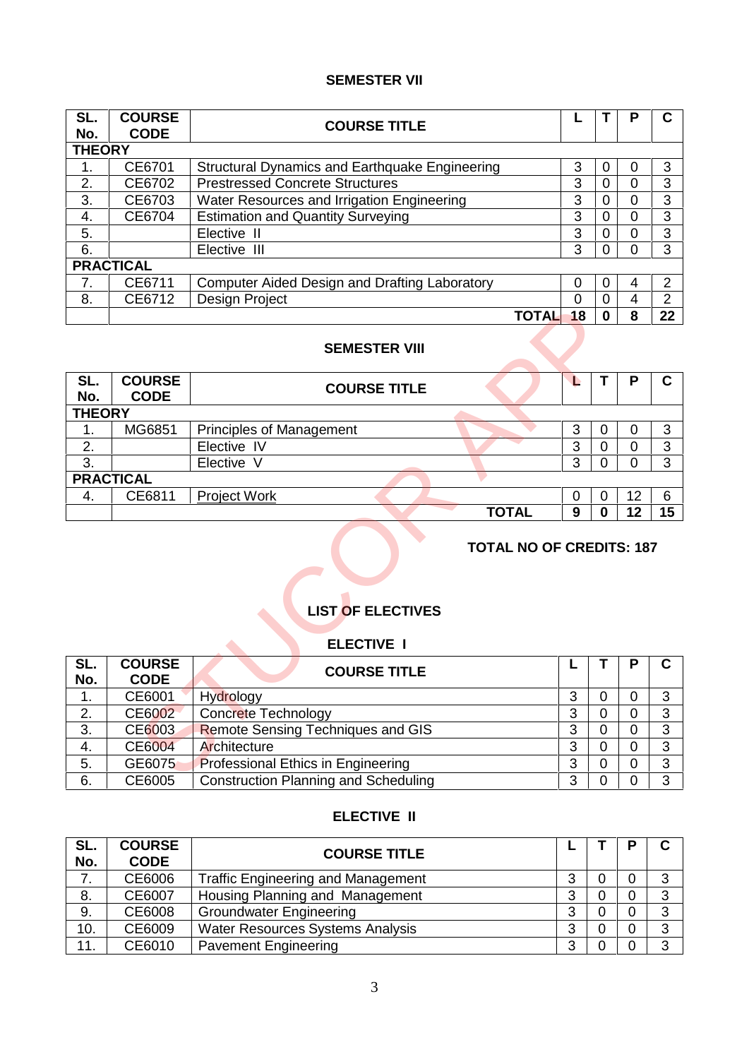## SEMESTER VII

| SL. No. | COURSE CODE | COURSE TITLE | L | T | P | C |
|---|---|---|---|---|---|---|
| **THEORY** | | | | | | |
| 1. | CE6701 | Structural Dynamics and Earthquake Engineering | 3 | 0 | 0 | 3 |
| 2. | CE6702 | Prestressed Concrete Structures | 3 | 0 | 0 | 3 |
| 3. | CE6703 | Water Resources and Irrigation Engineering | 3 | 0 | 0 | 3 |
| 4. | CE6704 | Estimation and Quantity Surveying | 3 | 0 | 0 | 3 |
| 5. | | Elective II | 3 | 0 | 0 | 3 |
| 6. | | Elective III | 3 | 0 | 0 | 3 |
| **PRACTICAL** | | | | | | |
| 7. | CE6711 | Computer Aided Design and Drafting Laboratory | 0 | 0 | 4 | 2 |
| 8. | CE6712 | Design Project | 0 | 0 | 4 | 2 |
| | | **TOTAL** | **18** | **0** | **8** | **22** |

## SEMESTER VIII

| SL. No. | COURSE CODE | COURSE TITLE | L | T | P | C |
|---|---|---|---|---|---|---|
| **THEORY** | | | | | | |
| 1. | MG6851 | Principles of Management | 3 | 0 | 0 | 3 |
| 2. | | Elective IV | 3 | 0 | 0 | 3 |
| 3. | | Elective V | 3 | 0 | 0 | 3 |
| **PRACTICAL** | | | | | | |
| 4. | CE6811 | Project Work | 0 | 0 | 12 | 6 |
| | | **TOTAL** | **9** | **0** | **12** | **15** |

**TOTAL NO OF CREDITS: 187**

## LIST OF ELECTIVES

### ELECTIVE I

| SL. No. | COURSE CODE | COURSE TITLE | L | T | P | C |
|---|---|---|---|---|---|---|
| 1. | CE6001 | Hydrology | 3 | 0 | 0 | 3 |
| 2. | CE6002 | Concrete Technology | 3 | 0 | 0 | 3 |
| 3. | CE6003 | Remote Sensing Techniques and GIS | 3 | 0 | 0 | 3 |
| 4. | CE6004 | Architecture | 3 | 0 | 0 | 3 |
| 5. | GE6075 | Professional Ethics in Engineering | 3 | 0 | 0 | 3 |
| 6. | CE6005 | Construction Planning and Scheduling | 3 | 0 | 0 | 3 |

### ELECTIVE II

| SL. No. | COURSE CODE | COURSE TITLE | L | T | P | C |
|---|---|---|---|---|---|---|
| 7. | CE6006 | Traffic Engineering and Management | 3 | 0 | 0 | 3 |
| 8. | CE6007 | Housing Planning and Management | 3 | 0 | 0 | 3 |
| 9. | CE6008 | Groundwater Engineering | 3 | 0 | 0 | 3 |
| 10. | CE6009 | Water Resources Systems Analysis | 3 | 0 | 0 | 3 |
| 11. | CE6010 | Pavement Engineering | 3 | 0 | 0 | 3 |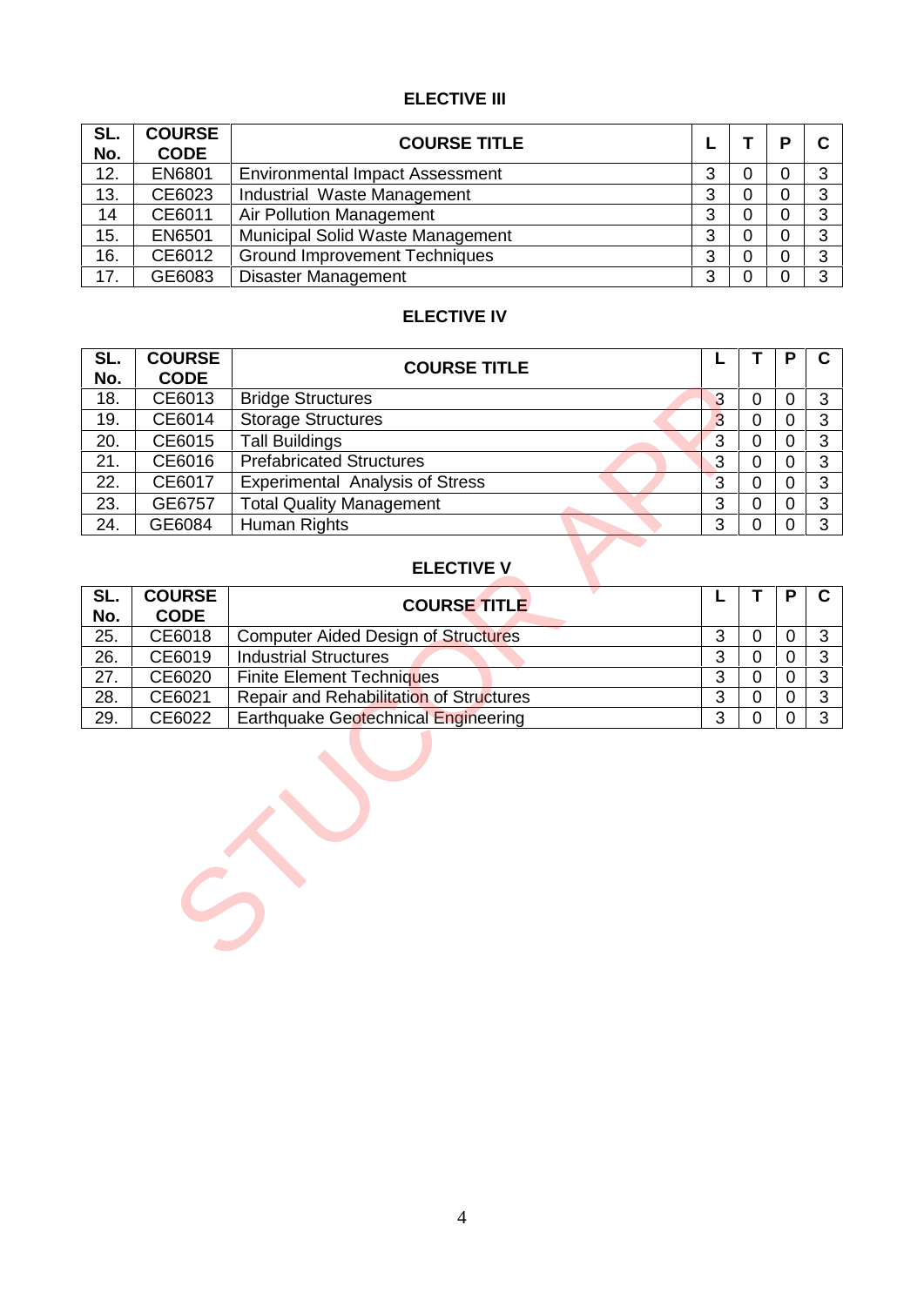## ELECTIVE III

| SL. No. | COURSE CODE | COURSE TITLE | L | T | P | C |
|---|---|---|---|---|---|---|
| 12. | EN6801 | Environmental Impact Assessment | 3 | 0 | 0 | 3 |
| 13. | CE6023 | Industrial Waste Management | 3 | 0 | 0 | 3 |
| 14 | CE6011 | Air Pollution Management | 3 | 0 | 0 | 3 |
| 15. | EN6501 | Municipal Solid Waste Management | 3 | 0 | 0 | 3 |
| 16. | CE6012 | Ground Improvement Techniques | 3 | 0 | 0 | 3 |
| 17. | GE6083 | Disaster Management | 3 | 0 | 0 | 3 |

## ELECTIVE IV

| SL. No. | COURSE CODE | COURSE TITLE | L | T | P | C |
|---|---|---|---|---|---|---|
| 18. | CE6013 | Bridge Structures | 3 | 0 | 0 | 3 |
| 19. | CE6014 | Storage Structures | 3 | 0 | 0 | 3 |
| 20. | CE6015 | Tall Buildings | 3 | 0 | 0 | 3 |
| 21. | CE6016 | Prefabricated Structures | 3 | 0 | 0 | 3 |
| 22. | CE6017 | Experimental Analysis of Stress | 3 | 0 | 0 | 3 |
| 23. | GE6757 | Total Quality Management | 3 | 0 | 0 | 3 |
| 24. | GE6084 | Human Rights | 3 | 0 | 0 | 3 |

## ELECTIVE V

| SL. No. | COURSE CODE | COURSE TITLE | L | T | P | C |
|---|---|---|---|---|---|---|
| 25. | CE6018 | Computer Aided Design of Structures | 3 | 0 | 0 | 3 |
| 26. | CE6019 | Industrial Structures | 3 | 0 | 0 | 3 |
| 27. | CE6020 | Finite Element Techniques | 3 | 0 | 0 | 3 |
| 28. | CE6021 | Repair and Rehabilitation of Structures | 3 | 0 | 0 | 3 |
| 29. | CE6022 | Earthquake Geotechnical Engineering | 3 | 0 | 0 | 3 |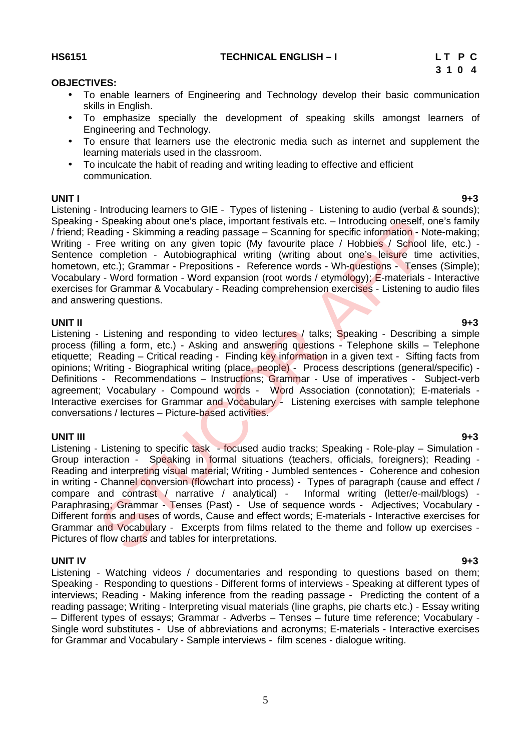**HS6151 TECHNICAL ENGLISH – I**

| L | T | P | C |
|---|---|---|---|
| 3 | 1 | 0 | 4 |

**OBJECTIVES:**

- To enable learners of Engineering and Technology develop their basic communication skills in English.
- To emphasize specially the development of speaking skills amongst learners of Engineering and Technology.
- To ensure that learners use the electronic media such as internet and supplement the learning materials used in the classroom.
- To inculcate the habit of reading and writing leading to effective and efficient communication.

**UNIT I 9+3**

Listening - Introducing learners to GIE - Types of listening - Listening to audio (verbal & sounds); Speaking - Speaking about one's place, important festivals etc. – Introducing oneself, one's family / friend; Reading - Skimming a reading passage – Scanning for specific information - Note-making; Writing - Free writing on any given topic (My favourite place / Hobbies / School life, etc.) - Sentence completion - Autobiographical writing (writing about one's leisure time activities, hometown, etc.); Grammar - Prepositions - Reference words - Wh-questions - Tenses (Simple); Vocabulary - Word formation - Word expansion (root words / etymology); E-materials - Interactive exercises for Grammar & Vocabulary - Reading comprehension exercises - Listening to audio files and answering questions.

**UNIT II 9+3**

Listening - Listening and responding to video lectures / talks; Speaking - Describing a simple process (filling a form, etc.) - Asking and answering questions - Telephone skills – Telephone etiquette; Reading – Critical reading - Finding key information in a given text - Sifting facts from opinions; Writing - Biographical writing (place, people) - Process descriptions (general/specific) - Definitions - Recommendations – Instructions; Grammar - Use of imperatives - Subject-verb agreement; Vocabulary - Compound words - Word Association (connotation); E-materials - Interactive exercises for Grammar and Vocabulary - Listening exercises with sample telephone conversations / lectures – Picture-based activities.

**UNIT III 9+3**

Listening - Listening to specific task - focused audio tracks; Speaking - Role-play – Simulation - Group interaction - Speaking in formal situations (teachers, officials, foreigners); Reading - Reading and interpreting visual material; Writing - Jumbled sentences - Coherence and cohesion in writing - Channel conversion (flowchart into process) - Types of paragraph (cause and effect / compare and contrast / narrative / analytical) - Informal writing (letter/e-mail/blogs) - Paraphrasing; Grammar - Tenses (Past) - Use of sequence words - Adjectives; Vocabulary - Different forms and uses of words, Cause and effect words; E-materials - Interactive exercises for Grammar and Vocabulary - Excerpts from films related to the theme and follow up exercises - Pictures of flow charts and tables for interpretations.

**UNIT IV 9+3**

Listening - Watching videos / documentaries and responding to questions based on them; Speaking - Responding to questions - Different forms of interviews - Speaking at different types of interviews; Reading - Making inference from the reading passage - Predicting the content of a reading passage; Writing - Interpreting visual materials (line graphs, pie charts etc.) - Essay writing – Different types of essays; Grammar - Adverbs – Tenses – future time reference; Vocabulary - Single word substitutes - Use of abbreviations and acronyms; E-materials - Interactive exercises for Grammar and Vocabulary - Sample interviews - film scenes - dialogue writing.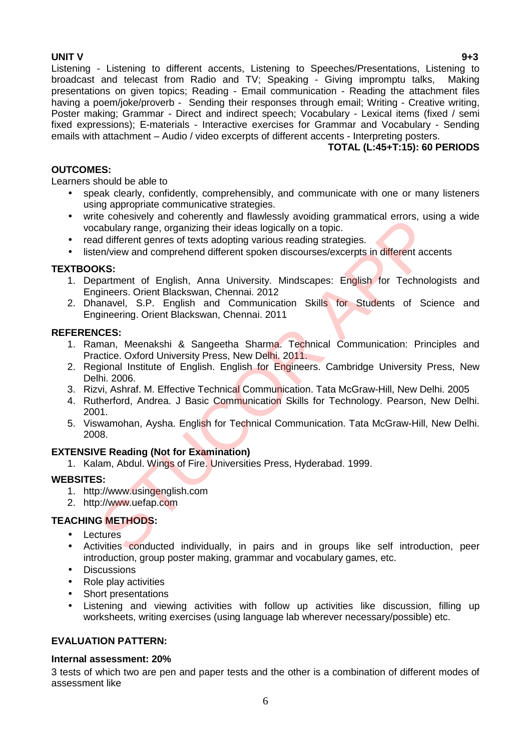**UNIT V** **9+3**

Listening - Listening to different accents, Listening to Speeches/Presentations, Listening to broadcast and telecast from Radio and TV; Speaking - Giving impromptu talks, Making presentations on given topics; Reading - Email communication - Reading the attachment files having a poem/joke/proverb - Sending their responses through email; Writing - Creative writing, Poster making; Grammar - Direct and indirect speech; Vocabulary - Lexical items (fixed / semi fixed expressions); E-materials - Interactive exercises for Grammar and Vocabulary - Sending emails with attachment – Audio / video excerpts of different accents - Interpreting posters.

**TOTAL (L:45+T:15): 60 PERIODS**

**OUTCOMES:**

Learners should be able to

- speak clearly, confidently, comprehensibly, and communicate with one or many listeners using appropriate communicative strategies.
- write cohesively and coherently and flawlessly avoiding grammatical errors, using a wide vocabulary range, organizing their ideas logically on a topic.
- read different genres of texts adopting various reading strategies.
- listen/view and comprehend different spoken discourses/excerpts in different accents

**TEXTBOOKS:**

1. Department of English, Anna University. Mindscapes: English for Technologists and Engineers. Orient Blackswan, Chennai. 2012
2. Dhanavel, S.P. English and Communication Skills for Students of Science and Engineering. Orient Blackswan, Chennai. 2011

**REFERENCES:**

1. Raman, Meenakshi & Sangeetha Sharma. Technical Communication: Principles and Practice. Oxford University Press, New Delhi. 2011.
2. Regional Institute of English. English for Engineers. Cambridge University Press, New Delhi. 2006.
3. Rizvi, Ashraf. M. Effective Technical Communication. Tata McGraw-Hill, New Delhi. 2005
4. Rutherford, Andrea. J Basic Communication Skills for Technology. Pearson, New Delhi. 2001.
5. Viswamohan, Aysha. English for Technical Communication. Tata McGraw-Hill, New Delhi. 2008.

**EXTENSIVE Reading (Not for Examination)**

1. Kalam, Abdul. Wings of Fire. Universities Press, Hyderabad. 1999.

**WEBSITES:**

1. http://www.usingenglish.com
2. http://www.uefap.com

**TEACHING METHODS:**

- Lectures
- Activities conducted individually, in pairs and in groups like self introduction, peer introduction, group poster making, grammar and vocabulary games, etc.
- Discussions
- Role play activities
- Short presentations
- Listening and viewing activities with follow up activities like discussion, filling up worksheets, writing exercises (using language lab wherever necessary/possible) etc.

**EVALUATION PATTERN:**

**Internal assessment: 20%**

3 tests of which two are pen and paper tests and the other is a combination of different modes of assessment like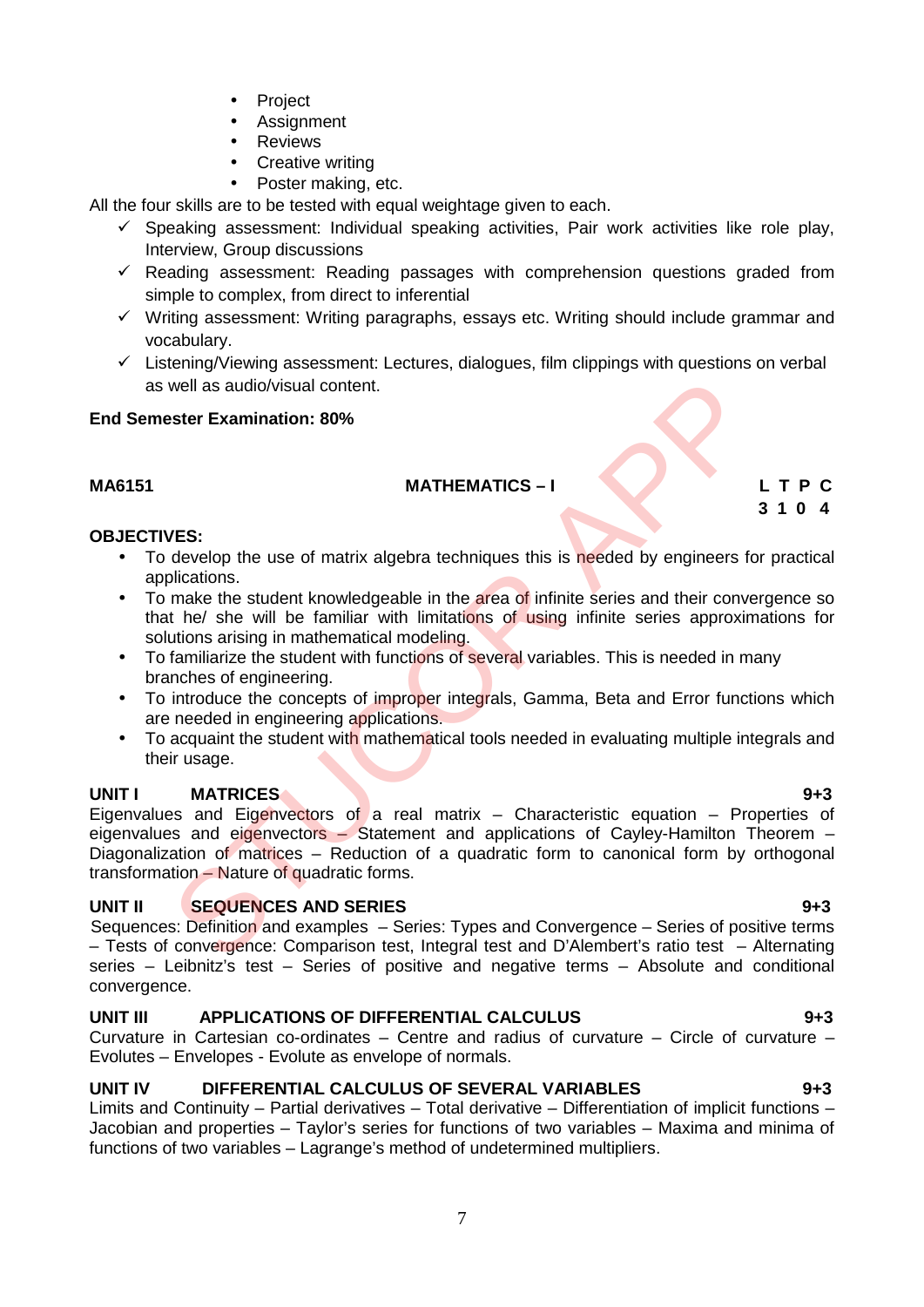- Project
- Assignment
- Reviews
- Creative writing
- Poster making, etc.

All the four skills are to be tested with equal weightage given to each.

- ✓ Speaking assessment: Individual speaking activities, Pair work activities like role play, Interview, Group discussions
- ✓ Reading assessment: Reading passages with comprehension questions graded from simple to complex, from direct to inferential
- ✓ Writing assessment: Writing paragraphs, essays etc. Writing should include grammar and vocabulary.
- ✓ Listening/Viewing assessment: Lectures, dialogues, film clippings with questions on verbal as well as audio/visual content.

**End Semester Examination: 80%**

**MA6151** **MATHEMATICS – I** **L T P C**
**3 1 0 4**

**OBJECTIVES:**

- To develop the use of matrix algebra techniques this is needed by engineers for practical applications.
- To make the student knowledgeable in the area of infinite series and their convergence so that he/ she will be familiar with limitations of using infinite series approximations for solutions arising in mathematical modeling.
- To familiarize the student with functions of several variables. This is needed in many branches of engineering.
- To introduce the concepts of improper integrals, Gamma, Beta and Error functions which are needed in engineering applications.
- To acquaint the student with mathematical tools needed in evaluating multiple integrals and their usage.

**UNIT I MATRICES** **9+3**

Eigenvalues and Eigenvectors of a real matrix – Characteristic equation – Properties of eigenvalues and eigenvectors – Statement and applications of Cayley-Hamilton Theorem – Diagonalization of matrices – Reduction of a quadratic form to canonical form by orthogonal transformation – Nature of quadratic forms.

**UNIT II SEQUENCES AND SERIES** **9+3**

Sequences: Definition and examples – Series: Types and Convergence – Series of positive terms – Tests of convergence: Comparison test, Integral test and D'Alembert's ratio test – Alternating series – Leibnitz's test – Series of positive and negative terms – Absolute and conditional convergence.

**UNIT III APPLICATIONS OF DIFFERENTIAL CALCULUS** **9+3**

Curvature in Cartesian co-ordinates – Centre and radius of curvature – Circle of curvature – Evolutes – Envelopes - Evolute as envelope of normals.

**UNIT IV DIFFERENTIAL CALCULUS OF SEVERAL VARIABLES** **9+3**

Limits and Continuity – Partial derivatives – Total derivative – Differentiation of implicit functions – Jacobian and properties – Taylor's series for functions of two variables – Maxima and minima of functions of two variables – Lagrange's method of undetermined multipliers.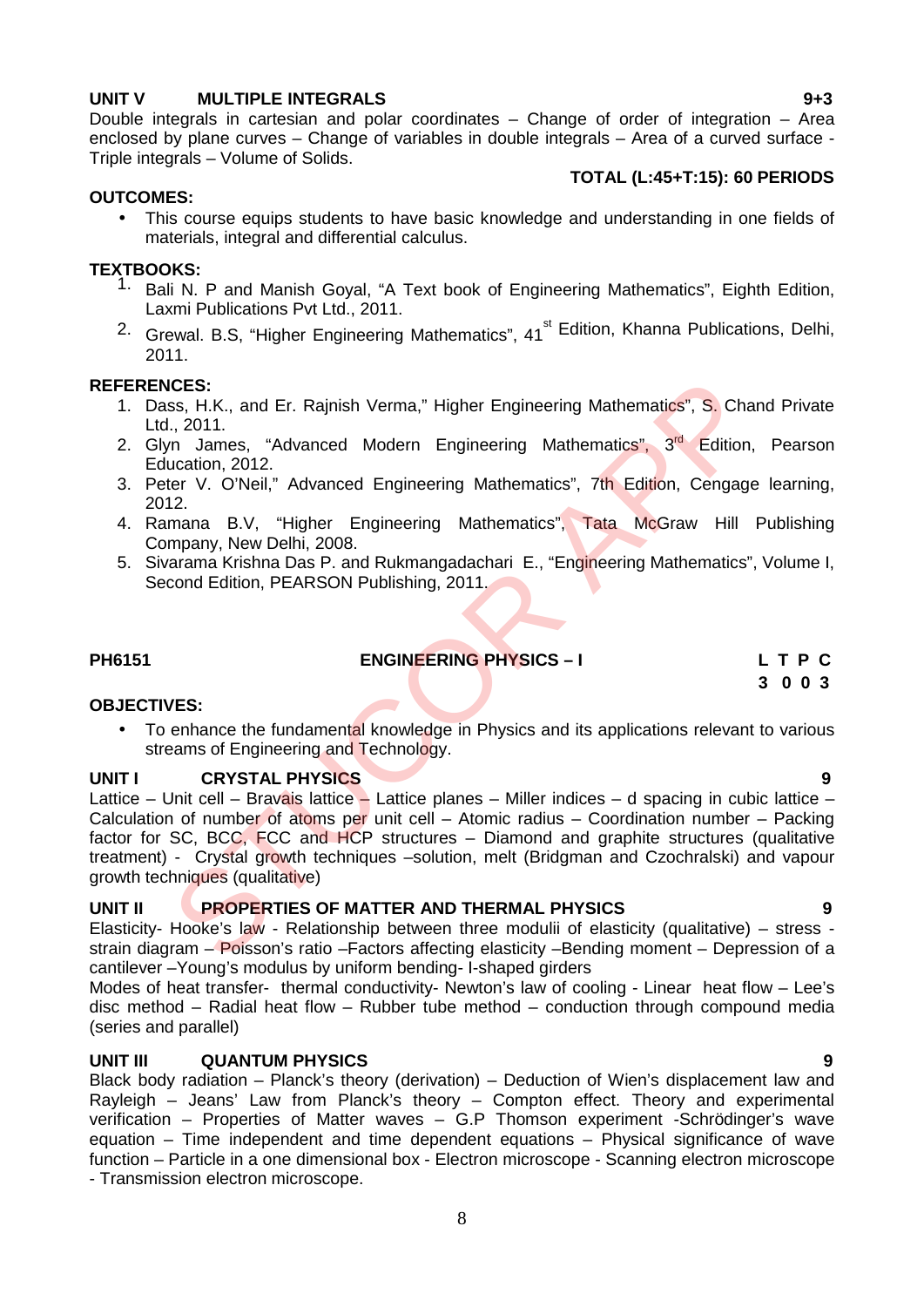**UNIT V MULTIPLE INTEGRALS 9+3**

Double integrals in cartesian and polar coordinates – Change of order of integration – Area enclosed by plane curves – Change of variables in double integrals – Area of a curved surface - Triple integrals – Volume of Solids.

**TOTAL (L:45+T:15): 60 PERIODS**

**OUTCOMES:**

- This course equips students to have basic knowledge and understanding in one fields of materials, integral and differential calculus.

**TEXTBOOKS:**

1. Bali N. P and Manish Goyal, "A Text book of Engineering Mathematics", Eighth Edition, Laxmi Publications Pvt Ltd., 2011.
2. Grewal. B.S, "Higher Engineering Mathematics", 41st Edition, Khanna Publications, Delhi, 2011.

**REFERENCES:**

1. Dass, H.K., and Er. Rajnish Verma," Higher Engineering Mathematics", S. Chand Private Ltd., 2011.
2. Glyn James, "Advanced Modern Engineering Mathematics", 3rd Edition, Pearson Education, 2012.
3. Peter V. O'Neil," Advanced Engineering Mathematics", 7th Edition, Cengage learning, 2012.
4. Ramana B.V, "Higher Engineering Mathematics", Tata McGraw Hill Publishing Company, New Delhi, 2008.
5. Sivarama Krishna Das P. and Rukmangadachari E., "Engineering Mathematics", Volume I, Second Edition, PEARSON Publishing, 2011.

## PH6151 ENGINEERING PHYSICS – I

| L | T | P | C |
|---|---|---|---|
| 3 | 0 | 0 | 3 |

**OBJECTIVES:**

- To enhance the fundamental knowledge in Physics and its applications relevant to various streams of Engineering and Technology.

**UNIT I CRYSTAL PHYSICS 9**

Lattice – Unit cell – Bravais lattice – Lattice planes – Miller indices – d spacing in cubic lattice – Calculation of number of atoms per unit cell – Atomic radius – Coordination number – Packing factor for SC, BCC, FCC and HCP structures – Diamond and graphite structures (qualitative treatment) - Crystal growth techniques –solution, melt (Bridgman and Czochralski) and vapour growth techniques (qualitative)

**UNIT II PROPERTIES OF MATTER AND THERMAL PHYSICS 9**

Elasticity- Hooke's law - Relationship between three modulii of elasticity (qualitative) – stress -strain diagram – Poisson's ratio –Factors affecting elasticity –Bending moment – Depression of a cantilever –Young's modulus by uniform bending- I-shaped girders

Modes of heat transfer- thermal conductivity- Newton's law of cooling - Linear heat flow – Lee's disc method – Radial heat flow – Rubber tube method – conduction through compound media (series and parallel)

**UNIT III QUANTUM PHYSICS 9**

Black body radiation – Planck's theory (derivation) – Deduction of Wien's displacement law and Rayleigh – Jeans' Law from Planck's theory – Compton effect. Theory and experimental verification – Properties of Matter waves – G.P Thomson experiment -Schrödinger's wave equation – Time independent and time dependent equations – Physical significance of wave function – Particle in a one dimensional box - Electron microscope - Scanning electron microscope - Transmission electron microscope.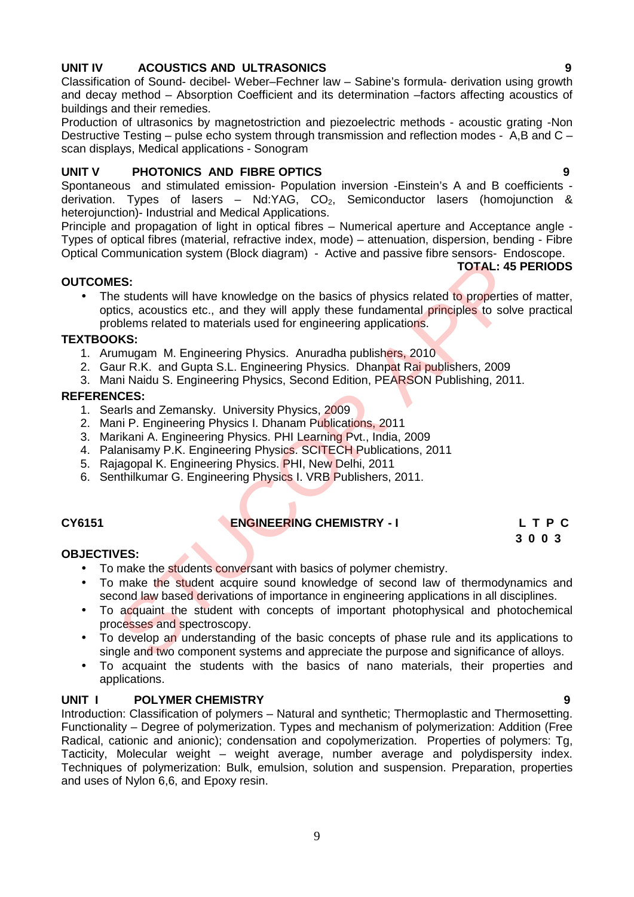## UNIT IV ACOUSTICS AND ULTRASONICS 9

Classification of Sound- decibel- Weber–Fechner law – Sabine's formula- derivation using growth and decay method – Absorption Coefficient and its determination –factors affecting acoustics of buildings and their remedies.

Production of ultrasonics by magnetostriction and piezoelectric methods - acoustic grating -Non Destructive Testing – pulse echo system through transmission and reflection modes - A,B and C –scan displays, Medical applications - Sonogram

## UNIT V PHOTONICS AND FIBRE OPTICS 9

Spontaneous and stimulated emission- Population inversion -Einstein's A and B coefficients - derivation. Types of lasers – Nd:YAG, $CO_2$, Semiconductor lasers (homojunction & heterojunction)- Industrial and Medical Applications.

Principle and propagation of light in optical fibres – Numerical aperture and Acceptance angle - Types of optical fibres (material, refractive index, mode) – attenuation, dispersion, bending - Fibre Optical Communication system (Block diagram) - Active and passive fibre sensors- Endoscope.

**TOTAL: 45 PERIODS**

**OUTCOMES:**

- The students will have knowledge on the basics of physics related to properties of matter, optics, acoustics etc., and they will apply these fundamental principles to solve practical problems related to materials used for engineering applications.

**TEXTBOOKS:**

1. Arumugam M. Engineering Physics. Anuradha publishers, 2010
2. Gaur R.K. and Gupta S.L. Engineering Physics. Dhanpat Rai publishers, 2009
3. Mani Naidu S. Engineering Physics, Second Edition, PEARSON Publishing, 2011.

**REFERENCES:**

1. Searls and Zemansky. University Physics, 2009
2. Mani P. Engineering Physics I. Dhanam Publications, 2011
3. Marikani A. Engineering Physics. PHI Learning Pvt., India, 2009
4. Palanisamy P.K. Engineering Physics. SCITECH Publications, 2011
5. Rajagopal K. Engineering Physics. PHI, New Delhi, 2011
6. Senthilkumar G. Engineering Physics I. VRB Publishers, 2011.

## CY6151 ENGINEERING CHEMISTRY - I

| L | T | P | C |
|---|---|---|---|
| 3 | 0 | 0 | 3 |

**OBJECTIVES:**

- To make the students conversant with basics of polymer chemistry.
- To make the student acquire sound knowledge of second law of thermodynamics and second law based derivations of importance in engineering applications in all disciplines.
- To acquaint the student with concepts of important photophysical and photochemical processes and spectroscopy.
- To develop an understanding of the basic concepts of phase rule and its applications to single and two component systems and appreciate the purpose and significance of alloys.
- To acquaint the students with the basics of nano materials, their properties and applications.

## UNIT I POLYMER CHEMISTRY 9

Introduction: Classification of polymers – Natural and synthetic; Thermoplastic and Thermosetting. Functionality – Degree of polymerization. Types and mechanism of polymerization: Addition (Free Radical, cationic and anionic); condensation and copolymerization. Properties of polymers: Tg, Tacticity, Molecular weight – weight average, number average and polydispersity index. Techniques of polymerization: Bulk, emulsion, solution and suspension. Preparation, properties and uses of Nylon 6,6, and Epoxy resin.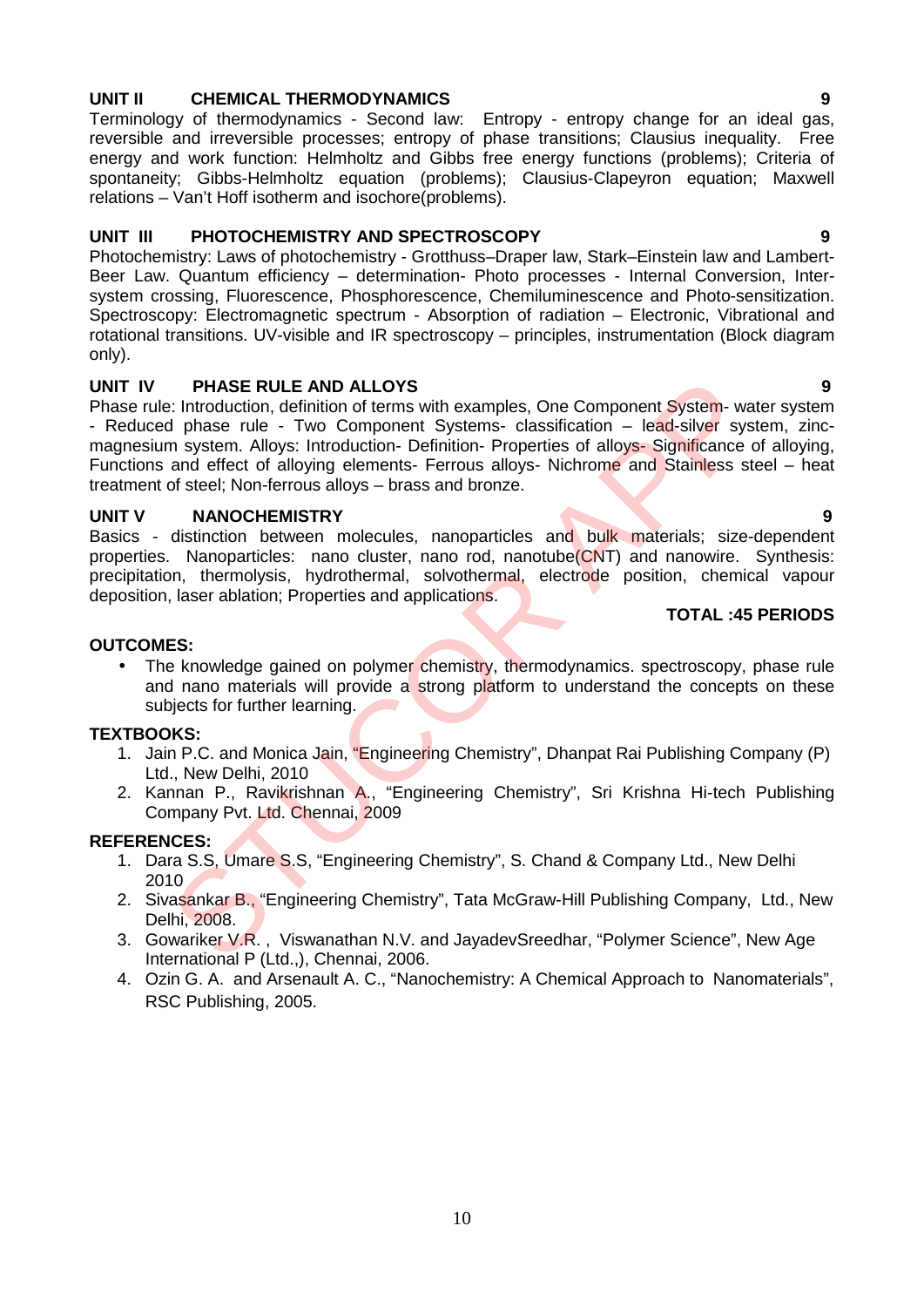**UNIT II CHEMICAL THERMODYNAMICS 9**

Terminology of thermodynamics - Second law: Entropy - entropy change for an ideal gas, reversible and irreversible processes; entropy of phase transitions; Clausius inequality. Free energy and work function: Helmholtz and Gibbs free energy functions (problems); Criteria of spontaneity; Gibbs-Helmholtz equation (problems); Clausius-Clapeyron equation; Maxwell relations – Van't Hoff isotherm and isochore(problems).

**UNIT III PHOTOCHEMISTRY AND SPECTROSCOPY 9**

Photochemistry: Laws of photochemistry - Grotthuss–Draper law, Stark–Einstein law and Lambert-Beer Law. Quantum efficiency – determination- Photo processes - Internal Conversion, Inter-system crossing, Fluorescence, Phosphorescence, Chemiluminescence and Photo-sensitization. Spectroscopy: Electromagnetic spectrum - Absorption of radiation – Electronic, Vibrational and rotational transitions. UV-visible and IR spectroscopy – principles, instrumentation (Block diagram only).

**UNIT IV PHASE RULE AND ALLOYS 9**

Phase rule: Introduction, definition of terms with examples, One Component System- water system - Reduced phase rule - Two Component Systems- classification – lead-silver system, zinc-magnesium system. Alloys: Introduction- Definition- Properties of alloys- Significance of alloying, Functions and effect of alloying elements- Ferrous alloys- Nichrome and Stainless steel – heat treatment of steel; Non-ferrous alloys – brass and bronze.

**UNIT V NANOCHEMISTRY 9**

Basics - distinction between molecules, nanoparticles and bulk materials; size-dependent properties. Nanoparticles: nano cluster, nano rod, nanotube(CNT) and nanowire. Synthesis: precipitation, thermolysis, hydrothermal, solvothermal, electrode position, chemical vapour deposition, laser ablation; Properties and applications.

**TOTAL :45 PERIODS**

**OUTCOMES:**

- The knowledge gained on polymer chemistry, thermodynamics. spectroscopy, phase rule and nano materials will provide a strong platform to understand the concepts on these subjects for further learning.

**TEXTBOOKS:**

1. Jain P.C. and Monica Jain, "Engineering Chemistry", Dhanpat Rai Publishing Company (P) Ltd., New Delhi, 2010
2. Kannan P., Ravikrishnan A., "Engineering Chemistry", Sri Krishna Hi-tech Publishing Company Pvt. Ltd. Chennai, 2009

**REFERENCES:**

1. Dara S.S, Umare S.S, "Engineering Chemistry", S. Chand & Company Ltd., New Delhi 2010
2. Sivasankar B., "Engineering Chemistry", Tata McGraw-Hill Publishing Company, Ltd., New Delhi, 2008.
3. Gowariker V.R. , Viswanathan N.V. and JayadevSreedhar, "Polymer Science", New Age International P (Ltd.,), Chennai, 2006.
4. Ozin G. A. and Arsenault A. C., "Nanochemistry: A Chemical Approach to Nanomaterials", RSC Publishing, 2005.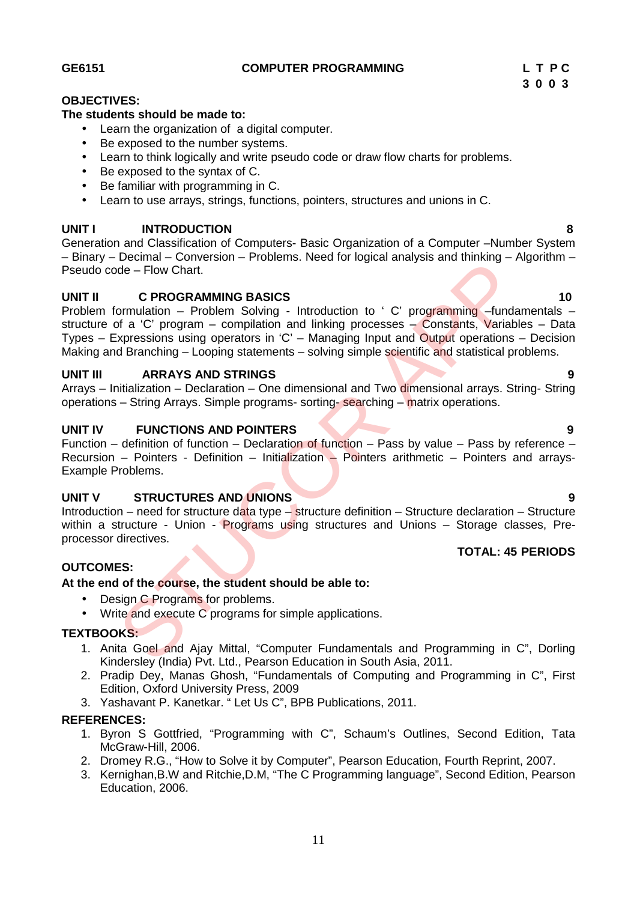**GE6151 COMPUTER PROGRAMMING**

| L | T | P | C |
|---|---|---|---|
| 3 | 0 | 0 | 3 |

**OBJECTIVES:**

**The students should be made to:**

- Learn the organization of a digital computer.
- Be exposed to the number systems.
- Learn to think logically and write pseudo code or draw flow charts for problems.
- Be exposed to the syntax of C.
- Be familiar with programming in C.
- Learn to use arrays, strings, functions, pointers, structures and unions in C.

**UNIT I INTRODUCTION** **8**

Generation and Classification of Computers- Basic Organization of a Computer –Number System – Binary – Decimal – Conversion – Problems. Need for logical analysis and thinking – Algorithm – Pseudo code – Flow Chart.

**UNIT II C PROGRAMMING BASICS** **10**

Problem formulation – Problem Solving - Introduction to ' C' programming –fundamentals – structure of a 'C' program – compilation and linking processes – Constants, Variables – Data Types – Expressions using operators in 'C' – Managing Input and Output operations – Decision Making and Branching – Looping statements – solving simple scientific and statistical problems.

**UNIT III ARRAYS AND STRINGS** **9**

Arrays – Initialization – Declaration – One dimensional and Two dimensional arrays. String- String operations – String Arrays. Simple programs- sorting- searching – matrix operations.

**UNIT IV FUNCTIONS AND POINTERS** **9**

Function – definition of function – Declaration of function – Pass by value – Pass by reference – Recursion – Pointers - Definition – Initialization – Pointers arithmetic – Pointers and arrays- Example Problems.

**UNIT V STRUCTURES AND UNIONS** **9**

Introduction – need for structure data type – structure definition – Structure declaration – Structure within a structure - Union - Programs using structures and Unions – Storage classes, Pre-processor directives.

**TOTAL: 45 PERIODS**

**OUTCOMES:**

**At the end of the course, the student should be able to:**

- Design C Programs for problems.
- Write and execute C programs for simple applications.

**TEXTBOOKS:**

1. Anita Goel and Ajay Mittal, "Computer Fundamentals and Programming in C", Dorling Kindersley (India) Pvt. Ltd., Pearson Education in South Asia, 2011.
2. Pradip Dey, Manas Ghosh, "Fundamentals of Computing and Programming in C", First Edition, Oxford University Press, 2009
3. Yashavant P. Kanetkar. " Let Us C", BPB Publications, 2011.

**REFERENCES:**

1. Byron S Gottfried, "Programming with C", Schaum's Outlines, Second Edition, Tata McGraw-Hill, 2006.
2. Dromey R.G., "How to Solve it by Computer", Pearson Education, Fourth Reprint, 2007.
3. Kernighan,B.W and Ritchie,D.M, "The C Programming language", Second Edition, Pearson Education, 2006.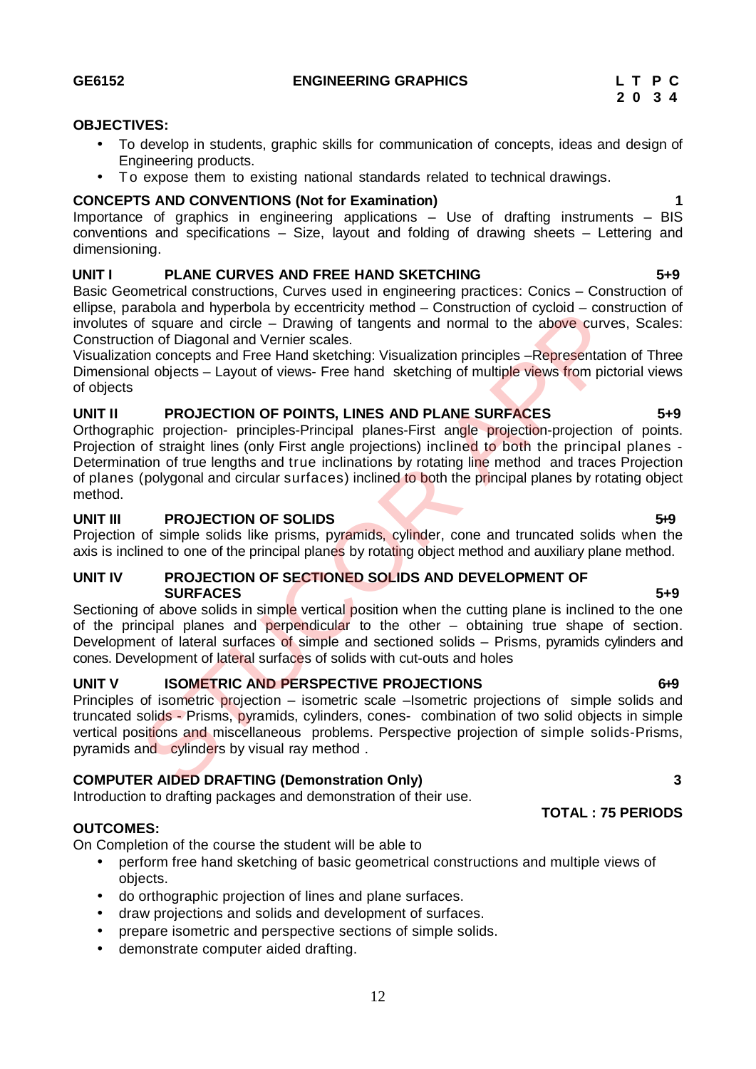**GE6152 ENGINEERING GRAPHICS**

| L | T | P | C |
|---|---|---|---|
| 2 | 0 | 3 | 4 |

**OBJECTIVES:**

- To develop in students, graphic skills for communication of concepts, ideas and design of Engineering products.
- To expose them to existing national standards related to technical drawings.

**CONCEPTS AND CONVENTIONS (Not for Examination)** **1**

Importance of graphics in engineering applications – Use of drafting instruments – BIS conventions and specifications – Size, layout and folding of drawing sheets – Lettering and dimensioning.

**UNIT I PLANE CURVES AND FREE HAND SKETCHING** **5+9**

Basic Geometrical constructions, Curves used in engineering practices: Conics – Construction of ellipse, parabola and hyperbola by eccentricity method – Construction of cycloid – construction of involutes of square and circle – Drawing of tangents and normal to the above curves, Scales: Construction of Diagonal and Vernier scales.

Visualization concepts and Free Hand sketching: Visualization principles –Representation of Three Dimensional objects – Layout of views- Free hand sketching of multiple views from pictorial views of objects

**UNIT II PROJECTION OF POINTS, LINES AND PLANE SURFACES** **5+9**

Orthographic projection- principles-Principal planes-First angle projection-projection of points. Projection of straight lines (only First angle projections) inclined to both the principal planes - Determination of true lengths and true inclinations by rotating line method and traces Projection of planes (polygonal and circular surfaces) inclined to both the principal planes by rotating object method.

**UNIT III PROJECTION OF SOLIDS** **5+9**

Projection of simple solids like prisms, pyramids, cylinder, cone and truncated solids when the axis is inclined to one of the principal planes by rotating object method and auxiliary plane method.

**UNIT IV PROJECTION OF SECTIONED SOLIDS AND DEVELOPMENT OF SURFACES** **5+9**

Sectioning of above solids in simple vertical position when the cutting plane is inclined to the one of the principal planes and perpendicular to the other – obtaining true shape of section. Development of lateral surfaces of simple and sectioned solids – Prisms, pyramids cylinders and cones. Development of lateral surfaces of solids with cut-outs and holes

**UNIT V ISOMETRIC AND PERSPECTIVE PROJECTIONS** **6+9**

Principles of isometric projection – isometric scale –Isometric projections of simple solids and truncated solids - Prisms, pyramids, cylinders, cones- combination of two solid objects in simple vertical positions and miscellaneous problems. Perspective projection of simple solids-Prisms, pyramids and cylinders by visual ray method .

**COMPUTER AIDED DRAFTING (Demonstration Only)** **3**

Introduction to drafting packages and demonstration of their use.

**TOTAL : 75 PERIODS**

**OUTCOMES:**

On Completion of the course the student will be able to

- perform free hand sketching of basic geometrical constructions and multiple views of objects.
- do orthographic projection of lines and plane surfaces.
- draw projections and solids and development of surfaces.
- prepare isometric and perspective sections of simple solids.
- demonstrate computer aided drafting.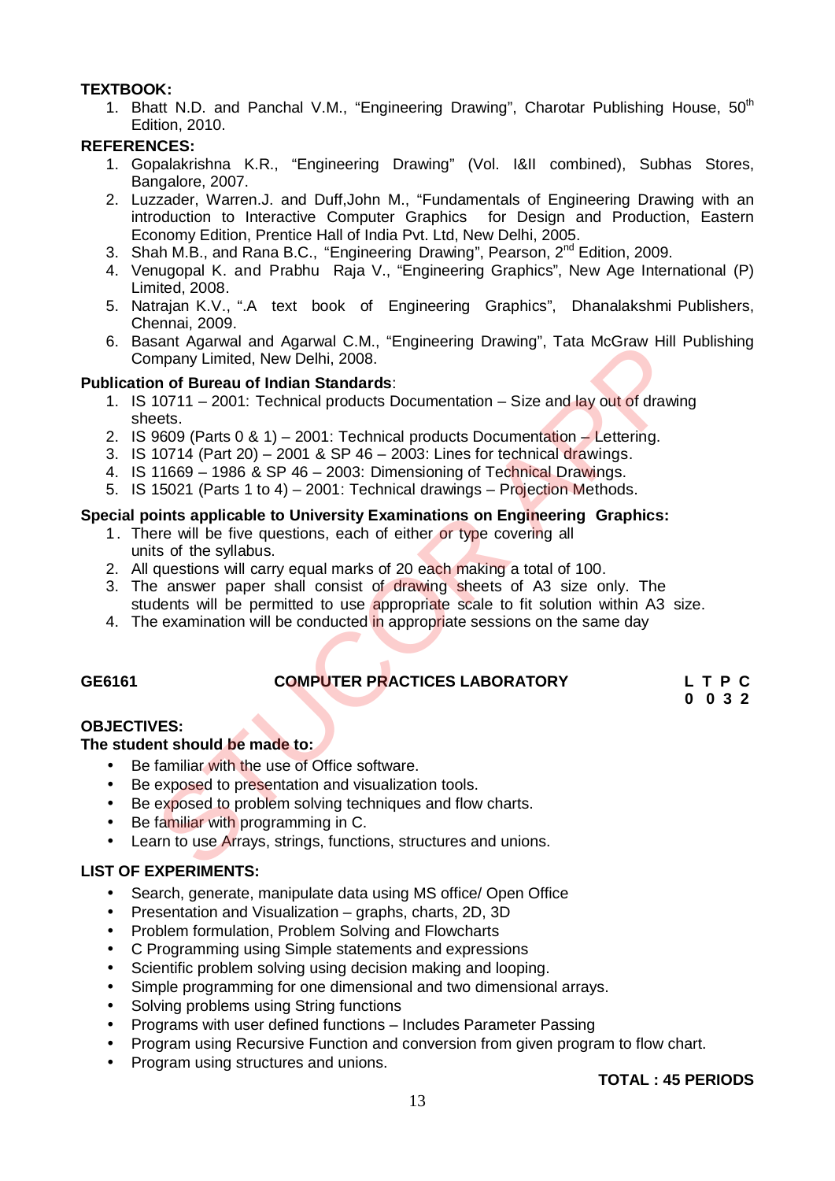**TEXTBOOK:**

1. Bhatt N.D. and Panchal V.M., "Engineering Drawing", Charotar Publishing House, 50th Edition, 2010.

**REFERENCES:**

1. Gopalakrishna K.R., "Engineering Drawing" (Vol. I&II combined), Subhas Stores, Bangalore, 2007.
2. Luzzader, Warren.J. and Duff,John M., "Fundamentals of Engineering Drawing with an introduction to Interactive Computer Graphics for Design and Production, Eastern Economy Edition, Prentice Hall of India Pvt. Ltd, New Delhi, 2005.
3. Shah M.B., and Rana B.C., "Engineering Drawing", Pearson, 2nd Edition, 2009.
4. Venugopal K. and Prabhu Raja V., "Engineering Graphics", New Age International (P) Limited, 2008.
5. Natrajan K.V., ".A text book of Engineering Graphics", Dhanalakshmi Publishers, Chennai, 2009.
6. Basant Agarwal and Agarwal C.M., "Engineering Drawing", Tata McGraw Hill Publishing Company Limited, New Delhi, 2008.

**Publication of Bureau of Indian Standards**:

1. IS 10711 – 2001: Technical products Documentation – Size and lay out of drawing sheets.
2. IS 9609 (Parts 0 & 1) – 2001: Technical products Documentation – Lettering.
3. IS 10714 (Part 20) – 2001 & SP 46 – 2003: Lines for technical drawings.
4. IS 11669 – 1986 & SP 46 – 2003: Dimensioning of Technical Drawings.
5. IS 15021 (Parts 1 to 4) – 2001: Technical drawings – Projection Methods.

**Special points applicable to University Examinations on Engineering Graphics:**

1. There will be five questions, each of either or type covering all units of the syllabus.
2. All questions will carry equal marks of 20 each making a total of 100.
3. The answer paper shall consist of drawing sheets of A3 size only. The students will be permitted to use appropriate scale to fit solution within A3 size.
4. The examination will be conducted in appropriate sessions on the same day

**GE6161 COMPUTER PRACTICES LABORATORY**

| L | T | P | C |
|---|---|---|---|
| 0 | 0 | 3 | 2 |

**OBJECTIVES:**

**The student should be made to:**

- Be familiar with the use of Office software.
- Be exposed to presentation and visualization tools.
- Be exposed to problem solving techniques and flow charts.
- Be familiar with programming in C.
- Learn to use Arrays, strings, functions, structures and unions.

**LIST OF EXPERIMENTS:**

- Search, generate, manipulate data using MS office/ Open Office
- Presentation and Visualization – graphs, charts, 2D, 3D
- Problem formulation, Problem Solving and Flowcharts
- C Programming using Simple statements and expressions
- Scientific problem solving using decision making and looping.
- Simple programming for one dimensional and two dimensional arrays.
- Solving problems using String functions
- Programs with user defined functions – Includes Parameter Passing
- Program using Recursive Function and conversion from given program to flow chart.
- Program using structures and unions.

**TOTAL : 45 PERIODS**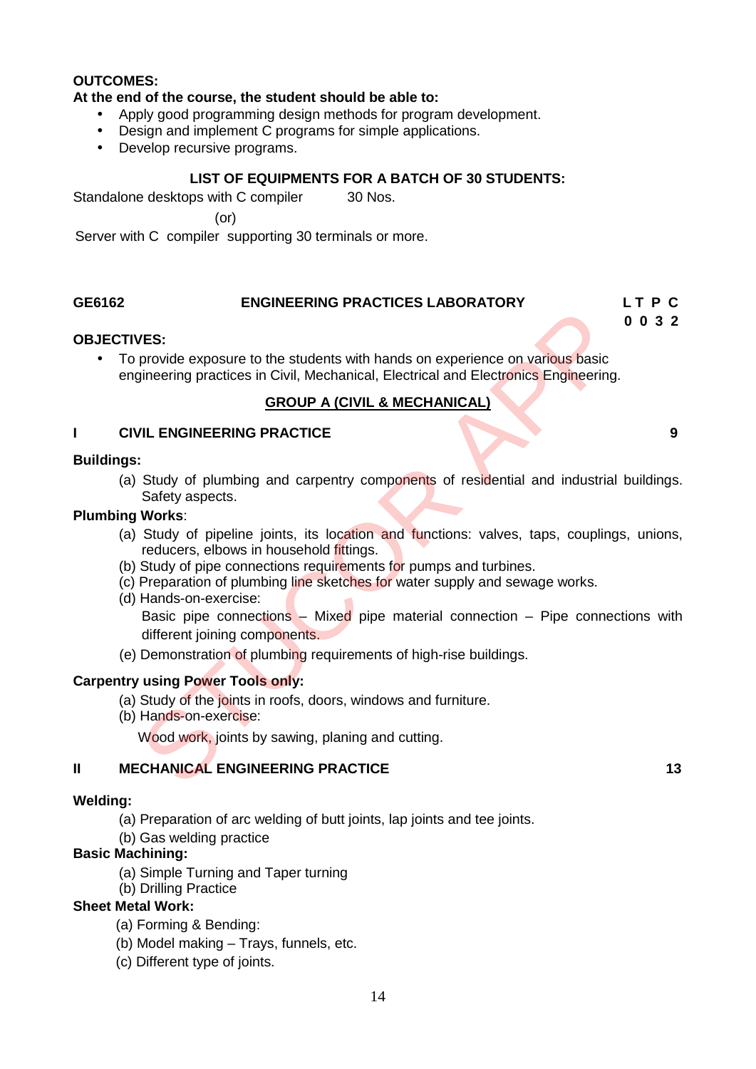**OUTCOMES:**

**At the end of the course, the student should be able to:**

- Apply good programming design methods for program development.
- Design and implement C programs for simple applications.
- Develop recursive programs.

**LIST OF EQUIPMENTS FOR A BATCH OF 30 STUDENTS:**

Standalone desktops with C compiler 30 Nos.

(or)

Server with C compiler supporting 30 terminals or more.

**GE6162 ENGINEERING PRACTICES LABORATORY**

| L | T | P | C |
|---|---|---|---|
| 0 | 0 | 3 | 2 |

**OBJECTIVES:**

- To provide exposure to the students with hands on experience on various basic engineering practices in Civil, Mechanical, Electrical and Electronics Engineering.

**GROUP A (CIVIL & MECHANICAL)**

**I CIVIL ENGINEERING PRACTICE 9**

**Buildings:**

(a) Study of plumbing and carpentry components of residential and industrial buildings. Safety aspects.

**Plumbing Works**:

(a) Study of pipeline joints, its location and functions: valves, taps, couplings, unions, reducers, elbows in household fittings.
(b) Study of pipe connections requirements for pumps and turbines.
(c) Preparation of plumbing line sketches for water supply and sewage works.
(d) Hands-on-exercise:
Basic pipe connections – Mixed pipe material connection – Pipe connections with different joining components.
(e) Demonstration of plumbing requirements of high-rise buildings.

**Carpentry using Power Tools only:**

(a) Study of the joints in roofs, doors, windows and furniture.
(b) Hands-on-exercise:
Wood work, joints by sawing, planing and cutting.

**II MECHANICAL ENGINEERING PRACTICE 13**

**Welding:**

(a) Preparation of arc welding of butt joints, lap joints and tee joints.
(b) Gas welding practice

**Basic Machining:**

(a) Simple Turning and Taper turning
(b) Drilling Practice

**Sheet Metal Work:**

(a) Forming & Bending:
(b) Model making – Trays, funnels, etc.
(c) Different type of joints.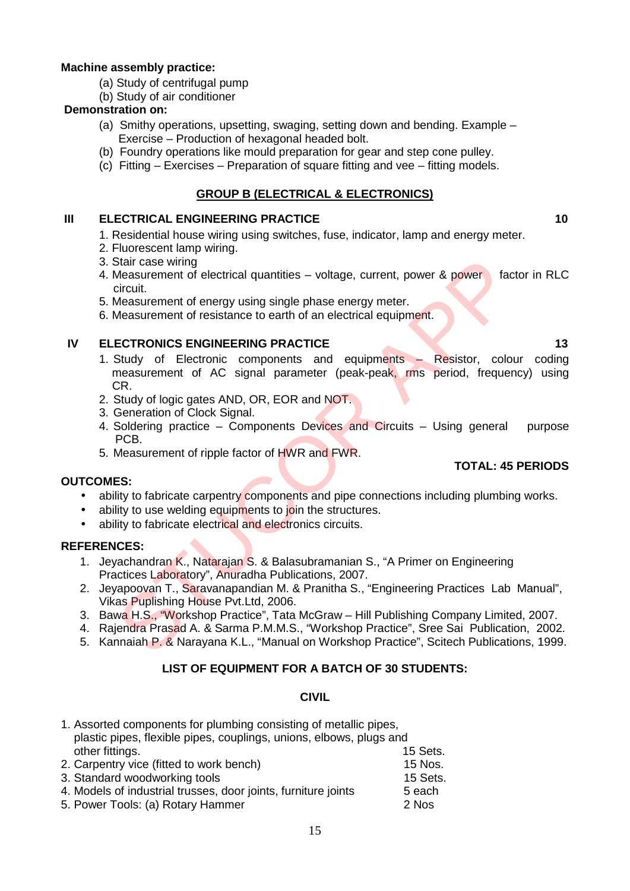**Machine assembly practice:**

(a) Study of centrifugal pump
(b) Study of air conditioner

**Demonstration on:**

(a) Smithy operations, upsetting, swaging, setting down and bending. Example – Exercise – Production of hexagonal headed bolt.
(b) Foundry operations like mould preparation for gear and step cone pulley.
(c) Fitting – Exercises – Preparation of square fitting and vee – fitting models.

## GROUP B (ELECTRICAL & ELECTRONICS)

**III ELECTRICAL ENGINEERING PRACTICE** **10**

1. Residential house wiring using switches, fuse, indicator, lamp and energy meter.
2. Fluorescent lamp wiring.
3. Stair case wiring
4. Measurement of electrical quantities – voltage, current, power & power factor in RLC circuit.
5. Measurement of energy using single phase energy meter.
6. Measurement of resistance to earth of an electrical equipment.

**IV ELECTRONICS ENGINEERING PRACTICE** **13**

1. Study of Electronic components and equipments – Resistor, colour coding measurement of AC signal parameter (peak-peak, rms period, frequency) using CR.
2. Study of logic gates AND, OR, EOR and NOT.
3. Generation of Clock Signal.
4. Soldering practice – Components Devices and Circuits – Using general purpose PCB.
5. Measurement of ripple factor of HWR and FWR.

**TOTAL: 45 PERIODS**

**OUTCOMES:**

- ability to fabricate carpentry components and pipe connections including plumbing works.
- ability to use welding equipments to join the structures.
- ability to fabricate electrical and electronics circuits.

**REFERENCES:**

1. Jeyachandran K., Natarajan S. & Balasubramanian S., "A Primer on Engineering Practices Laboratory", Anuradha Publications, 2007.
2. Jeyapoovan T., Saravanapandian M. & Pranitha S., "Engineering Practices Lab Manual", Vikas Puplishing House Pvt.Ltd, 2006.
3. Bawa H.S., "Workshop Practice", Tata McGraw – Hill Publishing Company Limited, 2007.
4. Rajendra Prasad A. & Sarma P.M.M.S., "Workshop Practice", Sree Sai Publication, 2002.
5. Kannaiah P. & Narayana K.L., "Manual on Workshop Practice", Scitech Publications, 1999.

**LIST OF EQUIPMENT FOR A BATCH OF 30 STUDENTS:**

**CIVIL**

| Item | Quantity |
|---|---|
| 1. Assorted components for plumbing consisting of metallic pipes, plastic pipes, flexible pipes, couplings, unions, elbows, plugs and other fittings. | 15 Sets. |
| 2. Carpentry vice (fitted to work bench) | 15 Nos. |
| 3. Standard woodworking tools | 15 Sets. |
| 4. Models of industrial trusses, door joints, furniture joints | 5 each |
| 5. Power Tools: (a) Rotary Hammer | 2 Nos |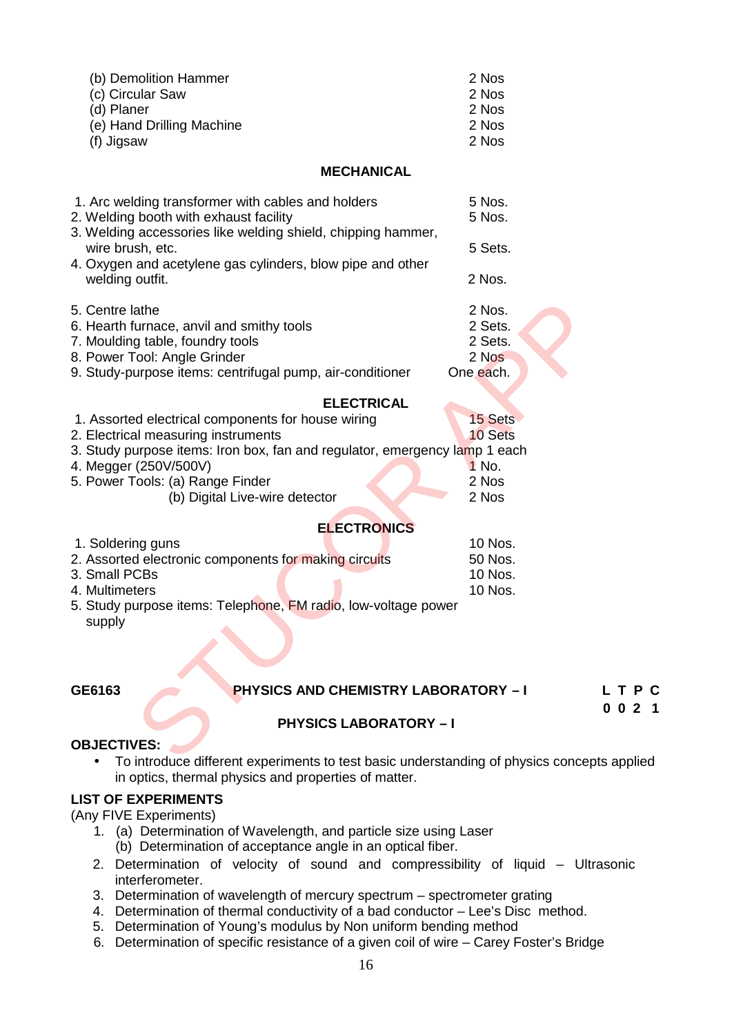| | |
|---|---|
| (b) Demolition Hammer | 2 Nos |
| (c) Circular Saw | 2 Nos |
| (d) Planer | 2 Nos |
| (e) Hand Drilling Machine | 2 Nos |
| (f) Jigsaw | 2 Nos |

**MECHANICAL**

| | |
|---|---|
| 1. Arc welding transformer with cables and holders | 5 Nos. |
| 2. Welding booth with exhaust facility | 5 Nos. |
| 3. Welding accessories like welding shield, chipping hammer, wire brush, etc. | 5 Sets. |
| 4. Oxygen and acetylene gas cylinders, blow pipe and other welding outfit. | 2 Nos. |
| 5. Centre lathe | 2 Nos. |
| 6. Hearth furnace, anvil and smithy tools | 2 Sets. |
| 7. Moulding table, foundry tools | 2 Sets. |
| 8. Power Tool: Angle Grinder | 2 Nos |
| 9. Study-purpose items: centrifugal pump, air-conditioner | One each. |

**ELECTRICAL**

| | |
|---|---|
| 1. Assorted electrical components for house wiring | 15 Sets |
| 2. Electrical measuring instruments | 10 Sets |
| 3. Study purpose items: Iron box, fan and regulator, emergency lamp | 1 each |
| 4. Megger (250V/500V) | 1 No. |
| 5. Power Tools: (a) Range Finder | 2 Nos |
| (b) Digital Live-wire detector | 2 Nos |

**ELECTRONICS**

| | |
|---|---|
| 1. Soldering guns | 10 Nos. |
| 2. Assorted electronic components for making circuits | 50 Nos. |
| 3. Small PCBs | 10 Nos. |
| 4. Multimeters | 10 Nos. |
| 5. Study purpose items: Telephone, FM radio, low-voltage power supply | |

**GE6163 PHYSICS AND CHEMISTRY LABORATORY – I**

| L | T | P | C |
|---|---|---|---|
| 0 | 0 | 2 | 1 |

## PHYSICS LABORATORY – I

**OBJECTIVES:**

- To introduce different experiments to test basic understanding of physics concepts applied in optics, thermal physics and properties of matter.

**LIST OF EXPERIMENTS**

(Any FIVE Experiments)

1. (a) Determination of Wavelength, and particle size using Laser
   (b) Determination of acceptance angle in an optical fiber.
2. Determination of velocity of sound and compressibility of liquid – Ultrasonic interferometer.
3. Determination of wavelength of mercury spectrum – spectrometer grating
4. Determination of thermal conductivity of a bad conductor – Lee's Disc method.
5. Determination of Young's modulus by Non uniform bending method
6. Determination of specific resistance of a given coil of wire – Carey Foster's Bridge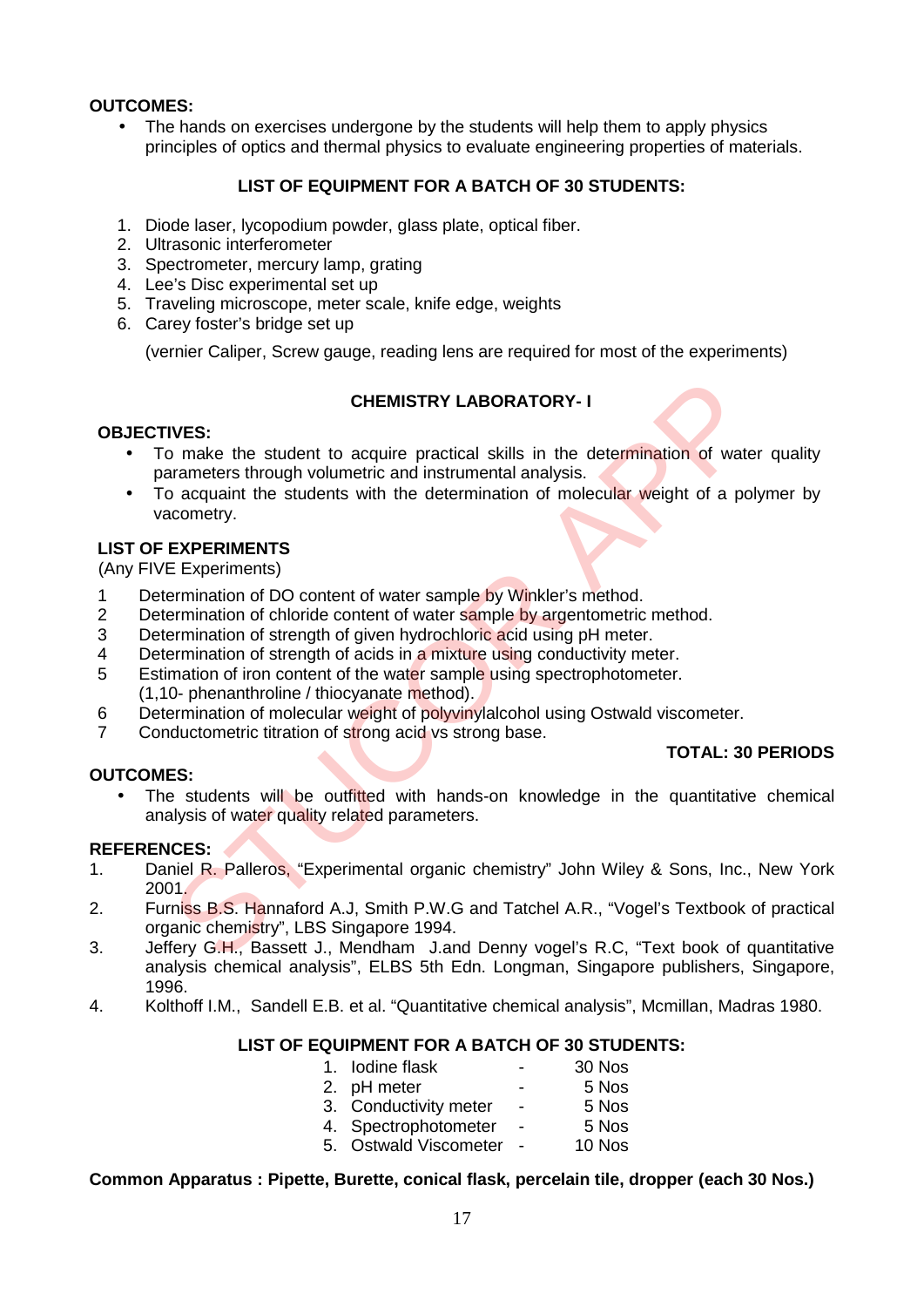**OUTCOMES:**

- The hands on exercises undergone by the students will help them to apply physics principles of optics and thermal physics to evaluate engineering properties of materials.

**LIST OF EQUIPMENT FOR A BATCH OF 30 STUDENTS:**

1. Diode laser, lycopodium powder, glass plate, optical fiber.
2. Ultrasonic interferometer
3. Spectrometer, mercury lamp, grating
4. Lee's Disc experimental set up
5. Traveling microscope, meter scale, knife edge, weights
6. Carey foster's bridge set up

(vernier Caliper, Screw gauge, reading lens are required for most of the experiments)

## CHEMISTRY LABORATORY- I

**OBJECTIVES:**

- To make the student to acquire practical skills in the determination of water quality parameters through volumetric and instrumental analysis.
- To acquaint the students with the determination of molecular weight of a polymer by vacometry.

**LIST OF EXPERIMENTS**

(Any FIVE Experiments)

1. Determination of DO content of water sample by Winkler's method.
2. Determination of chloride content of water sample by argentometric method.
3. Determination of strength of given hydrochloric acid using pH meter.
4. Determination of strength of acids in a mixture using conductivity meter.
5. Estimation of iron content of the water sample using spectrophotometer. (1,10- phenanthroline / thiocyanate method).
6. Determination of molecular weight of polyvinylalcohol using Ostwald viscometer.
7. Conductometric titration of strong acid vs strong base.

**TOTAL: 30 PERIODS**

**OUTCOMES:**

- The students will be outfitted with hands-on knowledge in the quantitative chemical analysis of water quality related parameters.

**REFERENCES:**

1. Daniel R. Palleros, "Experimental organic chemistry" John Wiley & Sons, Inc., New York 2001.
2. Furniss B.S. Hannaford A.J, Smith P.W.G and Tatchel A.R., "Vogel's Textbook of practical organic chemistry", LBS Singapore 1994.
3. Jeffery G.H., Bassett J., Mendham J.and Denny vogel's R.C, "Text book of quantitative analysis chemical analysis", ELBS 5th Edn. Longman, Singapore publishers, Singapore, 1996.
4. Kolthoff I.M., Sandell E.B. et al. "Quantitative chemical analysis", Mcmillan, Madras 1980.

**LIST OF EQUIPMENT FOR A BATCH OF 30 STUDENTS:**

1. Iodine flask - 30 Nos
2. pH meter - 5 Nos
3. Conductivity meter - 5 Nos
4. Spectrophotometer - 5 Nos
5. Ostwald Viscometer - 10 Nos

**Common Apparatus : Pipette, Burette, conical flask, percelain tile, dropper (each 30 Nos.)**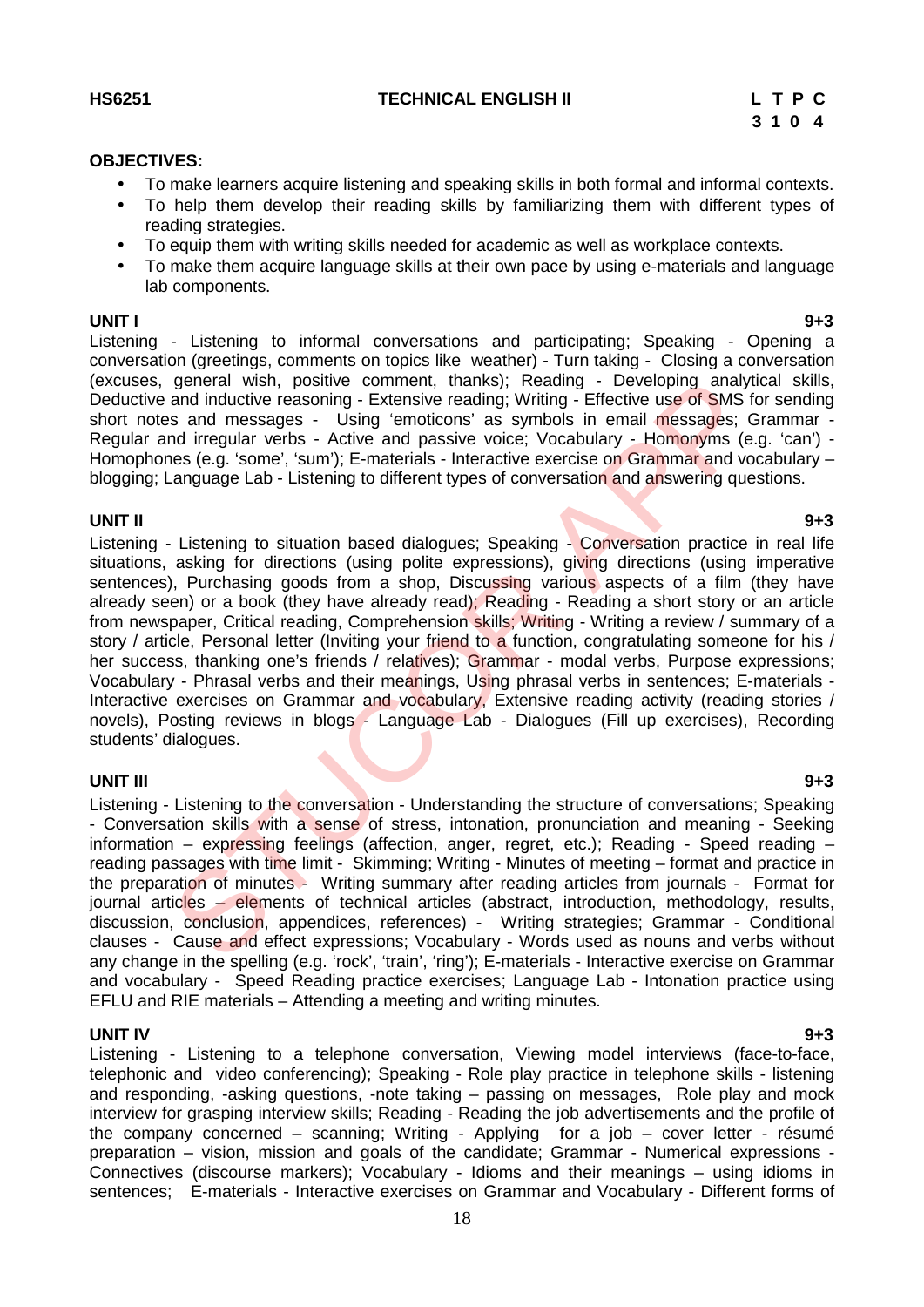**HS6251** **TECHNICAL ENGLISH II**

| L | T | P | C |
|---|---|---|---|
| 3 | 1 | 0 | 4 |

**OBJECTIVES:**

- To make learners acquire listening and speaking skills in both formal and informal contexts.
- To help them develop their reading skills by familiarizing them with different types of reading strategies.
- To equip them with writing skills needed for academic as well as workplace contexts.
- To make them acquire language skills at their own pace by using e-materials and language lab components.

**UNIT I** **9+3**

Listening - Listening to informal conversations and participating; Speaking - Opening a conversation (greetings, comments on topics like weather) - Turn taking - Closing a conversation (excuses, general wish, positive comment, thanks); Reading - Developing analytical skills, Deductive and inductive reasoning - Extensive reading; Writing - Effective use of SMS for sending short notes and messages - Using 'emoticons' as symbols in email messages; Grammar - Regular and irregular verbs - Active and passive voice; Vocabulary - Homonyms (e.g. 'can') - Homophones (e.g. 'some', 'sum'); E-materials - Interactive exercise on Grammar and vocabulary – blogging; Language Lab - Listening to different types of conversation and answering questions.

**UNIT II** **9+3**

Listening - Listening to situation based dialogues; Speaking - Conversation practice in real life situations, asking for directions (using polite expressions), giving directions (using imperative sentences), Purchasing goods from a shop, Discussing various aspects of a film (they have already seen) or a book (they have already read); Reading - Reading a short story or an article from newspaper, Critical reading, Comprehension skills; Writing - Writing a review / summary of a story / article, Personal letter (Inviting your friend to a function, congratulating someone for his / her success, thanking one's friends / relatives); Grammar - modal verbs, Purpose expressions; Vocabulary - Phrasal verbs and their meanings, Using phrasal verbs in sentences; E-materials - Interactive exercises on Grammar and vocabulary, Extensive reading activity (reading stories / novels), Posting reviews in blogs - Language Lab - Dialogues (Fill up exercises), Recording students' dialogues.

**UNIT III** **9+3**

Listening - Listening to the conversation - Understanding the structure of conversations; Speaking - Conversation skills with a sense of stress, intonation, pronunciation and meaning - Seeking information – expressing feelings (affection, anger, regret, etc.); Reading - Speed reading – reading passages with time limit - Skimming; Writing - Minutes of meeting – format and practice in the preparation of minutes - Writing summary after reading articles from journals - Format for journal articles – elements of technical articles (abstract, introduction, methodology, results, discussion, conclusion, appendices, references) - Writing strategies; Grammar - Conditional clauses - Cause and effect expressions; Vocabulary - Words used as nouns and verbs without any change in the spelling (e.g. 'rock', 'train', 'ring'); E-materials - Interactive exercise on Grammar and vocabulary - Speed Reading practice exercises; Language Lab - Intonation practice using EFLU and RIE materials – Attending a meeting and writing minutes.

**UNIT IV** **9+3**

Listening - Listening to a telephone conversation, Viewing model interviews (face-to-face, telephonic and video conferencing); Speaking - Role play practice in telephone skills - listening and responding, -asking questions, -note taking – passing on messages, Role play and mock interview for grasping interview skills; Reading - Reading the job advertisements and the profile of the company concerned – scanning; Writing - Applying for a job – cover letter - résumé preparation – vision, mission and goals of the candidate; Grammar - Numerical expressions - Connectives (discourse markers); Vocabulary - Idioms and their meanings – using idioms in sentences; E-materials - Interactive exercises on Grammar and Vocabulary - Different forms of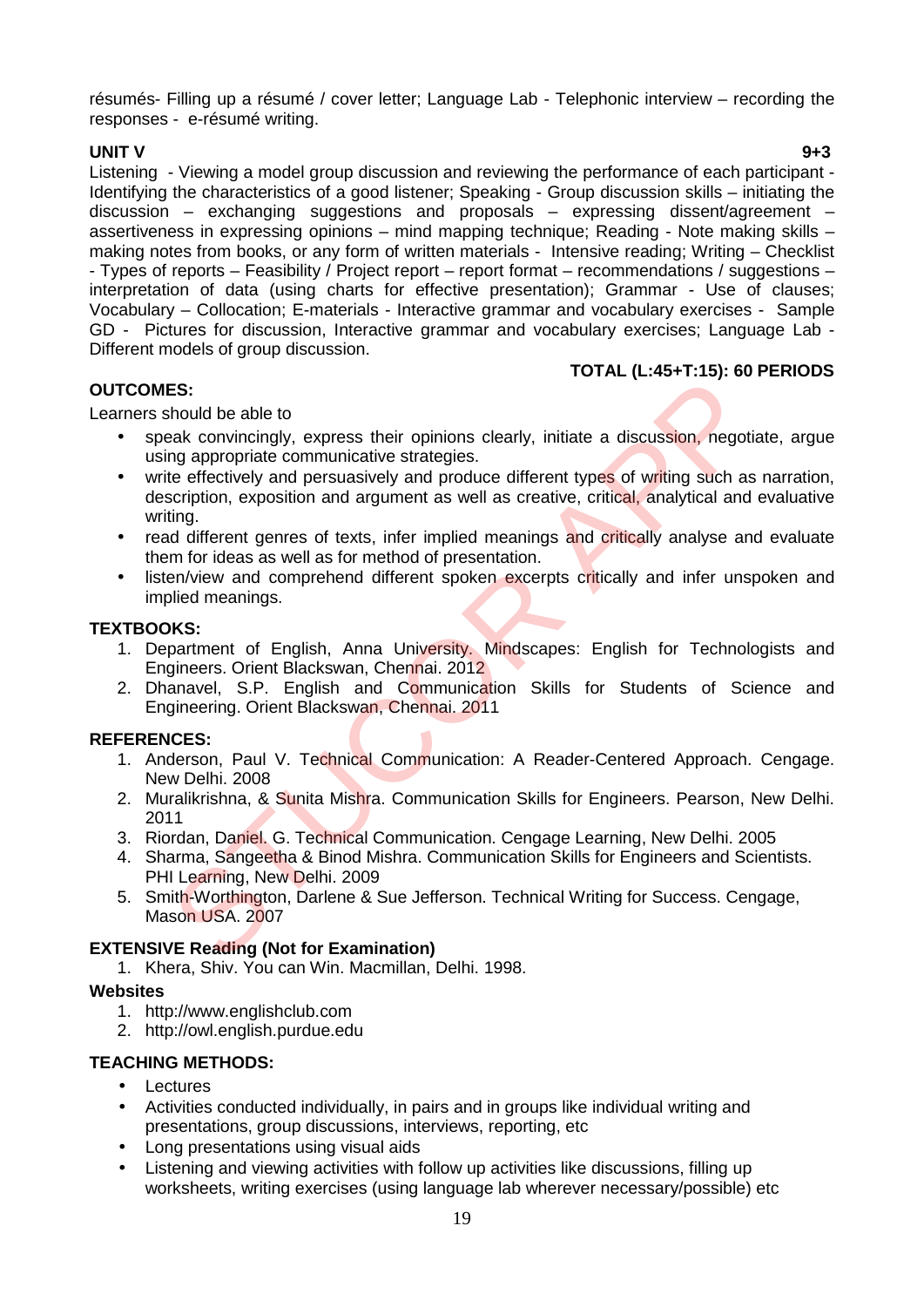résumés- Filling up a résumé / cover letter; Language Lab - Telephonic interview – recording the responses - e-résumé writing.

**UNIT V** **9+3**

Listening - Viewing a model group discussion and reviewing the performance of each participant - Identifying the characteristics of a good listener; Speaking - Group discussion skills – initiating the discussion – exchanging suggestions and proposals – expressing dissent/agreement – assertiveness in expressing opinions – mind mapping technique; Reading - Note making skills – making notes from books, or any form of written materials - Intensive reading; Writing – Checklist - Types of reports – Feasibility / Project report – report format – recommendations / suggestions – interpretation of data (using charts for effective presentation); Grammar - Use of clauses; Vocabulary – Collocation; E-materials - Interactive grammar and vocabulary exercises - Sample GD - Pictures for discussion, Interactive grammar and vocabulary exercises; Language Lab - Different models of group discussion.

**TOTAL (L:45+T:15): 60 PERIODS**

**OUTCOMES:**

Learners should be able to

- speak convincingly, express their opinions clearly, initiate a discussion, negotiate, argue using appropriate communicative strategies.
- write effectively and persuasively and produce different types of writing such as narration, description, exposition and argument as well as creative, critical, analytical and evaluative writing.
- read different genres of texts, infer implied meanings and critically analyse and evaluate them for ideas as well as for method of presentation.
- listen/view and comprehend different spoken excerpts critically and infer unspoken and implied meanings.

**TEXTBOOKS:**

1. Department of English, Anna University. Mindscapes: English for Technologists and Engineers. Orient Blackswan, Chennai. 2012
2. Dhanavel, S.P. English and Communication Skills for Students of Science and Engineering. Orient Blackswan, Chennai. 2011

**REFERENCES:**

1. Anderson, Paul V. Technical Communication: A Reader-Centered Approach. Cengage. New Delhi. 2008
2. Muralikrishna, & Sunita Mishra. Communication Skills for Engineers. Pearson, New Delhi. 2011
3. Riordan, Daniel. G. Technical Communication. Cengage Learning, New Delhi. 2005
4. Sharma, Sangeetha & Binod Mishra. Communication Skills for Engineers and Scientists. PHI Learning, New Delhi. 2009
5. Smith-Worthington, Darlene & Sue Jefferson. Technical Writing for Success. Cengage, Mason USA. 2007

**EXTENSIVE Reading (Not for Examination)**

1. Khera, Shiv. You can Win. Macmillan, Delhi. 1998.

**Websites**

1. http://www.englishclub.com
2. http://owl.english.purdue.edu

**TEACHING METHODS:**

- Lectures
- Activities conducted individually, in pairs and in groups like individual writing and presentations, group discussions, interviews, reporting, etc
- Long presentations using visual aids
- Listening and viewing activities with follow up activities like discussions, filling up worksheets, writing exercises (using language lab wherever necessary/possible) etc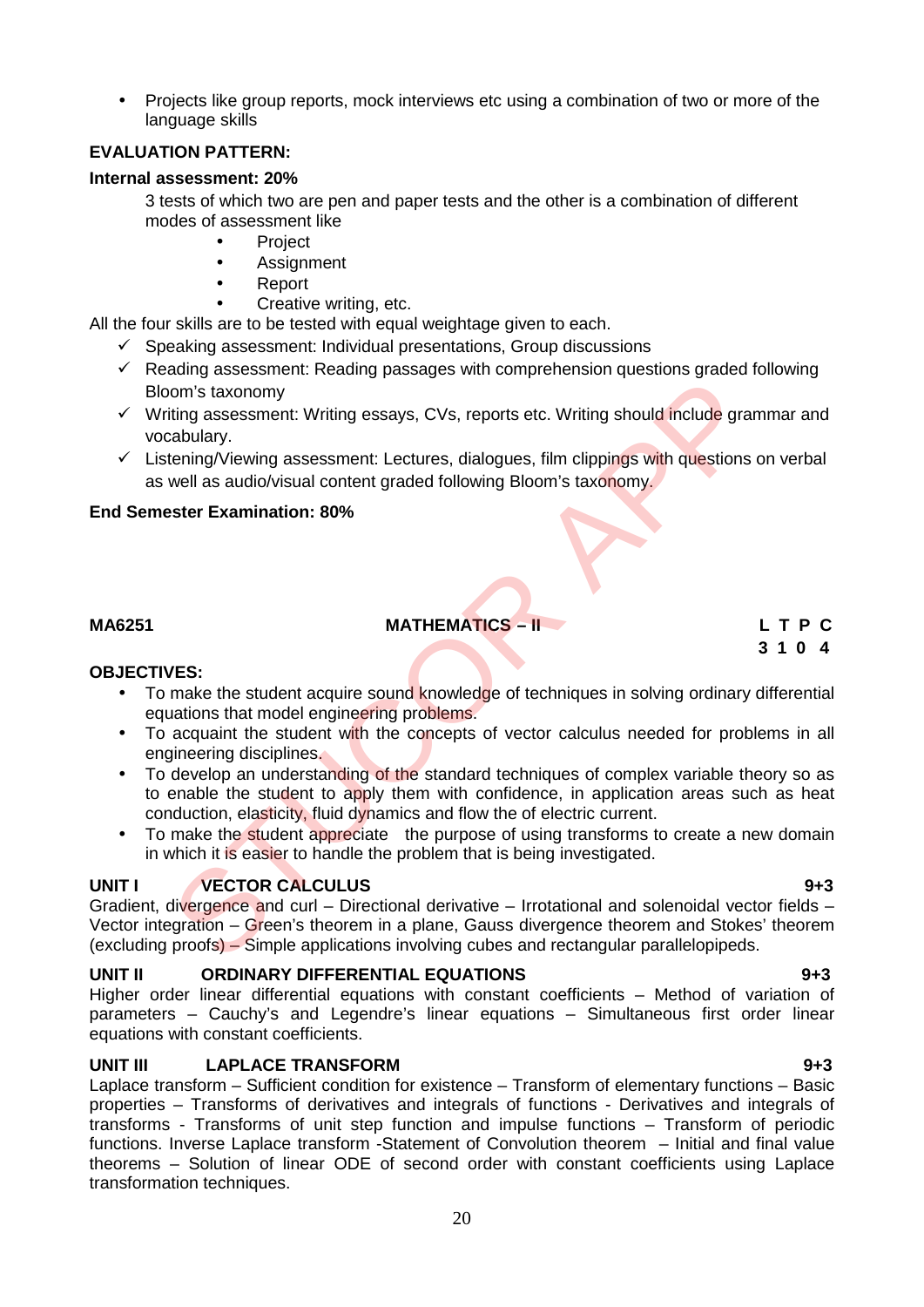- Projects like group reports, mock interviews etc using a combination of two or more of the language skills

**EVALUATION PATTERN:**

**Internal assessment: 20%**

3 tests of which two are pen and paper tests and the other is a combination of different modes of assessment like

- Project
- Assignment
- Report
- Creative writing, etc.

All the four skills are to be tested with equal weightage given to each.

- ✓ Speaking assessment: Individual presentations, Group discussions
- ✓ Reading assessment: Reading passages with comprehension questions graded following Bloom's taxonomy
- ✓ Writing assessment: Writing essays, CVs, reports etc. Writing should include grammar and vocabulary.
- ✓ Listening/Viewing assessment: Lectures, dialogues, film clippings with questions on verbal as well as audio/visual content graded following Bloom's taxonomy.

**End Semester Examination: 80%**

| **MA6251** | **MATHEMATICS – II** | **L T P C** |
|---|---|---|
| | | **3 1 0 4** |

**OBJECTIVES:**

- To make the student acquire sound knowledge of techniques in solving ordinary differential equations that model engineering problems.
- To acquaint the student with the concepts of vector calculus needed for problems in all engineering disciplines.
- To develop an understanding of the standard techniques of complex variable theory so as to enable the student to apply them with confidence, in application areas such as heat conduction, elasticity, fluid dynamics and flow the of electric current.
- To make the student appreciate the purpose of using transforms to create a new domain in which it is easier to handle the problem that is being investigated.

**UNIT I VECTOR CALCULUS 9+3**

Gradient, divergence and curl – Directional derivative – Irrotational and solenoidal vector fields – Vector integration – Green's theorem in a plane, Gauss divergence theorem and Stokes' theorem (excluding proofs) – Simple applications involving cubes and rectangular parallelopipeds.

**UNIT II ORDINARY DIFFERENTIAL EQUATIONS 9+3**

Higher order linear differential equations with constant coefficients – Method of variation of parameters – Cauchy's and Legendre's linear equations – Simultaneous first order linear equations with constant coefficients.

**UNIT III LAPLACE TRANSFORM 9+3**

Laplace transform – Sufficient condition for existence – Transform of elementary functions – Basic properties – Transforms of derivatives and integrals of functions - Derivatives and integrals of transforms - Transforms of unit step function and impulse functions – Transform of periodic functions. Inverse Laplace transform -Statement of Convolution theorem – Initial and final value theorems – Solution of linear ODE of second order with constant coefficients using Laplace transformation techniques.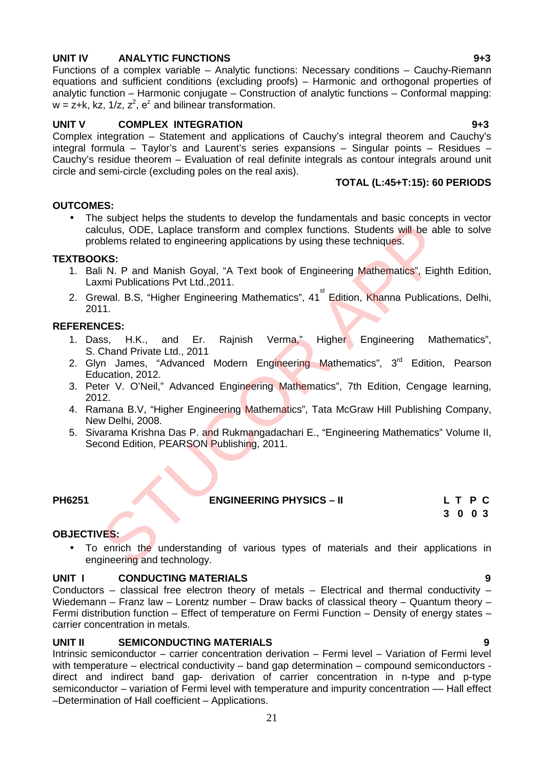**UNIT IV ANALYTIC FUNCTIONS 9+3**

Functions of a complex variable – Analytic functions: Necessary conditions – Cauchy-Riemann equations and sufficient conditions (excluding proofs) – Harmonic and orthogonal properties of analytic function – Harmonic conjugate – Construction of analytic functions – Conformal mapping: $w = z+k$, $kz$, $1/z$, $z^2$, $e^z$ and bilinear transformation.

**UNIT V COMPLEX INTEGRATION 9+3**

Complex integration – Statement and applications of Cauchy's integral theorem and Cauchy's integral formula – Taylor's and Laurent's series expansions – Singular points – Residues – Cauchy's residue theorem – Evaluation of real definite integrals as contour integrals around unit circle and semi-circle (excluding poles on the real axis).

**TOTAL (L:45+T:15): 60 PERIODS**

**OUTCOMES:**

- The subject helps the students to develop the fundamentals and basic concepts in vector calculus, ODE, Laplace transform and complex functions. Students will be able to solve problems related to engineering applications by using these techniques.

**TEXTBOOKS:**

1. Bali N. P and Manish Goyal, "A Text book of Engineering Mathematics", Eighth Edition, Laxmi Publications Pvt Ltd.,2011.
2. Grewal. B.S, "Higher Engineering Mathematics", 41st Edition, Khanna Publications, Delhi, 2011.

**REFERENCES:**

1. Dass, H.K., and Er. Rajnish Verma," Higher Engineering Mathematics", S. Chand Private Ltd., 2011
2. Glyn James, "Advanced Modern Engineering Mathematics", 3rd Edition, Pearson Education, 2012.
3. Peter V. O'Neil," Advanced Engineering Mathematics", 7th Edition, Cengage learning, 2012.
4. Ramana B.V, "Higher Engineering Mathematics", Tata McGraw Hill Publishing Company, New Delhi, 2008.
5. Sivarama Krishna Das P. and Rukmangadachari E., "Engineering Mathematics" Volume II, Second Edition, PEARSON Publishing, 2011.

| PH6251 | ENGINEERING PHYSICS – II | L T P C |
|---|---|---|
| | | 3 0 0 3 |

**OBJECTIVES:**

- To enrich the understanding of various types of materials and their applications in engineering and technology.

**UNIT I CONDUCTING MATERIALS 9**

Conductors – classical free electron theory of metals – Electrical and thermal conductivity – Wiedemann – Franz law – Lorentz number – Draw backs of classical theory – Quantum theory – Fermi distribution function – Effect of temperature on Fermi Function – Density of energy states – carrier concentration in metals.

**UNIT II SEMICONDUCTING MATERIALS 9**

Intrinsic semiconductor – carrier concentration derivation – Fermi level – Variation of Fermi level with temperature – electrical conductivity – band gap determination – compound semiconductors - direct and indirect band gap- derivation of carrier concentration in n-type and p-type semiconductor – variation of Fermi level with temperature and impurity concentration –– Hall effect –Determination of Hall coefficient – Applications.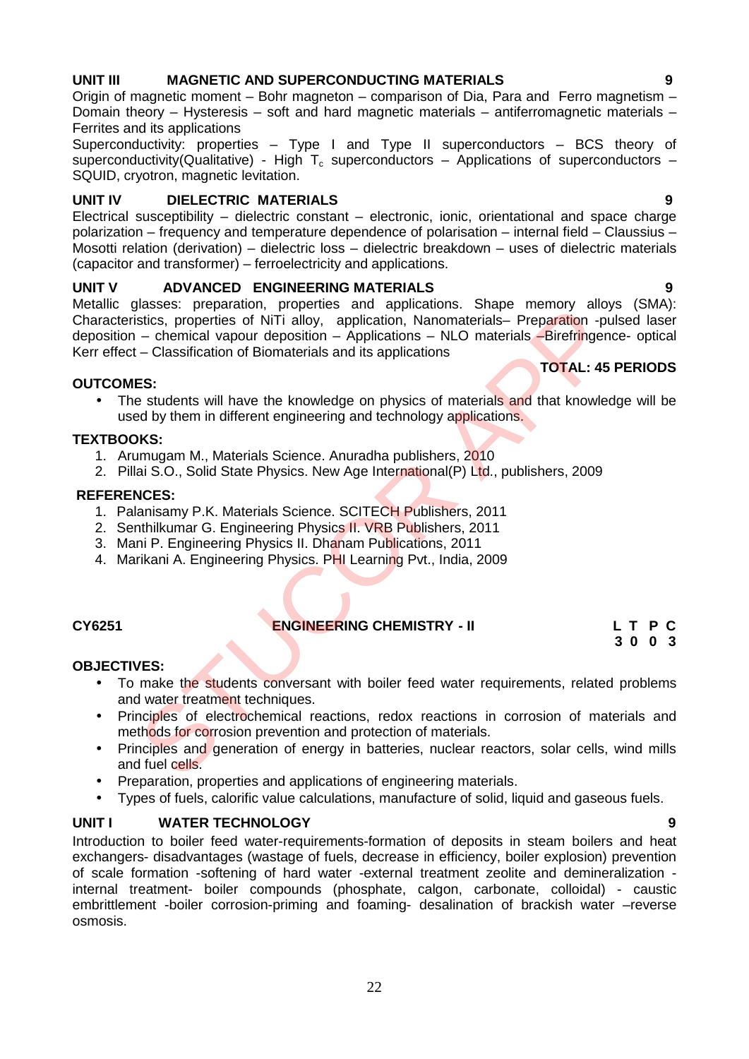**UNIT III MAGNETIC AND SUPERCONDUCTING MATERIALS 9**

Origin of magnetic moment – Bohr magneton – comparison of Dia, Para and Ferro magnetism – Domain theory – Hysteresis – soft and hard magnetic materials – antiferromagnetic materials – Ferrites and its applications

Superconductivity: properties – Type I and Type II superconductors – BCS theory of superconductivity(Qualitative) - High $T_c$ superconductors – Applications of superconductors – SQUID, cryotron, magnetic levitation.

**UNIT IV DIELECTRIC MATERIALS 9**

Electrical susceptibility – dielectric constant – electronic, ionic, orientational and space charge polarization – frequency and temperature dependence of polarisation – internal field – Claussius – Mosotti relation (derivation) – dielectric loss – dielectric breakdown – uses of dielectric materials (capacitor and transformer) – ferroelectricity and applications.

**UNIT V ADVANCED ENGINEERING MATERIALS 9**

Metallic glasses: preparation, properties and applications. Shape memory alloys (SMA): Characteristics, properties of NiTi alloy, application, Nanomaterials– Preparation -pulsed laser deposition – chemical vapour deposition – Applications – NLO materials –Birefringence- optical Kerr effect – Classification of Biomaterials and its applications

**TOTAL: 45 PERIODS**

**OUTCOMES:**

- The students will have the knowledge on physics of materials and that knowledge will be used by them in different engineering and technology applications.

**TEXTBOOKS:**

1. Arumugam M., Materials Science. Anuradha publishers, 2010
2. Pillai S.O., Solid State Physics. New Age International(P) Ltd., publishers, 2009

**REFERENCES:**

1. Palanisamy P.K. Materials Science. SCITECH Publishers, 2011
2. Senthilkumar G. Engineering Physics II. VRB Publishers, 2011
3. Mani P. Engineering Physics II. Dhanam Publications, 2011
4. Marikani A. Engineering Physics. PHI Learning Pvt., India, 2009

**CY6251 ENGINEERING CHEMISTRY - II**

| L | T | P | C |
|---|---|---|---|
| 3 | 0 | 0 | 3 |

**OBJECTIVES:**

- To make the students conversant with boiler feed water requirements, related problems and water treatment techniques.
- Principles of electrochemical reactions, redox reactions in corrosion of materials and methods for corrosion prevention and protection of materials.
- Principles and generation of energy in batteries, nuclear reactors, solar cells, wind mills and fuel cells.
- Preparation, properties and applications of engineering materials.
- Types of fuels, calorific value calculations, manufacture of solid, liquid and gaseous fuels.

**UNIT I WATER TECHNOLOGY 9**

Introduction to boiler feed water-requirements-formation of deposits in steam boilers and heat exchangers- disadvantages (wastage of fuels, decrease in efficiency, boiler explosion) prevention of scale formation -softening of hard water -external treatment zeolite and demineralization - internal treatment- boiler compounds (phosphate, calgon, carbonate, colloidal) - caustic embrittlement -boiler corrosion-priming and foaming- desalination of brackish water –reverse osmosis.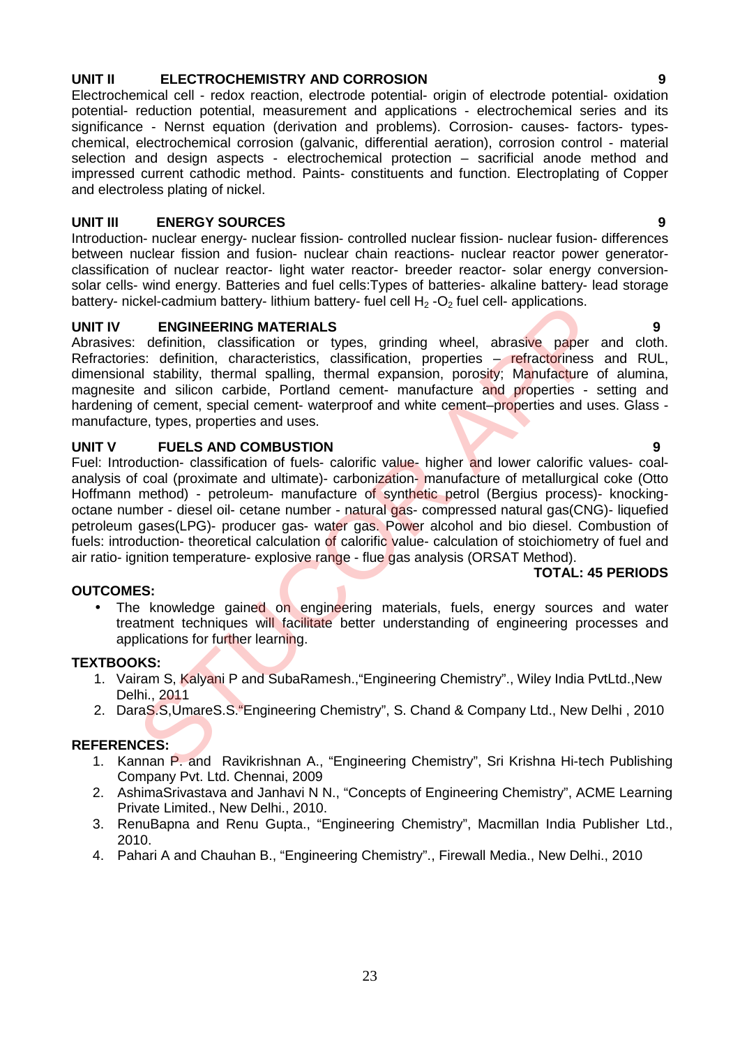### UNIT II ELECTROCHEMISTRY AND CORROSION 9

Electrochemical cell - redox reaction, electrode potential- origin of electrode potential- oxidation potential- reduction potential, measurement and applications - electrochemical series and its significance - Nernst equation (derivation and problems). Corrosion- causes- factors- types- chemical, electrochemical corrosion (galvanic, differential aeration), corrosion control - material selection and design aspects - electrochemical protection – sacrificial anode method and impressed current cathodic method. Paints- constituents and function. Electroplating of Copper and electroless plating of nickel.

### UNIT III ENERGY SOURCES 9

Introduction- nuclear energy- nuclear fission- controlled nuclear fission- nuclear fusion- differences between nuclear fission and fusion- nuclear chain reactions- nuclear reactor power generator- classification of nuclear reactor- light water reactor- breeder reactor- solar energy conversion- solar cells- wind energy. Batteries and fuel cells:Types of batteries- alkaline battery- lead storage battery- nickel-cadmium battery- lithium battery- fuel cell $H_2$ -$O_2$ fuel cell- applications.

### UNIT IV ENGINEERING MATERIALS 9

Abrasives: definition, classification or types, grinding wheel, abrasive paper and cloth. Refractories: definition, characteristics, classification, properties – refractoriness and RUL, dimensional stability, thermal spalling, thermal expansion, porosity; Manufacture of alumina, magnesite and silicon carbide, Portland cement- manufacture and properties - setting and hardening of cement, special cement- waterproof and white cement–properties and uses. Glass - manufacture, types, properties and uses.

### UNIT V FUELS AND COMBUSTION 9

Fuel: Introduction- classification of fuels- calorific value- higher and lower calorific values- coal- analysis of coal (proximate and ultimate)- carbonization- manufacture of metallurgical coke (Otto Hoffmann method) - petroleum- manufacture of synthetic petrol (Bergius process)- knocking- octane number - diesel oil- cetane number - natural gas- compressed natural gas(CNG)- liquefied petroleum gases(LPG)- producer gas- water gas. Power alcohol and bio diesel. Combustion of fuels: introduction- theoretical calculation of calorific value- calculation of stoichiometry of fuel and air ratio- ignition temperature- explosive range - flue gas analysis (ORSAT Method).

**TOTAL: 45 PERIODS**

### OUTCOMES:

- The knowledge gained on engineering materials, fuels, energy sources and water treatment techniques will facilitate better understanding of engineering processes and applications for further learning.

### TEXTBOOKS:

1. Vairam S, Kalyani P and SubaRamesh.,"Engineering Chemistry"., Wiley India PvtLtd.,New Delhi., 2011
2. DaraS.S,UmareS.S."Engineering Chemistry", S. Chand & Company Ltd., New Delhi , 2010

### REFERENCES:

1. Kannan P. and Ravikrishnan A., "Engineering Chemistry", Sri Krishna Hi-tech Publishing Company Pvt. Ltd. Chennai, 2009
2. AshimaSrivastava and Janhavi N N., "Concepts of Engineering Chemistry", ACME Learning Private Limited., New Delhi., 2010.
3. RenuBapna and Renu Gupta., "Engineering Chemistry", Macmillan India Publisher Ltd., 2010.
4. Pahari A and Chauhan B., "Engineering Chemistry"., Firewall Media., New Delhi., 2010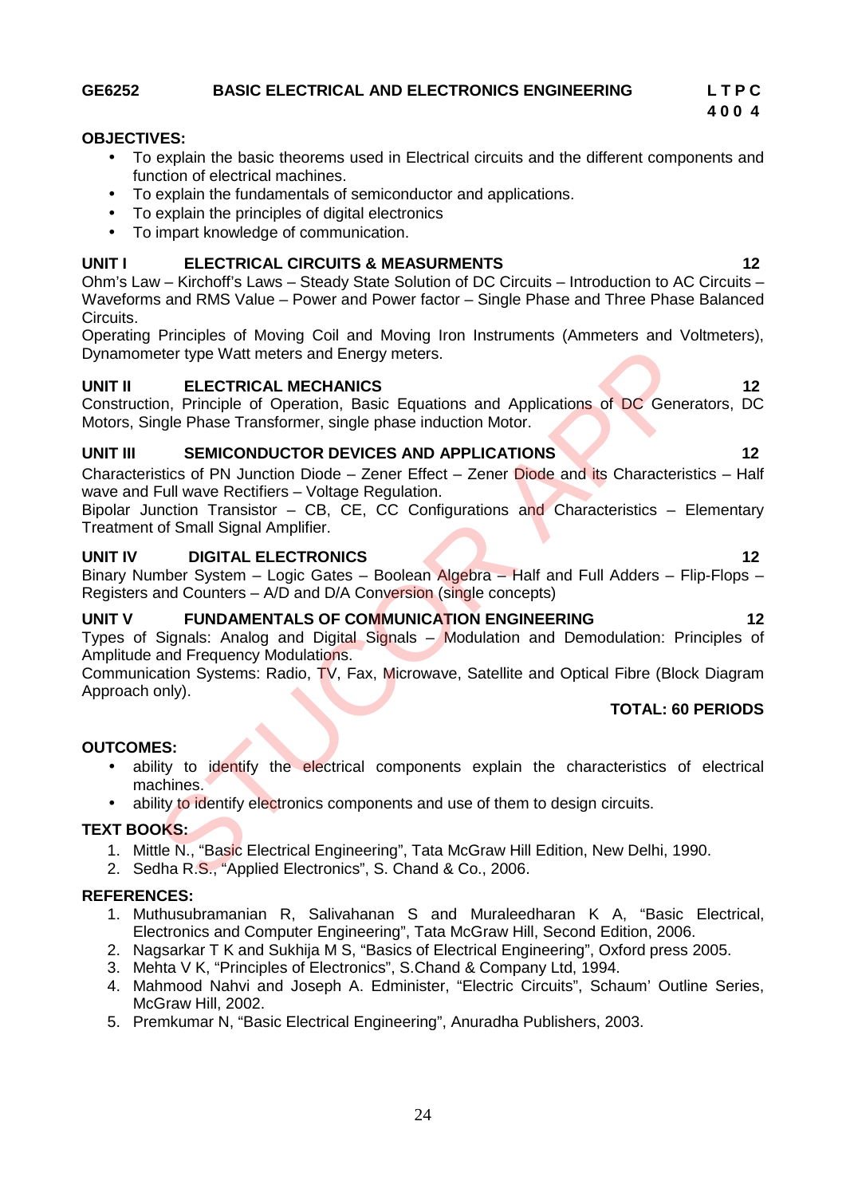**GE6252 BASIC ELECTRICAL AND ELECTRONICS ENGINEERING**

| L | T | P | C |
|---|---|---|---|
| 4 | 0 | 0 | 4 |

**OBJECTIVES:**

- To explain the basic theorems used in Electrical circuits and the different components and function of electrical machines.
- To explain the fundamentals of semiconductor and applications.
- To explain the principles of digital electronics
- To impart knowledge of communication.

**UNIT I ELECTRICAL CIRCUITS & MEASURMENTS 12**

Ohm's Law – Kirchoff's Laws – Steady State Solution of DC Circuits – Introduction to AC Circuits – Waveforms and RMS Value – Power and Power factor – Single Phase and Three Phase Balanced Circuits.

Operating Principles of Moving Coil and Moving Iron Instruments (Ammeters and Voltmeters), Dynamometer type Watt meters and Energy meters.

**UNIT II ELECTRICAL MECHANICS 12**

Construction, Principle of Operation, Basic Equations and Applications of DC Generators, DC Motors, Single Phase Transformer, single phase induction Motor.

**UNIT III SEMICONDUCTOR DEVICES AND APPLICATIONS 12**

Characteristics of PN Junction Diode – Zener Effect – Zener Diode and its Characteristics – Half wave and Full wave Rectifiers – Voltage Regulation.

Bipolar Junction Transistor – CB, CE, CC Configurations and Characteristics – Elementary Treatment of Small Signal Amplifier.

**UNIT IV DIGITAL ELECTRONICS 12**

Binary Number System – Logic Gates – Boolean Algebra – Half and Full Adders – Flip-Flops – Registers and Counters – A/D and D/A Conversion (single concepts)

**UNIT V FUNDAMENTALS OF COMMUNICATION ENGINEERING 12**

Types of Signals: Analog and Digital Signals – Modulation and Demodulation: Principles of Amplitude and Frequency Modulations.

Communication Systems: Radio, TV, Fax, Microwave, Satellite and Optical Fibre (Block Diagram Approach only).

**TOTAL: 60 PERIODS**

**OUTCOMES:**

- ability to identify the electrical components explain the characteristics of electrical machines.
- ability to identify electronics components and use of them to design circuits.

**TEXT BOOKS:**

1. Mittle N., "Basic Electrical Engineering", Tata McGraw Hill Edition, New Delhi, 1990.
2. Sedha R.S., "Applied Electronics", S. Chand & Co., 2006.

**REFERENCES:**

1. Muthusubramanian R, Salivahanan S and Muraleedharan K A, "Basic Electrical, Electronics and Computer Engineering", Tata McGraw Hill, Second Edition, 2006.
2. Nagsarkar T K and Sukhija M S, "Basics of Electrical Engineering", Oxford press 2005.
3. Mehta V K, "Principles of Electronics", S.Chand & Company Ltd, 1994.
4. Mahmood Nahvi and Joseph A. Edminister, "Electric Circuits", Schaum' Outline Series, McGraw Hill, 2002.
5. Premkumar N, "Basic Electrical Engineering", Anuradha Publishers, 2003.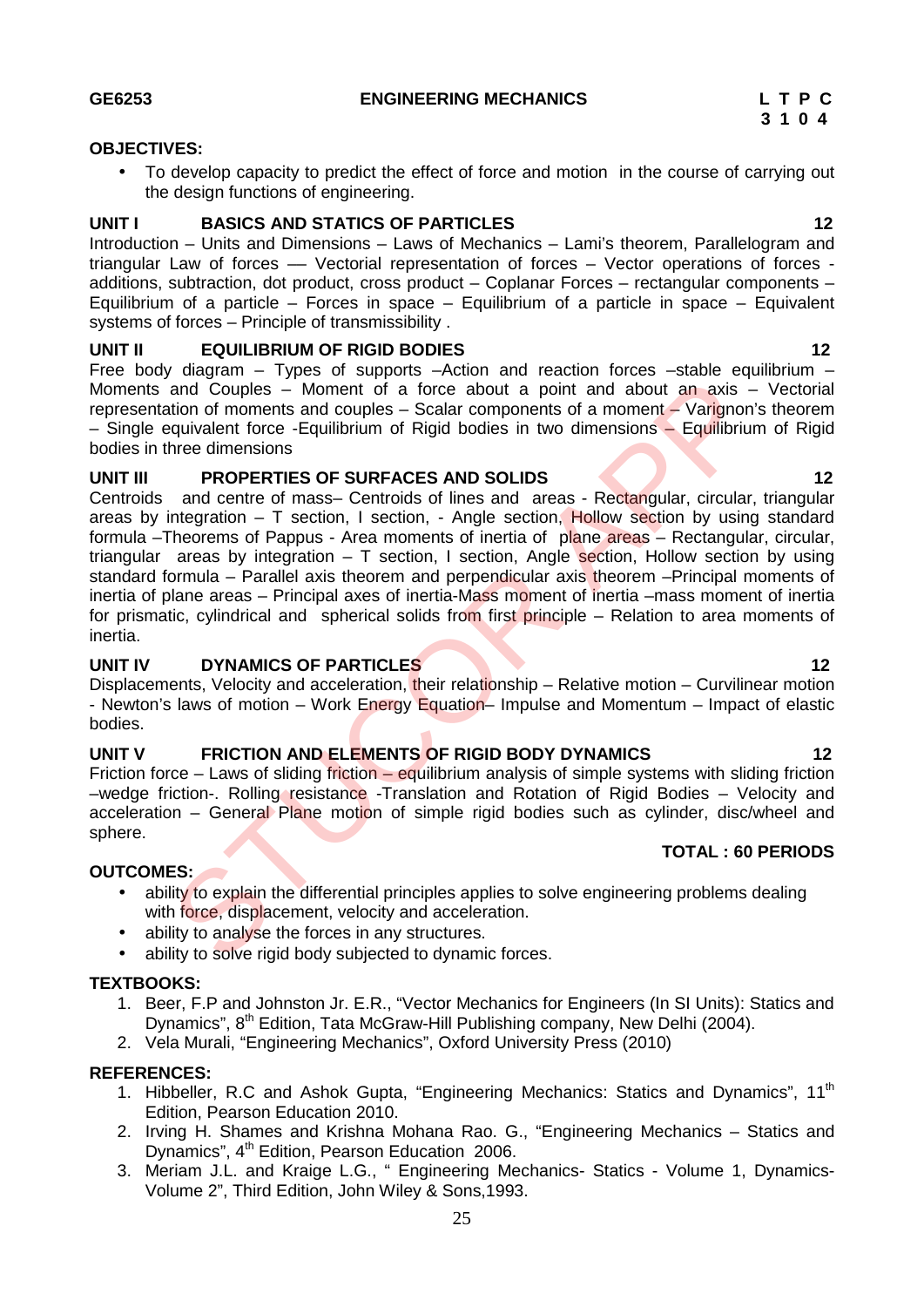**GE6253 ENGINEERING MECHANICS**

**L T P C**
**3 1 0 4**

**OBJECTIVES:**

- To develop capacity to predict the effect of force and motion in the course of carrying out the design functions of engineering.

**UNIT I BASICS AND STATICS OF PARTICLES 12**

Introduction – Units and Dimensions – Laws of Mechanics – Lami's theorem, Parallelogram and triangular Law of forces –– Vectorial representation of forces – Vector operations of forces - additions, subtraction, dot product, cross product – Coplanar Forces – rectangular components – Equilibrium of a particle – Forces in space – Equilibrium of a particle in space – Equivalent systems of forces – Principle of transmissibility .

**UNIT II EQUILIBRIUM OF RIGID BODIES 12**

Free body diagram – Types of supports –Action and reaction forces –stable equilibrium – Moments and Couples – Moment of a force about a point and about an axis – Vectorial representation of moments and couples – Scalar components of a moment – Varignon's theorem – Single equivalent force -Equilibrium of Rigid bodies in two dimensions – Equilibrium of Rigid bodies in three dimensions

**UNIT III PROPERTIES OF SURFACES AND SOLIDS 12**

Centroids and centre of mass– Centroids of lines and areas - Rectangular, circular, triangular areas by integration – T section, I section, - Angle section, Hollow section by using standard formula –Theorems of Pappus - Area moments of inertia of plane areas – Rectangular, circular, triangular areas by integration – T section, I section, Angle section, Hollow section by using standard formula – Parallel axis theorem and perpendicular axis theorem –Principal moments of inertia of plane areas – Principal axes of inertia-Mass moment of inertia –mass moment of inertia for prismatic, cylindrical and spherical solids from first principle – Relation to area moments of inertia.

**UNIT IV DYNAMICS OF PARTICLES 12**

Displacements, Velocity and acceleration, their relationship – Relative motion – Curvilinear motion - Newton's laws of motion – Work Energy Equation– Impulse and Momentum – Impact of elastic bodies.

**UNIT V FRICTION AND ELEMENTS OF RIGID BODY DYNAMICS 12**

Friction force – Laws of sliding friction – equilibrium analysis of simple systems with sliding friction –wedge friction-. Rolling resistance -Translation and Rotation of Rigid Bodies – Velocity and acceleration – General Plane motion of simple rigid bodies such as cylinder, disc/wheel and sphere.

**TOTAL : 60 PERIODS**

**OUTCOMES:**

- ability to explain the differential principles applies to solve engineering problems dealing with force, displacement, velocity and acceleration.
- ability to analyse the forces in any structures.
- ability to solve rigid body subjected to dynamic forces.

**TEXTBOOKS:**

1. Beer, F.P and Johnston Jr. E.R., "Vector Mechanics for Engineers (In SI Units): Statics and Dynamics", 8th Edition, Tata McGraw-Hill Publishing company, New Delhi (2004).
2. Vela Murali, "Engineering Mechanics", Oxford University Press (2010)

**REFERENCES:**

1. Hibbeller, R.C and Ashok Gupta, "Engineering Mechanics: Statics and Dynamics", 11th Edition, Pearson Education 2010.
2. Irving H. Shames and Krishna Mohana Rao. G., "Engineering Mechanics – Statics and Dynamics", 4th Edition, Pearson Education 2006.
3. Meriam J.L. and Kraige L.G., " Engineering Mechanics- Statics - Volume 1, Dynamics- Volume 2", Third Edition, John Wiley & Sons,1993.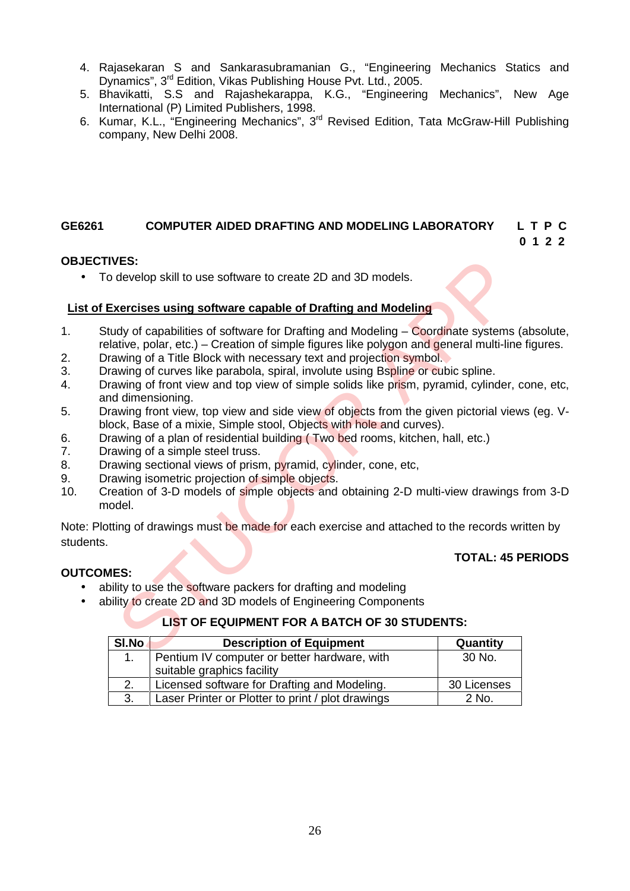4. Rajasekaran S and Sankarasubramanian G., "Engineering Mechanics Statics and Dynamics", 3rd Edition, Vikas Publishing House Pvt. Ltd., 2005.
5. Bhavikatti, S.S and Rajashekarappa, K.G., "Engineering Mechanics", New Age International (P) Limited Publishers, 1998.
6. Kumar, K.L., "Engineering Mechanics", 3rd Revised Edition, Tata McGraw-Hill Publishing company, New Delhi 2008.

## GE6261 COMPUTER AIDED DRAFTING AND MODELING LABORATORY

**L T P C**
**0 1 2 2**

**OBJECTIVES:**

- To develop skill to use software to create 2D and 3D models.

**List of Exercises using software capable of Drafting and Modeling**

1. Study of capabilities of software for Drafting and Modeling – Coordinate systems (absolute, relative, polar, etc.) – Creation of simple figures like polygon and general multi-line figures.
2. Drawing of a Title Block with necessary text and projection symbol.
3. Drawing of curves like parabola, spiral, involute using Bspline or cubic spline.
4. Drawing of front view and top view of simple solids like prism, pyramid, cylinder, cone, etc, and dimensioning.
5. Drawing front view, top view and side view of objects from the given pictorial views (eg. V-block, Base of a mixie, Simple stool, Objects with hole and curves).
6. Drawing of a plan of residential building ( Two bed rooms, kitchen, hall, etc.)
7. Drawing of a simple steel truss.
8. Drawing sectional views of prism, pyramid, cylinder, cone, etc,
9. Drawing isometric projection of simple objects.
10. Creation of 3-D models of simple objects and obtaining 2-D multi-view drawings from 3-D model.

Note: Plotting of drawings must be made for each exercise and attached to the records written by students.

**TOTAL: 45 PERIODS**

**OUTCOMES:**

- ability to use the software packers for drafting and modeling
- ability to create 2D and 3D models of Engineering Components

**LIST OF EQUIPMENT FOR A BATCH OF 30 STUDENTS:**

| Sl.No | Description of Equipment | Quantity |
|---|---|---|
| 1. | Pentium IV computer or better hardware, with suitable graphics facility | 30 No. |
| 2. | Licensed software for Drafting and Modeling. | 30 Licenses |
| 3. | Laser Printer or Plotter to print / plot drawings | 2 No. |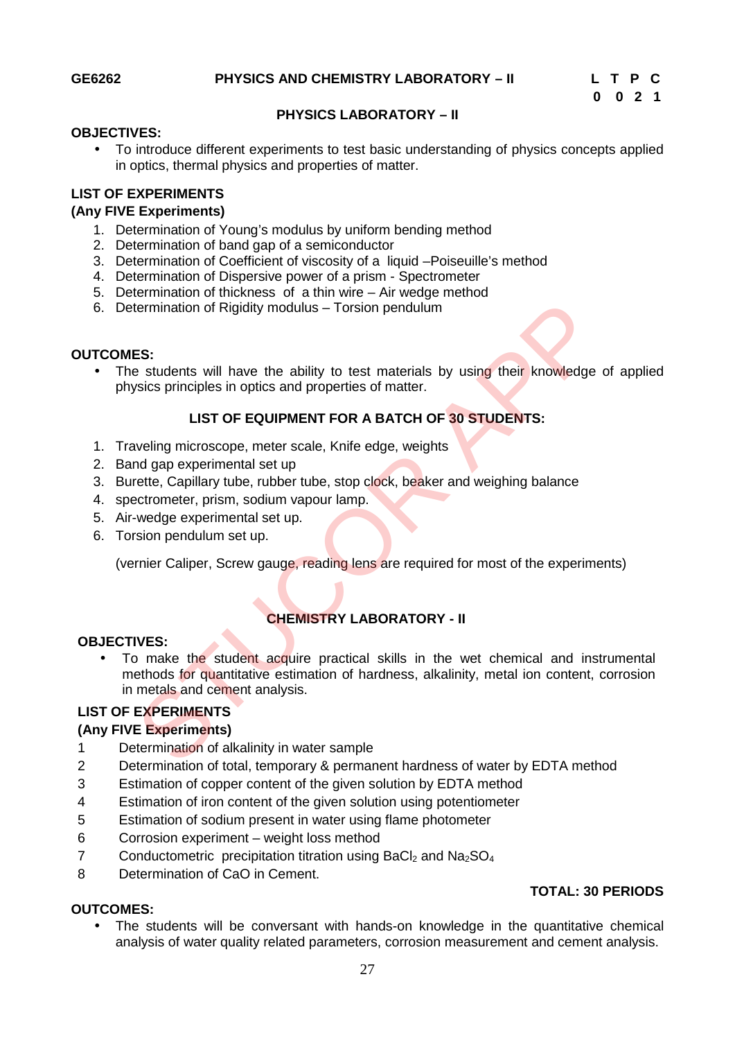**GE6262 PHYSICS AND CHEMISTRY LABORATORY – II**

| L | T | P | C |
|---|---|---|---|
| 0 | 0 | 2 | 1 |

## PHYSICS LABORATORY – II

**OBJECTIVES:**

- To introduce different experiments to test basic understanding of physics concepts applied in optics, thermal physics and properties of matter.

**LIST OF EXPERIMENTS**
**(Any FIVE Experiments)**

1. Determination of Young's modulus by uniform bending method
2. Determination of band gap of a semiconductor
3. Determination of Coefficient of viscosity of a liquid –Poiseuille's method
4. Determination of Dispersive power of a prism - Spectrometer
5. Determination of thickness of a thin wire – Air wedge method
6. Determination of Rigidity modulus – Torsion pendulum

**OUTCOMES:**

- The students will have the ability to test materials by using their knowledge of applied physics principles in optics and properties of matter.

**LIST OF EQUIPMENT FOR A BATCH OF 30 STUDENTS:**

1. Traveling microscope, meter scale, Knife edge, weights
2. Band gap experimental set up
3. Burette, Capillary tube, rubber tube, stop clock, beaker and weighing balance
4. spectrometer, prism, sodium vapour lamp.
5. Air-wedge experimental set up.
6. Torsion pendulum set up.

(vernier Caliper, Screw gauge, reading lens are required for most of the experiments)

## CHEMISTRY LABORATORY - II

**OBJECTIVES:**

- To make the student acquire practical skills in the wet chemical and instrumental methods for quantitative estimation of hardness, alkalinity, metal ion content, corrosion in metals and cement analysis.

**LIST OF EXPERIMENTS**
**(Any FIVE Experiments)**

1. Determination of alkalinity in water sample
2. Determination of total, temporary & permanent hardness of water by EDTA method
3. Estimation of copper content of the given solution by EDTA method
4. Estimation of iron content of the given solution using potentiometer
5. Estimation of sodium present in water using flame photometer
6. Corrosion experiment – weight loss method
7. Conductometric precipitation titration using $BaCl_2$ and $Na_2SO_4$
8. Determination of CaO in Cement.

**TOTAL: 30 PERIODS**

**OUTCOMES:**

- The students will be conversant with hands-on knowledge in the quantitative chemical analysis of water quality related parameters, corrosion measurement and cement analysis.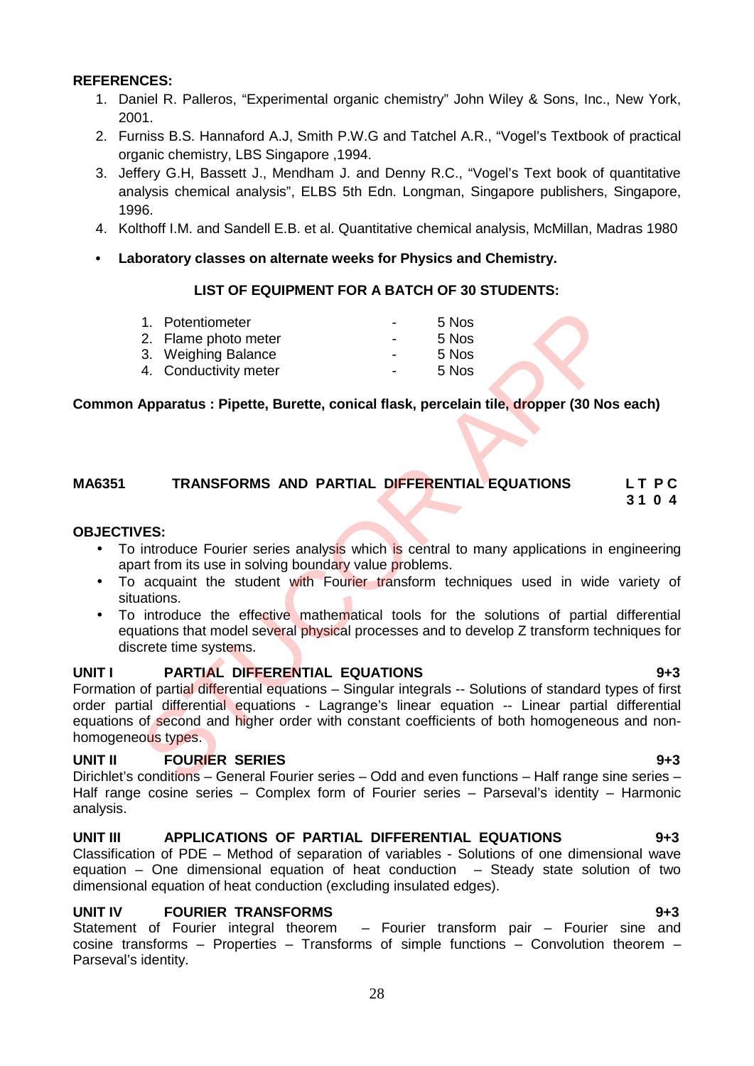**REFERENCES:**

1. Daniel R. Palleros, “Experimental organic chemistry” John Wiley & Sons, Inc., New York, 2001.
2. Furniss B.S. Hannaford A.J, Smith P.W.G and Tatchel A.R., “Vogel’s Textbook of practical organic chemistry, LBS Singapore ,1994.
3. Jeffery G.H, Bassett J., Mendham J. and Denny R.C., “Vogel’s Text book of quantitative analysis chemical analysis”, ELBS 5th Edn. Longman, Singapore publishers, Singapore, 1996.
4. Kolthoff I.M. and Sandell E.B. et al. Quantitative chemical analysis, McMillan, Madras 1980

- **Laboratory classes on alternate weeks for Physics and Chemistry.**

**LIST OF EQUIPMENT FOR A BATCH OF 30 STUDENTS:**

1. Potentiometer - 5 Nos
2. Flame photo meter - 5 Nos
3. Weighing Balance - 5 Nos
4. Conductivity meter - 5 Nos

**Common Apparatus : Pipette, Burette, conical flask, percelain tile, dropper (30 Nos each)**

## MA6351 TRANSFORMS AND PARTIAL DIFFERENTIAL EQUATIONS

**L T P C**
**3 1 0 4**

**OBJECTIVES:**

- To introduce Fourier series analysis which is central to many applications in engineering apart from its use in solving boundary value problems.
- To acquaint the student with Fourier transform techniques used in wide variety of situations.
- To introduce the effective mathematical tools for the solutions of partial differential equations that model several physical processes and to develop Z transform techniques for discrete time systems.

**UNIT I PARTIAL DIFFERENTIAL EQUATIONS 9+3**

Formation of partial differential equations – Singular integrals -- Solutions of standard types of first order partial differential equations - Lagrange’s linear equation -- Linear partial differential equations of second and higher order with constant coefficients of both homogeneous and non-homogeneous types.

**UNIT II FOURIER SERIES 9+3**

Dirichlet’s conditions – General Fourier series – Odd and even functions – Half range sine series – Half range cosine series – Complex form of Fourier series – Parseval’s identity – Harmonic analysis.

**UNIT III APPLICATIONS OF PARTIAL DIFFERENTIAL EQUATIONS 9+3**

Classification of PDE – Method of separation of variables - Solutions of one dimensional wave equation – One dimensional equation of heat conduction – Steady state solution of two dimensional equation of heat conduction (excluding insulated edges).

**UNIT IV FOURIER TRANSFORMS 9+3**

Statement of Fourier integral theorem – Fourier transform pair – Fourier sine and cosine transforms – Properties – Transforms of simple functions – Convolution theorem – Parseval’s identity.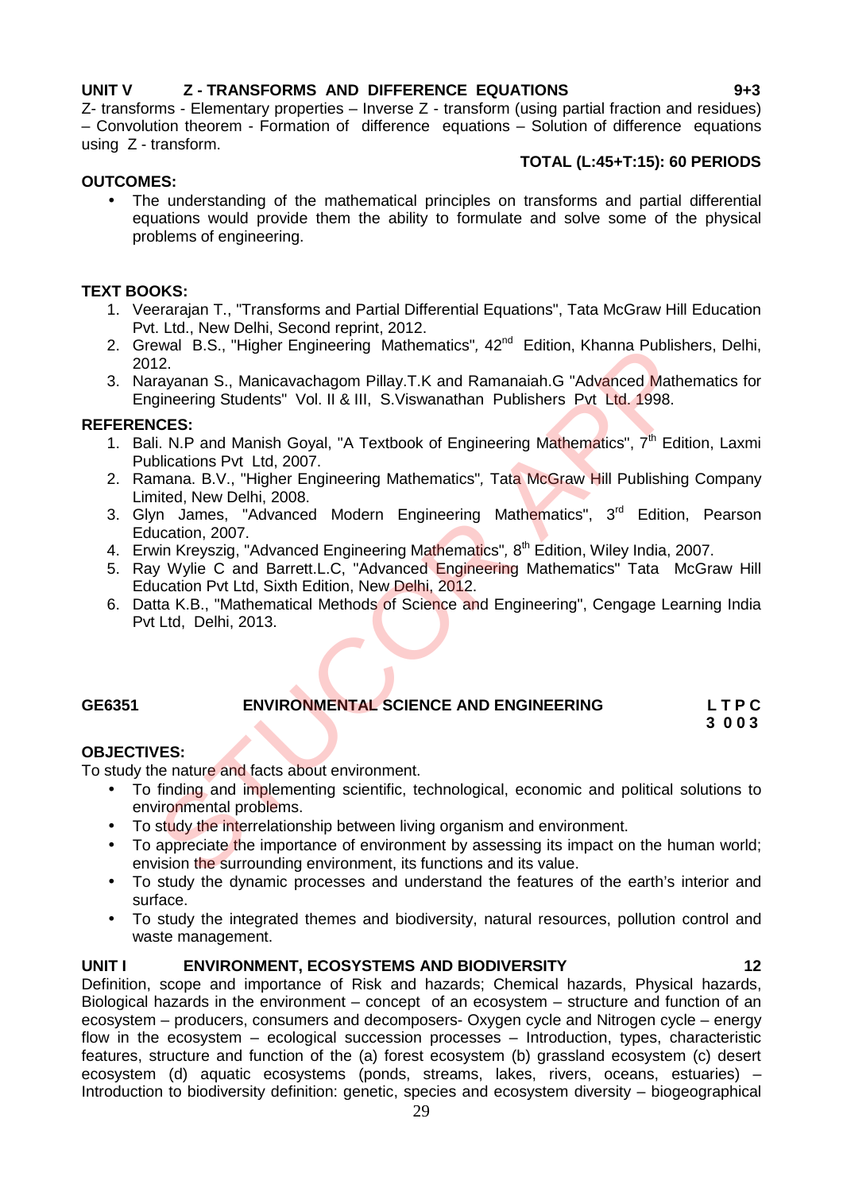**UNIT V Z - TRANSFORMS AND DIFFERENCE EQUATIONS 9+3**

Z- transforms - Elementary properties – Inverse Z - transform (using partial fraction and residues) – Convolution theorem - Formation of difference equations – Solution of difference equations using Z - transform.

**TOTAL (L:45+T:15): 60 PERIODS**

**OUTCOMES:**

- The understanding of the mathematical principles on transforms and partial differential equations would provide them the ability to formulate and solve some of the physical problems of engineering.

**TEXT BOOKS:**

1. Veerarajan T., "Transforms and Partial Differential Equations", Tata McGraw Hill Education Pvt. Ltd., New Delhi, Second reprint, 2012.
2. Grewal B.S., "Higher Engineering Mathematics", 42nd Edition, Khanna Publishers, Delhi, 2012.
3. Narayanan S., Manicavachagom Pillay.T.K and Ramanaiah.G "Advanced Mathematics for Engineering Students" Vol. II & III, S.Viswanathan Publishers Pvt Ltd. 1998.

**REFERENCES:**

1. Bali. N.P and Manish Goyal, "A Textbook of Engineering Mathematics", 7th Edition, Laxmi Publications Pvt Ltd, 2007.
2. Ramana. B.V., "Higher Engineering Mathematics", Tata McGraw Hill Publishing Company Limited, New Delhi, 2008.
3. Glyn James, "Advanced Modern Engineering Mathematics", 3rd Edition, Pearson Education, 2007.
4. Erwin Kreyszig, "Advanced Engineering Mathematics", 8th Edition, Wiley India, 2007.
5. Ray Wylie C and Barrett.L.C, "Advanced Engineering Mathematics" Tata McGraw Hill Education Pvt Ltd, Sixth Edition, New Delhi, 2012.
6. Datta K.B., "Mathematical Methods of Science and Engineering", Cengage Learning India Pvt Ltd, Delhi, 2013.

## GE6351 ENVIRONMENTAL SCIENCE AND ENGINEERING

**L T P C**
**3 0 0 3**

**OBJECTIVES:**

To study the nature and facts about environment.

- To finding and implementing scientific, technological, economic and political solutions to environmental problems.
- To study the interrelationship between living organism and environment.
- To appreciate the importance of environment by assessing its impact on the human world; envision the surrounding environment, its functions and its value.
- To study the dynamic processes and understand the features of the earth's interior and surface.
- To study the integrated themes and biodiversity, natural resources, pollution control and waste management.

**UNIT I ENVIRONMENT, ECOSYSTEMS AND BIODIVERSITY 12**

Definition, scope and importance of Risk and hazards; Chemical hazards, Physical hazards, Biological hazards in the environment – concept of an ecosystem – structure and function of an ecosystem – producers, consumers and decomposers- Oxygen cycle and Nitrogen cycle – energy flow in the ecosystem – ecological succession processes – Introduction, types, characteristic features, structure and function of the (a) forest ecosystem (b) grassland ecosystem (c) desert ecosystem (d) aquatic ecosystems (ponds, streams, lakes, rivers, oceans, estuaries) – Introduction to biodiversity definition: genetic, species and ecosystem diversity – biogeographical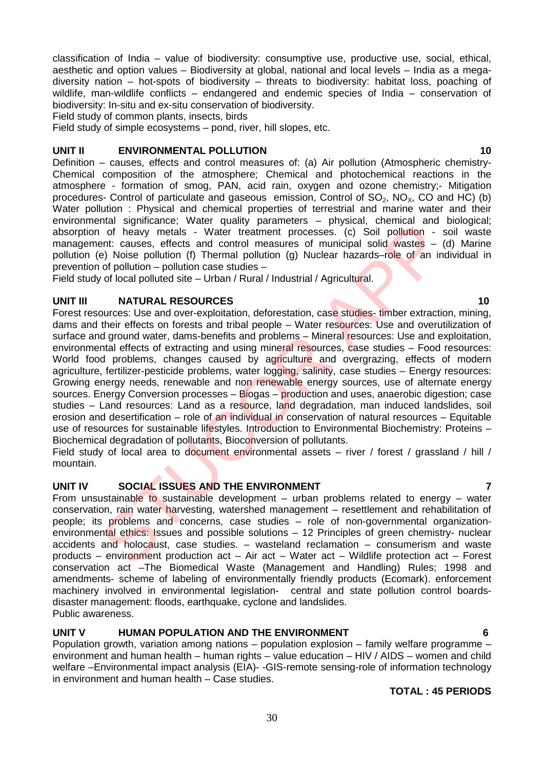classification of India – value of biodiversity: consumptive use, productive use, social, ethical, aesthetic and option values – Biodiversity at global, national and local levels – India as a mega-diversity nation – hot-spots of biodiversity – threats to biodiversity: habitat loss, poaching of wildlife, man-wildlife conflicts – endangered and endemic species of India – conservation of biodiversity: In-situ and ex-situ conservation of biodiversity.
Field study of common plants, insects, birds
Field study of simple ecosystems – pond, river, hill slopes, etc.

## UNIT II ENVIRONMENTAL POLLUTION 10

Definition – causes, effects and control measures of: (a) Air pollution (Atmospheric chemistry- Chemical composition of the atmosphere; Chemical and photochemical reactions in the atmosphere - formation of smog, PAN, acid rain, oxygen and ozone chemistry;- Mitigation procedures- Control of particulate and gaseous emission, Control of $SO_2$, $NO_X$, CO and HC) (b) Water pollution : Physical and chemical properties of terrestrial and marine water and their environmental significance; Water quality parameters – physical, chemical and biological; absorption of heavy metals - Water treatment processes. (c) Soil pollution - soil waste management: causes, effects and control measures of municipal solid wastes – (d) Marine pollution (e) Noise pollution (f) Thermal pollution (g) Nuclear hazards–role of an individual in prevention of pollution – pollution case studies –
Field study of local polluted site – Urban / Rural / Industrial / Agricultural.

## UNIT III NATURAL RESOURCES 10

Forest resources: Use and over-exploitation, deforestation, case studies- timber extraction, mining, dams and their effects on forests and tribal people – Water resources: Use and overutilization of surface and ground water, dams-benefits and problems – Mineral resources: Use and exploitation, environmental effects of extracting and using mineral resources, case studies – Food resources: World food problems, changes caused by agriculture and overgrazing, effects of modern agriculture, fertilizer-pesticide problems, water logging, salinity, case studies – Energy resources: Growing energy needs, renewable and non renewable energy sources, use of alternate energy sources. Energy Conversion processes – Biogas – production and uses, anaerobic digestion; case studies – Land resources: Land as a resource, land degradation, man induced landslides, soil erosion and desertification – role of an individual in conservation of natural resources – Equitable use of resources for sustainable lifestyles. Introduction to Environmental Biochemistry: Proteins – Biochemical degradation of pollutants, Bioconversion of pollutants.
Field study of local area to document environmental assets – river / forest / grassland / hill / mountain.

## UNIT IV SOCIAL ISSUES AND THE ENVIRONMENT 7

From unsustainable to sustainable development – urban problems related to energy – water conservation, rain water harvesting, watershed management – resettlement and rehabilitation of people; its problems and concerns, case studies – role of non-governmental organization- environmental ethics: Issues and possible solutions – 12 Principles of green chemistry- nuclear accidents and holocaust, case studies. – wasteland reclamation – consumerism and waste products – environment production act – Air act – Water act – Wildlife protection act – Forest conservation act –The Biomedical Waste (Management and Handling) Rules; 1998 and amendments- scheme of labeling of environmentally friendly products (Ecomark). enforcement machinery involved in environmental legislation- central and state pollution control boards- disaster management: floods, earthquake, cyclone and landslides.
Public awareness.

## UNIT V HUMAN POPULATION AND THE ENVIRONMENT 6

Population growth, variation among nations – population explosion – family welfare programme – environment and human health – human rights – value education – HIV / AIDS – women and child welfare –Environmental impact analysis (EIA)- -GIS-remote sensing-role of information technology in environment and human health – Case studies.

**TOTAL : 45 PERIODS**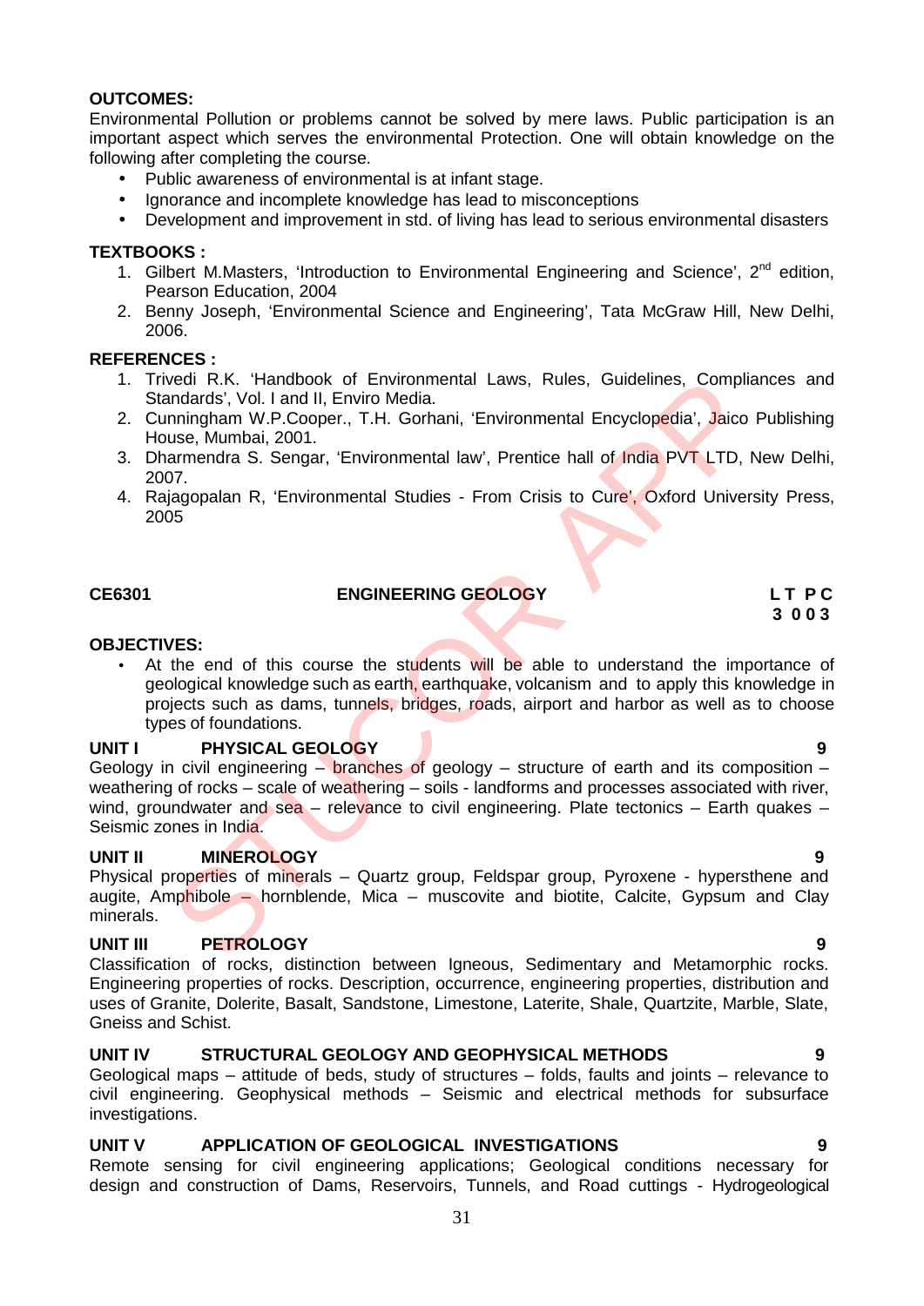**OUTCOMES:**

Environmental Pollution or problems cannot be solved by mere laws. Public participation is an important aspect which serves the environmental Protection. One will obtain knowledge on the following after completing the course.

- Public awareness of environmental is at infant stage.
- Ignorance and incomplete knowledge has lead to misconceptions
- Development and improvement in std. of living has lead to serious environmental disasters

**TEXTBOOKS :**

1. Gilbert M.Masters, 'Introduction to Environmental Engineering and Science', 2nd edition, Pearson Education, 2004
2. Benny Joseph, 'Environmental Science and Engineering', Tata McGraw Hill, New Delhi, 2006.

**REFERENCES :**

1. Trivedi R.K. 'Handbook of Environmental Laws, Rules, Guidelines, Compliances and Standards', Vol. I and II, Enviro Media.
2. Cunningham W.P.Cooper., T.H. Gorhani, 'Environmental Encyclopedia', Jaico Publishing House, Mumbai, 2001.
3. Dharmendra S. Sengar, 'Environmental law', Prentice hall of India PVT LTD, New Delhi, 2007.
4. Rajagopalan R, 'Environmental Studies - From Crisis to Cure', Oxford University Press, 2005

## CE6301 ENGINEERING GEOLOGY

**L T P C**
**3 0 0 3**

**OBJECTIVES:**

- At the end of this course the students will be able to understand the importance of geological knowledge such as earth, earthquake, volcanism and to apply this knowledge in projects such as dams, tunnels, bridges, roads, airport and harbor as well as to choose types of foundations.

**UNIT I PHYSICAL GEOLOGY 9**

Geology in civil engineering – branches of geology – structure of earth and its composition – weathering of rocks – scale of weathering – soils - landforms and processes associated with river, wind, groundwater and sea – relevance to civil engineering. Plate tectonics – Earth quakes – Seismic zones in India.

**UNIT II MINEROLOGY 9**

Physical properties of minerals – Quartz group, Feldspar group, Pyroxene - hypersthene and augite, Amphibole – hornblende, Mica – muscovite and biotite, Calcite, Gypsum and Clay minerals.

**UNIT III PETROLOGY 9**

Classification of rocks, distinction between Igneous, Sedimentary and Metamorphic rocks. Engineering properties of rocks. Description, occurrence, engineering properties, distribution and uses of Granite, Dolerite, Basalt, Sandstone, Limestone, Laterite, Shale, Quartzite, Marble, Slate, Gneiss and Schist.

**UNIT IV STRUCTURAL GEOLOGY AND GEOPHYSICAL METHODS 9**

Geological maps – attitude of beds, study of structures – folds, faults and joints – relevance to civil engineering. Geophysical methods – Seismic and electrical methods for subsurface investigations.

**UNIT V APPLICATION OF GEOLOGICAL INVESTIGATIONS 9**

Remote sensing for civil engineering applications; Geological conditions necessary for design and construction of Dams, Reservoirs, Tunnels, and Road cuttings - Hydrogeological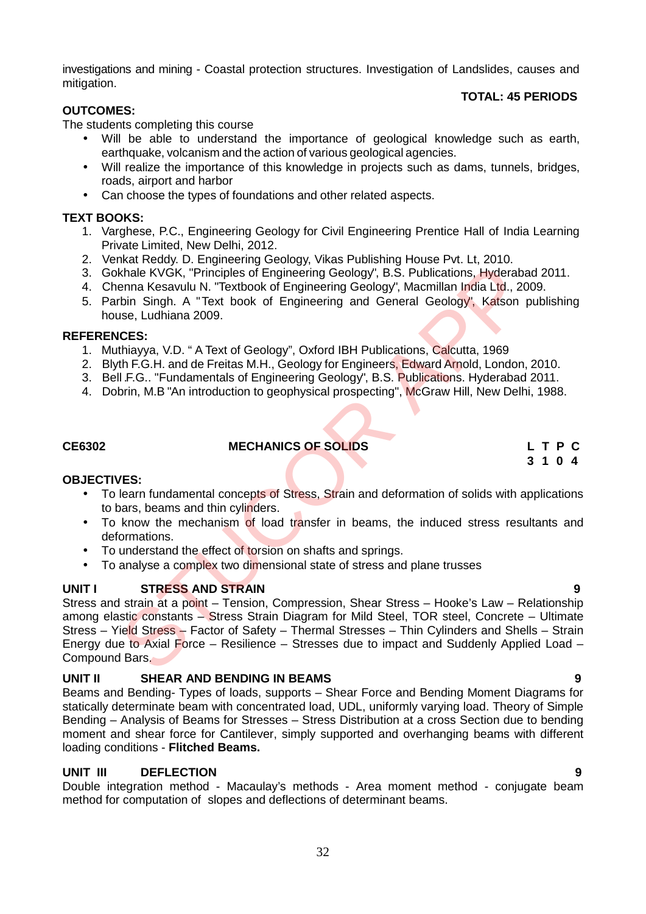investigations and mining - Coastal protection structures. Investigation of Landslides, causes and mitigation.

**TOTAL: 45 PERIODS**

**OUTCOMES:**

The students completing this course

- Will be able to understand the importance of geological knowledge such as earth, earthquake, volcanism and the action of various geological agencies.
- Will realize the importance of this knowledge in projects such as dams, tunnels, bridges, roads, airport and harbor
- Can choose the types of foundations and other related aspects.

**TEXT BOOKS:**

1. Varghese, P.C., Engineering Geology for Civil Engineering Prentice Hall of India Learning Private Limited, New Delhi, 2012.
2. Venkat Reddy. D. Engineering Geology, Vikas Publishing House Pvt. Lt, 2010.
3. Gokhale KVGK, "Principles of Engineering Geology", B.S. Publications, Hyderabad 2011.
4. Chenna Kesavulu N. "Textbook of Engineering Geology", Macmillan India Ltd., 2009.
5. Parbin Singh. A "Text book of Engineering and General Geology", Katson publishing house, Ludhiana 2009.

**REFERENCES:**

1. Muthiayya, V.D. " A Text of Geology", Oxford IBH Publications, Calcutta, 1969
2. Blyth F.G.H. and de Freitas M.H., Geology for Engineers, Edward Arnold, London, 2010.
3. Bell .F.G.. "Fundamentals of Engineering Geology", B.S. Publications. Hyderabad 2011.
4. Dobrin, M.B "An introduction to geophysical prospecting", McGraw Hill, New Delhi, 1988.

| **CE6302** | **MECHANICS OF SOLIDS** | **L T P C** |
|---|---|---|
| | | **3 1 0 4** |

**OBJECTIVES:**

- To learn fundamental concepts of Stress, Strain and deformation of solids with applications to bars, beams and thin cylinders.
- To know the mechanism of load transfer in beams, the induced stress resultants and deformations.
- To understand the effect of torsion on shafts and springs.
- To analyse a complex two dimensional state of stress and plane trusses

**UNIT I STRESS AND STRAIN 9**

Stress and strain at a point – Tension, Compression, Shear Stress – Hooke's Law – Relationship among elastic constants – Stress Strain Diagram for Mild Steel, TOR steel, Concrete – Ultimate Stress – Yield Stress – Factor of Safety – Thermal Stresses – Thin Cylinders and Shells – Strain Energy due to Axial Force – Resilience – Stresses due to impact and Suddenly Applied Load – Compound Bars.

**UNIT II SHEAR AND BENDING IN BEAMS 9**

Beams and Bending- Types of loads, supports – Shear Force and Bending Moment Diagrams for statically determinate beam with concentrated load, UDL, uniformly varying load. Theory of Simple Bending – Analysis of Beams for Stresses – Stress Distribution at a cross Section due to bending moment and shear force for Cantilever, simply supported and overhanging beams with different loading conditions - **Flitched Beams.**

**UNIT III DEFLECTION 9**

Double integration method - Macaulay's methods - Area moment method - conjugate beam method for computation of slopes and deflections of determinant beams.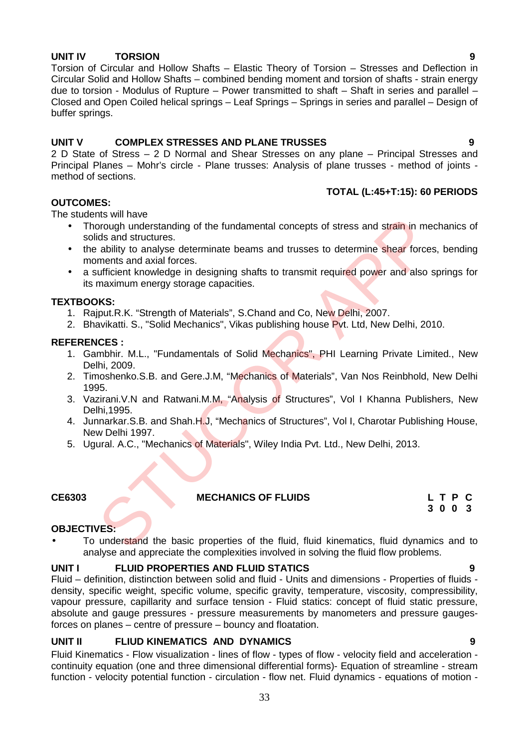**UNIT IV TORSION 9**

Torsion of Circular and Hollow Shafts – Elastic Theory of Torsion – Stresses and Deflection in Circular Solid and Hollow Shafts – combined bending moment and torsion of shafts - strain energy due to torsion - Modulus of Rupture – Power transmitted to shaft – Shaft in series and parallel – Closed and Open Coiled helical springs – Leaf Springs – Springs in series and parallel – Design of buffer springs.

**UNIT V COMPLEX STRESSES AND PLANE TRUSSES 9**

2 D State of Stress – 2 D Normal and Shear Stresses on any plane – Principal Stresses and Principal Planes – Mohr's circle - Plane trusses: Analysis of plane trusses - method of joints - method of sections.

**TOTAL (L:45+T:15): 60 PERIODS**

**OUTCOMES:**

The students will have

- Thorough understanding of the fundamental concepts of stress and strain in mechanics of solids and structures.
- the ability to analyse determinate beams and trusses to determine shear forces, bending moments and axial forces.
- a sufficient knowledge in designing shafts to transmit required power and also springs for its maximum energy storage capacities.

**TEXTBOOKS:**

1. Rajput.R.K. "Strength of Materials", S.Chand and Co, New Delhi, 2007.
2. Bhavikatti. S., "Solid Mechanics", Vikas publishing house Pvt. Ltd, New Delhi, 2010.

**REFERENCES :**

1. Gambhir. M.L., "Fundamentals of Solid Mechanics", PHI Learning Private Limited., New Delhi, 2009.
2. Timoshenko.S.B. and Gere.J.M, "Mechanics of Materials", Van Nos Reinbhold, New Delhi 1995.
3. Vazirani.V.N and Ratwani.M.M, "Analysis of Structures", Vol I Khanna Publishers, New Delhi,1995.
4. Junnarkar.S.B. and Shah.H.J, "Mechanics of Structures", Vol I, Charotar Publishing House, New Delhi 1997.
5. Ugural. A.C., "Mechanics of Materials", Wiley India Pvt. Ltd., New Delhi, 2013.

**CE6303 MECHANICS OF FLUIDS**

| L | T | P | C |
|---|---|---|---|
| 3 | 0 | 0 | 3 |

**OBJECTIVES:**

- To understand the basic properties of the fluid, fluid kinematics, fluid dynamics and to analyse and appreciate the complexities involved in solving the fluid flow problems.

**UNIT I FLUID PROPERTIES AND FLUID STATICS 9**

Fluid – definition, distinction between solid and fluid - Units and dimensions - Properties of fluids - density, specific weight, specific volume, specific gravity, temperature, viscosity, compressibility, vapour pressure, capillarity and surface tension - Fluid statics: concept of fluid static pressure, absolute and gauge pressures - pressure measurements by manometers and pressure gauges- forces on planes – centre of pressure – bouncy and floatation.

**UNIT II FLIUD KINEMATICS AND DYNAMICS 9**

Fluid Kinematics - Flow visualization - lines of flow - types of flow - velocity field and acceleration - continuity equation (one and three dimensional differential forms)- Equation of streamline - stream function - velocity potential function - circulation - flow net. Fluid dynamics - equations of motion -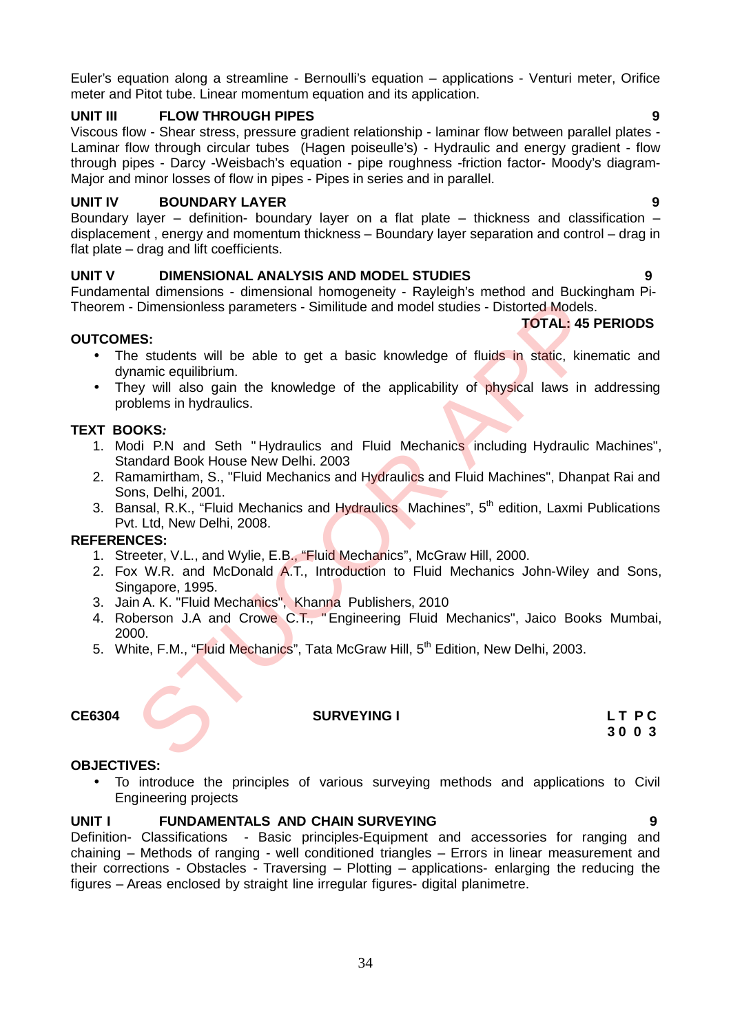Euler's equation along a streamline - Bernoulli's equation – applications - Venturi meter, Orifice meter and Pitot tube. Linear momentum equation and its application.

**UNIT III FLOW THROUGH PIPES 9**

Viscous flow - Shear stress, pressure gradient relationship - laminar flow between parallel plates - Laminar flow through circular tubes (Hagen poiseulle's) - Hydraulic and energy gradient - flow through pipes - Darcy -Weisbach's equation - pipe roughness -friction factor- Moody's diagram- Major and minor losses of flow in pipes - Pipes in series and in parallel.

**UNIT IV BOUNDARY LAYER 9**

Boundary layer – definition- boundary layer on a flat plate – thickness and classification – displacement , energy and momentum thickness – Boundary layer separation and control – drag in flat plate – drag and lift coefficients.

**UNIT V DIMENSIONAL ANALYSIS AND MODEL STUDIES 9**

Fundamental dimensions - dimensional homogeneity - Rayleigh's method and Buckingham Pi-Theorem - Dimensionless parameters - Similitude and model studies - Distorted Models.

**TOTAL: 45 PERIODS**

**OUTCOMES:**

- The students will be able to get a basic knowledge of fluids in static, kinematic and dynamic equilibrium.
- They will also gain the knowledge of the applicability of physical laws in addressing problems in hydraulics.

**TEXT BOOKS:**

1. Modi P.N and Seth " Hydraulics and Fluid Mechanics including Hydraulic Machines", Standard Book House New Delhi. 2003
2. Ramamirtham, S., "Fluid Mechanics and Hydraulics and Fluid Machines", Dhanpat Rai and Sons, Delhi, 2001.
3. Bansal, R.K., "Fluid Mechanics and Hydraulics Machines", 5th edition, Laxmi Publications Pvt. Ltd, New Delhi, 2008.

**REFERENCES:**

1. Streeter, V.L., and Wylie, E.B., "Fluid Mechanics", McGraw Hill, 2000.
2. Fox W.R. and McDonald A.T., Introduction to Fluid Mechanics John-Wiley and Sons, Singapore, 1995.
3. Jain A. K. "Fluid Mechanics", Khanna Publishers, 2010
4. Roberson J.A and Crowe C.T., " Engineering Fluid Mechanics", Jaico Books Mumbai, 2000.
5. White, F.M., "Fluid Mechanics", Tata McGraw Hill, 5th Edition, New Delhi, 2003.

| CE6304 | SURVEYING I | L T P C |
|---|---|---|
| | | 3 0 0 3 |

**OBJECTIVES:**

- To introduce the principles of various surveying methods and applications to Civil Engineering projects

**UNIT I FUNDAMENTALS AND CHAIN SURVEYING 9**

Definition- Classifications - Basic principles-Equipment and accessories for ranging and chaining – Methods of ranging - well conditioned triangles – Errors in linear measurement and their corrections - Obstacles - Traversing – Plotting – applications- enlarging the reducing the figures – Areas enclosed by straight line irregular figures- digital planimetre.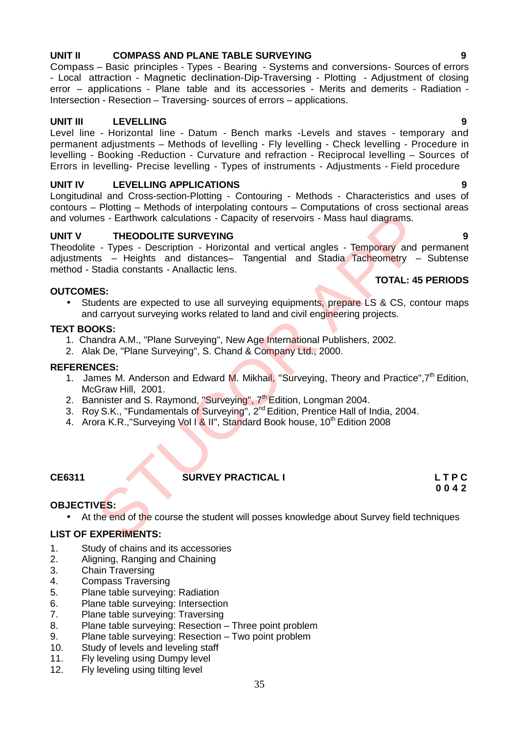**UNIT II COMPASS AND PLANE TABLE SURVEYING 9**

Compass – Basic principles - Types - Bearing - Systems and conversions- Sources of errors - Local attraction - Magnetic declination-Dip-Traversing - Plotting - Adjustment of closing error – applications - Plane table and its accessories - Merits and demerits - Radiation - Intersection - Resection – Traversing- sources of errors – applications.

**UNIT III LEVELLING 9**

Level line - Horizontal line - Datum - Bench marks -Levels and staves - temporary and permanent adjustments – Methods of levelling - Fly levelling - Check levelling - Procedure in levelling - Booking -Reduction - Curvature and refraction - Reciprocal levelling – Sources of Errors in levelling- Precise levelling - Types of instruments - Adjustments - Field procedure

**UNIT IV LEVELLING APPLICATIONS 9**

Longitudinal and Cross-section-Plotting - Contouring - Methods - Characteristics and uses of contours – Plotting – Methods of interpolating contours – Computations of cross sectional areas and volumes - Earthwork calculations - Capacity of reservoirs - Mass haul diagrams.

**UNIT V THEODOLITE SURVEYING 9**

Theodolite - Types - Description - Horizontal and vertical angles - Temporary and permanent adjustments – Heights and distances– Tangential and Stadia Tacheometry – Subtense method - Stadia constants - Anallactic lens.

**TOTAL: 45 PERIODS**

**OUTCOMES:**

- Students are expected to use all surveying equipments, prepare LS & CS, contour maps and carryout surveying works related to land and civil engineering projects.

**TEXT BOOKS:**

1. Chandra A.M., "Plane Surveying", New Age International Publishers, 2002.
2. Alak De, "Plane Surveying", S. Chand & Company Ltd., 2000.

**REFERENCES:**

1. James M. Anderson and Edward M. Mikhail, "Surveying, Theory and Practice",7th Edition, McGraw Hill, 2001.
2. Bannister and S. Raymond, "Surveying", 7th Edition, Longman 2004.
3. Roy S.K., "Fundamentals of Surveying", 2nd Edition, Prentice Hall of India, 2004.
4. Arora K.R.,"Surveying Vol I & II", Standard Book house, 10th Edition 2008

**CE6311 SURVEY PRACTICAL I**

**L T P C**
**0 0 4 2**

**OBJECTIVES:**

- At the end of the course the student will posses knowledge about Survey field techniques

**LIST OF EXPERIMENTS:**

1. Study of chains and its accessories
2. Aligning, Ranging and Chaining
3. Chain Traversing
4. Compass Traversing
5. Plane table surveying: Radiation
6. Plane table surveying: Intersection
7. Plane table surveying: Traversing
8. Plane table surveying: Resection – Three point problem
9. Plane table surveying: Resection – Two point problem
10. Study of levels and leveling staff
11. Fly leveling using Dumpy level
12. Fly leveling using tilting level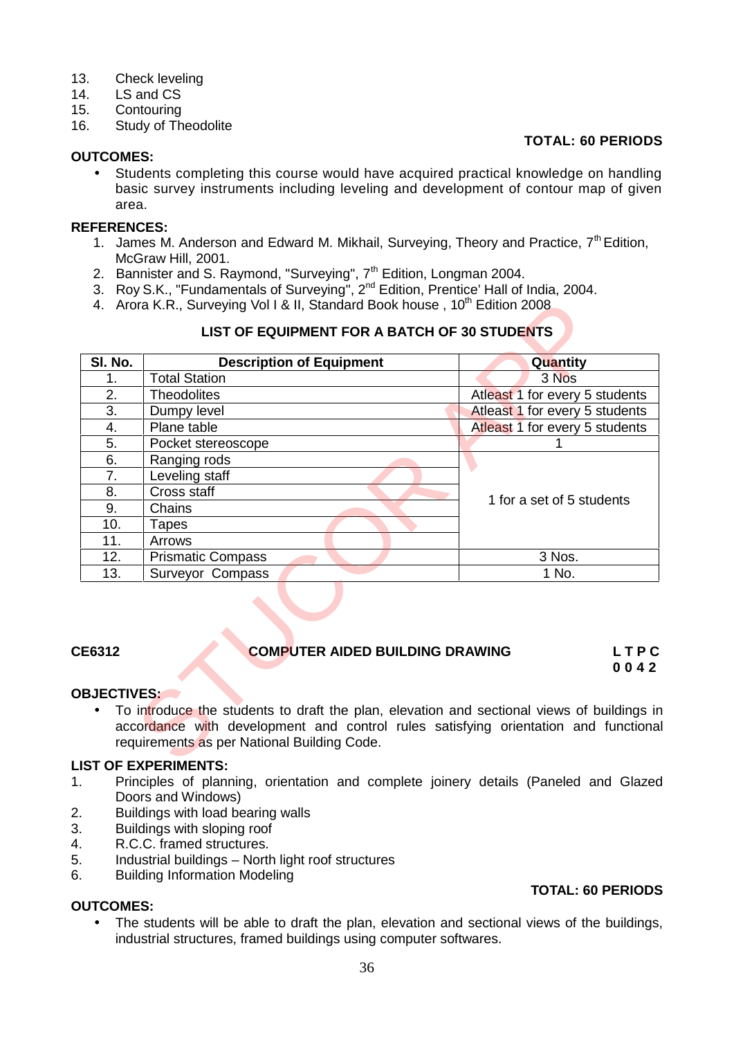13. Check leveling
14. LS and CS
15. Contouring
16. Study of Theodolite

**TOTAL: 60 PERIODS**

**OUTCOMES:**

- Students completing this course would have acquired practical knowledge on handling basic survey instruments including leveling and development of contour map of given area.

**REFERENCES:**

1. James M. Anderson and Edward M. Mikhail, Surveying, Theory and Practice, 7th Edition, McGraw Hill, 2001.
2. Bannister and S. Raymond, "Surveying", 7th Edition, Longman 2004.
3. Roy S.K., "Fundamentals of Surveying", 2nd Edition, Prentice' Hall of India, 2004.
4. Arora K.R., Surveying Vol I & II, Standard Book house , 10th Edition 2008

**LIST OF EQUIPMENT FOR A BATCH OF 30 STUDENTS**

| Sl. No. | Description of Equipment | Quantity |
|---|---|---|
| 1. | Total Station | 3 Nos |
| 2. | Theodolites | Atleast 1 for every 5 students |
| 3. | Dumpy level | Atleast 1 for every 5 students |
| 4. | Plane table | Atleast 1 for every 5 students |
| 5. | Pocket stereoscope | 1 |
| 6. | Ranging rods | 1 for a set of 5 students |
| 7. | Leveling staff | |
| 8. | Cross staff | |
| 9. | Chains | |
| 10. | Tapes | |
| 11. | Arrows | |
| 12. | Prismatic Compass | 3 Nos. |
| 13. | Surveyor Compass | 1 No. |

## CE6312 COMPUTER AIDED BUILDING DRAWING

**L T P C**
**0 0 4 2**

**OBJECTIVES:**

- To introduce the students to draft the plan, elevation and sectional views of buildings in accordance with development and control rules satisfying orientation and functional requirements as per National Building Code.

**LIST OF EXPERIMENTS:**

1. Principles of planning, orientation and complete joinery details (Paneled and Glazed Doors and Windows)
2. Buildings with load bearing walls
3. Buildings with sloping roof
4. R.C.C. framed structures.
5. Industrial buildings – North light roof structures
6. Building Information Modeling

**TOTAL: 60 PERIODS**

**OUTCOMES:**

- The students will be able to draft the plan, elevation and sectional views of the buildings, industrial structures, framed buildings using computer softwares.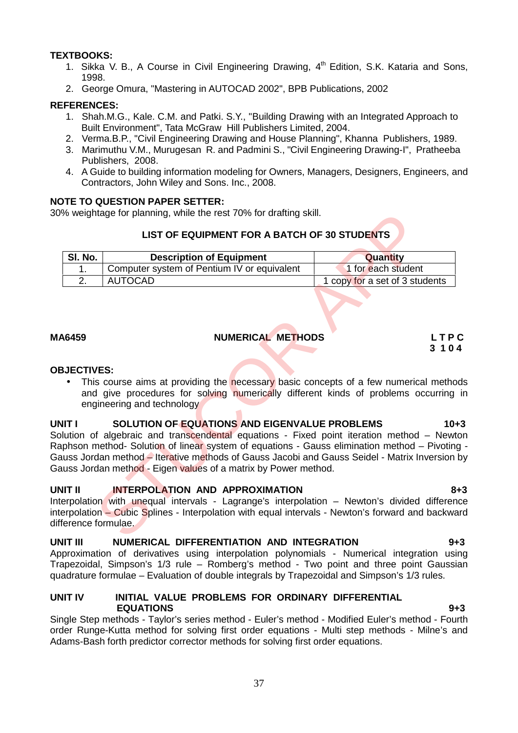**TEXTBOOKS:**

1. Sikka V. B., A Course in Civil Engineering Drawing, 4th Edition, S.K. Kataria and Sons, 1998.
2. George Omura, "Mastering in AUTOCAD 2002", BPB Publications, 2002

**REFERENCES:**

1. Shah.M.G., Kale. C.M. and Patki. S.Y., "Building Drawing with an Integrated Approach to Built Environment", Tata McGraw Hill Publishers Limited, 2004.
2. Verma.B.P., "Civil Engineering Drawing and House Planning", Khanna Publishers, 1989.
3. Marimuthu V.M., Murugesan R. and Padmini S., "Civil Engineering Drawing-I", Pratheeba Publishers, 2008.
4. A Guide to building information modeling for Owners, Managers, Designers, Engineers, and Contractors, John Wiley and Sons. Inc., 2008.

**NOTE TO QUESTION PAPER SETTER:**

30% weightage for planning, while the rest 70% for drafting skill.

**LIST OF EQUIPMENT FOR A BATCH OF 30 STUDENTS**

| Sl. No. | Description of Equipment | Quantity |
|---|---|---|
| 1. | Computer system of Pentium IV or equivalent | 1 for each student |
| 2. | AUTOCAD | 1 copy for a set of 3 students |

**MA6459 NUMERICAL METHODS**

**L T P C**
**3 1 0 4**

**OBJECTIVES:**

- This course aims at providing the necessary basic concepts of a few numerical methods and give procedures for solving numerically different kinds of problems occurring in engineering and technology

**UNIT I SOLUTION OF EQUATIONS AND EIGENVALUE PROBLEMS 10+3**

Solution of algebraic and transcendental equations - Fixed point iteration method – Newton Raphson method- Solution of linear system of equations - Gauss elimination method – Pivoting - Gauss Jordan method – Iterative methods of Gauss Jacobi and Gauss Seidel - Matrix Inversion by Gauss Jordan method - Eigen values of a matrix by Power method.

**UNIT II INTERPOLATION AND APPROXIMATION 8+3**

Interpolation with unequal intervals - Lagrange's interpolation – Newton's divided difference interpolation – Cubic Splines - Interpolation with equal intervals - Newton's forward and backward difference formulae.

**UNIT III NUMERICAL DIFFERENTIATION AND INTEGRATION 9+3**

Approximation of derivatives using interpolation polynomials - Numerical integration using Trapezoidal, Simpson's 1/3 rule – Romberg's method - Two point and three point Gaussian quadrature formulae – Evaluation of double integrals by Trapezoidal and Simpson's 1/3 rules.

**UNIT IV INITIAL VALUE PROBLEMS FOR ORDINARY DIFFERENTIAL EQUATIONS 9+3**

Single Step methods - Taylor's series method - Euler's method - Modified Euler's method - Fourth order Runge-Kutta method for solving first order equations - Multi step methods - Milne's and Adams-Bash forth predictor corrector methods for solving first order equations.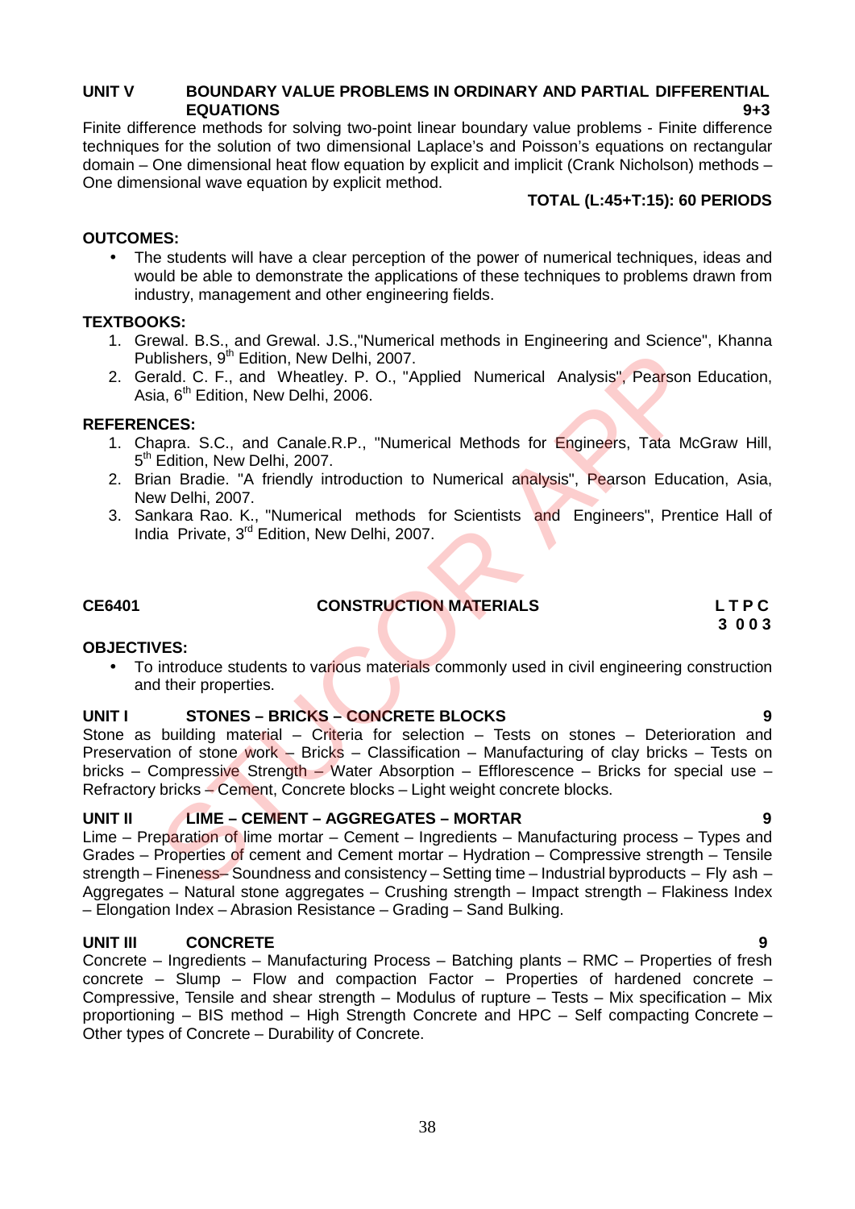### UNIT V BOUNDARY VALUE PROBLEMS IN ORDINARY AND PARTIAL DIFFERENTIAL EQUATIONS 9+3

Finite difference methods for solving two-point linear boundary value problems - Finite difference techniques for the solution of two dimensional Laplace's and Poisson's equations on rectangular domain – One dimensional heat flow equation by explicit and implicit (Crank Nicholson) methods – One dimensional wave equation by explicit method.

**TOTAL (L:45+T:15): 60 PERIODS**

**OUTCOMES:**

- The students will have a clear perception of the power of numerical techniques, ideas and would be able to demonstrate the applications of these techniques to problems drawn from industry, management and other engineering fields.

**TEXTBOOKS:**

1. Grewal. B.S., and Grewal. J.S.,"Numerical methods in Engineering and Science", Khanna Publishers, 9th Edition, New Delhi, 2007.
2. Gerald. C. F., and Wheatley. P. O., "Applied Numerical Analysis", Pearson Education, Asia, 6th Edition, New Delhi, 2006.

**REFERENCES:**

1. Chapra. S.C., and Canale.R.P., "Numerical Methods for Engineers, Tata McGraw Hill, 5th Edition, New Delhi, 2007.
2. Brian Bradie. "A friendly introduction to Numerical analysis", Pearson Education, Asia, New Delhi, 2007.
3. Sankara Rao. K., "Numerical methods for Scientists and Engineers", Prentice Hall of India Private, 3rd Edition, New Delhi, 2007.

## CE6401 CONSTRUCTION MATERIALS

| L | T | P | C |
|---|---|---|---|
| 3 | 0 | 0 | 3 |

**OBJECTIVES:**

- To introduce students to various materials commonly used in civil engineering construction and their properties.

### UNIT I STONES – BRICKS – CONCRETE BLOCKS 9

Stone as building material – Criteria for selection – Tests on stones – Deterioration and Preservation of stone work – Bricks – Classification – Manufacturing of clay bricks – Tests on bricks – Compressive Strength – Water Absorption – Efflorescence – Bricks for special use – Refractory bricks – Cement, Concrete blocks – Light weight concrete blocks.

### UNIT II LIME – CEMENT – AGGREGATES – MORTAR 9

Lime – Preparation of lime mortar – Cement – Ingredients – Manufacturing process – Types and Grades – Properties of cement and Cement mortar – Hydration – Compressive strength – Tensile strength – Fineness– Soundness and consistency – Setting time – Industrial byproducts – Fly ash – Aggregates – Natural stone aggregates – Crushing strength – Impact strength – Flakiness Index – Elongation Index – Abrasion Resistance – Grading – Sand Bulking.

### UNIT III CONCRETE 9

Concrete – Ingredients – Manufacturing Process – Batching plants – RMC – Properties of fresh concrete – Slump – Flow and compaction Factor – Properties of hardened concrete – Compressive, Tensile and shear strength – Modulus of rupture – Tests – Mix specification – Mix proportioning – BIS method – High Strength Concrete and HPC – Self compacting Concrete – Other types of Concrete – Durability of Concrete.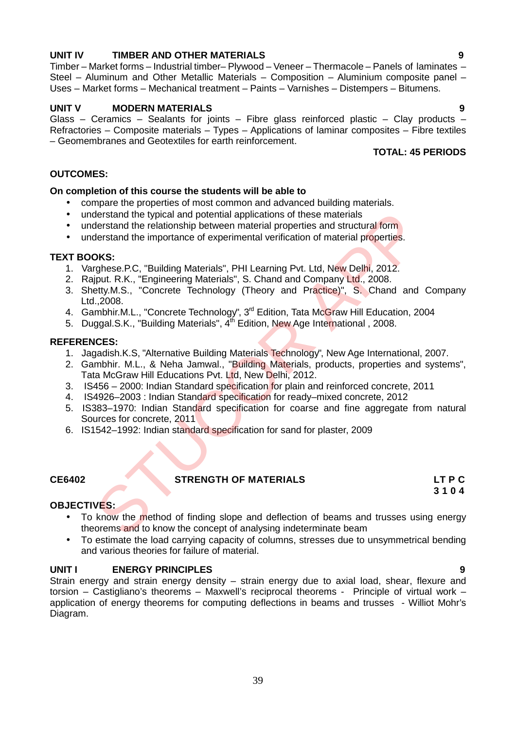**UNIT IV TIMBER AND OTHER MATERIALS** **9**

Timber – Market forms – Industrial timber– Plywood – Veneer – Thermacole – Panels of laminates – Steel – Aluminum and Other Metallic Materials – Composition – Aluminium composite panel – Uses – Market forms – Mechanical treatment – Paints – Varnishes – Distempers – Bitumens.

**UNIT V MODERN MATERIALS** **9**

Glass – Ceramics – Sealants for joints – Fibre glass reinforced plastic – Clay products – Refractories – Composite materials – Types – Applications of laminar composites – Fibre textiles – Geomembranes and Geotextiles for earth reinforcement.

**TOTAL: 45 PERIODS**

**OUTCOMES:**

**On completion of this course the students will be able to**

- compare the properties of most common and advanced building materials.
- understand the typical and potential applications of these materials
- understand the relationship between material properties and structural form
- understand the importance of experimental verification of material properties.

**TEXT BOOKS:**

1. Varghese.P.C, "Building Materials", PHI Learning Pvt. Ltd, New Delhi, 2012.
2. Rajput. R.K., "Engineering Materials", S. Chand and Company Ltd., 2008.
3. Shetty.M.S., "Concrete Technology (Theory and Practice)", S. Chand and Company Ltd.,2008.
4. Gambhir.M.L., "Concrete Technology", 3rd Edition, Tata McGraw Hill Education, 2004
5. Duggal.S.K., "Building Materials", 4th Edition, New Age International , 2008.

**REFERENCES:**

1. Jagadish.K.S, "Alternative Building Materials Technology", New Age International, 2007.
2. Gambhir. M.L., & Neha Jamwal., "Building Materials, products, properties and systems", Tata McGraw Hill Educations Pvt. Ltd, New Delhi, 2012.
3. IS456 – 2000: Indian Standard specification for plain and reinforced concrete, 2011
4. IS4926–2003 : Indian Standard specification for ready–mixed concrete, 2012
5. IS383–1970: Indian Standard specification for coarse and fine aggregate from natural Sources for concrete, 2011
6. IS1542–1992: Indian standard specification for sand for plaster, 2009

**CE6402 STRENGTH OF MATERIALS** **L T P C**
**3 1 0 4**

**OBJECTIVES:**

- To know the method of finding slope and deflection of beams and trusses using energy theorems and to know the concept of analysing indeterminate beam
- To estimate the load carrying capacity of columns, stresses due to unsymmetrical bending and various theories for failure of material.

**UNIT I ENERGY PRINCIPLES** **9**

Strain energy and strain energy density – strain energy due to axial load, shear, flexure and torsion – Castigliano's theorems – Maxwell's reciprocal theorems - Principle of virtual work – application of energy theorems for computing deflections in beams and trusses - Williot Mohr's Diagram.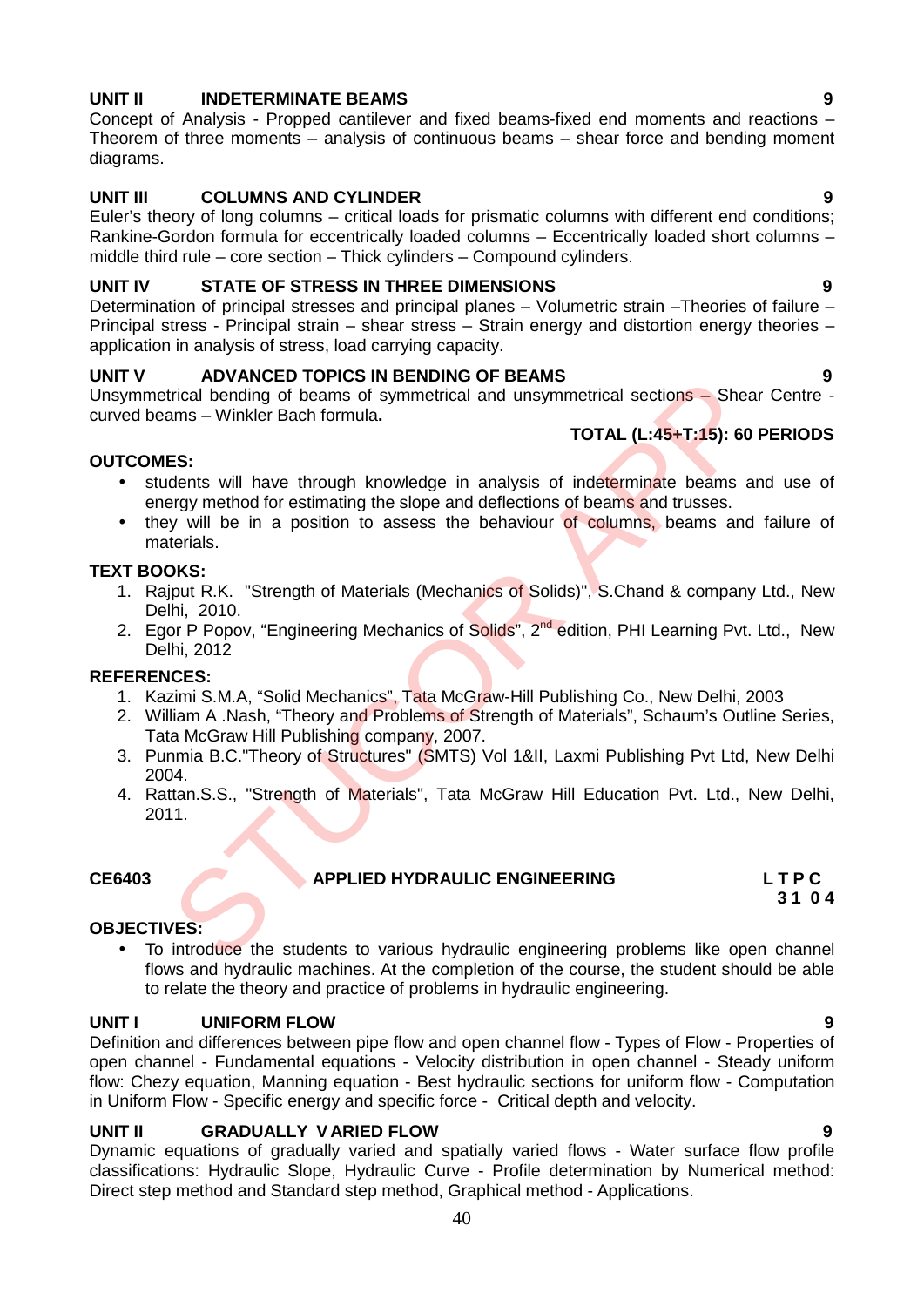### UNIT II INDETERMINATE BEAMS 9

Concept of Analysis - Propped cantilever and fixed beams-fixed end moments and reactions – Theorem of three moments – analysis of continuous beams – shear force and bending moment diagrams.

### UNIT III COLUMNS AND CYLINDER 9

Euler's theory of long columns – critical loads for prismatic columns with different end conditions; Rankine-Gordon formula for eccentrically loaded columns – Eccentrically loaded short columns – middle third rule – core section – Thick cylinders – Compound cylinders.

### UNIT IV STATE OF STRESS IN THREE DIMENSIONS 9

Determination of principal stresses and principal planes – Volumetric strain –Theories of failure – Principal stress - Principal strain – shear stress – Strain energy and distortion energy theories – application in analysis of stress, load carrying capacity.

### UNIT V ADVANCED TOPICS IN BENDING OF BEAMS 9

Unsymmetrical bending of beams of symmetrical and unsymmetrical sections – Shear Centre - curved beams – Winkler Bach formula.

**TOTAL (L:45+T:15): 60 PERIODS**

**OUTCOMES:**

- students will have through knowledge in analysis of indeterminate beams and use of energy method for estimating the slope and deflections of beams and trusses.
- they will be in a position to assess the behaviour of columns, beams and failure of materials.

**TEXT BOOKS:**

1. Rajput R.K. "Strength of Materials (Mechanics of Solids)", S.Chand & company Ltd., New Delhi, 2010.
2. Egor P Popov, "Engineering Mechanics of Solids", 2nd edition, PHI Learning Pvt. Ltd., New Delhi, 2012

**REFERENCES:**

1. Kazimi S.M.A, "Solid Mechanics", Tata McGraw-Hill Publishing Co., New Delhi, 2003
2. William A .Nash, "Theory and Problems of Strength of Materials", Schaum's Outline Series, Tata McGraw Hill Publishing company, 2007.
3. Punmia B.C."Theory of Structures" (SMTS) Vol 1&II, Laxmi Publishing Pvt Ltd, New Delhi 2004.
4. Rattan.S.S., "Strength of Materials", Tata McGraw Hill Education Pvt. Ltd., New Delhi, 2011.

## CE6403 APPLIED HYDRAULIC ENGINEERING

L T P C
3 1 0 4

**OBJECTIVES:**

- To introduce the students to various hydraulic engineering problems like open channel flows and hydraulic machines. At the completion of the course, the student should be able to relate the theory and practice of problems in hydraulic engineering.

### UNIT I UNIFORM FLOW 9

Definition and differences between pipe flow and open channel flow - Types of Flow - Properties of open channel - Fundamental equations - Velocity distribution in open channel - Steady uniform flow: Chezy equation, Manning equation - Best hydraulic sections for uniform flow - Computation in Uniform Flow - Specific energy and specific force - Critical depth and velocity.

### UNIT II GRADUALLY VARIED FLOW 9

Dynamic equations of gradually varied and spatially varied flows - Water surface flow profile classifications: Hydraulic Slope, Hydraulic Curve - Profile determination by Numerical method: Direct step method and Standard step method, Graphical method - Applications.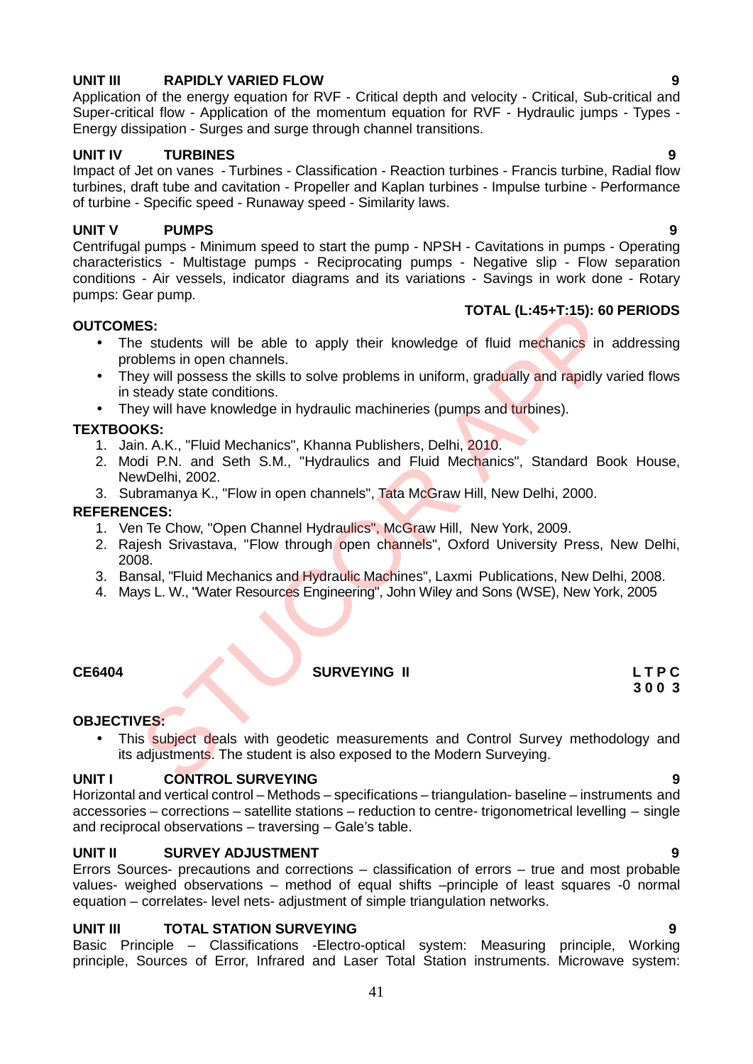**UNIT III RAPIDLY VARIED FLOW** **9**

Application of the energy equation for RVF - Critical depth and velocity - Critical, Sub-critical and Super-critical flow - Application of the momentum equation for RVF - Hydraulic jumps - Types - Energy dissipation - Surges and surge through channel transitions.

**UNIT IV TURBINES** **9**

Impact of Jet on vanes - Turbines - Classification - Reaction turbines - Francis turbine, Radial flow turbines, draft tube and cavitation - Propeller and Kaplan turbines - Impulse turbine - Performance of turbine - Specific speed - Runaway speed - Similarity laws.

**UNIT V PUMPS** **9**

Centrifugal pumps - Minimum speed to start the pump - NPSH - Cavitations in pumps - Operating characteristics - Multistage pumps - Reciprocating pumps - Negative slip - Flow separation conditions - Air vessels, indicator diagrams and its variations - Savings in work done - Rotary pumps: Gear pump.

**TOTAL (L:45+T:15): 60 PERIODS**

**OUTCOMES:**

- The students will be able to apply their knowledge of fluid mechanics in addressing problems in open channels.
- They will possess the skills to solve problems in uniform, gradually and rapidly varied flows in steady state conditions.
- They will have knowledge in hydraulic machineries (pumps and turbines).

**TEXTBOOKS:**

1. Jain. A.K., "Fluid Mechanics", Khanna Publishers, Delhi, 2010.
2. Modi P.N. and Seth S.M., "Hydraulics and Fluid Mechanics", Standard Book House, NewDelhi, 2002.
3. Subramanya K., "Flow in open channels", Tata McGraw Hill, New Delhi, 2000.

**REFERENCES:**

1. Ven Te Chow, "Open Channel Hydraulics", McGraw Hill, New York, 2009.
2. Rajesh Srivastava, "Flow through open channels", Oxford University Press, New Delhi, 2008.
3. Bansal, "Fluid Mechanics and Hydraulic Machines", Laxmi Publications, New Delhi, 2008.
4. Mays L. W., "Water Resources Engineering", John Wiley and Sons (WSE), New York, 2005

**CE6404 SURVEYING II** **L T P C**
**3 0 0 3**

**OBJECTIVES:**

- This subject deals with geodetic measurements and Control Survey methodology and its adjustments. The student is also exposed to the Modern Surveying.

**UNIT I CONTROL SURVEYING** **9**

Horizontal and vertical control – Methods – specifications – triangulation- baseline – instruments and accessories – corrections – satellite stations – reduction to centre- trigonometrical levelling – single and reciprocal observations – traversing – Gale's table.

**UNIT II SURVEY ADJUSTMENT** **9**

Errors Sources- precautions and corrections – classification of errors – true and most probable values- weighed observations – method of equal shifts –principle of least squares -0 normal equation – correlates- level nets- adjustment of simple triangulation networks.

**UNIT III TOTAL STATION SURVEYING** **9**

Basic Principle – Classifications -Electro-optical system: Measuring principle, Working principle, Sources of Error, Infrared and Laser Total Station instruments. Microwave system: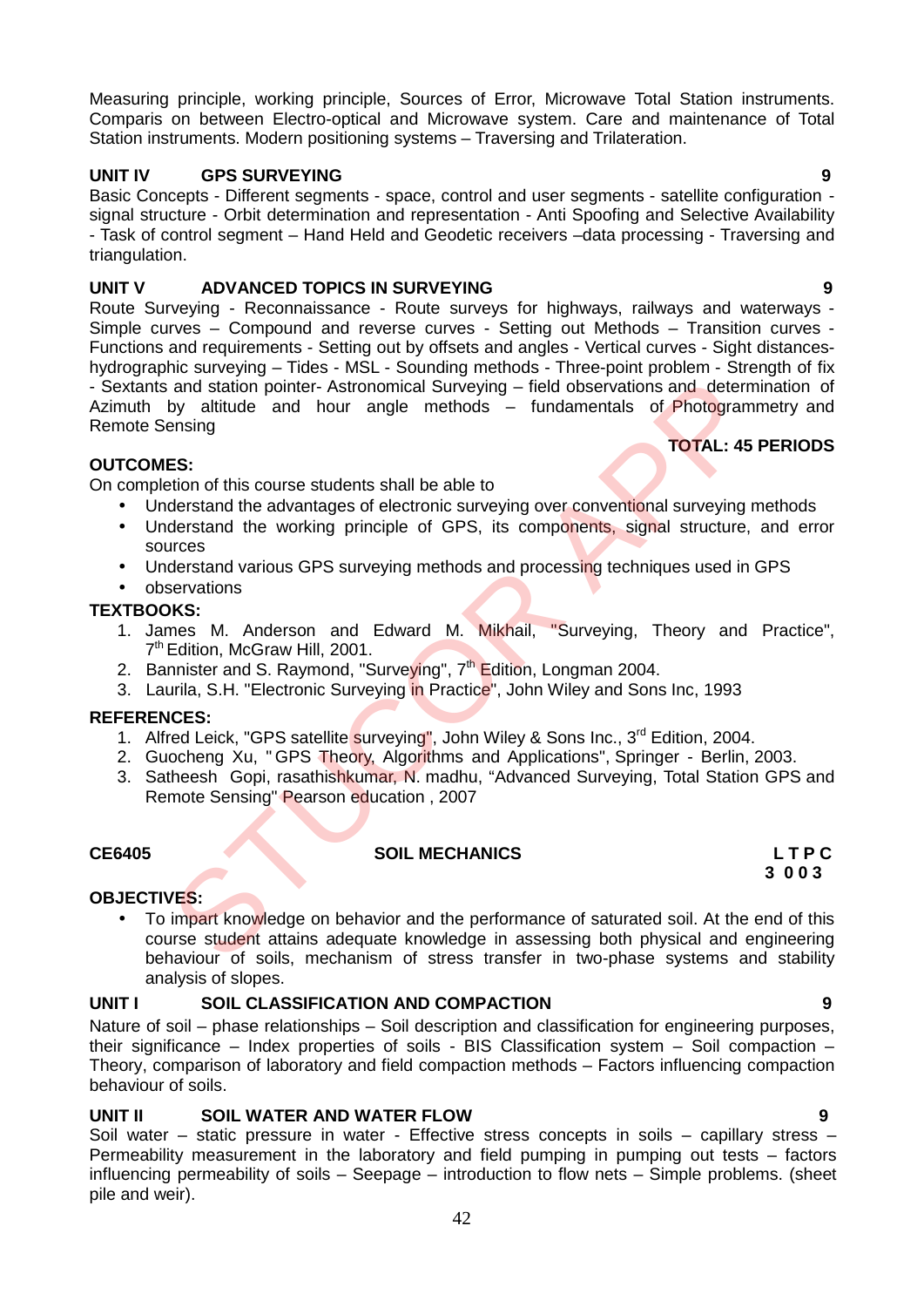Measuring principle, working principle, Sources of Error, Microwave Total Station instruments. Comparis on between Electro-optical and Microwave system. Care and maintenance of Total Station instruments. Modern positioning systems – Traversing and Trilateration.

**UNIT IV GPS SURVEYING 9**

Basic Concepts - Different segments - space, control and user segments - satellite configuration - signal structure - Orbit determination and representation - Anti Spoofing and Selective Availability - Task of control segment – Hand Held and Geodetic receivers –data processing - Traversing and triangulation.

**UNIT V ADVANCED TOPICS IN SURVEYING 9**

Route Surveying - Reconnaissance - Route surveys for highways, railways and waterways - Simple curves – Compound and reverse curves - Setting out Methods – Transition curves - Functions and requirements - Setting out by offsets and angles - Vertical curves - Sight distances- hydrographic surveying – Tides - MSL - Sounding methods - Three-point problem - Strength of fix - Sextants and station pointer- Astronomical Surveying – field observations and determination of Azimuth by altitude and hour angle methods – fundamentals of Photogrammetry and Remote Sensing

**TOTAL: 45 PERIODS**

**OUTCOMES:**

On completion of this course students shall be able to

- Understand the advantages of electronic surveying over conventional surveying methods
- Understand the working principle of GPS, its components, signal structure, and error sources
- Understand various GPS surveying methods and processing techniques used in GPS
- observations

**TEXTBOOKS:**

1. James M. Anderson and Edward M. Mikhail, "Surveying, Theory and Practice", 7th Edition, McGraw Hill, 2001.
2. Bannister and S. Raymond, "Surveying", 7th Edition, Longman 2004.
3. Laurila, S.H. "Electronic Surveying in Practice", John Wiley and Sons Inc, 1993

**REFERENCES:**

1. Alfred Leick, "GPS satellite surveying", John Wiley & Sons Inc., 3rd Edition, 2004.
2. Guocheng Xu, "GPS Theory, Algorithms and Applications", Springer - Berlin, 2003.
3. Satheesh Gopi, rasathishkumar, N. madhu, “Advanced Surveying, Total Station GPS and Remote Sensing" Pearson education , 2007

**CE6405 SOIL MECHANICS**

**L T P C**
**3 0 0 3**

**OBJECTIVES:**

- To impart knowledge on behavior and the performance of saturated soil. At the end of this course student attains adequate knowledge in assessing both physical and engineering behaviour of soils, mechanism of stress transfer in two-phase systems and stability analysis of slopes.

**UNIT I SOIL CLASSIFICATION AND COMPACTION 9**

Nature of soil – phase relationships – Soil description and classification for engineering purposes, their significance – Index properties of soils - BIS Classification system – Soil compaction – Theory, comparison of laboratory and field compaction methods – Factors influencing compaction behaviour of soils.

**UNIT II SOIL WATER AND WATER FLOW 9**

Soil water – static pressure in water - Effective stress concepts in soils – capillary stress – Permeability measurement in the laboratory and field pumping in pumping out tests – factors influencing permeability of soils – Seepage – introduction to flow nets – Simple problems. (sheet pile and weir).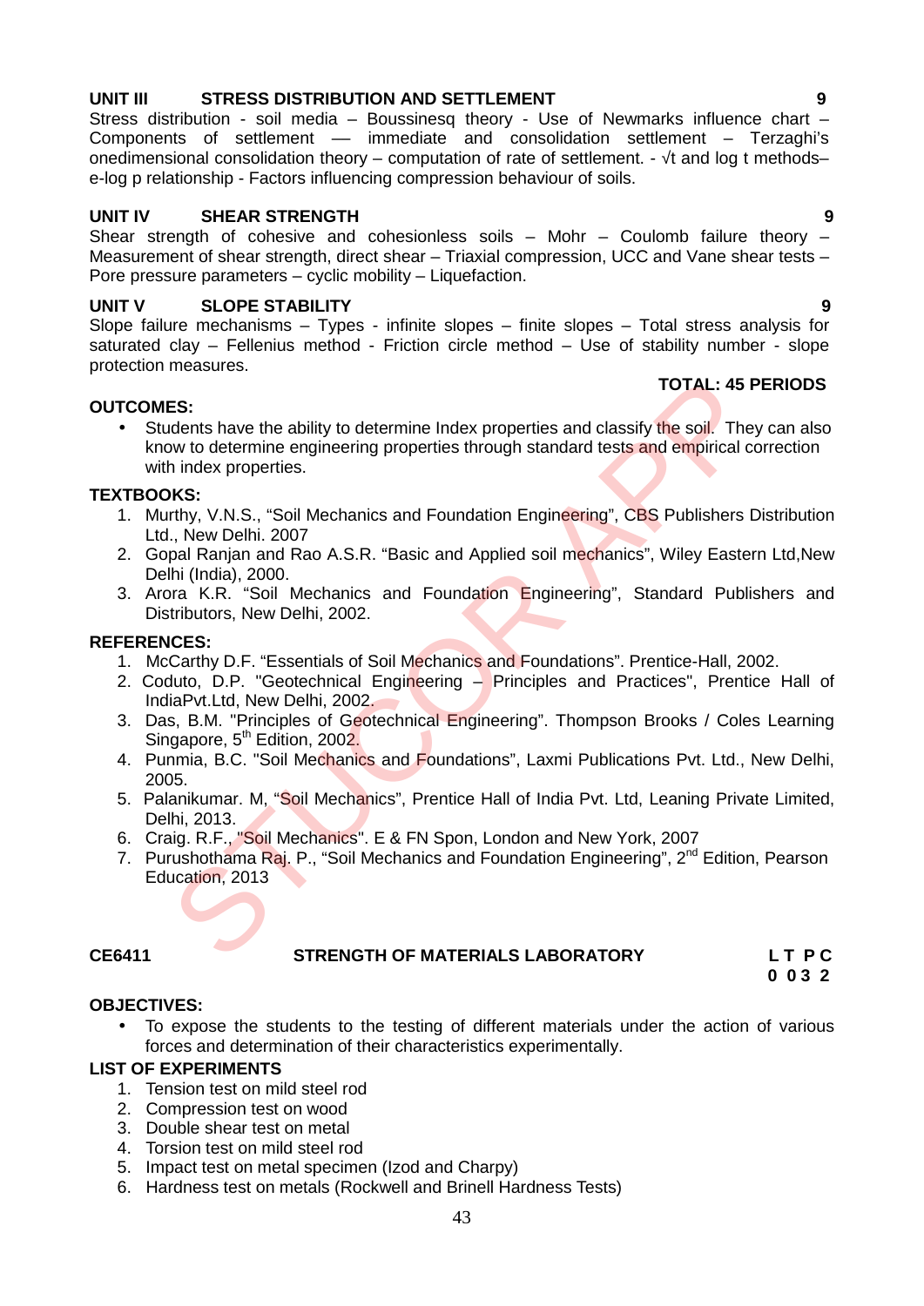**UNIT III STRESS DISTRIBUTION AND SETTLEMENT 9**

Stress distribution - soil media – Boussinesq theory - Use of Newmarks influence chart – Components of settlement –– immediate and consolidation settlement – Terzaghi's onedimensional consolidation theory – computation of rate of settlement. - √t and log t methods– e-log p relationship - Factors influencing compression behaviour of soils.

**UNIT IV SHEAR STRENGTH 9**

Shear strength of cohesive and cohesionless soils – Mohr – Coulomb failure theory – Measurement of shear strength, direct shear – Triaxial compression, UCC and Vane shear tests – Pore pressure parameters – cyclic mobility – Liquefaction.

**UNIT V SLOPE STABILITY 9**

Slope failure mechanisms – Types - infinite slopes – finite slopes – Total stress analysis for saturated clay – Fellenius method - Friction circle method – Use of stability number - slope protection measures.

**TOTAL: 45 PERIODS**

**OUTCOMES:**

- Students have the ability to determine Index properties and classify the soil. They can also know to determine engineering properties through standard tests and empirical correction with index properties.

**TEXTBOOKS:**

1. Murthy, V.N.S., "Soil Mechanics and Foundation Engineering", CBS Publishers Distribution Ltd., New Delhi. 2007
2. Gopal Ranjan and Rao A.S.R. "Basic and Applied soil mechanics", Wiley Eastern Ltd,New Delhi (India), 2000.
3. Arora K.R. "Soil Mechanics and Foundation Engineering", Standard Publishers and Distributors, New Delhi, 2002.

**REFERENCES:**

1. McCarthy D.F. "Essentials of Soil Mechanics and Foundations". Prentice-Hall, 2002.
2. Coduto, D.P. "Geotechnical Engineering – Principles and Practices", Prentice Hall of IndiaPvt.Ltd, New Delhi, 2002.
3. Das, B.M. "Principles of Geotechnical Engineering". Thompson Brooks / Coles Learning Singapore, 5th Edition, 2002.
4. Punmia, B.C. "Soil Mechanics and Foundations", Laxmi Publications Pvt. Ltd., New Delhi, 2005.
5. Palanikumar. M, "Soil Mechanics", Prentice Hall of India Pvt. Ltd, Leaning Private Limited, Delhi, 2013.
6. Craig. R.F., "Soil Mechanics". E & FN Spon, London and New York, 2007
7. Purushothama Raj. P., "Soil Mechanics and Foundation Engineering", 2nd Edition, Pearson Education, 2013

**CE6411 STRENGTH OF MATERIALS LABORATORY**

| L | T | P | C |
|---|---|---|---|
| 0 | 0 | 3 | 2 |

**OBJECTIVES:**

- To expose the students to the testing of different materials under the action of various forces and determination of their characteristics experimentally.

**LIST OF EXPERIMENTS**

1. Tension test on mild steel rod
2. Compression test on wood
3. Double shear test on metal
4. Torsion test on mild steel rod
5. Impact test on metal specimen (Izod and Charpy)
6. Hardness test on metals (Rockwell and Brinell Hardness Tests)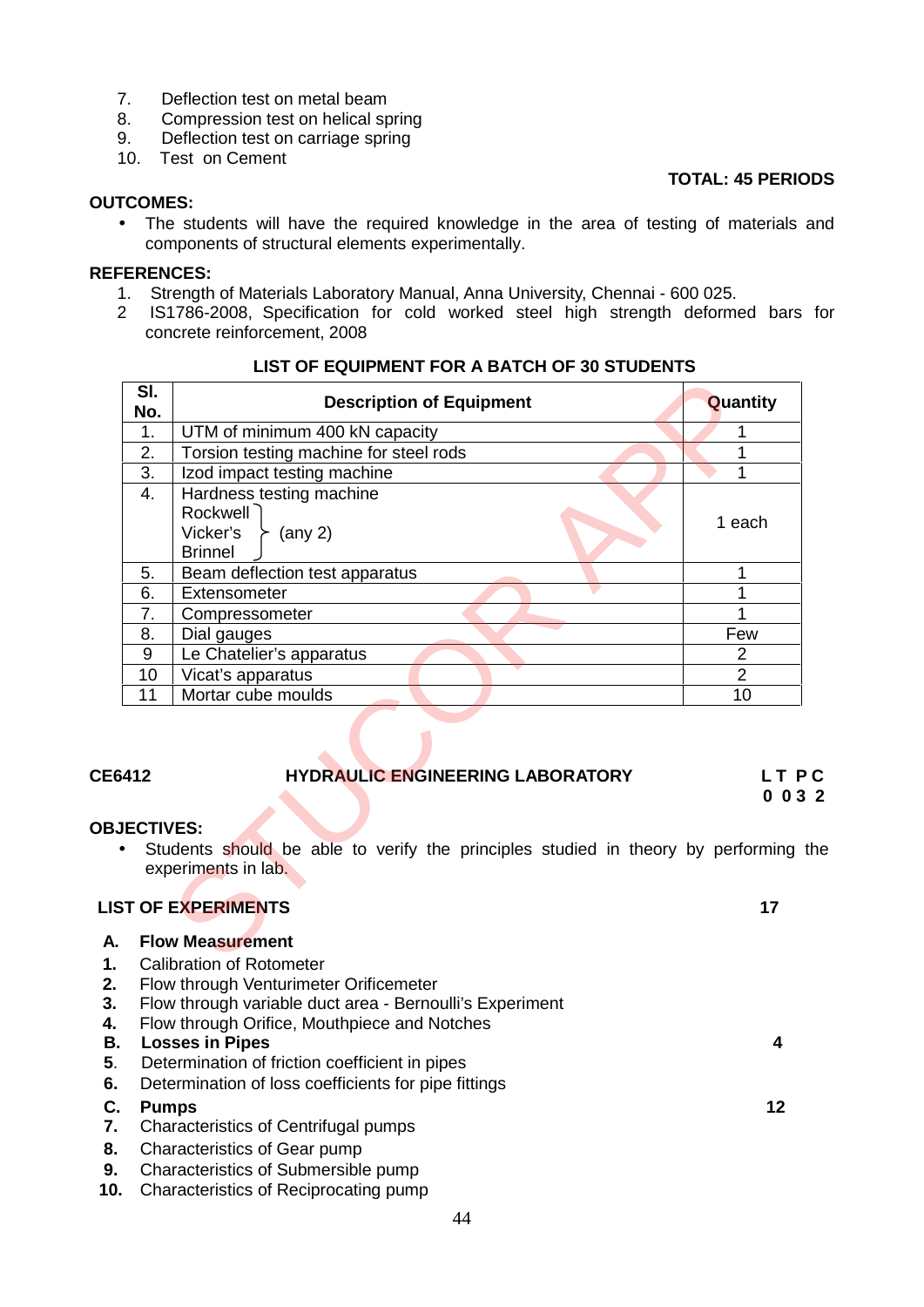7. Deflection test on metal beam
8. Compression test on helical spring
9. Deflection test on carriage spring
10. Test on Cement

**TOTAL: 45 PERIODS**

**OUTCOMES:**

- The students will have the required knowledge in the area of testing of materials and components of structural elements experimentally.

**REFERENCES:**

1. Strength of Materials Laboratory Manual, Anna University, Chennai - 600 025.
2. IS1786-2008, Specification for cold worked steel high strength deformed bars for concrete reinforcement, 2008

**LIST OF EQUIPMENT FOR A BATCH OF 30 STUDENTS**

| Sl. No. | Description of Equipment | Quantity |
|---|---|---|
| 1. | UTM of minimum 400 kN capacity | 1 |
| 2. | Torsion testing machine for steel rods | 1 |
| 3. | Izod impact testing machine | 1 |
| 4. | Hardness testing machine<br>Rockwell, Vicker's, Brinnel (any 2) | 1 each |
| 5. | Beam deflection test apparatus | 1 |
| 6. | Extensometer | 1 |
| 7. | Compressometer | 1 |
| 8. | Dial gauges | Few |
| 9 | Le Chatelier's apparatus | 2 |
| 10 | Vicat's apparatus | 2 |
| 11 | Mortar cube moulds | 10 |

## CE6412 HYDRAULIC ENGINEERING LABORATORY

L T P C
0 0 3 2

**OBJECTIVES:**

- Students should be able to verify the principles studied in theory by performing the experiments in lab.

**LIST OF EXPERIMENTS** **17**

**A. Flow Measurement**

**1.** Calibration of Rotometer
**2.** Flow through Venturimeter Orificemeter
**3.** Flow through variable duct area - Bernoulli's Experiment
**4.** Flow through Orifice, Mouthpiece and Notches

**B. Losses in Pipes** **4**

**5.** Determination of friction coefficient in pipes
**6.** Determination of loss coefficients for pipe fittings

**C. Pumps** **12**

**7.** Characteristics of Centrifugal pumps
**8.** Characteristics of Gear pump
**9.** Characteristics of Submersible pump
**10.** Characteristics of Reciprocating pump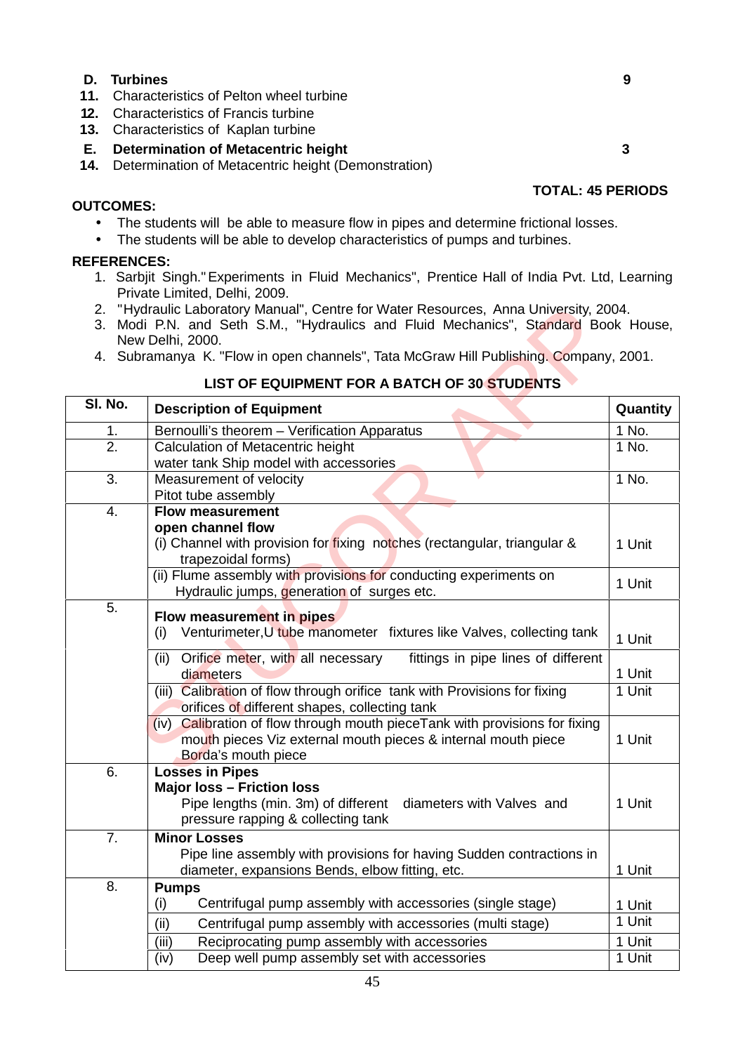**D. Turbines** **9**

**11.** Characteristics of Pelton wheel turbine
**12.** Characteristics of Francis turbine
**13.** Characteristics of Kaplan turbine

**E. Determination of Metacentric height** **3**

**14.** Determination of Metacentric height (Demonstration)

**TOTAL: 45 PERIODS**

**OUTCOMES:**

- The students will be able to measure flow in pipes and determine frictional losses.
- The students will be able to develop characteristics of pumps and turbines.

**REFERENCES:**

1. Sarbjit Singh."Experiments in Fluid Mechanics", Prentice Hall of India Pvt. Ltd, Learning Private Limited, Delhi, 2009.
2. "Hydraulic Laboratory Manual", Centre for Water Resources, Anna University, 2004.
3. Modi P.N. and Seth S.M., "Hydraulics and Fluid Mechanics", Standard Book House, New Delhi, 2000.
4. Subramanya K. "Flow in open channels", Tata McGraw Hill Publishing. Company, 2001.

**LIST OF EQUIPMENT FOR A BATCH OF 30 STUDENTS**

| Sl. No. | Description of Equipment | Quantity |
|---|---|---|
| 1. | Bernoulli's theorem – Verification Apparatus | 1 No. |
| 2. | Calculation of Metacentric height<br>water tank Ship model with accessories | 1 No. |
| 3. | Measurement of velocity<br>Pitot tube assembly | 1 No. |
| 4. | **Flow measurement**<br>**open channel flow**<br>(i) Channel with provision for fixing notches (rectangular, triangular & trapezoidal forms) | 1 Unit |
| | (ii) Flume assembly with provisions for conducting experiments on Hydraulic jumps, generation of surges etc. | 1 Unit |
| 5. | **Flow measurement in pipes**<br>(i) Venturimeter,U tube manometer fixtures like Valves, collecting tank | 1 Unit |
| | (ii) Orifice meter, with all necessary fittings in pipe lines of different diameters | 1 Unit |
| | (iii) Calibration of flow through orifice tank with Provisions for fixing orifices of different shapes, collecting tank | 1 Unit |
| | (iv) Calibration of flow through mouth pieceTank with provisions for fixing mouth pieces Viz external mouth pieces & internal mouth piece Borda's mouth piece | 1 Unit |
| 6. | **Losses in Pipes**<br>**Major loss – Friction loss**<br>Pipe lengths (min. 3m) of different diameters with Valves and pressure rapping & collecting tank | 1 Unit |
| 7. | **Minor Losses**<br>Pipe line assembly with provisions for having Sudden contractions in diameter, expansions Bends, elbow fitting, etc. | 1 Unit |
| 8. | **Pumps**<br>(i) Centrifugal pump assembly with accessories (single stage) | 1 Unit |
| | (ii) Centrifugal pump assembly with accessories (multi stage) | 1 Unit |
| | (iii) Reciprocating pump assembly with accessories | 1 Unit |
| | (iv) Deep well pump assembly set with accessories | 1 Unit |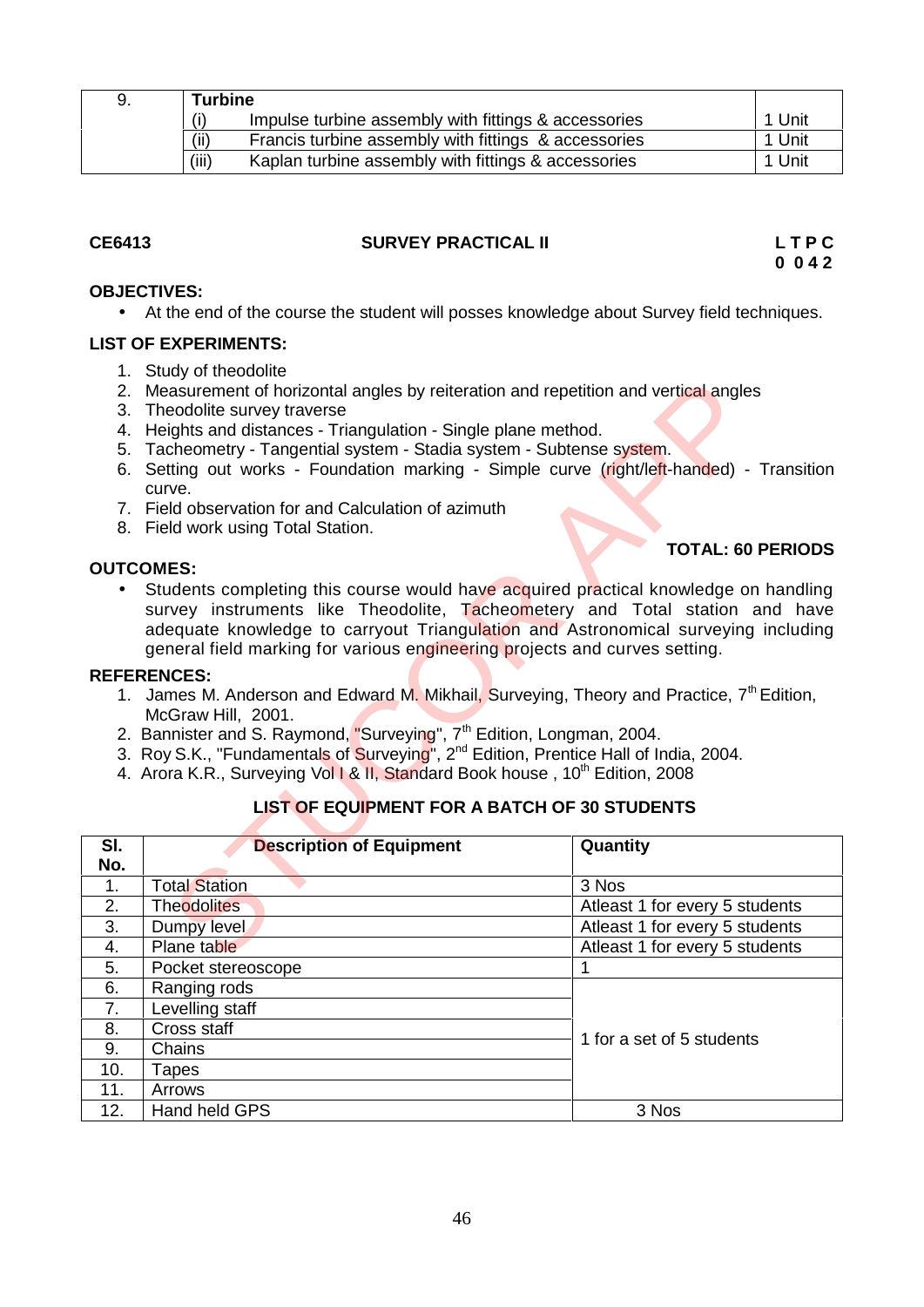| 9. | Turbine | |
|---|---|---|
| | (i) Impulse turbine assembly with fittings & accessories | 1 Unit |
| | (ii) Francis turbine assembly with fittings & accessories | 1 Unit |
| | (iii) Kaplan turbine assembly with fittings & accessories | 1 Unit |

**CE6413** **SURVEY PRACTICAL II** **L T P C**
**0 0 4 2**

**OBJECTIVES:**

- At the end of the course the student will posses knowledge about Survey field techniques.

**LIST OF EXPERIMENTS:**

1. Study of theodolite
2. Measurement of horizontal angles by reiteration and repetition and vertical angles
3. Theodolite survey traverse
4. Heights and distances - Triangulation - Single plane method.
5. Tacheometry - Tangential system - Stadia system - Subtense system.
6. Setting out works - Foundation marking - Simple curve (right/left-handed) - Transition curve.
7. Field observation for and Calculation of azimuth
8. Field work using Total Station.

**TOTAL: 60 PERIODS**

**OUTCOMES:**

- Students completing this course would have acquired practical knowledge on handling survey instruments like Theodolite, Tacheometery and Total station and have adequate knowledge to carryout Triangulation and Astronomical surveying including general field marking for various engineering projects and curves setting.

**REFERENCES:**

1. James M. Anderson and Edward M. Mikhail, Surveying, Theory and Practice, 7th Edition, McGraw Hill, 2001.
2. Bannister and S. Raymond, "Surveying", 7th Edition, Longman, 2004.
3. Roy S.K., "Fundamentals of Surveying", 2nd Edition, Prentice Hall of India, 2004.
4. Arora K.R., Surveying Vol I & II, Standard Book house , 10th Edition, 2008

**LIST OF EQUIPMENT FOR A BATCH OF 30 STUDENTS**

| Sl. No. | Description of Equipment | Quantity |
|---|---|---|
| 1. | Total Station | 3 Nos |
| 2. | Theodolites | Atleast 1 for every 5 students |
| 3. | Dumpy level | Atleast 1 for every 5 students |
| 4. | Plane table | Atleast 1 for every 5 students |
| 5. | Pocket stereoscope | 1 |
| 6. | Ranging rods | 1 for a set of 5 students |
| 7. | Levelling staff | |
| 8. | Cross staff | |
| 9. | Chains | |
| 10. | Tapes | |
| 11. | Arrows | |
| 12. | Hand held GPS | 3 Nos |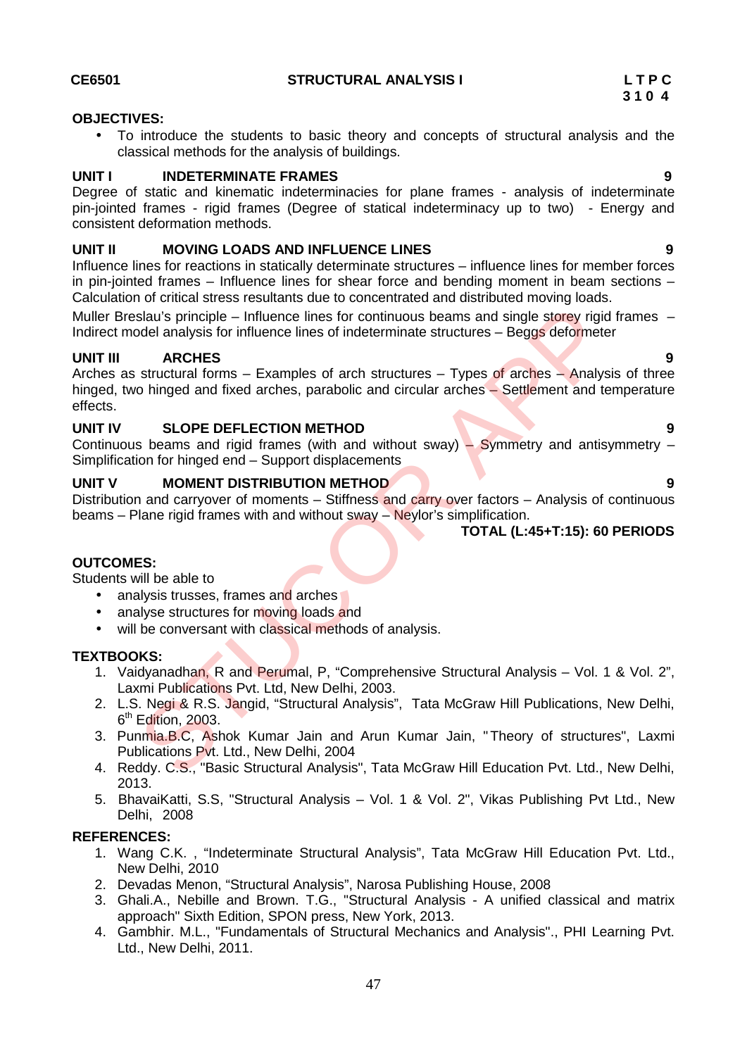**CE6501** **STRUCTURAL ANALYSIS I** **L T P C 3 1 0 4**

**OBJECTIVES:**

- To introduce the students to basic theory and concepts of structural analysis and the classical methods for the analysis of buildings.

**UNIT I INDETERMINATE FRAMES 9**

Degree of static and kinematic indeterminacies for plane frames - analysis of indeterminate pin-jointed frames - rigid frames (Degree of statical indeterminacy up to two) - Energy and consistent deformation methods.

**UNIT II MOVING LOADS AND INFLUENCE LINES 9**

Influence lines for reactions in statically determinate structures – influence lines for member forces in pin-jointed frames – Influence lines for shear force and bending moment in beam sections – Calculation of critical stress resultants due to concentrated and distributed moving loads.

Muller Breslau's principle – Influence lines for continuous beams and single storey rigid frames – Indirect model analysis for influence lines of indeterminate structures – Beggs deformeter

**UNIT III ARCHES 9**

Arches as structural forms – Examples of arch structures – Types of arches – Analysis of three hinged, two hinged and fixed arches, parabolic and circular arches – Settlement and temperature effects.

**UNIT IV SLOPE DEFLECTION METHOD 9**

Continuous beams and rigid frames (with and without sway) – Symmetry and antisymmetry – Simplification for hinged end – Support displacements

**UNIT V MOMENT DISTRIBUTION METHOD 9**

Distribution and carryover of moments – Stiffness and carry over factors – Analysis of continuous beams – Plane rigid frames with and without sway – Neylor's simplification.

**TOTAL (L:45+T:15): 60 PERIODS**

**OUTCOMES:**

Students will be able to

- analysis trusses, frames and arches
- analyse structures for moving loads and
- will be conversant with classical methods of analysis.

**TEXTBOOKS:**

1. Vaidyanadhan, R and Perumal, P, "Comprehensive Structural Analysis – Vol. 1 & Vol. 2", Laxmi Publications Pvt. Ltd, New Delhi, 2003.
2. L.S. Negi & R.S. Jangid, "Structural Analysis", Tata McGraw Hill Publications, New Delhi, 6th Edition, 2003.
3. Punmia.B.C, Ashok Kumar Jain and Arun Kumar Jain, "Theory of structures", Laxmi Publications Pvt. Ltd., New Delhi, 2004
4. Reddy. C.S., "Basic Structural Analysis", Tata McGraw Hill Education Pvt. Ltd., New Delhi, 2013.
5. BhavaiKatti, S.S, "Structural Analysis – Vol. 1 & Vol. 2", Vikas Publishing Pvt Ltd., New Delhi, 2008

**REFERENCES:**

1. Wang C.K. , "Indeterminate Structural Analysis", Tata McGraw Hill Education Pvt. Ltd., New Delhi, 2010
2. Devadas Menon, "Structural Analysis", Narosa Publishing House, 2008
3. Ghali.A., Nebille and Brown. T.G., "Structural Analysis - A unified classical and matrix approach" Sixth Edition, SPON press, New York, 2013.
4. Gambhir. M.L., "Fundamentals of Structural Mechanics and Analysis"., PHI Learning Pvt. Ltd., New Delhi, 2011.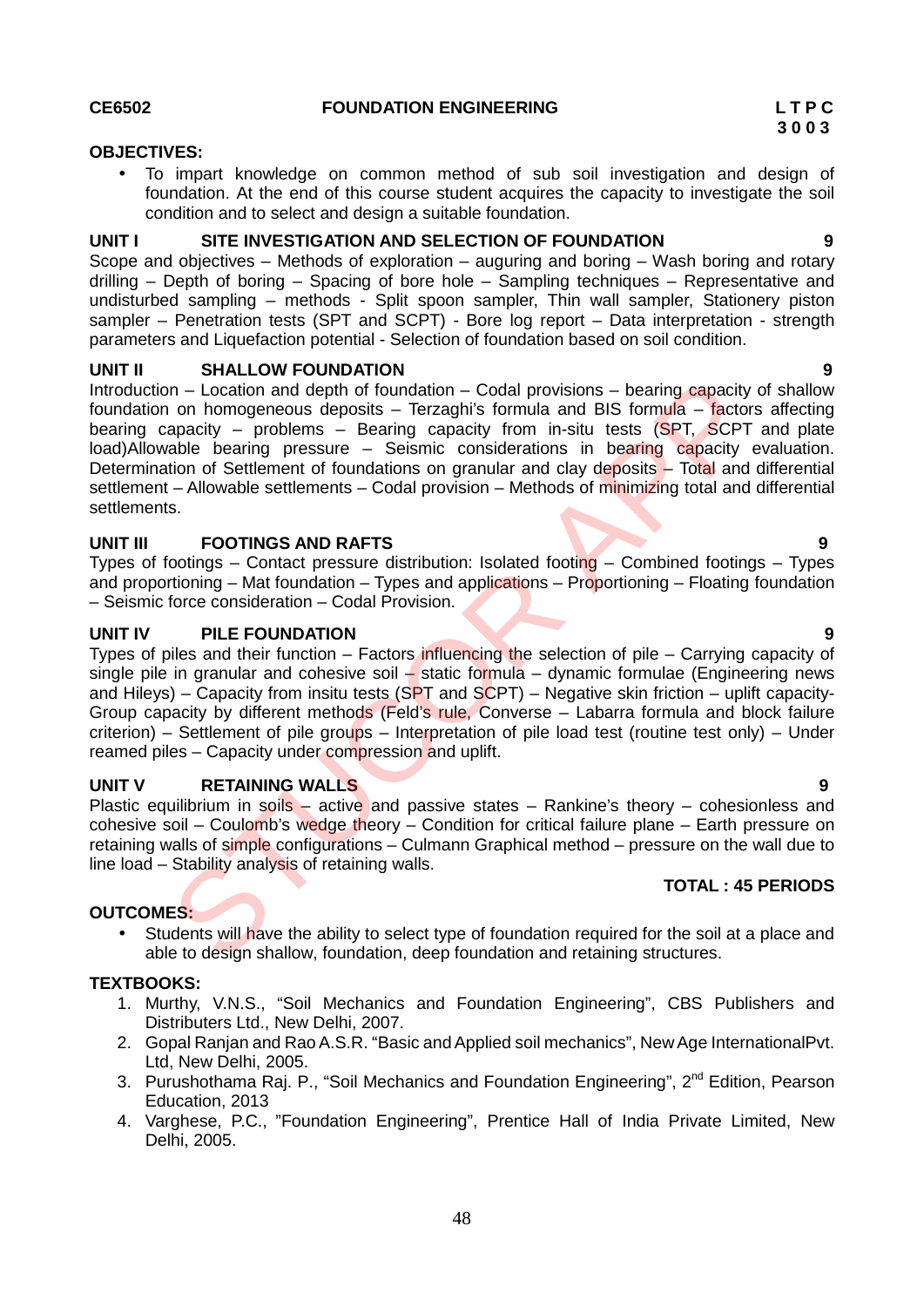**CE6502 FOUNDATION ENGINEERING**

**L T P C**
**3 0 0 3**

**OBJECTIVES:**

- To impart knowledge on common method of sub soil investigation and design of foundation. At the end of this course student acquires the capacity to investigate the soil condition and to select and design a suitable foundation.

**UNIT I SITE INVESTIGATION AND SELECTION OF FOUNDATION 9**

Scope and objectives – Methods of exploration – auguring and boring – Wash boring and rotary drilling – Depth of boring – Spacing of bore hole – Sampling techniques – Representative and undisturbed sampling – methods - Split spoon sampler, Thin wall sampler, Stationery piston sampler – Penetration tests (SPT and SCPT) - Bore log report – Data interpretation - strength parameters and Liquefaction potential - Selection of foundation based on soil condition.

**UNIT II SHALLOW FOUNDATION 9**

Introduction – Location and depth of foundation – Codal provisions – bearing capacity of shallow foundation on homogeneous deposits – Terzaghi's formula and BIS formula – factors affecting bearing capacity – problems – Bearing capacity from in-situ tests (SPT, SCPT and plate load)Allowable bearing pressure – Seismic considerations in bearing capacity evaluation. Determination of Settlement of foundations on granular and clay deposits – Total and differential settlement – Allowable settlements – Codal provision – Methods of minimizing total and differential settlements.

**UNIT III FOOTINGS AND RAFTS 9**

Types of footings – Contact pressure distribution: Isolated footing – Combined footings – Types and proportioning – Mat foundation – Types and applications – Proportioning – Floating foundation – Seismic force consideration – Codal Provision.

**UNIT IV PILE FOUNDATION 9**

Types of piles and their function – Factors influencing the selection of pile – Carrying capacity of single pile in granular and cohesive soil – static formula – dynamic formulae (Engineering news and Hileys) – Capacity from insitu tests (SPT and SCPT) – Negative skin friction – uplift capacity- Group capacity by different methods (Feld's rule, Converse – Labarra formula and block failure criterion) – Settlement of pile groups – Interpretation of pile load test (routine test only) – Under reamed piles – Capacity under compression and uplift.

**UNIT V RETAINING WALLS 9**

Plastic equilibrium in soils – active and passive states – Rankine's theory – cohesionless and cohesive soil – Coulomb's wedge theory – Condition for critical failure plane – Earth pressure on retaining walls of simple configurations – Culmann Graphical method – pressure on the wall due to line load – Stability analysis of retaining walls.

**TOTAL : 45 PERIODS**

**OUTCOMES:**

- Students will have the ability to select type of foundation required for the soil at a place and able to design shallow, foundation, deep foundation and retaining structures.

**TEXTBOOKS:**

1. Murthy, V.N.S., "Soil Mechanics and Foundation Engineering", CBS Publishers and Distributers Ltd., New Delhi, 2007.
2. Gopal Ranjan and Rao A.S.R. "Basic and Applied soil mechanics", New Age InternationalPvt. Ltd, New Delhi, 2005.
3. Purushothama Raj. P., "Soil Mechanics and Foundation Engineering", 2nd Edition, Pearson Education, 2013
4. Varghese, P.C., "Foundation Engineering", Prentice Hall of India Private Limited, New Delhi, 2005.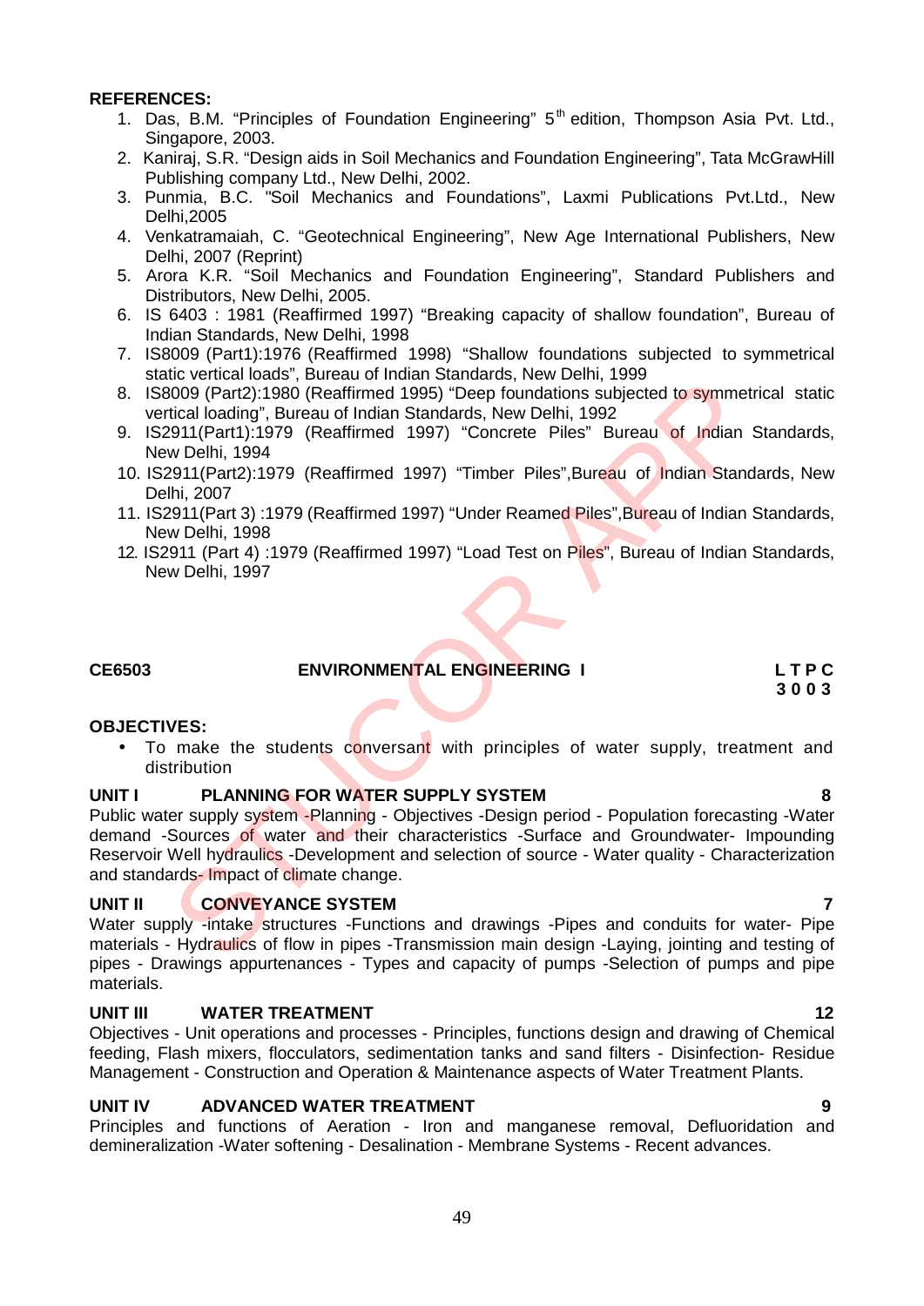**REFERENCES:**

1. Das, B.M. "Principles of Foundation Engineering" 5th edition, Thompson Asia Pvt. Ltd., Singapore, 2003.
2. Kaniraj, S.R. "Design aids in Soil Mechanics and Foundation Engineering", Tata McGrawHill Publishing company Ltd., New Delhi, 2002.
3. Punmia, B.C. "Soil Mechanics and Foundations", Laxmi Publications Pvt.Ltd., New Delhi,2005
4. Venkatramaiah, C. "Geotechnical Engineering", New Age International Publishers, New Delhi, 2007 (Reprint)
5. Arora K.R. "Soil Mechanics and Foundation Engineering", Standard Publishers and Distributors, New Delhi, 2005.
6. IS 6403 : 1981 (Reaffirmed 1997) "Breaking capacity of shallow foundation", Bureau of Indian Standards, New Delhi, 1998
7. IS8009 (Part1):1976 (Reaffirmed 1998) "Shallow foundations subjected to symmetrical static vertical loads", Bureau of Indian Standards, New Delhi, 1999
8. IS8009 (Part2):1980 (Reaffirmed 1995) "Deep foundations subjected to symmetrical static vertical loading", Bureau of Indian Standards, New Delhi, 1992
9. IS2911(Part1):1979 (Reaffirmed 1997) "Concrete Piles" Bureau of Indian Standards, New Delhi, 1994
10. IS2911(Part2):1979 (Reaffirmed 1997) "Timber Piles",Bureau of Indian Standards, New Delhi, 2007
11. IS2911(Part 3) :1979 (Reaffirmed 1997) "Under Reamed Piles",Bureau of Indian Standards, New Delhi, 1998
12. IS2911 (Part 4) :1979 (Reaffirmed 1997) "Load Test on Piles", Bureau of Indian Standards, New Delhi, 1997

**CE6503 ENVIRONMENTAL ENGINEERING I** **L T P C**
**3 0 0 3**

**OBJECTIVES:**

- To make the students conversant with principles of water supply, treatment and distribution

**UNIT I PLANNING FOR WATER SUPPLY SYSTEM 8**

Public water supply system -Planning - Objectives -Design period - Population forecasting -Water demand -Sources of water and their characteristics -Surface and Groundwater- Impounding Reservoir Well hydraulics -Development and selection of source - Water quality - Characterization and standards- Impact of climate change.

**UNIT II CONVEYANCE SYSTEM 7**

Water supply -intake structures -Functions and drawings -Pipes and conduits for water- Pipe materials - Hydraulics of flow in pipes -Transmission main design -Laying, jointing and testing of pipes - Drawings appurtenances - Types and capacity of pumps -Selection of pumps and pipe materials.

**UNIT III WATER TREATMENT 12**

Objectives - Unit operations and processes - Principles, functions design and drawing of Chemical feeding, Flash mixers, flocculators, sedimentation tanks and sand filters - Disinfection- Residue Management - Construction and Operation & Maintenance aspects of Water Treatment Plants.

**UNIT IV ADVANCED WATER TREATMENT 9**

Principles and functions of Aeration - Iron and manganese removal, Defluoridation and demineralization -Water softening - Desalination - Membrane Systems - Recent advances.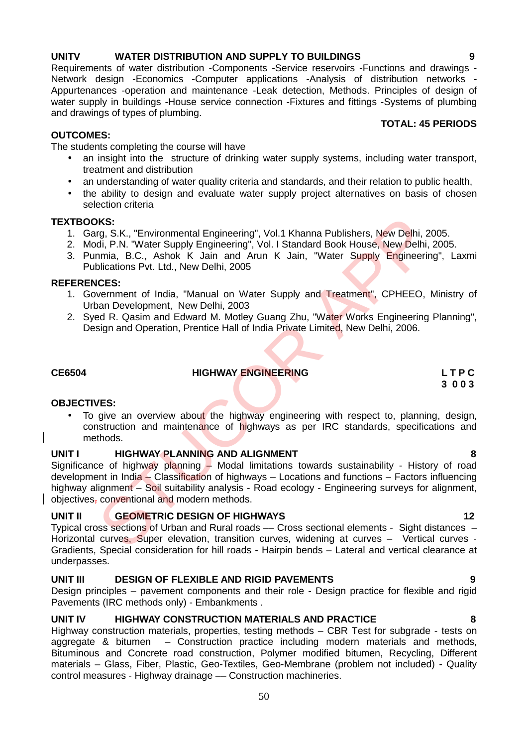**UNITV WATER DISTRIBUTION AND SUPPLY TO BUILDINGS 9**

Requirements of water distribution -Components -Service reservoirs -Functions and drawings - Network design -Economics -Computer applications -Analysis of distribution networks - Appurtenances -operation and maintenance -Leak detection, Methods. Principles of design of water supply in buildings -House service connection -Fixtures and fittings -Systems of plumbing and drawings of types of plumbing.

**TOTAL: 45 PERIODS**

**OUTCOMES:**

The students completing the course will have

- an insight into the structure of drinking water supply systems, including water transport, treatment and distribution
- an understanding of water quality criteria and standards, and their relation to public health,
- the ability to design and evaluate water supply project alternatives on basis of chosen selection criteria

**TEXTBOOKS:**

1. Garg, S.K., "Environmental Engineering", Vol.1 Khanna Publishers, New Delhi, 2005.
2. Modi, P.N. "Water Supply Engineering", Vol. I Standard Book House, New Delhi, 2005.
3. Punmia, B.C., Ashok K Jain and Arun K Jain, "Water Supply Engineering", Laxmi Publications Pvt. Ltd., New Delhi, 2005

**REFERENCES:**

1. Government of India, "Manual on Water Supply and Treatment", CPHEEO, Ministry of Urban Development, New Delhi, 2003
2. Syed R. Qasim and Edward M. Motley Guang Zhu, "Water Works Engineering Planning", Design and Operation, Prentice Hall of India Private Limited, New Delhi, 2006.

**CE6504 HIGHWAY ENGINEERING L T P C**
**3 0 0 3**

**OBJECTIVES:**

- To give an overview about the highway engineering with respect to, planning, design, construction and maintenance of highways as per IRC standards, specifications and methods.

**UNIT I HIGHWAY PLANNING AND ALIGNMENT 8**

Significance of highway planning – Modal limitations towards sustainability - History of road development in India – Classification of highways – Locations and functions – Factors influencing highway alignment – Soil suitability analysis - Road ecology - Engineering surveys for alignment, objectives, conventional and modern methods.

**UNIT II GEOMETRIC DESIGN OF HIGHWAYS 12**

Typical cross sections of Urban and Rural roads –– Cross sectional elements - Sight distances – Horizontal curves, Super elevation, transition curves, widening at curves – Vertical curves - Gradients, Special consideration for hill roads - Hairpin bends – Lateral and vertical clearance at underpasses.

**UNIT III DESIGN OF FLEXIBLE AND RIGID PAVEMENTS 9**

Design principles – pavement components and their role - Design practice for flexible and rigid Pavements (IRC methods only) - Embankments .

**UNIT IV HIGHWAY CONSTRUCTION MATERIALS AND PRACTICE 8**

Highway construction materials, properties, testing methods – CBR Test for subgrade - tests on aggregate & bitumen – Construction practice including modern materials and methods, Bituminous and Concrete road construction, Polymer modified bitumen, Recycling, Different materials – Glass, Fiber, Plastic, Geo-Textiles, Geo-Membrane (problem not included) - Quality control measures - Highway drainage –– Construction machineries.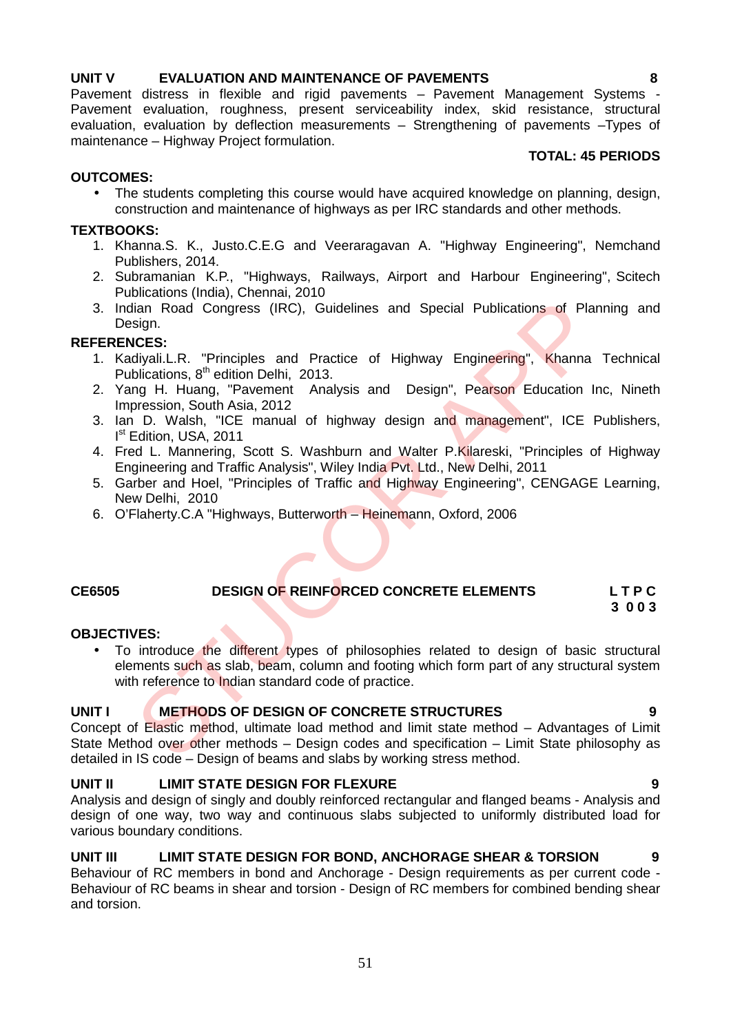**UNIT V EVALUATION AND MAINTENANCE OF PAVEMENTS 8**

Pavement distress in flexible and rigid pavements – Pavement Management Systems - Pavement evaluation, roughness, present serviceability index, skid resistance, structural evaluation, evaluation by deflection measurements – Strengthening of pavements –Types of maintenance – Highway Project formulation.

**TOTAL: 45 PERIODS**

**OUTCOMES:**

- The students completing this course would have acquired knowledge on planning, design, construction and maintenance of highways as per IRC standards and other methods.

**TEXTBOOKS:**

1. Khanna.S. K., Justo.C.E.G and Veeraragavan A. "Highway Engineering", Nemchand Publishers, 2014.
2. Subramanian K.P., "Highways, Railways, Airport and Harbour Engineering", Scitech Publications (India), Chennai, 2010
3. Indian Road Congress (IRC), Guidelines and Special Publications of Planning and Design.

**REFERENCES:**

1. Kadiyali.L.R. "Principles and Practice of Highway Engineering", Khanna Technical Publications, 8th edition Delhi, 2013.
2. Yang H. Huang, "Pavement Analysis and Design", Pearson Education Inc, Nineth Impression, South Asia, 2012
3. Ian D. Walsh, "ICE manual of highway design and management", ICE Publishers, Ist Edition, USA, 2011
4. Fred L. Mannering, Scott S. Washburn and Walter P.Kilareski, "Principles of Highway Engineering and Traffic Analysis", Wiley India Pvt. Ltd., New Delhi, 2011
5. Garber and Hoel, "Principles of Traffic and Highway Engineering", CENGAGE Learning, New Delhi, 2010
6. O'Flaherty.C.A "Highways, Butterworth – Heinemann, Oxford, 2006

**CE6505 DESIGN OF REINFORCED CONCRETE ELEMENTS**

| L | T | P | C |
|---|---|---|---|
| 3 | 0 | 0 | 3 |

**OBJECTIVES:**

- To introduce the different types of philosophies related to design of basic structural elements such as slab, beam, column and footing which form part of any structural system with reference to Indian standard code of practice.

**UNIT I METHODS OF DESIGN OF CONCRETE STRUCTURES 9**

Concept of Elastic method, ultimate load method and limit state method – Advantages of Limit State Method over other methods – Design codes and specification – Limit State philosophy as detailed in IS code – Design of beams and slabs by working stress method.

**UNIT II LIMIT STATE DESIGN FOR FLEXURE 9**

Analysis and design of singly and doubly reinforced rectangular and flanged beams - Analysis and design of one way, two way and continuous slabs subjected to uniformly distributed load for various boundary conditions.

**UNIT III LIMIT STATE DESIGN FOR BOND, ANCHORAGE SHEAR & TORSION 9**

Behaviour of RC members in bond and Anchorage - Design requirements as per current code - Behaviour of RC beams in shear and torsion - Design of RC members for combined bending shear and torsion.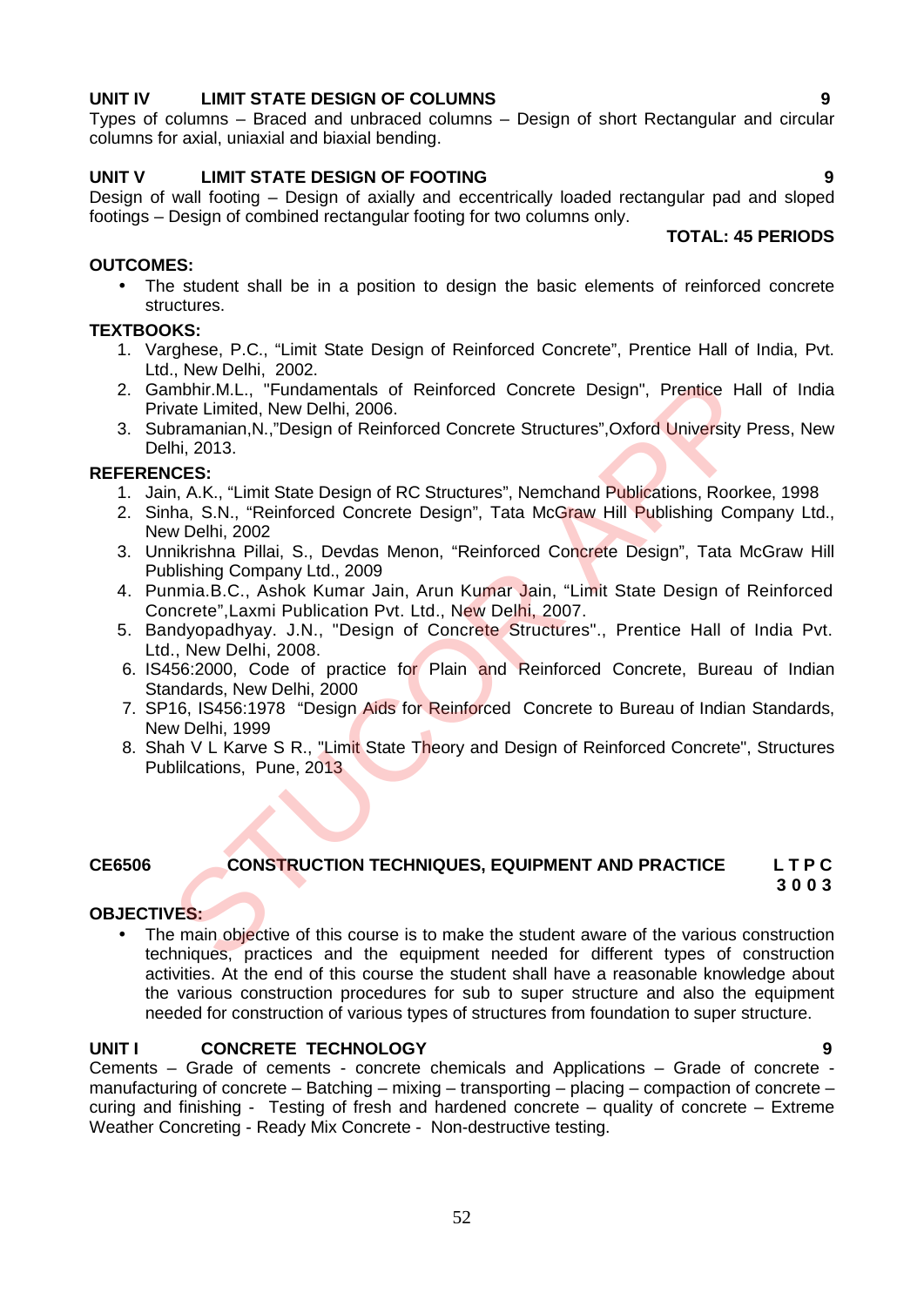**UNIT IV LIMIT STATE DESIGN OF COLUMNS 9**

Types of columns – Braced and unbraced columns – Design of short Rectangular and circular columns for axial, uniaxial and biaxial bending.

**UNIT V LIMIT STATE DESIGN OF FOOTING 9**

Design of wall footing – Design of axially and eccentrically loaded rectangular pad and sloped footings – Design of combined rectangular footing for two columns only.

**TOTAL: 45 PERIODS**

**OUTCOMES:**

- The student shall be in a position to design the basic elements of reinforced concrete structures.

**TEXTBOOKS:**

1. Varghese, P.C., "Limit State Design of Reinforced Concrete", Prentice Hall of India, Pvt. Ltd., New Delhi, 2002.
2. Gambhir.M.L., "Fundamentals of Reinforced Concrete Design", Prentice Hall of India Private Limited, New Delhi, 2006.
3. Subramanian,N.,"Design of Reinforced Concrete Structures",Oxford University Press, New Delhi, 2013.

**REFERENCES:**

1. Jain, A.K., "Limit State Design of RC Structures", Nemchand Publications, Roorkee, 1998
2. Sinha, S.N., "Reinforced Concrete Design", Tata McGraw Hill Publishing Company Ltd., New Delhi, 2002
3. Unnikrishna Pillai, S., Devdas Menon, "Reinforced Concrete Design", Tata McGraw Hill Publishing Company Ltd., 2009
4. Punmia.B.C., Ashok Kumar Jain, Arun Kumar Jain, "Limit State Design of Reinforced Concrete",Laxmi Publication Pvt. Ltd., New Delhi, 2007.
5. Bandyopadhyay. J.N., "Design of Concrete Structures"., Prentice Hall of India Pvt. Ltd., New Delhi, 2008.
6. IS456:2000, Code of practice for Plain and Reinforced Concrete, Bureau of Indian Standards, New Delhi, 2000
7. SP16, IS456:1978 "Design Aids for Reinforced Concrete to Bureau of Indian Standards, New Delhi, 1999
8. Shah V L Karve S R., "Limit State Theory and Design of Reinforced Concrete", Structures Publilcations, Pune, 2013

**CE6506 CONSTRUCTION TECHNIQUES, EQUIPMENT AND PRACTICE**

**L T P C**
**3 0 0 3**

**OBJECTIVES:**

- The main objective of this course is to make the student aware of the various construction techniques, practices and the equipment needed for different types of construction activities. At the end of this course the student shall have a reasonable knowledge about the various construction procedures for sub to super structure and also the equipment needed for construction of various types of structures from foundation to super structure.

**UNIT I CONCRETE TECHNOLOGY 9**

Cements – Grade of cements - concrete chemicals and Applications – Grade of concrete - manufacturing of concrete – Batching – mixing – transporting – placing – compaction of concrete – curing and finishing - Testing of fresh and hardened concrete – quality of concrete – Extreme Weather Concreting - Ready Mix Concrete - Non-destructive testing.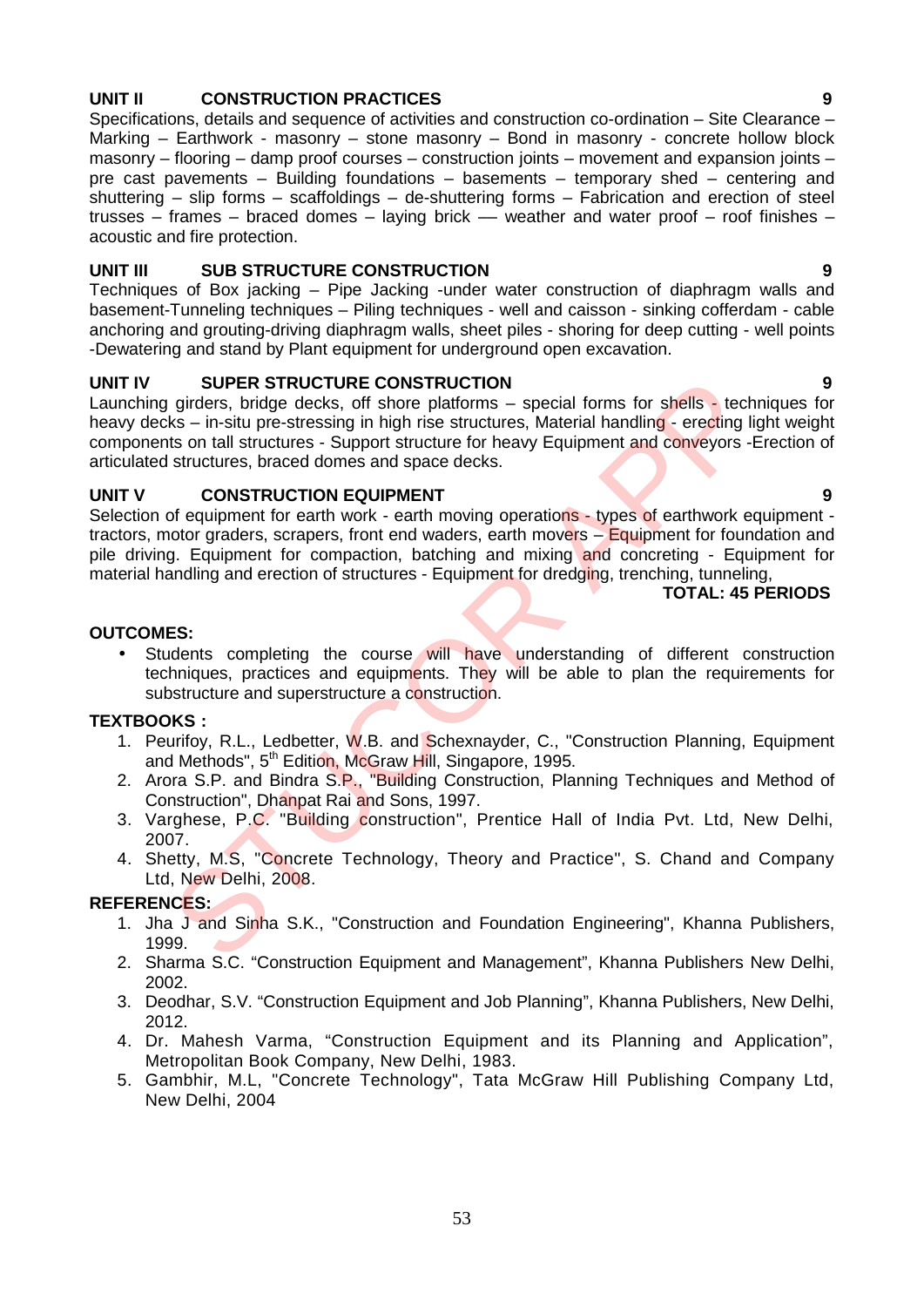**UNIT II CONSTRUCTION PRACTICES** **9**

Specifications, details and sequence of activities and construction co-ordination – Site Clearance – Marking – Earthwork - masonry – stone masonry – Bond in masonry - concrete hollow block masonry – flooring – damp proof courses – construction joints – movement and expansion joints – pre cast pavements – Building foundations – basements – temporary shed – centering and shuttering – slip forms – scaffoldings – de-shuttering forms – Fabrication and erection of steel trusses – frames – braced domes – laying brick –– weather and water proof – roof finishes – acoustic and fire protection.

**UNIT III SUB STRUCTURE CONSTRUCTION** **9**

Techniques of Box jacking – Pipe Jacking -under water construction of diaphragm walls and basement-Tunneling techniques – Piling techniques - well and caisson - sinking cofferdam - cable anchoring and grouting-driving diaphragm walls, sheet piles - shoring for deep cutting - well points -Dewatering and stand by Plant equipment for underground open excavation.

**UNIT IV SUPER STRUCTURE CONSTRUCTION** **9**

Launching girders, bridge decks, off shore platforms – special forms for shells - techniques for heavy decks – in-situ pre-stressing in high rise structures, Material handling - erecting light weight components on tall structures - Support structure for heavy Equipment and conveyors -Erection of articulated structures, braced domes and space decks.

**UNIT V CONSTRUCTION EQUIPMENT** **9**

Selection of equipment for earth work - earth moving operations - types of earthwork equipment - tractors, motor graders, scrapers, front end waders, earth movers – Equipment for foundation and pile driving. Equipment for compaction, batching and mixing and concreting - Equipment for material handling and erection of structures - Equipment for dredging, trenching, tunneling,

**TOTAL: 45 PERIODS**

**OUTCOMES:**

- Students completing the course will have understanding of different construction techniques, practices and equipments. They will be able to plan the requirements for substructure and superstructure a construction.

**TEXTBOOKS :**

1. Peurifoy, R.L., Ledbetter, W.B. and Schexnayder, C., "Construction Planning, Equipment and Methods", 5th Edition, McGraw Hill, Singapore, 1995.
2. Arora S.P. and Bindra S.P., "Building Construction, Planning Techniques and Method of Construction", Dhanpat Rai and Sons, 1997.
3. Varghese, P.C. "Building construction", Prentice Hall of India Pvt. Ltd, New Delhi, 2007.
4. Shetty, M.S, "Concrete Technology, Theory and Practice", S. Chand and Company Ltd, New Delhi, 2008.

**REFERENCES:**

1. Jha J and Sinha S.K., "Construction and Foundation Engineering", Khanna Publishers, 1999.
2. Sharma S.C. "Construction Equipment and Management", Khanna Publishers New Delhi, 2002.
3. Deodhar, S.V. "Construction Equipment and Job Planning", Khanna Publishers, New Delhi, 2012.
4. Dr. Mahesh Varma, "Construction Equipment and its Planning and Application", Metropolitan Book Company, New Delhi, 1983.
5. Gambhir, M.L, "Concrete Technology", Tata McGraw Hill Publishing Company Ltd, New Delhi, 2004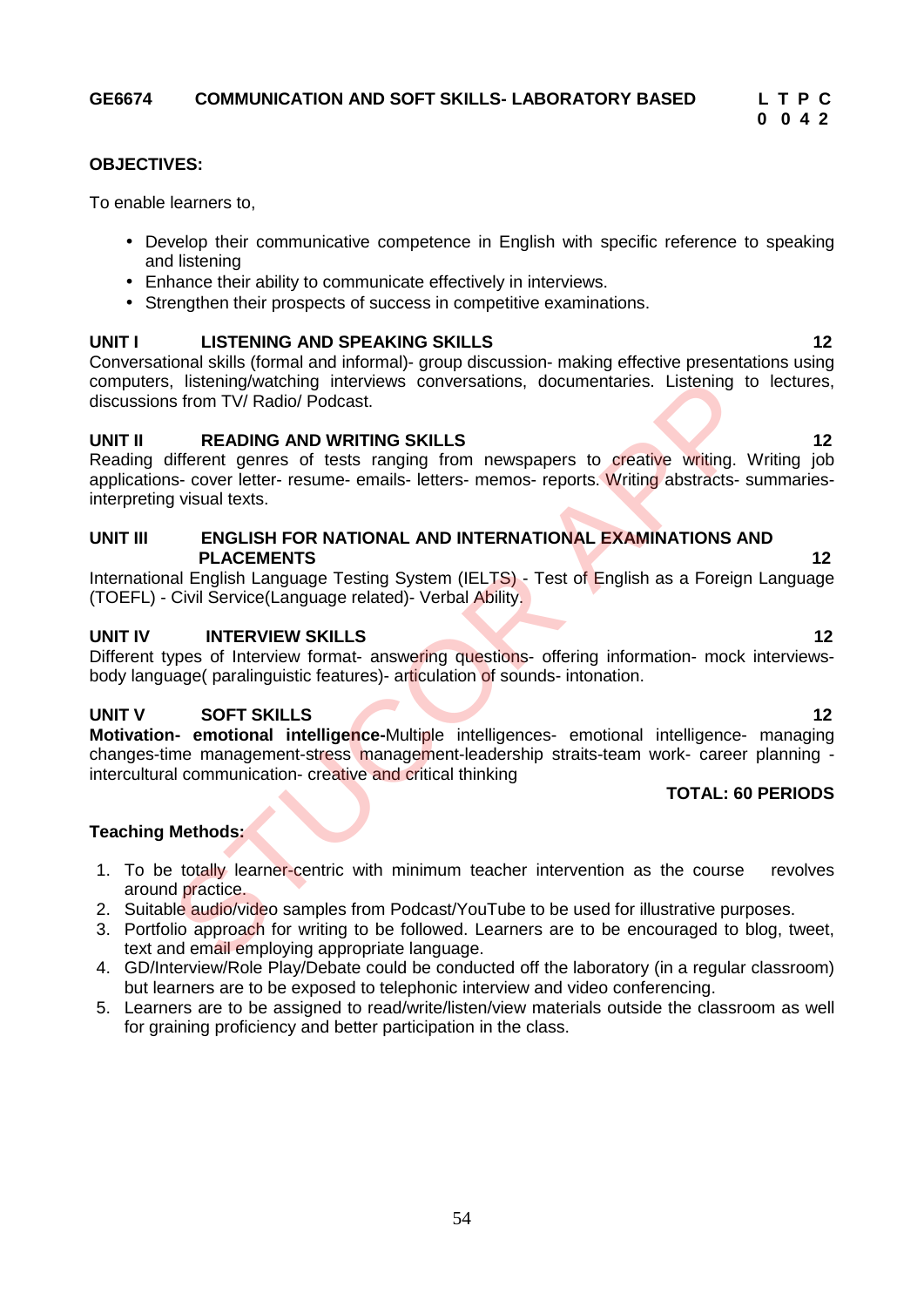**GE6674 COMMUNICATION AND SOFT SKILLS- LABORATORY BASED**

| L | T | P | C |
|---|---|---|---|
| 0 | 0 | 4 | 2 |

**OBJECTIVES:**

To enable learners to,

- Develop their communicative competence in English with specific reference to speaking and listening
- Enhance their ability to communicate effectively in interviews.
- Strengthen their prospects of success in competitive examinations.

**UNIT I LISTENING AND SPEAKING SKILLS 12**

Conversational skills (formal and informal)- group discussion- making effective presentations using computers, listening/watching interviews conversations, documentaries. Listening to lectures, discussions from TV/ Radio/ Podcast.

**UNIT II READING AND WRITING SKILLS 12**

Reading different genres of tests ranging from newspapers to creative writing. Writing job applications- cover letter- resume- emails- letters- memos- reports. Writing abstracts- summaries- interpreting visual texts.

**UNIT III ENGLISH FOR NATIONAL AND INTERNATIONAL EXAMINATIONS AND PLACEMENTS 12**

International English Language Testing System (IELTS) - Test of English as a Foreign Language (TOEFL) - Civil Service(Language related)- Verbal Ability.

**UNIT IV INTERVIEW SKILLS 12**

Different types of Interview format- answering questions- offering information- mock interviews- body language( paralinguistic features)- articulation of sounds- intonation.

**UNIT V SOFT SKILLS 12**

**Motivation- emotional intelligence-**Multiple intelligences- emotional intelligence- managing changes-time management-stress management-leadership straits-team work- career planning - intercultural communication- creative and critical thinking

**TOTAL: 60 PERIODS**

**Teaching Methods:**

1. To be totally learner-centric with minimum teacher intervention as the course revolves around practice.
2. Suitable audio/video samples from Podcast/YouTube to be used for illustrative purposes.
3. Portfolio approach for writing to be followed. Learners are to be encouraged to blog, tweet, text and email employing appropriate language.
4. GD/Interview/Role Play/Debate could be conducted off the laboratory (in a regular classroom) but learners are to be exposed to telephonic interview and video conferencing.
5. Learners are to be assigned to read/write/listen/view materials outside the classroom as well for graining proficiency and better participation in the class.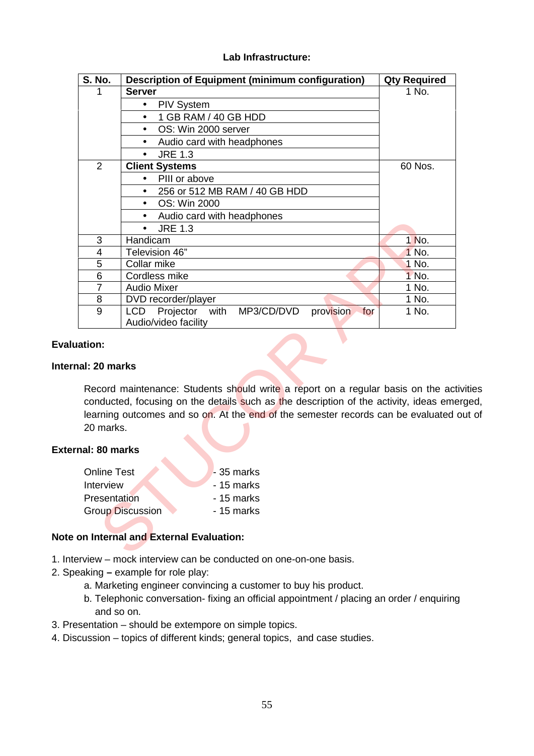**Lab Infrastructure:**

| S. No. | Description of Equipment (minimum configuration) | Qty Required |
|---|---|---|
| 1 | **Server** | 1 No. |
| | • PIV System | |
| | • 1 GB RAM / 40 GB HDD | |
| | • OS: Win 2000 server | |
| | • Audio card with headphones | |
| | • JRE 1.3 | |
| 2 | **Client Systems** | 60 Nos. |
| | • PIII or above | |
| | • 256 or 512 MB RAM / 40 GB HDD | |
| | • OS: Win 2000 | |
| | • Audio card with headphones | |
| | • JRE 1.3 | |
| 3 | Handicam | 1 No. |
| 4 | Television 46" | 1 No. |
| 5 | Collar mike | 1 No. |
| 6 | Cordless mike | 1 No. |
| 7 | Audio Mixer | 1 No. |
| 8 | DVD recorder/player | 1 No. |
| 9 | LCD Projector with MP3/CD/DVD provision for Audio/video facility | 1 No. |

**Evaluation:**

**Internal: 20 marks**

Record maintenance: Students should write a report on a regular basis on the activities conducted, focusing on the details such as the description of the activity, ideas emerged, learning outcomes and so on. At the end of the semester records can be evaluated out of 20 marks.

**External: 80 marks**

Online Test - 35 marks
Interview - 15 marks
Presentation - 15 marks
Group Discussion - 15 marks

**Note on Internal and External Evaluation:**

1. Interview – mock interview can be conducted on one-on-one basis.
2. Speaking – example for role play:
   a. Marketing engineer convincing a customer to buy his product.
   b. Telephonic conversation- fixing an official appointment / placing an order / enquiring and so on.
3. Presentation – should be extempore on simple topics.
4. Discussion – topics of different kinds; general topics, and case studies.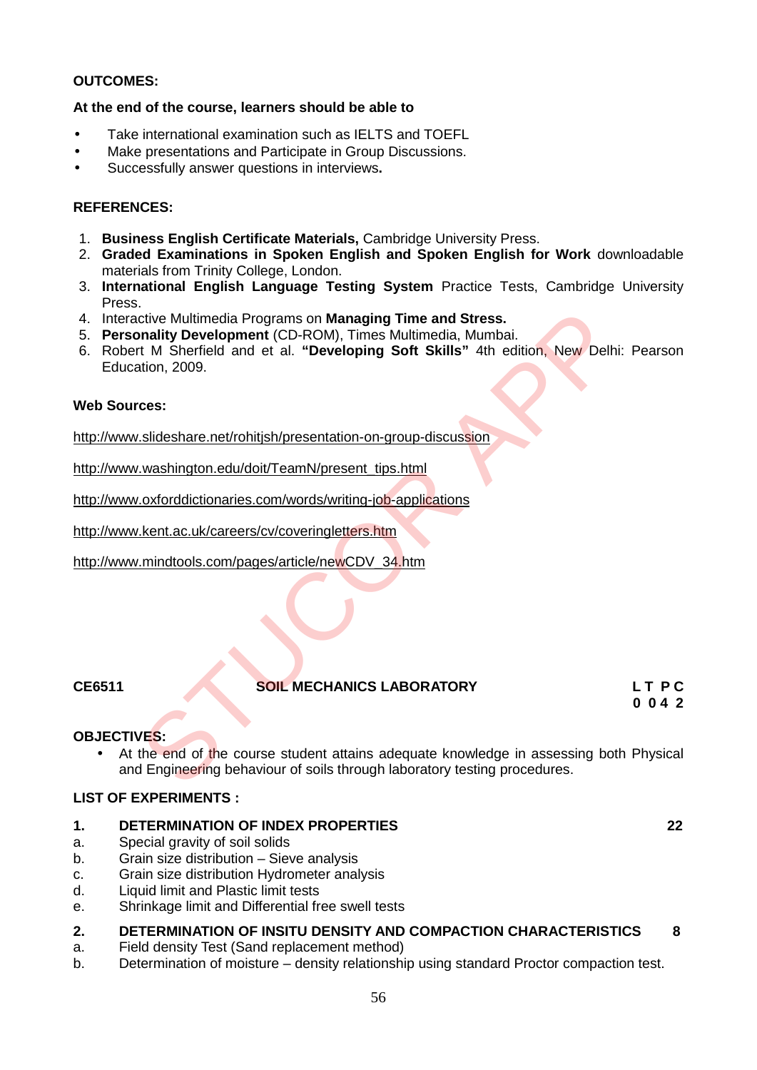**OUTCOMES:**

**At the end of the course, learners should be able to**

- Take international examination such as IELTS and TOEFL
- Make presentations and Participate in Group Discussions.
- Successfully answer questions in interviews**.**

**REFERENCES:**

1. **Business English Certificate Materials,** Cambridge University Press.
2. **Graded Examinations in Spoken English and Spoken English for Work** downloadable materials from Trinity College, London.
3. **International English Language Testing System** Practice Tests, Cambridge University Press.
4. Interactive Multimedia Programs on **Managing Time and Stress.**
5. **Personality Development** (CD-ROM), Times Multimedia, Mumbai.
6. Robert M Sherfield and et al. **"Developing Soft Skills"** 4th edition, New Delhi: Pearson Education, 2009.

**Web Sources:**

http://www.slideshare.net/rohitjsh/presentation-on-group-discussion

http://www.washington.edu/doit/TeamN/present_tips.html

http://www.oxforddictionaries.com/words/writing-job-applications

http://www.kent.ac.uk/careers/cv/coveringletters.htm

http://www.mindtools.com/pages/article/newCDV_34.htm

**CE6511 SOIL MECHANICS LABORATORY** **L T P C**
**0 0 4 2**

**OBJECTIVES:**

- At the end of the course student attains adequate knowledge in assessing both Physical and Engineering behaviour of soils through laboratory testing procedures.

**LIST OF EXPERIMENTS :**

**1. DETERMINATION OF INDEX PROPERTIES** **22**

a. Special gravity of soil solids
b. Grain size distribution – Sieve analysis
c. Grain size distribution Hydrometer analysis
d. Liquid limit and Plastic limit tests
e. Shrinkage limit and Differential free swell tests

**2. DETERMINATION OF INSITU DENSITY AND COMPACTION CHARACTERISTICS** **8**

a. Field density Test (Sand replacement method)
b. Determination of moisture – density relationship using standard Proctor compaction test.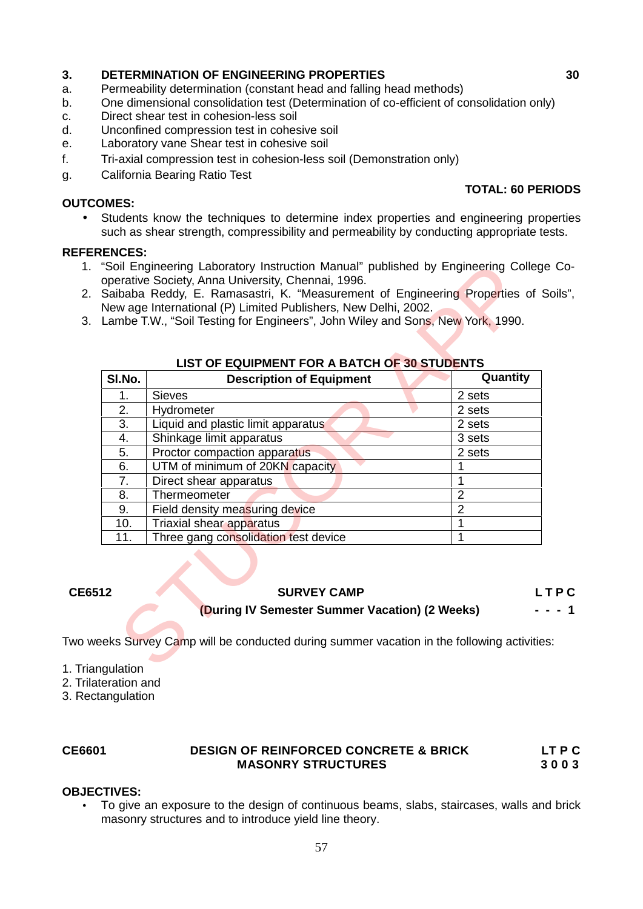**3. DETERMINATION OF ENGINEERING PROPERTIES** **30**

a. Permeability determination (constant head and falling head methods)
b. One dimensional consolidation test (Determination of co-efficient of consolidation only)
c. Direct shear test in cohesion-less soil
d. Unconfined compression test in cohesive soil
e. Laboratory vane Shear test in cohesive soil
f. Tri-axial compression test in cohesion-less soil (Demonstration only)
g. California Bearing Ratio Test

**TOTAL: 60 PERIODS**

**OUTCOMES:**

- Students know the techniques to determine index properties and engineering properties such as shear strength, compressibility and permeability by conducting appropriate tests.

**REFERENCES:**

1. "Soil Engineering Laboratory Instruction Manual" published by Engineering College Co-operative Society, Anna University, Chennai, 1996.
2. Saibaba Reddy, E. Ramasastri, K. "Measurement of Engineering Properties of Soils", New age International (P) Limited Publishers, New Delhi, 2002.
3. Lambe T.W., "Soil Testing for Engineers", John Wiley and Sons, New York, 1990.

**LIST OF EQUIPMENT FOR A BATCH OF 30 STUDENTS**

| Sl.No. | Description of Equipment | Quantity |
|---|---|---|
| 1. | Sieves | 2 sets |
| 2. | Hydrometer | 2 sets |
| 3. | Liquid and plastic limit apparatus | 2 sets |
| 4. | Shinkage limit apparatus | 3 sets |
| 5. | Proctor compaction apparatus | 2 sets |
| 6. | UTM of minimum of 20KN capacity | 1 |
| 7. | Direct shear apparatus | 1 |
| 8. | Thermeometer | 2 |
| 9. | Field density measuring device | 2 |
| 10. | Triaxial shear apparatus | 1 |
| 11. | Three gang consolidation test device | 1 |

**CE6512 SURVEY CAMP** **L T P C**
**(During IV Semester Summer Vacation) (2 Weeks)** **- - - 1**

Two weeks Survey Camp will be conducted during summer vacation in the following activities:

1. Triangulation
2. Trilateration and
3. Rectangulation

**CE6601 DESIGN OF REINFORCED CONCRETE & BRICK MASONRY STRUCTURES** **L T P C**
**3 0 0 3**

**OBJECTIVES:**

- To give an exposure to the design of continuous beams, slabs, staircases, walls and brick masonry structures and to introduce yield line theory.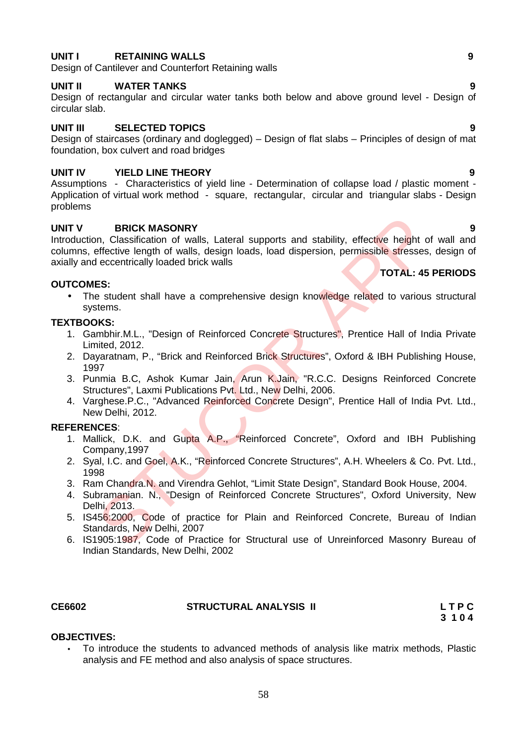**UNIT I RETAINING WALLS** **9**

Design of Cantilever and Counterfort Retaining walls

**UNIT II WATER TANKS** **9**

Design of rectangular and circular water tanks both below and above ground level - Design of circular slab.

**UNIT III SELECTED TOPICS** **9**

Design of staircases (ordinary and doglegged) – Design of flat slabs – Principles of design of mat foundation, box culvert and road bridges

**UNIT IV YIELD LINE THEORY** **9**

Assumptions - Characteristics of yield line - Determination of collapse load / plastic moment - Application of virtual work method - square, rectangular, circular and triangular slabs - Design problems

**UNIT V BRICK MASONRY** **9**

Introduction, Classification of walls, Lateral supports and stability, effective height of wall and columns, effective length of walls, design loads, load dispersion, permissible stresses, design of axially and eccentrically loaded brick walls

**TOTAL: 45 PERIODS**

**OUTCOMES:**

- The student shall have a comprehensive design knowledge related to various structural systems.

**TEXTBOOKS:**

1. Gambhir.M.L., "Design of Reinforced Concrete Structures", Prentice Hall of India Private Limited, 2012.
2. Dayaratnam, P., "Brick and Reinforced Brick Structures", Oxford & IBH Publishing House, 1997
3. Punmia B.C, Ashok Kumar Jain, Arun K.Jain, "R.C.C. Designs Reinforced Concrete Structures", Laxmi Publications Pvt. Ltd., New Delhi, 2006.
4. Varghese.P.C., "Advanced Reinforced Concrete Design", Prentice Hall of India Pvt. Ltd., New Delhi, 2012.

**REFERENCES**:

1. Mallick, D.K. and Gupta A.P., "Reinforced Concrete", Oxford and IBH Publishing Company,1997
2. Syal, I.C. and Goel, A.K., "Reinforced Concrete Structures", A.H. Wheelers & Co. Pvt. Ltd., 1998
3. Ram Chandra.N. and Virendra Gehlot, "Limit State Design", Standard Book House, 2004.
4. Subramanian. N., "Design of Reinforced Concrete Structures", Oxford University, New Delhi, 2013.
5. IS456:2000, Code of practice for Plain and Reinforced Concrete, Bureau of Indian Standards, New Delhi, 2007
6. IS1905:1987, Code of Practice for Structural use of Unreinforced Masonry Bureau of Indian Standards, New Delhi, 2002

**CE6602 STRUCTURAL ANALYSIS II** **L T P C**
**3 1 0 4**

**OBJECTIVES:**

- To introduce the students to advanced methods of analysis like matrix methods, Plastic analysis and FE method and also analysis of space structures.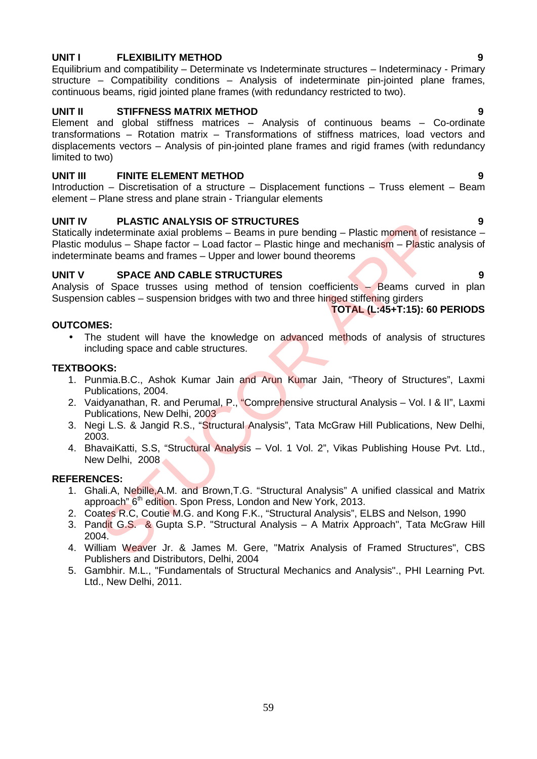**UNIT I FLEXIBILITY METHOD 9**

Equilibrium and compatibility – Determinate vs Indeterminate structures – Indeterminacy - Primary structure – Compatibility conditions – Analysis of indeterminate pin-jointed plane frames, continuous beams, rigid jointed plane frames (with redundancy restricted to two).

**UNIT II STIFFNESS MATRIX METHOD 9**

Element and global stiffness matrices – Analysis of continuous beams – Co-ordinate transformations – Rotation matrix – Transformations of stiffness matrices, load vectors and displacements vectors – Analysis of pin-jointed plane frames and rigid frames (with redundancy limited to two)

**UNIT III FINITE ELEMENT METHOD 9**

Introduction – Discretisation of a structure – Displacement functions – Truss element – Beam element – Plane stress and plane strain - Triangular elements

**UNIT IV PLASTIC ANALYSIS OF STRUCTURES 9**

Statically indeterminate axial problems – Beams in pure bending – Plastic moment of resistance – Plastic modulus – Shape factor – Load factor – Plastic hinge and mechanism – Plastic analysis of indeterminate beams and frames – Upper and lower bound theorems

**UNIT V SPACE AND CABLE STRUCTURES 9**

Analysis of Space trusses using method of tension coefficients – Beams curved in plan Suspension cables – suspension bridges with two and three hinged stiffening girders

**TOTAL (L:45+T:15): 60 PERIODS**

**OUTCOMES:**

- The student will have the knowledge on advanced methods of analysis of structures including space and cable structures.

**TEXTBOOKS:**

1. Punmia.B.C., Ashok Kumar Jain and Arun Kumar Jain, "Theory of Structures", Laxmi Publications, 2004.
2. Vaidyanathan, R. and Perumal, P., "Comprehensive structural Analysis – Vol. I & II", Laxmi Publications, New Delhi, 2003
3. Negi L.S. & Jangid R.S., "Structural Analysis", Tata McGraw Hill Publications, New Delhi, 2003.
4. BhavaiKatti, S.S, "Structural Analysis – Vol. 1 Vol. 2", Vikas Publishing House Pvt. Ltd., New Delhi, 2008

**REFERENCES:**

1. Ghali.A, Nebille,A.M. and Brown,T.G. "Structural Analysis" A unified classical and Matrix approach" 6th edition. Spon Press, London and New York, 2013.
2. Coates R.C, Coutie M.G. and Kong F.K., "Structural Analysis", ELBS and Nelson, 1990
3. Pandit G.S. & Gupta S.P. "Structural Analysis – A Matrix Approach", Tata McGraw Hill 2004.
4. William Weaver Jr. & James M. Gere, "Matrix Analysis of Framed Structures", CBS Publishers and Distributors, Delhi, 2004
5. Gambhir. M.L., "Fundamentals of Structural Mechanics and Analysis"., PHI Learning Pvt. Ltd., New Delhi, 2011.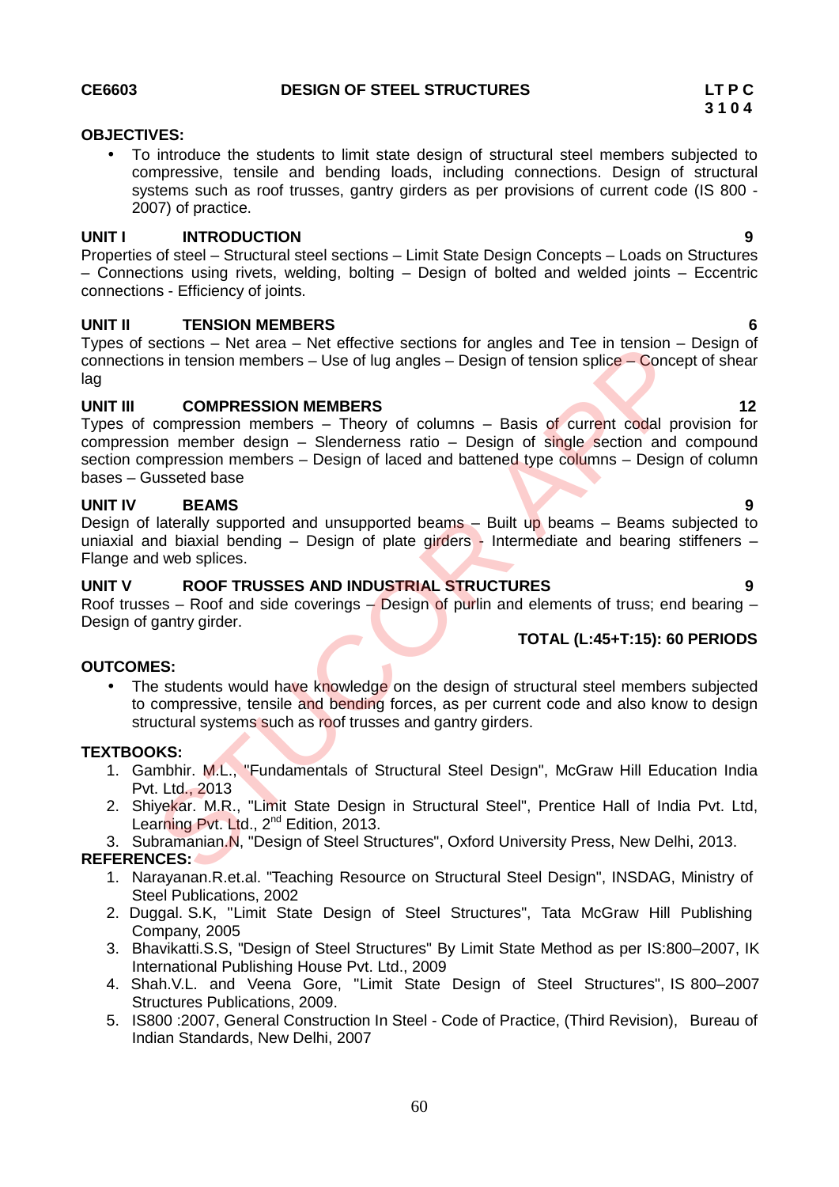**CE6603** **DESIGN OF STEEL STRUCTURES** **L T P C**
**3 1 0 4**

**OBJECTIVES:**

- To introduce the students to limit state design of structural steel members subjected to compressive, tensile and bending loads, including connections. Design of structural systems such as roof trusses, gantry girders as per provisions of current code (IS 800 - 2007) of practice.

**UNIT I INTRODUCTION** **9**

Properties of steel – Structural steel sections – Limit State Design Concepts – Loads on Structures – Connections using rivets, welding, bolting – Design of bolted and welded joints – Eccentric connections - Efficiency of joints.

**UNIT II TENSION MEMBERS** **6**

Types of sections – Net area – Net effective sections for angles and Tee in tension – Design of connections in tension members – Use of lug angles – Design of tension splice – Concept of shear lag

**UNIT III COMPRESSION MEMBERS** **12**

Types of compression members – Theory of columns – Basis of current codal provision for compression member design – Slenderness ratio – Design of single section and compound section compression members – Design of laced and battened type columns – Design of column bases – Gusseted base

**UNIT IV BEAMS** **9**

Design of laterally supported and unsupported beams – Built up beams – Beams subjected to uniaxial and biaxial bending – Design of plate girders - Intermediate and bearing stiffeners – Flange and web splices.

**UNIT V ROOF TRUSSES AND INDUSTRIAL STRUCTURES** **9**

Roof trusses – Roof and side coverings – Design of purlin and elements of truss; end bearing – Design of gantry girder.

**TOTAL (L:45+T:15): 60 PERIODS**

**OUTCOMES:**

- The students would have knowledge on the design of structural steel members subjected to compressive, tensile and bending forces, as per current code and also know to design structural systems such as roof trusses and gantry girders.

**TEXTBOOKS:**

1. Gambhir. M.L., "Fundamentals of Structural Steel Design", McGraw Hill Education India Pvt. Ltd., 2013
2. Shiyekar. M.R., "Limit State Design in Structural Steel", Prentice Hall of India Pvt. Ltd, Learning Pvt. Ltd., 2nd Edition, 2013.
3. Subramanian.N, "Design of Steel Structures", Oxford University Press, New Delhi, 2013.

**REFERENCES:**

1. Narayanan.R.et.al. "Teaching Resource on Structural Steel Design", INSDAG, Ministry of Steel Publications, 2002
2. Duggal. S.K, "Limit State Design of Steel Structures", Tata McGraw Hill Publishing Company, 2005
3. Bhavikatti.S.S, "Design of Steel Structures" By Limit State Method as per IS:800–2007, IK International Publishing House Pvt. Ltd., 2009
4. Shah.V.L. and Veena Gore, "Limit State Design of Steel Structures", IS 800–2007 Structures Publications, 2009.
5. IS800 :2007, General Construction In Steel - Code of Practice, (Third Revision), Bureau of Indian Standards, New Delhi, 2007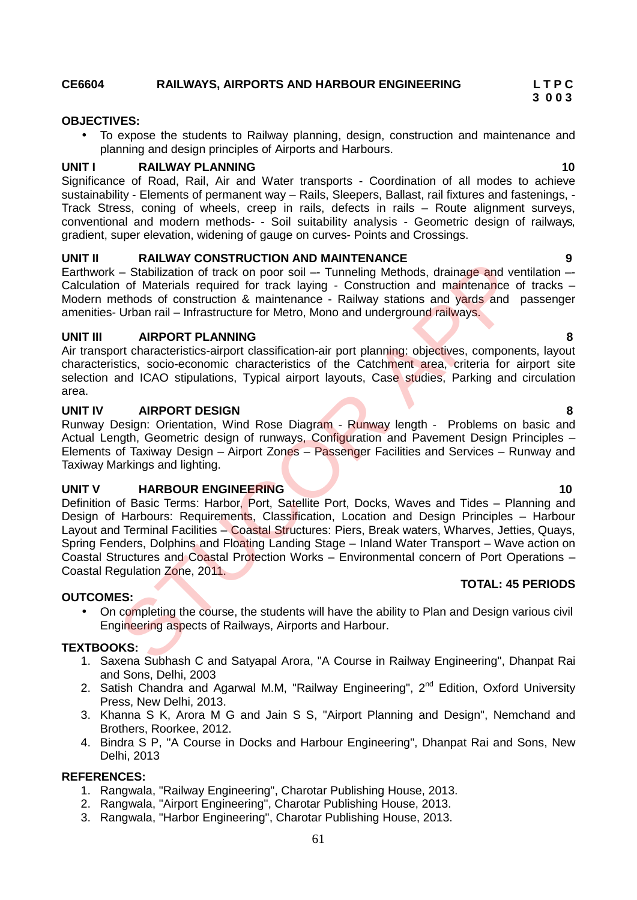**CE6604 RAILWAYS, AIRPORTS AND HARBOUR ENGINEERING**

**L T P C**
**3 0 0 3**

**OBJECTIVES:**

- To expose the students to Railway planning, design, construction and maintenance and planning and design principles of Airports and Harbours.

**UNIT I RAILWAY PLANNING 10**

Significance of Road, Rail, Air and Water transports - Coordination of all modes to achieve sustainability - Elements of permanent way – Rails, Sleepers, Ballast, rail fixtures and fastenings, - Track Stress, coning of wheels, creep in rails, defects in rails – Route alignment surveys, conventional and modern methods- - Soil suitability analysis - Geometric design of railways, gradient, super elevation, widening of gauge on curves- Points and Crossings.

**UNIT II RAILWAY CONSTRUCTION AND MAINTENANCE 9**

Earthwork – Stabilization of track on poor soil –- Tunneling Methods, drainage and ventilation –- Calculation of Materials required for track laying - Construction and maintenance of tracks – Modern methods of construction & maintenance - Railway stations and yards and passenger amenities- Urban rail – Infrastructure for Metro, Mono and underground railways.

**UNIT III AIRPORT PLANNING 8**

Air transport characteristics-airport classification-air port planning: objectives, components, layout characteristics, socio-economic characteristics of the Catchment area, criteria for airport site selection and ICAO stipulations, Typical airport layouts, Case studies, Parking and circulation area.

**UNIT IV AIRPORT DESIGN 8**

Runway Design: Orientation, Wind Rose Diagram - Runway length - Problems on basic and Actual Length, Geometric design of runways, Configuration and Pavement Design Principles – Elements of Taxiway Design – Airport Zones – Passenger Facilities and Services – Runway and Taxiway Markings and lighting.

**UNIT V HARBOUR ENGINEERING 10**

Definition of Basic Terms: Harbor, Port, Satellite Port, Docks, Waves and Tides – Planning and Design of Harbours: Requirements, Classification, Location and Design Principles – Harbour Layout and Terminal Facilities – Coastal Structures: Piers, Break waters, Wharves, Jetties, Quays, Spring Fenders, Dolphins and Floating Landing Stage – Inland Water Transport – Wave action on Coastal Structures and Coastal Protection Works – Environmental concern of Port Operations – Coastal Regulation Zone, 2011.

**TOTAL: 45 PERIODS**

**OUTCOMES:**

- On completing the course, the students will have the ability to Plan and Design various civil Engineering aspects of Railways, Airports and Harbour.

**TEXTBOOKS:**

1. Saxena Subhash C and Satyapal Arora, "A Course in Railway Engineering", Dhanpat Rai and Sons, Delhi, 2003
2. Satish Chandra and Agarwal M.M, "Railway Engineering", 2nd Edition, Oxford University Press, New Delhi, 2013.
3. Khanna S K, Arora M G and Jain S S, "Airport Planning and Design", Nemchand and Brothers, Roorkee, 2012.
4. Bindra S P, "A Course in Docks and Harbour Engineering", Dhanpat Rai and Sons, New Delhi, 2013

**REFERENCES:**

1. Rangwala, "Railway Engineering", Charotar Publishing House, 2013.
2. Rangwala, "Airport Engineering", Charotar Publishing House, 2013.
3. Rangwala, "Harbor Engineering", Charotar Publishing House, 2013.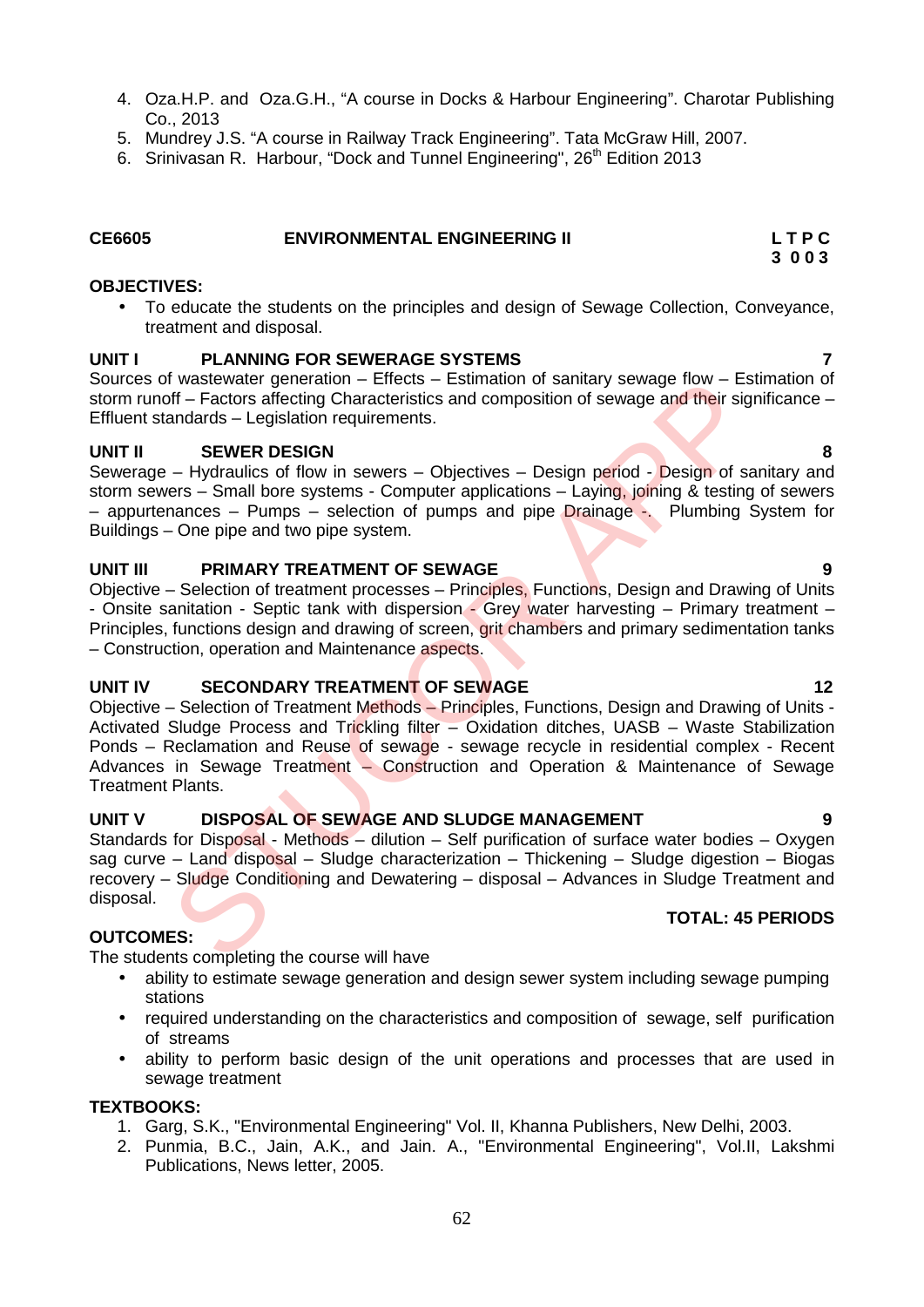4. Oza.H.P. and Oza.G.H., "A course in Docks & Harbour Engineering". Charotar Publishing Co., 2013
5. Mundrey J.S. "A course in Railway Track Engineering". Tata McGraw Hill, 2007.
6. Srinivasan R. Harbour, "Dock and Tunnel Engineering", 26th Edition 2013

**CE6605 ENVIRONMENTAL ENGINEERING II** **L T P C 3 0 0 3**

**OBJECTIVES:**

- To educate the students on the principles and design of Sewage Collection, Conveyance, treatment and disposal.

**UNIT I PLANNING FOR SEWERAGE SYSTEMS 7**

Sources of wastewater generation – Effects – Estimation of sanitary sewage flow – Estimation of storm runoff – Factors affecting Characteristics and composition of sewage and their significance – Effluent standards – Legislation requirements.

**UNIT II SEWER DESIGN 8**

Sewerage – Hydraulics of flow in sewers – Objectives – Design period - Design of sanitary and storm sewers – Small bore systems - Computer applications – Laying, joining & testing of sewers – appurtenances – Pumps – selection of pumps and pipe Drainage -. Plumbing System for Buildings – One pipe and two pipe system.

**UNIT III PRIMARY TREATMENT OF SEWAGE 9**

Objective – Selection of treatment processes – Principles, Functions, Design and Drawing of Units - Onsite sanitation - Septic tank with dispersion - Grey water harvesting – Primary treatment – Principles, functions design and drawing of screen, grit chambers and primary sedimentation tanks – Construction, operation and Maintenance aspects.

**UNIT IV SECONDARY TREATMENT OF SEWAGE 12**

Objective – Selection of Treatment Methods – Principles, Functions, Design and Drawing of Units - Activated Sludge Process and Trickling filter – Oxidation ditches, UASB – Waste Stabilization Ponds – Reclamation and Reuse of sewage - sewage recycle in residential complex - Recent Advances in Sewage Treatment – Construction and Operation & Maintenance of Sewage Treatment Plants.

**UNIT V DISPOSAL OF SEWAGE AND SLUDGE MANAGEMENT 9**

Standards for Disposal - Methods – dilution – Self purification of surface water bodies – Oxygen sag curve – Land disposal – Sludge characterization – Thickening – Sludge digestion – Biogas recovery – Sludge Conditioning and Dewatering – disposal – Advances in Sludge Treatment and disposal.

**TOTAL: 45 PERIODS**

**OUTCOMES:**

The students completing the course will have

- ability to estimate sewage generation and design sewer system including sewage pumping stations
- required understanding on the characteristics and composition of sewage, self purification of streams
- ability to perform basic design of the unit operations and processes that are used in sewage treatment

**TEXTBOOKS:**

1. Garg, S.K., "Environmental Engineering" Vol. II, Khanna Publishers, New Delhi, 2003.
2. Punmia, B.C., Jain, A.K., and Jain. A., "Environmental Engineering", Vol.II, Lakshmi Publications, News letter, 2005.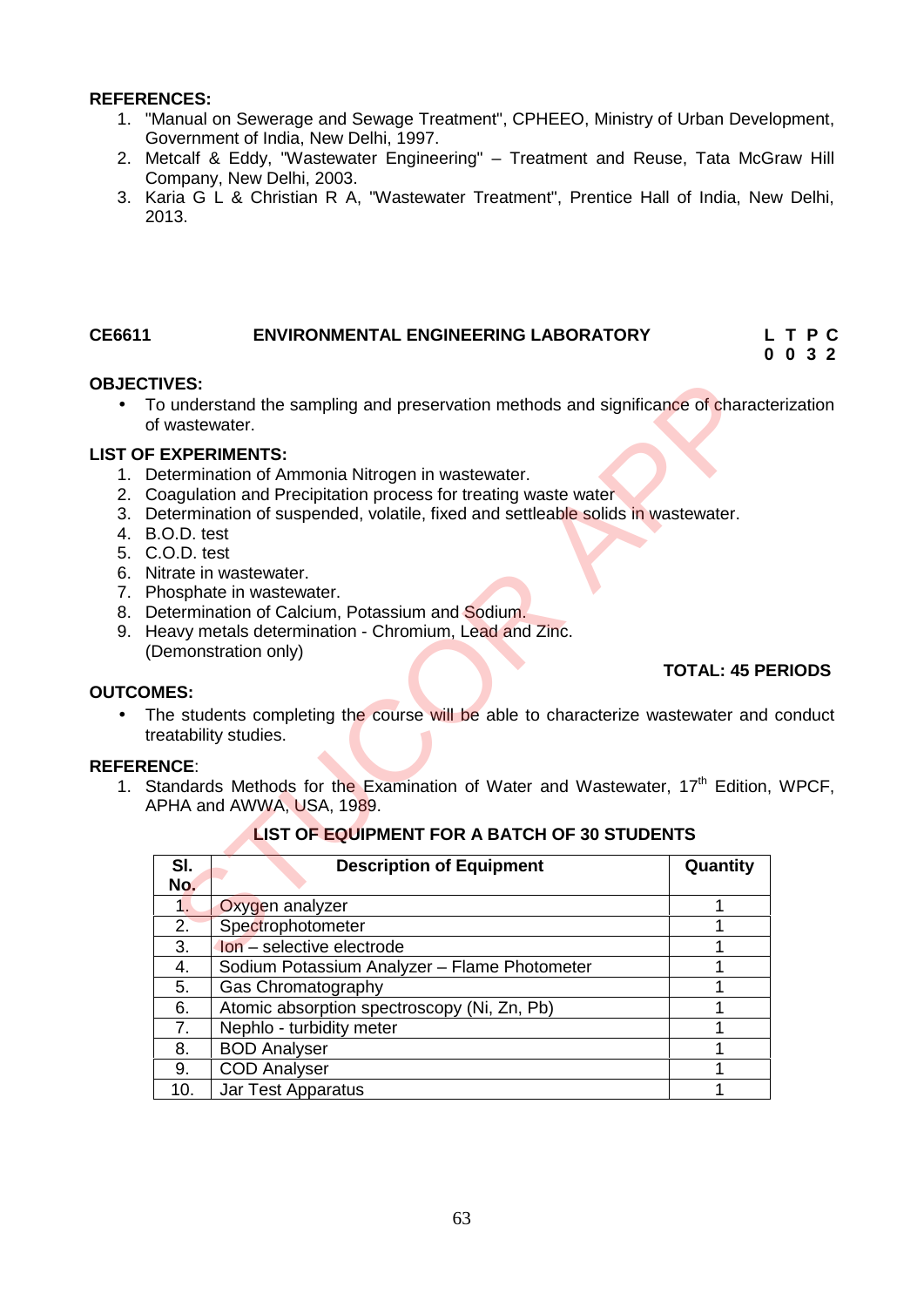**REFERENCES:**

1. "Manual on Sewerage and Sewage Treatment", CPHEEO, Ministry of Urban Development, Government of India, New Delhi, 1997.
2. Metcalf & Eddy, "Wastewater Engineering" – Treatment and Reuse, Tata McGraw Hill Company, New Delhi, 2003.
3. Karia G L & Christian R A, "Wastewater Treatment", Prentice Hall of India, New Delhi, 2013.

## CE6611 ENVIRONMENTAL ENGINEERING LABORATORY

| L | T | P | C |
|---|---|---|---|
| 0 | 0 | 3 | 2 |

**OBJECTIVES:**

- To understand the sampling and preservation methods and significance of characterization of wastewater.

**LIST OF EXPERIMENTS:**

1. Determination of Ammonia Nitrogen in wastewater.
2. Coagulation and Precipitation process for treating waste water
3. Determination of suspended, volatile, fixed and settleable solids in wastewater.
4. B.O.D. test
5. C.O.D. test
6. Nitrate in wastewater.
7. Phosphate in wastewater.
8. Determination of Calcium, Potassium and Sodium.
9. Heavy metals determination - Chromium, Lead and Zinc. (Demonstration only)

**TOTAL: 45 PERIODS**

**OUTCOMES:**

- The students completing the course will be able to characterize wastewater and conduct treatability studies.

**REFERENCE**:

1. Standards Methods for the Examination of Water and Wastewater, 17th Edition, WPCF, APHA and AWWA, USA, 1989.

**LIST OF EQUIPMENT FOR A BATCH OF 30 STUDENTS**

| Sl. No. | Description of Equipment | Quantity |
|---|---|---|
| 1. | Oxygen analyzer | 1 |
| 2. | Spectrophotometer | 1 |
| 3. | Ion – selective electrode | 1 |
| 4. | Sodium Potassium Analyzer – Flame Photometer | 1 |
| 5. | Gas Chromatography | 1 |
| 6. | Atomic absorption spectroscopy (Ni, Zn, Pb) | 1 |
| 7. | Nephlo - turbidity meter | 1 |
| 8. | BOD Analyser | 1 |
| 9. | COD Analyser | 1 |
| 10. | Jar Test Apparatus | 1 |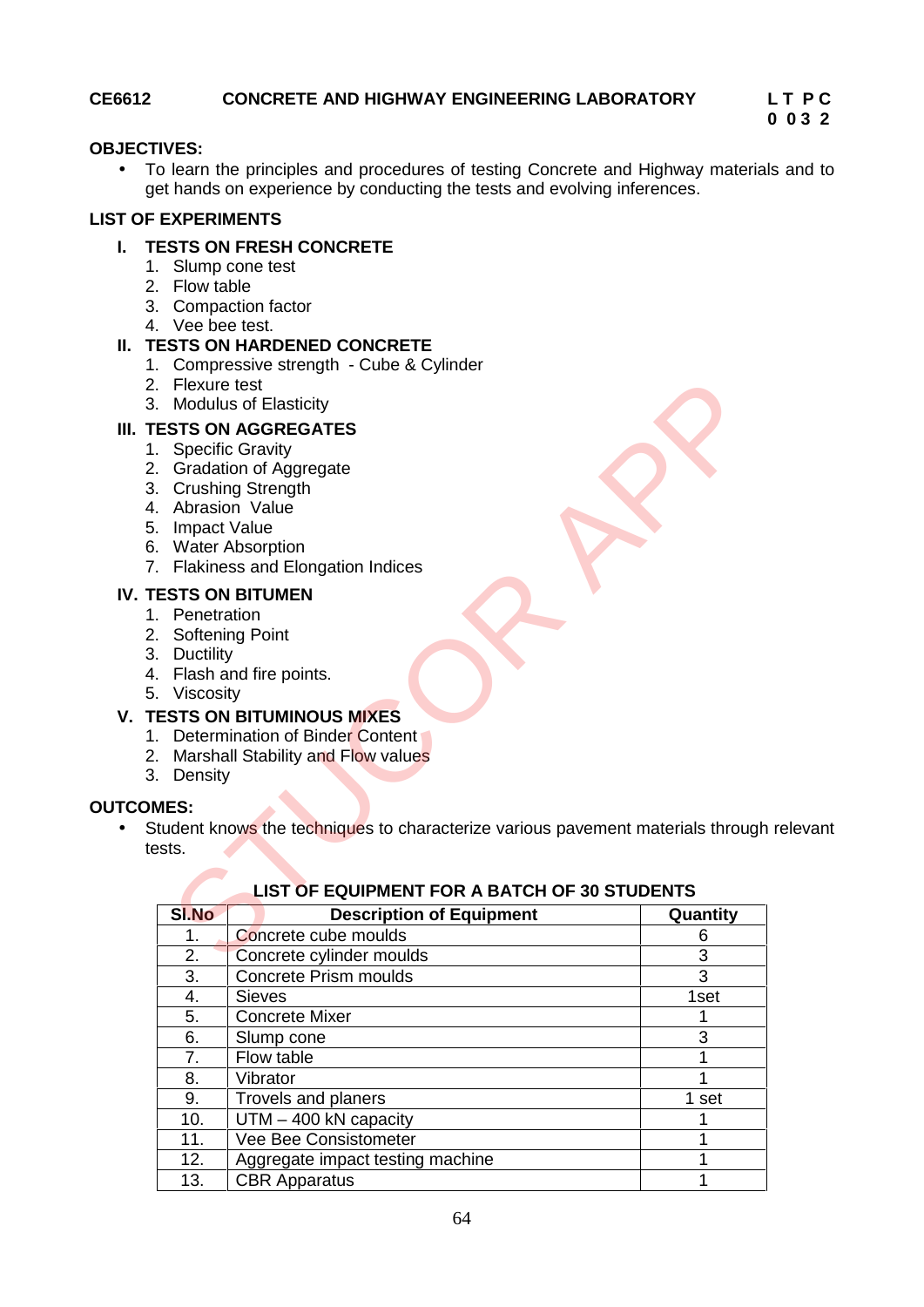**CE6612 CONCRETE AND HIGHWAY ENGINEERING LABORATORY**

**L T P C**
**0 0 3 2**

**OBJECTIVES:**

- To learn the principles and procedures of testing Concrete and Highway materials and to get hands on experience by conducting the tests and evolving inferences.

**LIST OF EXPERIMENTS**

**I. TESTS ON FRESH CONCRETE**

1. Slump cone test
2. Flow table
3. Compaction factor
4. Vee bee test.

**II. TESTS ON HARDENED CONCRETE**

1. Compressive strength - Cube & Cylinder
2. Flexure test
3. Modulus of Elasticity

**III. TESTS ON AGGREGATES**

1. Specific Gravity
2. Gradation of Aggregate
3. Crushing Strength
4. Abrasion Value
5. Impact Value
6. Water Absorption
7. Flakiness and Elongation Indices

**IV. TESTS ON BITUMEN**

1. Penetration
2. Softening Point
3. Ductility
4. Flash and fire points.
5. Viscosity

**V. TESTS ON BITUMINOUS MIXES**

1. Determination of Binder Content
2. Marshall Stability and Flow values
3. Density

**OUTCOMES:**

- Student knows the techniques to characterize various pavement materials through relevant tests.

**LIST OF EQUIPMENT FOR A BATCH OF 30 STUDENTS**

| Sl.No | Description of Equipment | Quantity |
|---|---|---|
| 1. | Concrete cube moulds | 6 |
| 2. | Concrete cylinder moulds | 3 |
| 3. | Concrete Prism moulds | 3 |
| 4. | Sieves | 1set |
| 5. | Concrete Mixer | 1 |
| 6. | Slump cone | 3 |
| 7. | Flow table | 1 |
| 8. | Vibrator | 1 |
| 9. | Trovels and planers | 1 set |
| 10. | UTM – 400 kN capacity | 1 |
| 11. | Vee Bee Consistometer | 1 |
| 12. | Aggregate impact testing machine | 1 |
| 13. | CBR Apparatus | 1 |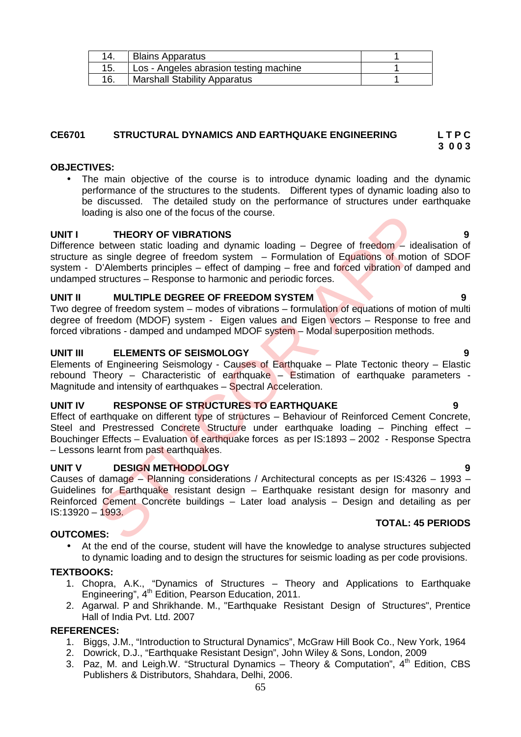| 14. | Blains Apparatus | 1 |
|---|---|---|
| 15. | Los - Angeles abrasion testing machine | 1 |
| 16. | Marshall Stability Apparatus | 1 |

**CE6701 STRUCTURAL DYNAMICS AND EARTHQUAKE ENGINEERING** **L T P C**
**3 0 0 3**

**OBJECTIVES:**

- The main objective of the course is to introduce dynamic loading and the dynamic performance of the structures to the students. Different types of dynamic loading also to be discussed. The detailed study on the performance of structures under earthquake loading is also one of the focus of the course.

**UNIT I THEORY OF VIBRATIONS 9**

Difference between static loading and dynamic loading – Degree of freedom – idealisation of structure as single degree of freedom system – Formulation of Equations of motion of SDOF system - D'Alemberts principles – effect of damping – free and forced vibration of damped and undamped structures – Response to harmonic and periodic forces.

**UNIT II MULTIPLE DEGREE OF FREEDOM SYSTEM 9**

Two degree of freedom system – modes of vibrations – formulation of equations of motion of multi degree of freedom (MDOF) system - Eigen values and Eigen vectors – Response to free and forced vibrations - damped and undamped MDOF system – Modal superposition methods.

**UNIT III ELEMENTS OF SEISMOLOGY 9**

Elements of Engineering Seismology - Causes of Earthquake – Plate Tectonic theory – Elastic rebound Theory – Characteristic of earthquake – Estimation of earthquake parameters - Magnitude and intensity of earthquakes – Spectral Acceleration.

**UNIT IV RESPONSE OF STRUCTURES TO EARTHQUAKE 9**

Effect of earthquake on different type of structures – Behaviour of Reinforced Cement Concrete, Steel and Prestressed Concrete Structure under earthquake loading – Pinching effect – Bouchinger Effects – Evaluation of earthquake forces as per IS:1893 – 2002 - Response Spectra – Lessons learnt from past earthquakes.

**UNIT V DESIGN METHODOLOGY 9**

Causes of damage – Planning considerations / Architectural concepts as per IS:4326 – 1993 – Guidelines for Earthquake resistant design – Earthquake resistant design for masonry and Reinforced Cement Concrete buildings – Later load analysis – Design and detailing as per IS:13920 – 1993.

**TOTAL: 45 PERIODS**

**OUTCOMES:**

- At the end of the course, student will have the knowledge to analyse structures subjected to dynamic loading and to design the structures for seismic loading as per code provisions.

**TEXTBOOKS:**

1. Chopra, A.K., "Dynamics of Structures – Theory and Applications to Earthquake Engineering", 4th Edition, Pearson Education, 2011.
2. Agarwal. P and Shrikhande. M., "Earthquake Resistant Design of Structures", Prentice Hall of India Pvt. Ltd. 2007

**REFERENCES:**

1. Biggs, J.M., "Introduction to Structural Dynamics", McGraw Hill Book Co., New York, 1964
2. Dowrick, D.J., "Earthquake Resistant Design", John Wiley & Sons, London, 2009
3. Paz, M. and Leigh.W. "Structural Dynamics – Theory & Computation", 4th Edition, CBS Publishers & Distributors, Shahdara, Delhi, 2006.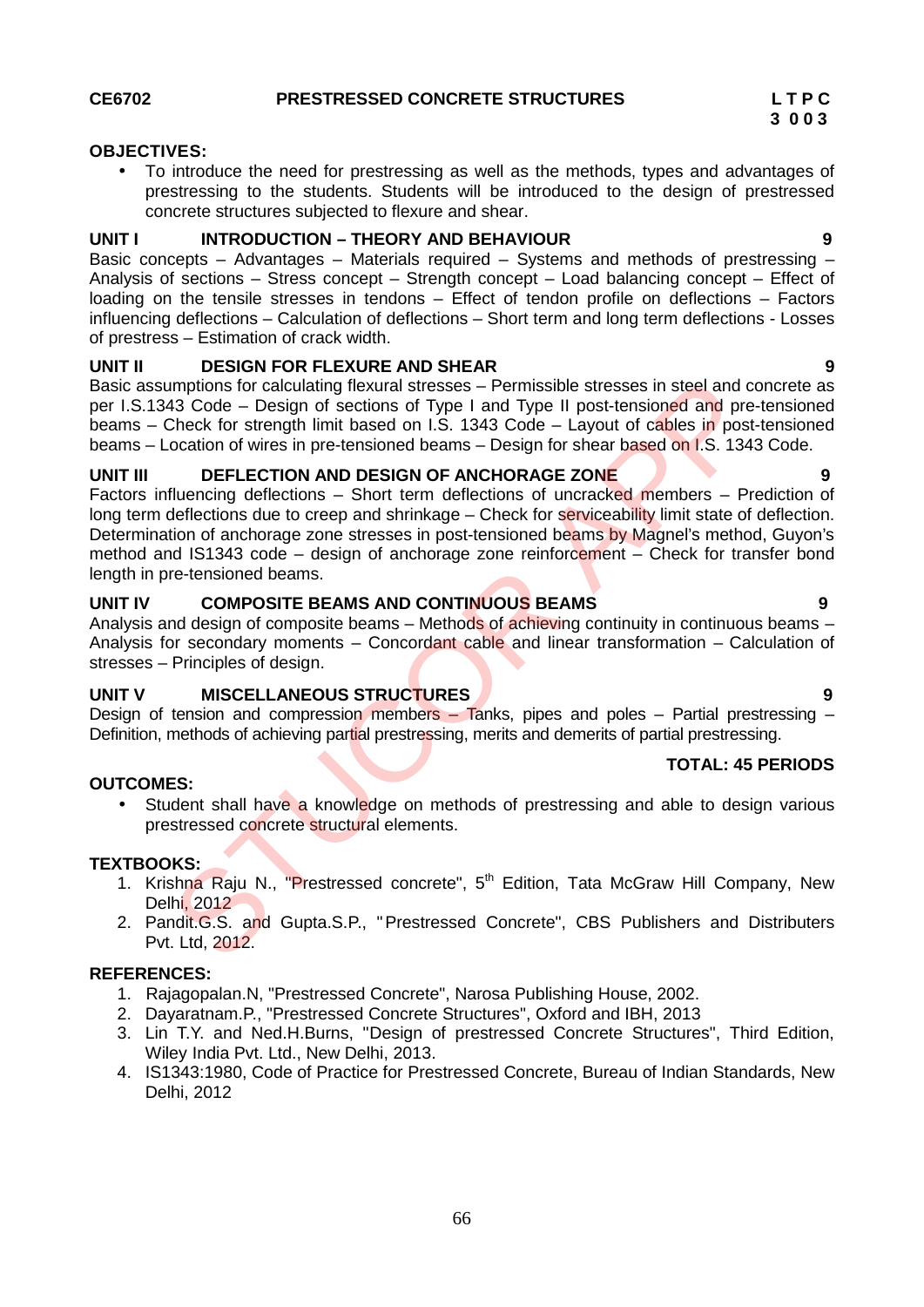**CE6702 PRESTRESSED CONCRETE STRUCTURES**

| L | T | P | C |
|---|---|---|---|
| 3 | 0 | 0 | 3 |

**OBJECTIVES:**

- To introduce the need for prestressing as well as the methods, types and advantages of prestressing to the students. Students will be introduced to the design of prestressed concrete structures subjected to flexure and shear.

**UNIT I INTRODUCTION – THEORY AND BEHAVIOUR 9**

Basic concepts – Advantages – Materials required – Systems and methods of prestressing – Analysis of sections – Stress concept – Strength concept – Load balancing concept – Effect of loading on the tensile stresses in tendons – Effect of tendon profile on deflections – Factors influencing deflections – Calculation of deflections – Short term and long term deflections - Losses of prestress – Estimation of crack width.

**UNIT II DESIGN FOR FLEXURE AND SHEAR 9**

Basic assumptions for calculating flexural stresses – Permissible stresses in steel and concrete as per I.S.1343 Code – Design of sections of Type I and Type II post-tensioned and pre-tensioned beams – Check for strength limit based on I.S. 1343 Code – Layout of cables in post-tensioned beams – Location of wires in pre-tensioned beams – Design for shear based on I.S. 1343 Code.

**UNIT III DEFLECTION AND DESIGN OF ANCHORAGE ZONE 9**

Factors influencing deflections – Short term deflections of uncracked members – Prediction of long term deflections due to creep and shrinkage – Check for serviceability limit state of deflection. Determination of anchorage zone stresses in post-tensioned beams by Magnel's method, Guyon's method and IS1343 code – design of anchorage zone reinforcement – Check for transfer bond length in pre-tensioned beams.

**UNIT IV COMPOSITE BEAMS AND CONTINUOUS BEAMS 9**

Analysis and design of composite beams – Methods of achieving continuity in continuous beams – Analysis for secondary moments – Concordant cable and linear transformation – Calculation of stresses – Principles of design.

**UNIT V MISCELLANEOUS STRUCTURES 9**

Design of tension and compression members – Tanks, pipes and poles – Partial prestressing – Definition, methods of achieving partial prestressing, merits and demerits of partial prestressing.

**TOTAL: 45 PERIODS**

**OUTCOMES:**

- Student shall have a knowledge on methods of prestressing and able to design various prestressed concrete structural elements.

**TEXTBOOKS:**

1. Krishna Raju N., "Prestressed concrete", 5th Edition, Tata McGraw Hill Company, New Delhi, 2012
2. Pandit.G.S. and Gupta.S.P., "Prestressed Concrete", CBS Publishers and Distributers Pvt. Ltd, 2012.

**REFERENCES:**

1. Rajagopalan.N, "Prestressed Concrete", Narosa Publishing House, 2002.
2. Dayaratnam.P., "Prestressed Concrete Structures", Oxford and IBH, 2013
3. Lin T.Y. and Ned.H.Burns, "Design of prestressed Concrete Structures", Third Edition, Wiley India Pvt. Ltd., New Delhi, 2013.
4. IS1343:1980, Code of Practice for Prestressed Concrete, Bureau of Indian Standards, New Delhi, 2012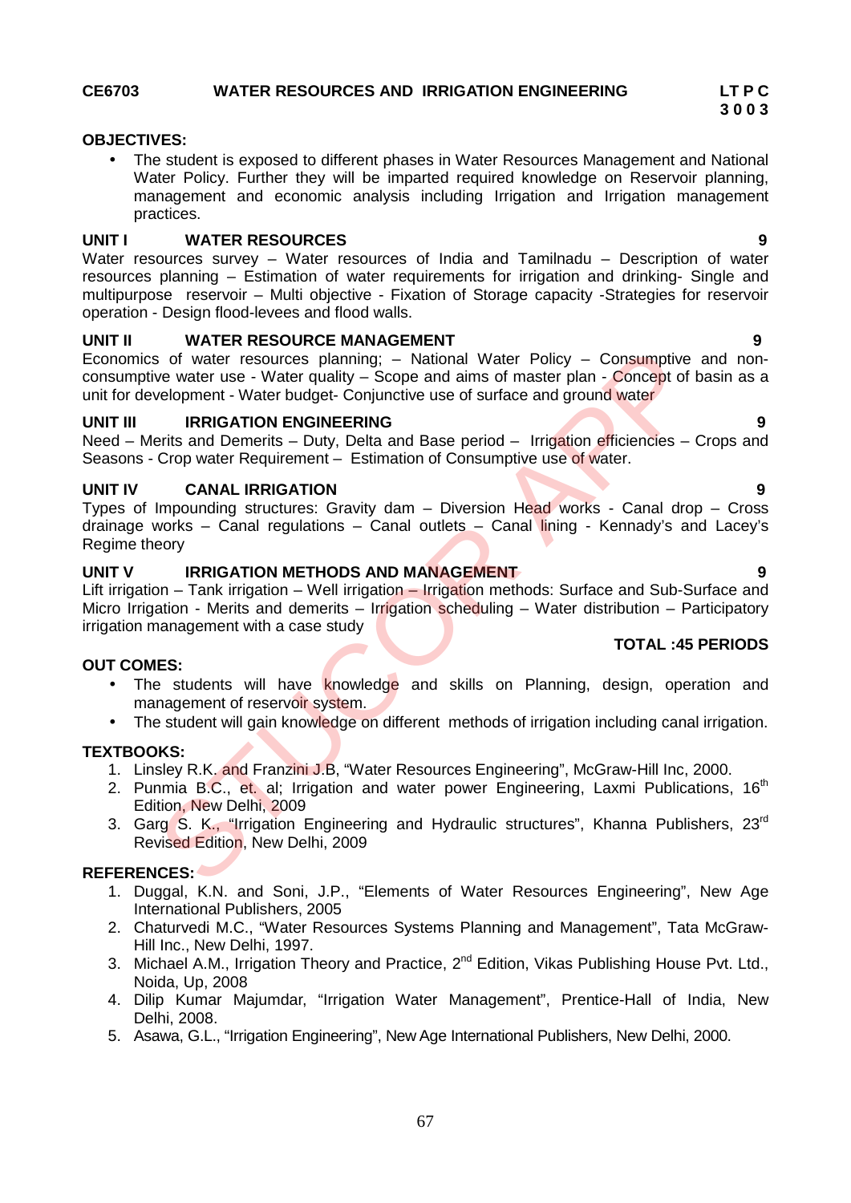**CE6703 WATER RESOURCES AND IRRIGATION ENGINEERING**

**L T P C**
**3 0 0 3**

**OBJECTIVES:**

- The student is exposed to different phases in Water Resources Management and National Water Policy. Further they will be imparted required knowledge on Reservoir planning, management and economic analysis including Irrigation and Irrigation management practices.

**UNIT I WATER RESOURCES 9**

Water resources survey – Water resources of India and Tamilnadu – Description of water resources planning – Estimation of water requirements for irrigation and drinking- Single and multipurpose reservoir – Multi objective - Fixation of Storage capacity -Strategies for reservoir operation - Design flood-levees and flood walls.

**UNIT II WATER RESOURCE MANAGEMENT 9**

Economics of water resources planning; – National Water Policy – Consumptive and non-consumptive water use - Water quality – Scope and aims of master plan - Concept of basin as a unit for development - Water budget- Conjunctive use of surface and ground water

**UNIT III IRRIGATION ENGINEERING 9**

Need – Merits and Demerits – Duty, Delta and Base period – Irrigation efficiencies – Crops and Seasons - Crop water Requirement – Estimation of Consumptive use of water.

**UNIT IV CANAL IRRIGATION 9**

Types of Impounding structures: Gravity dam – Diversion Head works - Canal drop – Cross drainage works – Canal regulations – Canal outlets – Canal lining - Kennady's and Lacey's Regime theory

**UNIT V IRRIGATION METHODS AND MANAGEMENT 9**

Lift irrigation – Tank irrigation – Well irrigation – Irrigation methods: Surface and Sub-Surface and Micro Irrigation - Merits and demerits – Irrigation scheduling – Water distribution – Participatory irrigation management with a case study

**TOTAL :45 PERIODS**

**OUT COMES:**

- The students will have knowledge and skills on Planning, design, operation and management of reservoir system.
- The student will gain knowledge on different methods of irrigation including canal irrigation.

**TEXTBOOKS:**

1. Linsley R.K. and Franzini J.B, "Water Resources Engineering", McGraw-Hill Inc, 2000.
2. Punmia B.C., et. al; Irrigation and water power Engineering, Laxmi Publications, 16th Edition, New Delhi, 2009
3. Garg S. K., "Irrigation Engineering and Hydraulic structures", Khanna Publishers, 23rd Revised Edition, New Delhi, 2009

**REFERENCES:**

1. Duggal, K.N. and Soni, J.P., "Elements of Water Resources Engineering", New Age International Publishers, 2005
2. Chaturvedi M.C., "Water Resources Systems Planning and Management", Tata McGraw-Hill Inc., New Delhi, 1997.
3. Michael A.M., Irrigation Theory and Practice, 2nd Edition, Vikas Publishing House Pvt. Ltd., Noida, Up, 2008
4. Dilip Kumar Majumdar, "Irrigation Water Management", Prentice-Hall of India, New Delhi, 2008.
5. Asawa, G.L., "Irrigation Engineering", New Age International Publishers, New Delhi, 2000.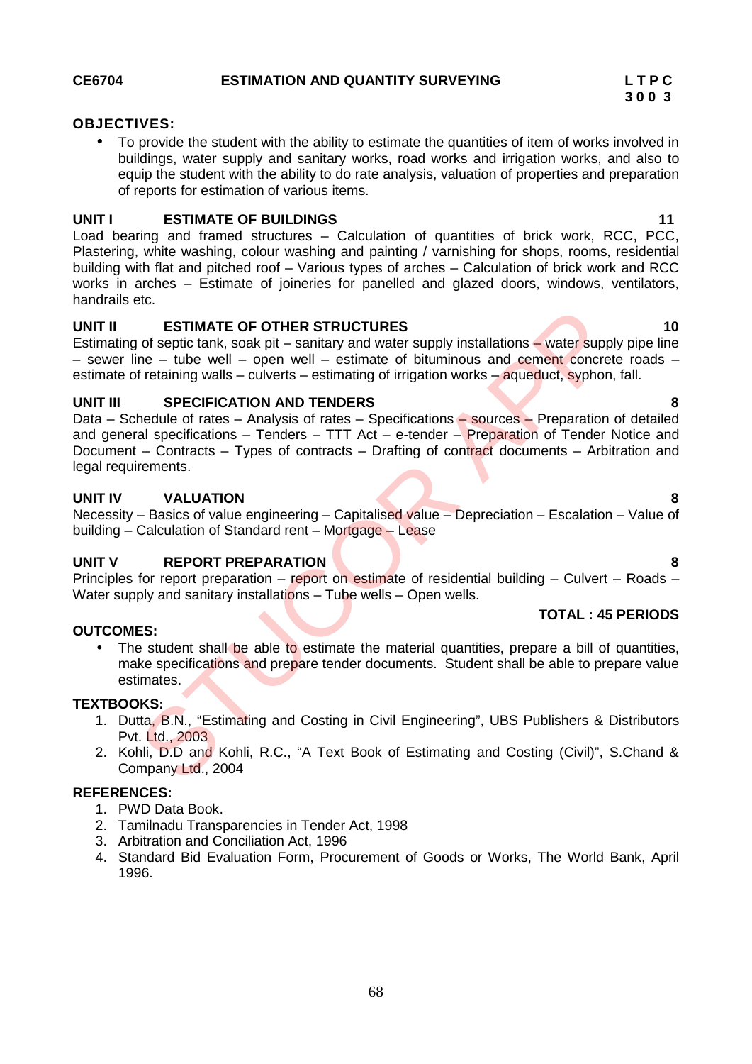**CE6704 ESTIMATION AND QUANTITY SURVEYING**

| L | T | P | C |
|---|---|---|---|
| 3 | 0 | 0 | 3 |

**OBJECTIVES:**

- To provide the student with the ability to estimate the quantities of item of works involved in buildings, water supply and sanitary works, road works and irrigation works, and also to equip the student with the ability to do rate analysis, valuation of properties and preparation of reports for estimation of various items.

**UNIT I ESTIMATE OF BUILDINGS 11**

Load bearing and framed structures – Calculation of quantities of brick work, RCC, PCC, Plastering, white washing, colour washing and painting / varnishing for shops, rooms, residential building with flat and pitched roof – Various types of arches – Calculation of brick work and RCC works in arches – Estimate of joineries for panelled and glazed doors, windows, ventilators, handrails etc.

**UNIT II ESTIMATE OF OTHER STRUCTURES 10**

Estimating of septic tank, soak pit – sanitary and water supply installations – water supply pipe line – sewer line – tube well – open well – estimate of bituminous and cement concrete roads – estimate of retaining walls – culverts – estimating of irrigation works – aqueduct, syphon, fall.

**UNIT III SPECIFICATION AND TENDERS 8**

Data – Schedule of rates – Analysis of rates – Specifications – sources – Preparation of detailed and general specifications – Tenders – TTT Act – e-tender – Preparation of Tender Notice and Document – Contracts – Types of contracts – Drafting of contract documents – Arbitration and legal requirements.

**UNIT IV VALUATION 8**

Necessity – Basics of value engineering – Capitalised value – Depreciation – Escalation – Value of building – Calculation of Standard rent – Mortgage – Lease

**UNIT V REPORT PREPARATION 8**

Principles for report preparation – report on estimate of residential building – Culvert – Roads – Water supply and sanitary installations – Tube wells – Open wells.

**TOTAL : 45 PERIODS**

**OUTCOMES:**

- The student shall be able to estimate the material quantities, prepare a bill of quantities, make specifications and prepare tender documents. Student shall be able to prepare value estimates.

**TEXTBOOKS:**

1. Dutta, B.N., "Estimating and Costing in Civil Engineering", UBS Publishers & Distributors Pvt. Ltd., 2003
2. Kohli, D.D and Kohli, R.C., "A Text Book of Estimating and Costing (Civil)", S.Chand & Company Ltd., 2004

**REFERENCES:**

1. PWD Data Book.
2. Tamilnadu Transparencies in Tender Act, 1998
3. Arbitration and Conciliation Act, 1996
4. Standard Bid Evaluation Form, Procurement of Goods or Works, The World Bank, April 1996.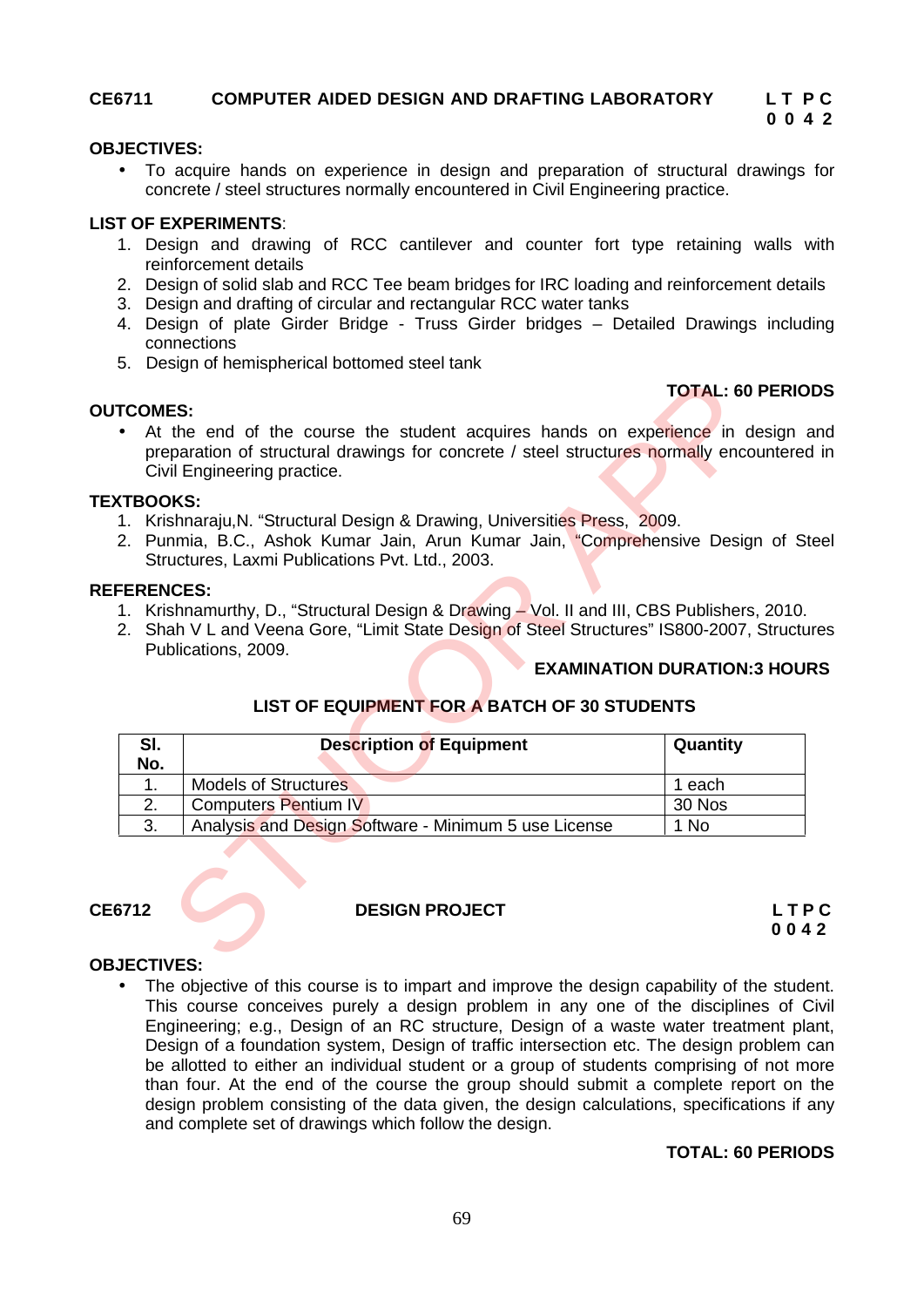**CE6711 COMPUTER AIDED DESIGN AND DRAFTING LABORATORY** 

**L T P C**
**0 0 4 2**

**OBJECTIVES:**

- To acquire hands on experience in design and preparation of structural drawings for concrete / steel structures normally encountered in Civil Engineering practice.

**LIST OF EXPERIMENTS**:

1. Design and drawing of RCC cantilever and counter fort type retaining walls with reinforcement details
2. Design of solid slab and RCC Tee beam bridges for IRC loading and reinforcement details
3. Design and drafting of circular and rectangular RCC water tanks
4. Design of plate Girder Bridge - Truss Girder bridges – Detailed Drawings including connections
5. Design of hemispherical bottomed steel tank

**TOTAL: 60 PERIODS**

**OUTCOMES:**

- At the end of the course the student acquires hands on experience in design and preparation of structural drawings for concrete / steel structures normally encountered in Civil Engineering practice.

**TEXTBOOKS:**

1. Krishnaraju,N. "Structural Design & Drawing, Universities Press, 2009.
2. Punmia, B.C., Ashok Kumar Jain, Arun Kumar Jain, "Comprehensive Design of Steel Structures, Laxmi Publications Pvt. Ltd., 2003.

**REFERENCES:**

1. Krishnamurthy, D., "Structural Design & Drawing – Vol. II and III, CBS Publishers, 2010.
2. Shah V L and Veena Gore, "Limit State Design of Steel Structures" IS800-2007, Structures Publications, 2009.

**EXAMINATION DURATION:3 HOURS**

**LIST OF EQUIPMENT FOR A BATCH OF 30 STUDENTS**

| Sl. No. | Description of Equipment | Quantity |
|---|---|---|
| 1. | Models of Structures | 1 each |
| 2. | Computers Pentium IV | 30 Nos |
| 3. | Analysis and Design Software - Minimum 5 use License | 1 No |

**CE6712 DESIGN PROJECT**

**L T P C**
**0 0 4 2**

**OBJECTIVES:**

- The objective of this course is to impart and improve the design capability of the student. This course conceives purely a design problem in any one of the disciplines of Civil Engineering; e.g., Design of an RC structure, Design of a waste water treatment plant, Design of a foundation system, Design of traffic intersection etc. The design problem can be allotted to either an individual student or a group of students comprising of not more than four. At the end of the course the group should submit a complete report on the design problem consisting of the data given, the design calculations, specifications if any and complete set of drawings which follow the design.

**TOTAL: 60 PERIODS**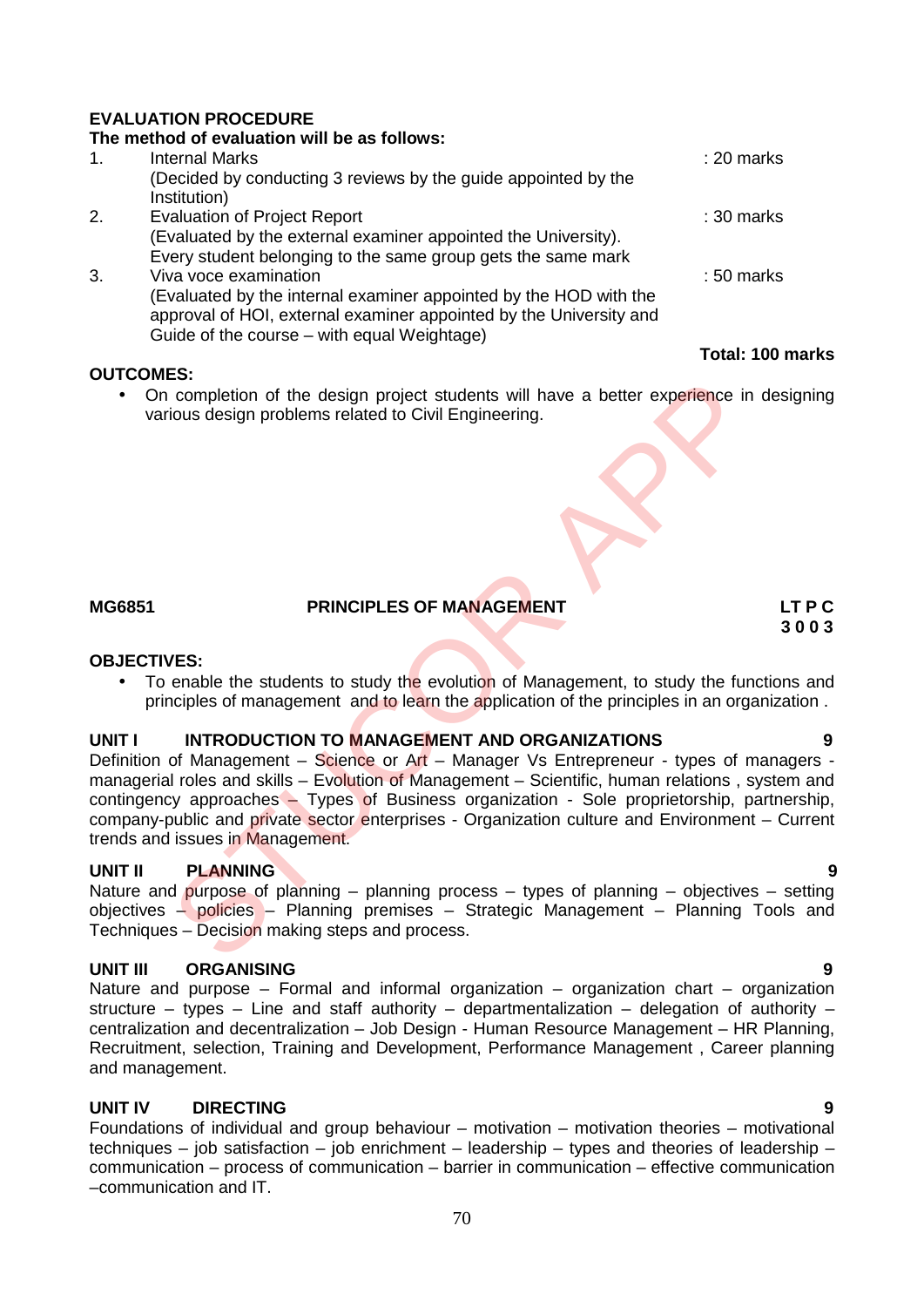**EVALUATION PROCEDURE**

**The method of evaluation will be as follows:**

1. Internal Marks : 20 marks
   (Decided by conducting 3 reviews by the guide appointed by the Institution)
2. Evaluation of Project Report : 30 marks
   (Evaluated by the external examiner appointed the University).
   Every student belonging to the same group gets the same mark
3. Viva voce examination : 50 marks
   (Evaluated by the internal examiner appointed by the HOD with the approval of HOI, external examiner appointed by the University and Guide of the course – with equal Weightage)

**Total: 100 marks**

**OUTCOMES:**

- On completion of the design project students will have a better experience in designing various design problems related to Civil Engineering.

**MG6851 PRINCIPLES OF MANAGEMENT** **L T P C**
**3 0 0 3**

**OBJECTIVES:**

- To enable the students to study the evolution of Management, to study the functions and principles of management and to learn the application of the principles in an organization .

**UNIT I INTRODUCTION TO MANAGEMENT AND ORGANIZATIONS 9**

Definition of Management – Science or Art – Manager Vs Entrepreneur - types of managers - managerial roles and skills – Evolution of Management – Scientific, human relations , system and contingency approaches – Types of Business organization - Sole proprietorship, partnership, company-public and private sector enterprises - Organization culture and Environment – Current trends and issues in Management.

**UNIT II PLANNING 9**

Nature and purpose of planning – planning process – types of planning – objectives – setting objectives – policies – Planning premises – Strategic Management – Planning Tools and Techniques – Decision making steps and process.

**UNIT III ORGANISING 9**

Nature and purpose – Formal and informal organization – organization chart – organization structure – types – Line and staff authority – departmentalization – delegation of authority – centralization and decentralization – Job Design - Human Resource Management – HR Planning, Recruitment, selection, Training and Development, Performance Management , Career planning and management.

**UNIT IV DIRECTING 9**

Foundations of individual and group behaviour – motivation – motivation theories – motivational techniques – job satisfaction – job enrichment – leadership – types and theories of leadership – communication – process of communication – barrier in communication – effective communication –communication and IT.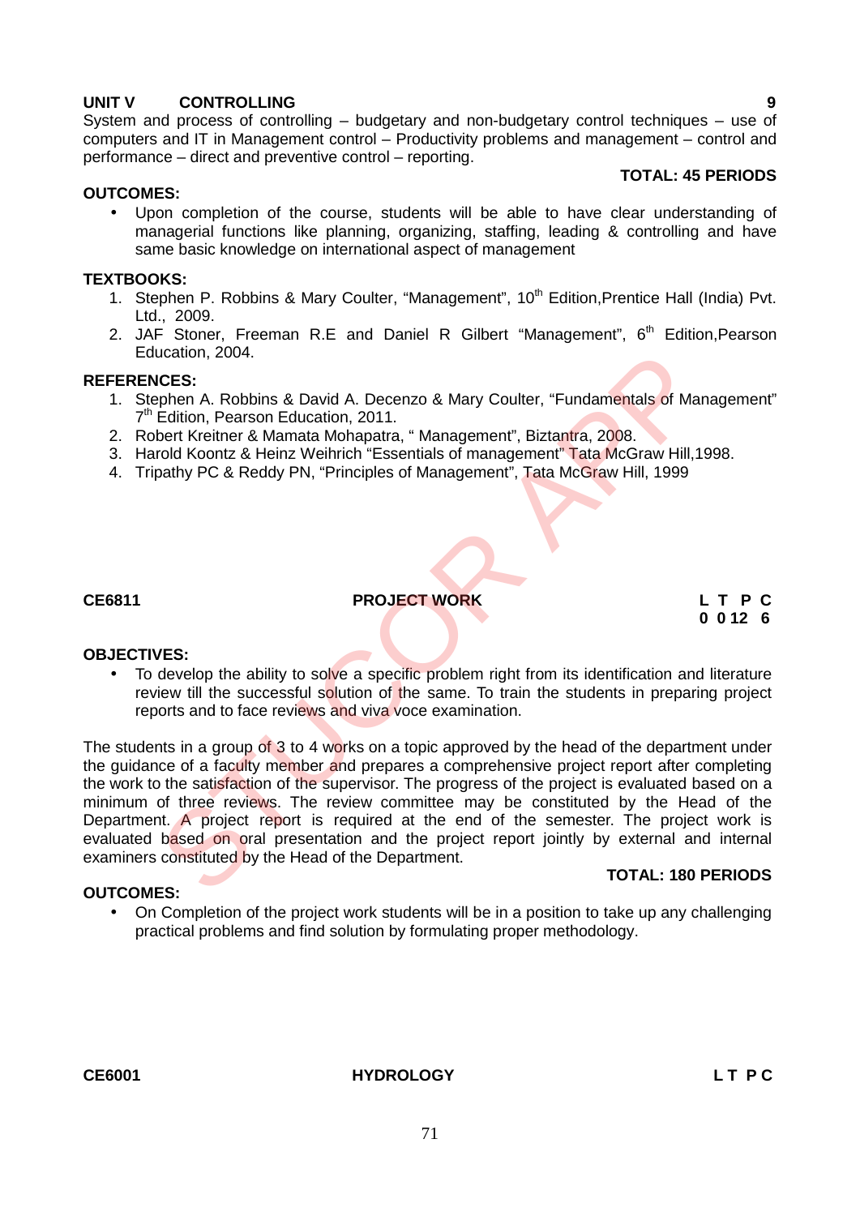**UNIT V CONTROLLING** **9**

System and process of controlling – budgetary and non-budgetary control techniques – use of computers and IT in Management control – Productivity problems and management – control and performance – direct and preventive control – reporting.

**TOTAL: 45 PERIODS**

**OUTCOMES:**

- Upon completion of the course, students will be able to have clear understanding of managerial functions like planning, organizing, staffing, leading & controlling and have same basic knowledge on international aspect of management

**TEXTBOOKS:**

1. Stephen P. Robbins & Mary Coulter, "Management", 10th Edition,Prentice Hall (India) Pvt. Ltd., 2009.
2. JAF Stoner, Freeman R.E and Daniel R Gilbert "Management", 6th Edition,Pearson Education, 2004.

**REFERENCES:**

1. Stephen A. Robbins & David A. Decenzo & Mary Coulter, "Fundamentals of Management" 7th Edition, Pearson Education, 2011.
2. Robert Kreitner & Mamata Mohapatra, " Management", Biztantra, 2008.
3. Harold Koontz & Heinz Weihrich "Essentials of management" Tata McGraw Hill,1998.
4. Tripathy PC & Reddy PN, "Principles of Management", Tata McGraw Hill, 1999

## CE6811 PROJECT WORK

| L | T | P | C |
|---|---|---|---|
| 0 | 0 | 12 | 6 |

**OBJECTIVES:**

- To develop the ability to solve a specific problem right from its identification and literature review till the successful solution of the same. To train the students in preparing project reports and to face reviews and viva voce examination.

The students in a group of 3 to 4 works on a topic approved by the head of the department under the guidance of a faculty member and prepares a comprehensive project report after completing the work to the satisfaction of the supervisor. The progress of the project is evaluated based on a minimum of three reviews. The review committee may be constituted by the Head of the Department. A project report is required at the end of the semester. The project work is evaluated based on oral presentation and the project report jointly by external and internal examiners constituted by the Head of the Department.

**TOTAL: 180 PERIODS**

**OUTCOMES:**

- On Completion of the project work students will be in a position to take up any challenging practical problems and find solution by formulating proper methodology.

## CE6001 HYDROLOGY

L T P C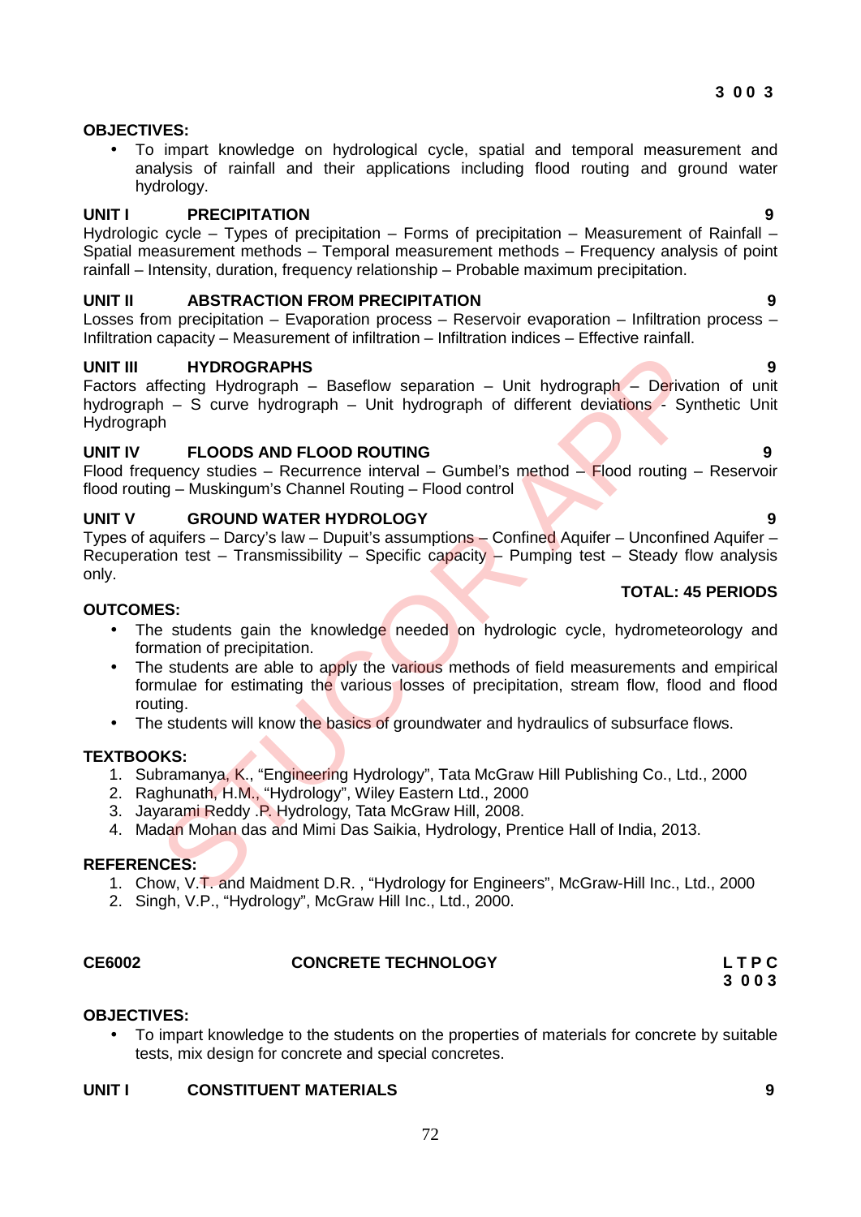**3 0 0 3**

**OBJECTIVES:**

- To impart knowledge on hydrological cycle, spatial and temporal measurement and analysis of rainfall and their applications including flood routing and ground water hydrology.

**UNIT I PRECIPITATION 9**

Hydrologic cycle – Types of precipitation – Forms of precipitation – Measurement of Rainfall – Spatial measurement methods – Temporal measurement methods – Frequency analysis of point rainfall – Intensity, duration, frequency relationship – Probable maximum precipitation.

**UNIT II ABSTRACTION FROM PRECIPITATION 9**

Losses from precipitation – Evaporation process – Reservoir evaporation – Infiltration process – Infiltration capacity – Measurement of infiltration – Infiltration indices – Effective rainfall.

**UNIT III HYDROGRAPHS 9**

Factors affecting Hydrograph – Baseflow separation – Unit hydrograph – Derivation of unit hydrograph – S curve hydrograph – Unit hydrograph of different deviations - Synthetic Unit Hydrograph

**UNIT IV FLOODS AND FLOOD ROUTING 9**

Flood frequency studies – Recurrence interval – Gumbel's method – Flood routing – Reservoir flood routing – Muskingum's Channel Routing – Flood control

**UNIT V GROUND WATER HYDROLOGY 9**

Types of aquifers – Darcy's law – Dupuit's assumptions – Confined Aquifer – Unconfined Aquifer – Recuperation test – Transmissibility – Specific capacity – Pumping test – Steady flow analysis only.

**TOTAL: 45 PERIODS**

**OUTCOMES:**

- The students gain the knowledge needed on hydrologic cycle, hydrometeorology and formation of precipitation.
- The students are able to apply the various methods of field measurements and empirical formulae for estimating the various losses of precipitation, stream flow, flood and flood routing.
- The students will know the basics of groundwater and hydraulics of subsurface flows.

**TEXTBOOKS:**

1. Subramanya, K., "Engineering Hydrology", Tata McGraw Hill Publishing Co., Ltd., 2000
2. Raghunath, H.M., "Hydrology", Wiley Eastern Ltd., 2000
3. Jayarami Reddy .P. Hydrology, Tata McGraw Hill, 2008.
4. Madan Mohan das and Mimi Das Saikia, Hydrology, Prentice Hall of India, 2013.

**REFERENCES:**

1. Chow, V.T. and Maidment D.R. , "Hydrology for Engineers", McGraw-Hill Inc., Ltd., 2000
2. Singh, V.P., "Hydrology", McGraw Hill Inc., Ltd., 2000.

**CE6002 CONCRETE TECHNOLOGY L T P C**
**3 0 0 3**

**OBJECTIVES:**

- To impart knowledge to the students on the properties of materials for concrete by suitable tests, mix design for concrete and special concretes.

**UNIT I CONSTITUENT MATERIALS 9**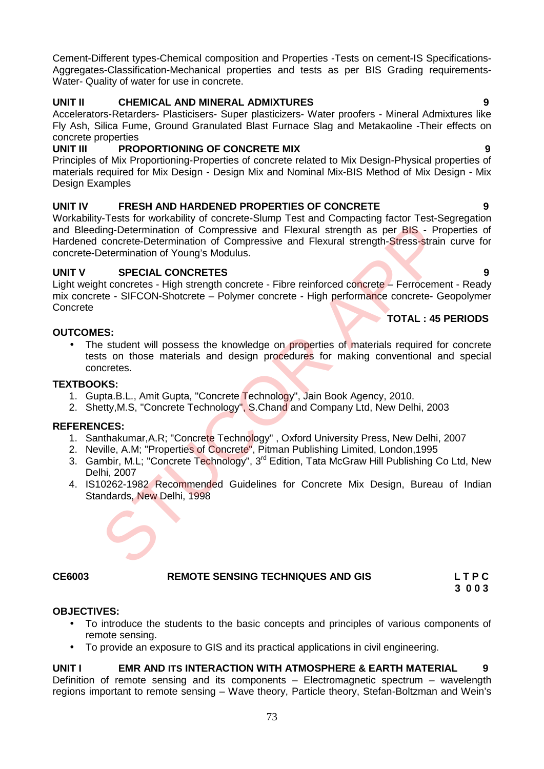Cement-Different types-Chemical composition and Properties -Tests on cement-IS Specifications-Aggregates-Classification-Mechanical properties and tests as per BIS Grading requirements-Water- Quality of water for use in concrete.

**UNIT II CHEMICAL AND MINERAL ADMIXTURES 9**

Accelerators-Retarders- Plasticisers- Super plasticizers- Water proofers - Mineral Admixtures like Fly Ash, Silica Fume, Ground Granulated Blast Furnace Slag and Metakaoline -Their effects on concrete properties

**UNIT III PROPORTIONING OF CONCRETE MIX 9**

Principles of Mix Proportioning-Properties of concrete related to Mix Design-Physical properties of materials required for Mix Design - Design Mix and Nominal Mix-BIS Method of Mix Design - Mix Design Examples

**UNIT IV FRESH AND HARDENED PROPERTIES OF CONCRETE 9**

Workability-Tests for workability of concrete-Slump Test and Compacting factor Test-Segregation and Bleeding-Determination of Compressive and Flexural strength as per BIS - Properties of Hardened concrete-Determination of Compressive and Flexural strength-Stress-strain curve for concrete-Determination of Young's Modulus.

**UNIT V SPECIAL CONCRETES 9**

Light weight concretes - High strength concrete - Fibre reinforced concrete – Ferrocement - Ready mix concrete - SIFCON-Shotcrete – Polymer concrete - High performance concrete- Geopolymer Concrete

**TOTAL : 45 PERIODS**

**OUTCOMES:**

- The student will possess the knowledge on properties of materials required for concrete tests on those materials and design procedures for making conventional and special concretes.

**TEXTBOOKS:**

1. Gupta.B.L., Amit Gupta, "Concrete Technology", Jain Book Agency, 2010.
2. Shetty,M.S, "Concrete Technology", S.Chand and Company Ltd, New Delhi, 2003

**REFERENCES:**

1. Santhakumar,A.R; "Concrete Technology" , Oxford University Press, New Delhi, 2007
2. Neville, A.M; "Properties of Concrete", Pitman Publishing Limited, London,1995
3. Gambir, M.L; "Concrete Technology", 3rd Edition, Tata McGraw Hill Publishing Co Ltd, New Delhi, 2007
4. IS10262-1982 Recommended Guidelines for Concrete Mix Design, Bureau of Indian Standards, New Delhi, 1998

**CE6003 REMOTE SENSING TECHNIQUES AND GIS**

| L | T | P | C |
|---|---|---|---|
| 3 | 0 | 0 | 3 |

**OBJECTIVES:**

- To introduce the students to the basic concepts and principles of various components of remote sensing.
- To provide an exposure to GIS and its practical applications in civil engineering.

**UNIT I EMR AND ITS INTERACTION WITH ATMOSPHERE & EARTH MATERIAL 9**

Definition of remote sensing and its components – Electromagnetic spectrum – wavelength regions important to remote sensing – Wave theory, Particle theory, Stefan-Boltzman and Wein's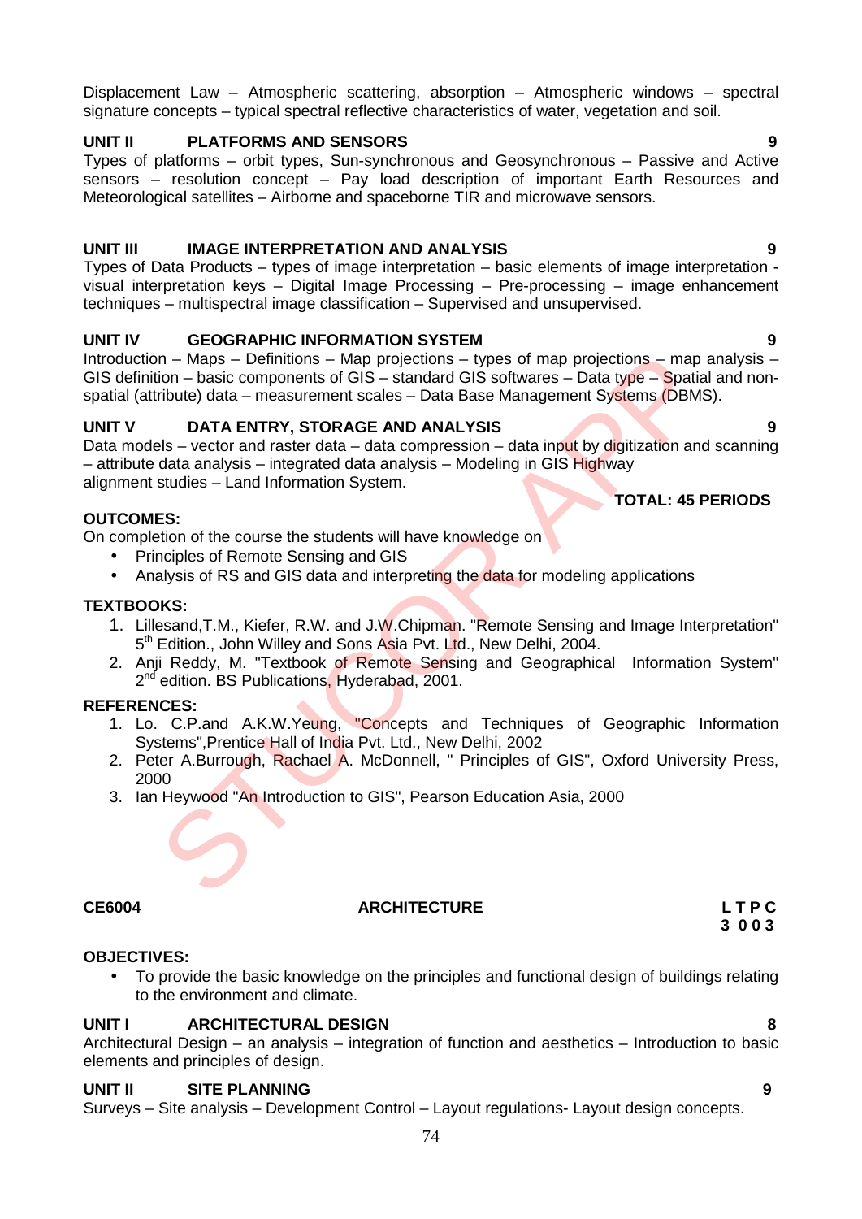Displacement Law – Atmospheric scattering, absorption – Atmospheric windows – spectral signature concepts – typical spectral reflective characteristics of water, vegetation and soil.

**UNIT II PLATFORMS AND SENSORS 9**

Types of platforms – orbit types, Sun-synchronous and Geosynchronous – Passive and Active sensors – resolution concept – Pay load description of important Earth Resources and Meteorological satellites – Airborne and spaceborne TIR and microwave sensors.

**UNIT III IMAGE INTERPRETATION AND ANALYSIS 9**

Types of Data Products – types of image interpretation – basic elements of image interpretation - visual interpretation keys – Digital Image Processing – Pre-processing – image enhancement techniques – multispectral image classification – Supervised and unsupervised.

**UNIT IV GEOGRAPHIC INFORMATION SYSTEM 9**

Introduction – Maps – Definitions – Map projections – types of map projections – map analysis – GIS definition – basic components of GIS – standard GIS softwares – Data type – Spatial and non-spatial (attribute) data – measurement scales – Data Base Management Systems (DBMS).

**UNIT V DATA ENTRY, STORAGE AND ANALYSIS 9**

Data models – vector and raster data – data compression – data input by digitization and scanning – attribute data analysis – integrated data analysis – Modeling in GIS Highway alignment studies – Land Information System.

**TOTAL: 45 PERIODS**

**OUTCOMES:**

On completion of the course the students will have knowledge on

- Principles of Remote Sensing and GIS
- Analysis of RS and GIS data and interpreting the data for modeling applications

**TEXTBOOKS:**

1. Lillesand,T.M., Kiefer, R.W. and J.W.Chipman. "Remote Sensing and Image Interpretation" 5th Edition., John Willey and Sons Asia Pvt. Ltd., New Delhi, 2004.
2. Anji Reddy, M. "Textbook of Remote Sensing and Geographical Information System" 2nd edition. BS Publications, Hyderabad, 2001.

**REFERENCES:**

1. Lo. C.P.and A.K.W.Yeung, "Concepts and Techniques of Geographic Information Systems",Prentice Hall of India Pvt. Ltd., New Delhi, 2002
2. Peter A.Burrough, Rachael A. McDonnell, " Principles of GIS", Oxford University Press, 2000
3. Ian Heywood "An Introduction to GIS", Pearson Education Asia, 2000

**CE6004 ARCHITECTURE**

**L T P C**
**3 0 0 3**

**OBJECTIVES:**

- To provide the basic knowledge on the principles and functional design of buildings relating to the environment and climate.

**UNIT I ARCHITECTURAL DESIGN 8**

Architectural Design – an analysis – integration of function and aesthetics – Introduction to basic elements and principles of design.

**UNIT II SITE PLANNING 9**

Surveys – Site analysis – Development Control – Layout regulations- Layout design concepts.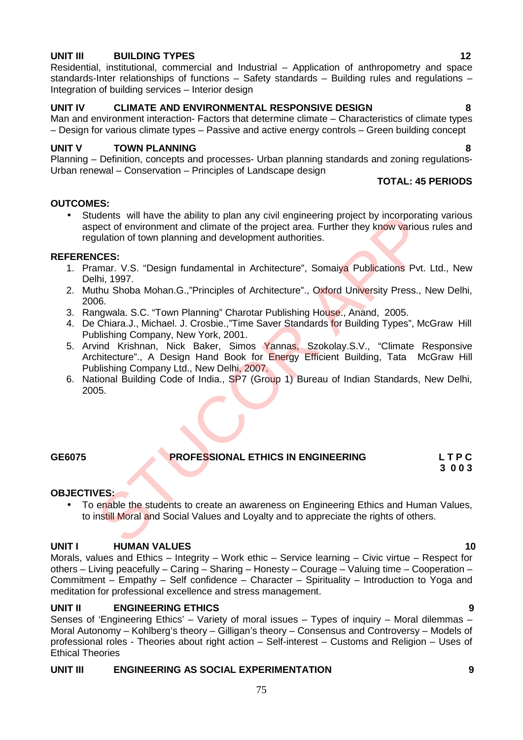**UNIT III BUILDING TYPES** **12**

Residential, institutional, commercial and Industrial – Application of anthropometry and space standards-Inter relationships of functions – Safety standards – Building rules and regulations – Integration of building services – Interior design

**UNIT IV CLIMATE AND ENVIRONMENTAL RESPONSIVE DESIGN** **8**

Man and environment interaction- Factors that determine climate – Characteristics of climate types – Design for various climate types – Passive and active energy controls – Green building concept

**UNIT V TOWN PLANNING** **8**

Planning – Definition, concepts and processes- Urban planning standards and zoning regulations- Urban renewal – Conservation – Principles of Landscape design

**TOTAL: 45 PERIODS**

**OUTCOMES:**

- Students will have the ability to plan any civil engineering project by incorporating various aspect of environment and climate of the project area. Further they know various rules and regulation of town planning and development authorities.

**REFERENCES:**

1. Pramar. V.S. "Design fundamental in Architecture", Somaiya Publications Pvt. Ltd., New Delhi, 1997.
2. Muthu Shoba Mohan.G.,"Principles of Architecture"., Oxford University Press., New Delhi, 2006.
3. Rangwala. S.C. "Town Planning" Charotar Publishing House., Anand, 2005.
4. De Chiara.J., Michael. J. Crosbie.,"Time Saver Standards for Building Types", McGraw Hill Publishing Company, New York, 2001.
5. Arvind Krishnan, Nick Baker, Simos Yannas, Szokolay.S.V., "Climate Responsive Architecture"., A Design Hand Book for Energy Efficient Building, Tata McGraw Hill Publishing Company Ltd., New Delhi, 2007.
6. National Building Code of India., SP7 (Group 1) Bureau of Indian Standards, New Delhi, 2005.

**GE6075 PROFESSIONAL ETHICS IN ENGINEERING** **L T P C**
**3 0 0 3**

**OBJECTIVES:**

- To enable the students to create an awareness on Engineering Ethics and Human Values, to instill Moral and Social Values and Loyalty and to appreciate the rights of others.

**UNIT I HUMAN VALUES** **10**

Morals, values and Ethics – Integrity – Work ethic – Service learning – Civic virtue – Respect for others – Living peacefully – Caring – Sharing – Honesty – Courage – Valuing time – Cooperation – Commitment – Empathy – Self confidence – Character – Spirituality – Introduction to Yoga and meditation for professional excellence and stress management.

**UNIT II ENGINEERING ETHICS** **9**

Senses of 'Engineering Ethics' – Variety of moral issues – Types of inquiry – Moral dilemmas – Moral Autonomy – Kohlberg's theory – Gilligan's theory – Consensus and Controversy – Models of professional roles - Theories about right action – Self-interest – Customs and Religion – Uses of Ethical Theories

**UNIT III ENGINEERING AS SOCIAL EXPERIMENTATION** **9**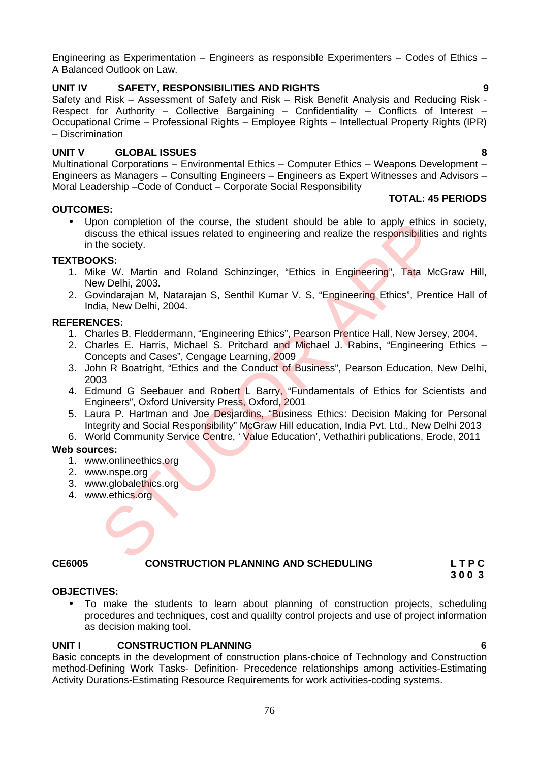Engineering as Experimentation – Engineers as responsible Experimenters – Codes of Ethics – A Balanced Outlook on Law.

**UNIT IV SAFETY, RESPONSIBILITIES AND RIGHTS 9**

Safety and Risk – Assessment of Safety and Risk – Risk Benefit Analysis and Reducing Risk - Respect for Authority – Collective Bargaining – Confidentiality – Conflicts of Interest – Occupational Crime – Professional Rights – Employee Rights – Intellectual Property Rights (IPR) – Discrimination

**UNIT V GLOBAL ISSUES 8**

Multinational Corporations – Environmental Ethics – Computer Ethics – Weapons Development – Engineers as Managers – Consulting Engineers – Engineers as Expert Witnesses and Advisors – Moral Leadership –Code of Conduct – Corporate Social Responsibility

**TOTAL: 45 PERIODS**

**OUTCOMES:**

- Upon completion of the course, the student should be able to apply ethics in society, discuss the ethical issues related to engineering and realize the responsibilities and rights in the society.

**TEXTBOOKS:**

1. Mike W. Martin and Roland Schinzinger, "Ethics in Engineering", Tata McGraw Hill, New Delhi, 2003.
2. Govindarajan M, Natarajan S, Senthil Kumar V. S, "Engineering Ethics", Prentice Hall of India, New Delhi, 2004.

**REFERENCES:**

1. Charles B. Fleddermann, "Engineering Ethics", Pearson Prentice Hall, New Jersey, 2004.
2. Charles E. Harris, Michael S. Pritchard and Michael J. Rabins, "Engineering Ethics – Concepts and Cases", Cengage Learning, 2009
3. John R Boatright, "Ethics and the Conduct of Business", Pearson Education, New Delhi, 2003
4. Edmund G Seebauer and Robert L Barry, "Fundamentals of Ethics for Scientists and Engineers", Oxford University Press, Oxford, 2001
5. Laura P. Hartman and Joe Desjardins, "Business Ethics: Decision Making for Personal Integrity and Social Responsibility" McGraw Hill education, India Pvt. Ltd., New Delhi 2013
6. World Community Service Centre, ' Value Education', Vethathiri publications, Erode, 2011

**Web sources:**

1. www.onlineethics.org
2. www.nspe.org
3. www.globalethics.org
4. www.ethics.org

**CE6005 CONSTRUCTION PLANNING AND SCHEDULING**

**L T P C**
**3 0 0 3**

**OBJECTIVES:**

- To make the students to learn about planning of construction projects, scheduling procedures and techniques, cost and qualilty control projects and use of project information as decision making tool.

**UNIT I CONSTRUCTION PLANNING 6**

Basic concepts in the development of construction plans-choice of Technology and Construction method-Defining Work Tasks- Definition- Precedence relationships among activities-Estimating Activity Durations-Estimating Resource Requirements for work activities-coding systems.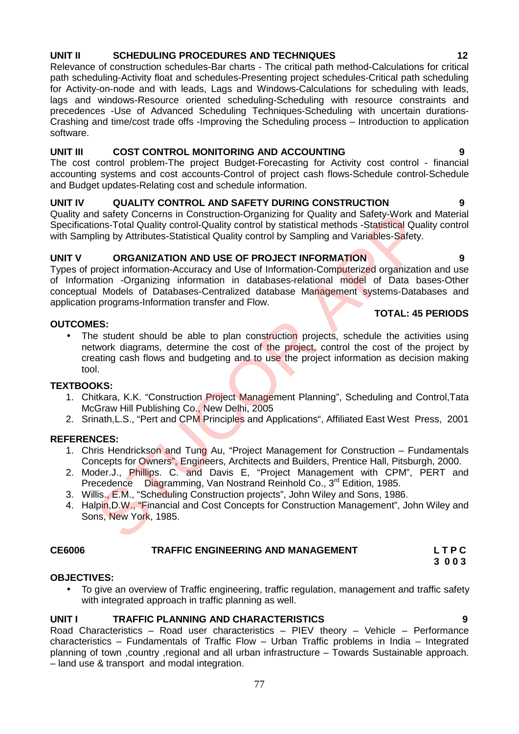**UNIT II SCHEDULING PROCEDURES AND TECHNIQUES 12**

Relevance of construction schedules-Bar charts - The critical path method-Calculations for critical path scheduling-Activity float and schedules-Presenting project schedules-Critical path scheduling for Activity-on-node and with leads, Lags and Windows-Calculations for scheduling with leads, lags and windows-Resource oriented scheduling-Scheduling with resource constraints and precedences -Use of Advanced Scheduling Techniques-Scheduling with uncertain durations-Crashing and time/cost trade offs -Improving the Scheduling process – Introduction to application software.

**UNIT III COST CONTROL MONITORING AND ACCOUNTING 9**

The cost control problem-The project Budget-Forecasting for Activity cost control - financial accounting systems and cost accounts-Control of project cash flows-Schedule control-Schedule and Budget updates-Relating cost and schedule information.

**UNIT IV QUALITY CONTROL AND SAFETY DURING CONSTRUCTION 9**

Quality and safety Concerns in Construction-Organizing for Quality and Safety-Work and Material Specifications-Total Quality control-Quality control by statistical methods -Statistical Quality control with Sampling by Attributes-Statistical Quality control by Sampling and Variables-Safety.

**UNIT V ORGANIZATION AND USE OF PROJECT INFORMATION 9**

Types of project information-Accuracy and Use of Information-Computerized organization and use of Information -Organizing information in databases-relational model of Data bases-Other conceptual Models of Databases-Centralized database Management systems-Databases and application programs-Information transfer and Flow.

**TOTAL: 45 PERIODS**

**OUTCOMES:**

- The student should be able to plan construction projects, schedule the activities using network diagrams, determine the cost of the project, control the cost of the project by creating cash flows and budgeting and to use the project information as decision making tool.

**TEXTBOOKS:**

1. Chitkara, K.K. "Construction Project Management Planning", Scheduling and Control,Tata McGraw Hill Publishing Co., New Delhi, 2005
2. Srinath,L.S., "Pert and CPM Principles and Applications", Affiliated East West Press, 2001

**REFERENCES:**

1. Chris Hendrickson and Tung Au, "Project Management for Construction – Fundamentals Concepts for Owners", Engineers, Architects and Builders, Prentice Hall, Pitsburgh, 2000.
2. Moder.J., Phillips. C. and Davis E, "Project Management with CPM", PERT and Precedence Diagramming, Van Nostrand Reinhold Co., 3rd Edition, 1985.
3. Willis., E.M., "Scheduling Construction projects", John Wiley and Sons, 1986.
4. Halpin,D.W., "Financial and Cost Concepts for Construction Management", John Wiley and Sons, New York, 1985.

**CE6006 TRAFFIC ENGINEERING AND MANAGEMENT L T P C**
**3 0 0 3**

**OBJECTIVES:**

- To give an overview of Traffic engineering, traffic regulation, management and traffic safety with integrated approach in traffic planning as well.

**UNIT I TRAFFIC PLANNING AND CHARACTERISTICS 9**

Road Characteristics – Road user characteristics – PIEV theory – Vehicle – Performance characteristics – Fundamentals of Traffic Flow – Urban Traffic problems in India – Integrated planning of town ,country ,regional and all urban infrastructure – Towards Sustainable approach. – land use & transport and modal integration.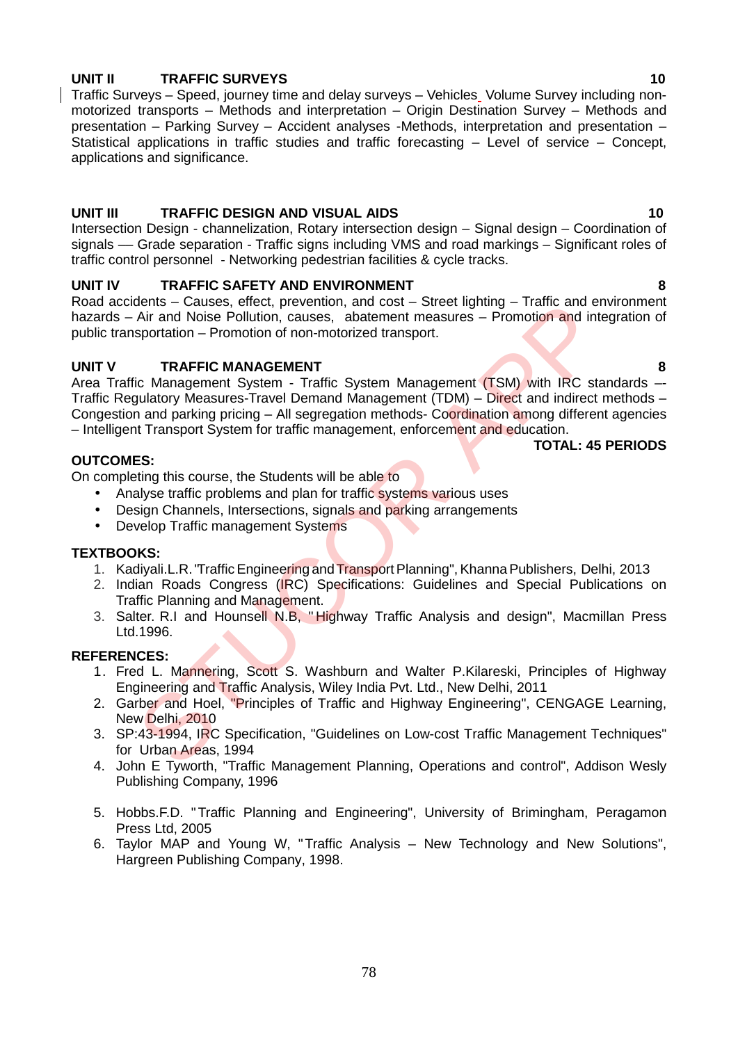**UNIT II TRAFFIC SURVEYS** **10**

Traffic Surveys – Speed, journey time and delay surveys – Vehicles Volume Survey including non-motorized transports – Methods and interpretation – Origin Destination Survey – Methods and presentation – Parking Survey – Accident analyses -Methods, interpretation and presentation – Statistical applications in traffic studies and traffic forecasting – Level of service – Concept, applications and significance.

**UNIT III TRAFFIC DESIGN AND VISUAL AIDS** **10**

Intersection Design - channelization, Rotary intersection design – Signal design – Coordination of signals –– Grade separation - Traffic signs including VMS and road markings – Significant roles of traffic control personnel - Networking pedestrian facilities & cycle tracks.

**UNIT IV TRAFFIC SAFETY AND ENVIRONMENT** **8**

Road accidents – Causes, effect, prevention, and cost – Street lighting – Traffic and environment hazards – Air and Noise Pollution, causes, abatement measures – Promotion and integration of public transportation – Promotion of non-motorized transport.

**UNIT V TRAFFIC MANAGEMENT** **8**

Area Traffic Management System - Traffic System Management (TSM) with IRC standards –- Traffic Regulatory Measures-Travel Demand Management (TDM) – Direct and indirect methods – Congestion and parking pricing – All segregation methods- Coordination among different agencies – Intelligent Transport System for traffic management, enforcement and education.

**TOTAL: 45 PERIODS**

**OUTCOMES:**

On completing this course, the Students will be able to

- Analyse traffic problems and plan for traffic systems various uses
- Design Channels, Intersections, signals and parking arrangements
- Develop Traffic management Systems

**TEXTBOOKS:**

1. Kadiyali.L.R."Traffic Engineering and Transport Planning", Khanna Publishers, Delhi, 2013
2. Indian Roads Congress (IRC) Specifications: Guidelines and Special Publications on Traffic Planning and Management.
3. Salter. R.I and Hounsell N.B, "Highway Traffic Analysis and design", Macmillan Press Ltd.1996.

**REFERENCES:**

1. Fred L. Mannering, Scott S. Washburn and Walter P.Kilareski, Principles of Highway Engineering and Traffic Analysis, Wiley India Pvt. Ltd., New Delhi, 2011
2. Garber and Hoel, "Principles of Traffic and Highway Engineering", CENGAGE Learning, New Delhi, 2010
3. SP:43-1994, IRC Specification, "Guidelines on Low-cost Traffic Management Techniques" for Urban Areas, 1994
4. John E Tyworth, "Traffic Management Planning, Operations and control", Addison Wesly Publishing Company, 1996
5. Hobbs.F.D. "Traffic Planning and Engineering", University of Brimingham, Peragamon Press Ltd, 2005
6. Taylor MAP and Young W, "Traffic Analysis – New Technology and New Solutions", Hargreen Publishing Company, 1998.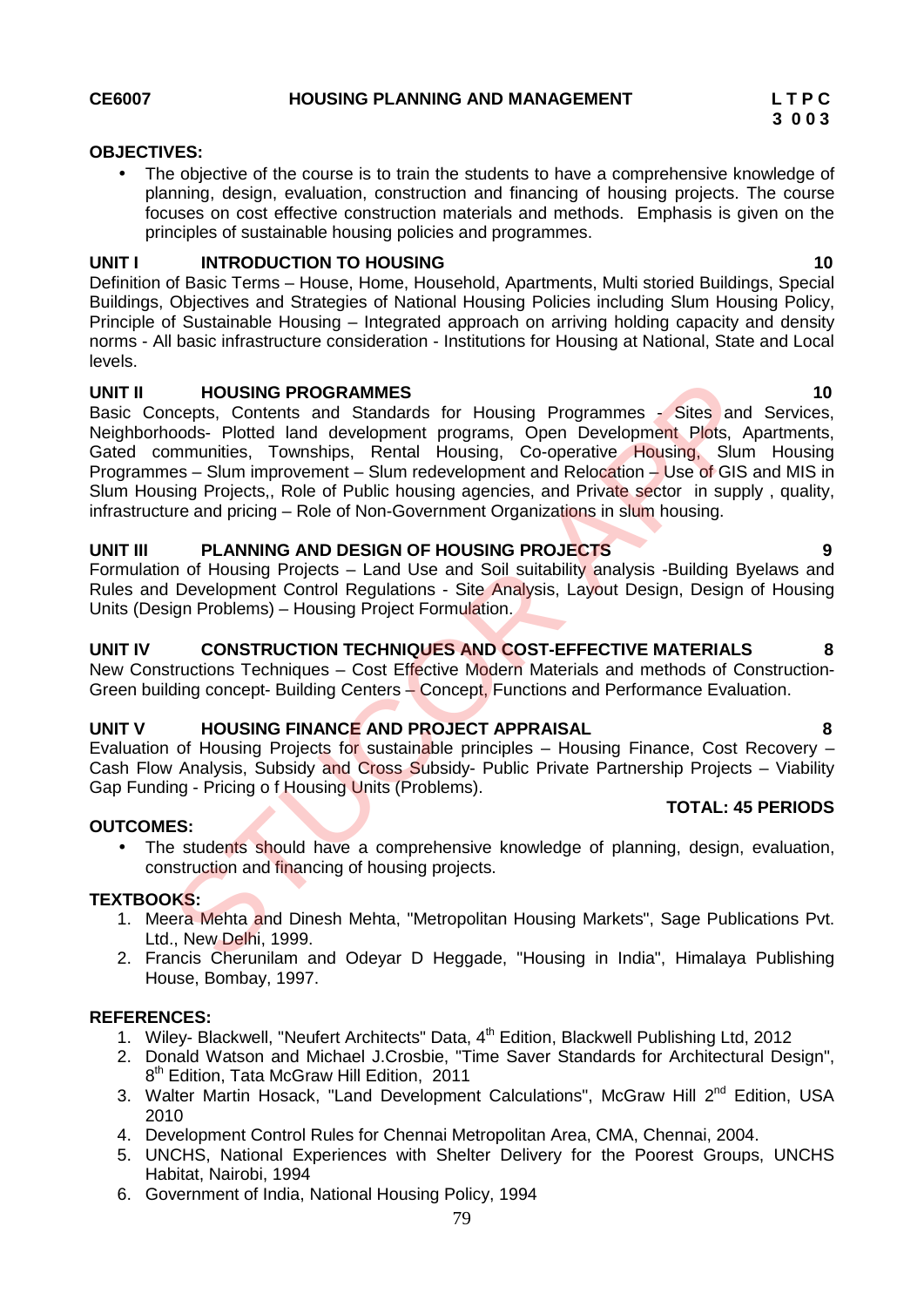**CE6007 HOUSING PLANNING AND MANAGEMENT**

**L T P C**
**3 0 0 3**

**OBJECTIVES:**

- The objective of the course is to train the students to have a comprehensive knowledge of planning, design, evaluation, construction and financing of housing projects. The course focuses on cost effective construction materials and methods. Emphasis is given on the principles of sustainable housing policies and programmes.

**UNIT I INTRODUCTION TO HOUSING 10**

Definition of Basic Terms – House, Home, Household, Apartments, Multi storied Buildings, Special Buildings, Objectives and Strategies of National Housing Policies including Slum Housing Policy, Principle of Sustainable Housing – Integrated approach on arriving holding capacity and density norms - All basic infrastructure consideration - Institutions for Housing at National, State and Local levels.

**UNIT II HOUSING PROGRAMMES 10**

Basic Concepts, Contents and Standards for Housing Programmes - Sites and Services, Neighborhoods- Plotted land development programs, Open Development Plots, Apartments, Gated communities, Townships, Rental Housing, Co-operative Housing, Slum Housing Programmes – Slum improvement – Slum redevelopment and Relocation – Use of GIS and MIS in Slum Housing Projects,, Role of Public housing agencies, and Private sector in supply , quality, infrastructure and pricing – Role of Non-Government Organizations in slum housing.

**UNIT III PLANNING AND DESIGN OF HOUSING PROJECTS 9**

Formulation of Housing Projects – Land Use and Soil suitability analysis -Building Byelaws and Rules and Development Control Regulations - Site Analysis, Layout Design, Design of Housing Units (Design Problems) – Housing Project Formulation.

**UNIT IV CONSTRUCTION TECHNIQUES AND COST-EFFECTIVE MATERIALS 8**

New Constructions Techniques – Cost Effective Modern Materials and methods of Construction- Green building concept- Building Centers – Concept, Functions and Performance Evaluation.

**UNIT V HOUSING FINANCE AND PROJECT APPRAISAL 8**

Evaluation of Housing Projects for sustainable principles – Housing Finance, Cost Recovery – Cash Flow Analysis, Subsidy and Cross Subsidy- Public Private Partnership Projects – Viability Gap Funding - Pricing o f Housing Units (Problems).

**TOTAL: 45 PERIODS**

**OUTCOMES:**

- The students should have a comprehensive knowledge of planning, design, evaluation, construction and financing of housing projects.

**TEXTBOOKS:**

1. Meera Mehta and Dinesh Mehta, "Metropolitan Housing Markets", Sage Publications Pvt. Ltd., New Delhi, 1999.
2. Francis Cherunilam and Odeyar D Heggade, "Housing in India", Himalaya Publishing House, Bombay, 1997.

**REFERENCES:**

1. Wiley- Blackwell, "Neufert Architects" Data, 4th Edition, Blackwell Publishing Ltd, 2012
2. Donald Watson and Michael J.Crosbie, "Time Saver Standards for Architectural Design", 8th Edition, Tata McGraw Hill Edition, 2011
3. Walter Martin Hosack, "Land Development Calculations", McGraw Hill 2nd Edition, USA 2010
4. Development Control Rules for Chennai Metropolitan Area, CMA, Chennai, 2004.
5. UNCHS, National Experiences with Shelter Delivery for the Poorest Groups, UNCHS Habitat, Nairobi, 1994
6. Government of India, National Housing Policy, 1994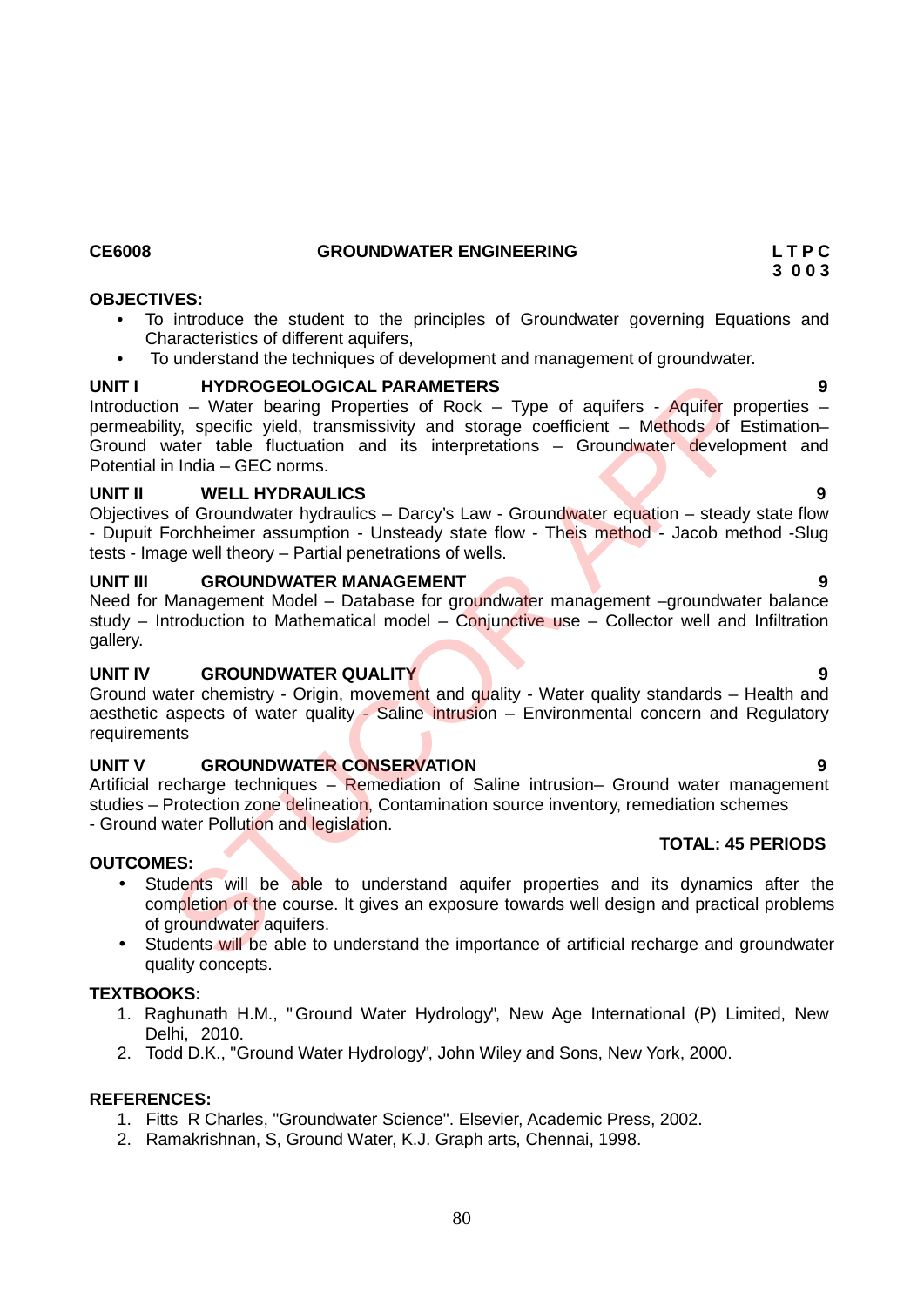**CE6008 GROUNDWATER ENGINEERING**

**L T P C**
**3 0 0 3**

**OBJECTIVES:**

- To introduce the student to the principles of Groundwater governing Equations and Characteristics of different aquifers,
- To understand the techniques of development and management of groundwater.

**UNIT I HYDROGEOLOGICAL PARAMETERS 9**

Introduction – Water bearing Properties of Rock – Type of aquifers - Aquifer properties – permeability, specific yield, transmissivity and storage coefficient – Methods of Estimation– Ground water table fluctuation and its interpretations – Groundwater development and Potential in India – GEC norms.

**UNIT II WELL HYDRAULICS 9**

Objectives of Groundwater hydraulics – Darcy's Law - Groundwater equation – steady state flow - Dupuit Forchheimer assumption - Unsteady state flow - Theis method - Jacob method -Slug tests - Image well theory – Partial penetrations of wells.

**UNIT III GROUNDWATER MANAGEMENT 9**

Need for Management Model – Database for groundwater management –groundwater balance study – Introduction to Mathematical model – Conjunctive use – Collector well and Infiltration gallery.

**UNIT IV GROUNDWATER QUALITY 9**

Ground water chemistry - Origin, movement and quality - Water quality standards – Health and aesthetic aspects of water quality - Saline intrusion – Environmental concern and Regulatory requirements

**UNIT V GROUNDWATER CONSERVATION 9**

Artificial recharge techniques – Remediation of Saline intrusion– Ground water management studies – Protection zone delineation, Contamination source inventory, remediation schemes - Ground water Pollution and legislation.

**TOTAL: 45 PERIODS**

**OUTCOMES:**

- Students will be able to understand aquifer properties and its dynamics after the completion of the course. It gives an exposure towards well design and practical problems of groundwater aquifers.
- Students will be able to understand the importance of artificial recharge and groundwater quality concepts.

**TEXTBOOKS:**

1. Raghunath H.M., "Ground Water Hydrology", New Age International (P) Limited, New Delhi, 2010.
2. Todd D.K., "Ground Water Hydrology", John Wiley and Sons, New York, 2000.

**REFERENCES:**

1. Fitts R Charles, "Groundwater Science". Elsevier, Academic Press, 2002.
2. Ramakrishnan, S, Ground Water, K.J. Graph arts, Chennai, 1998.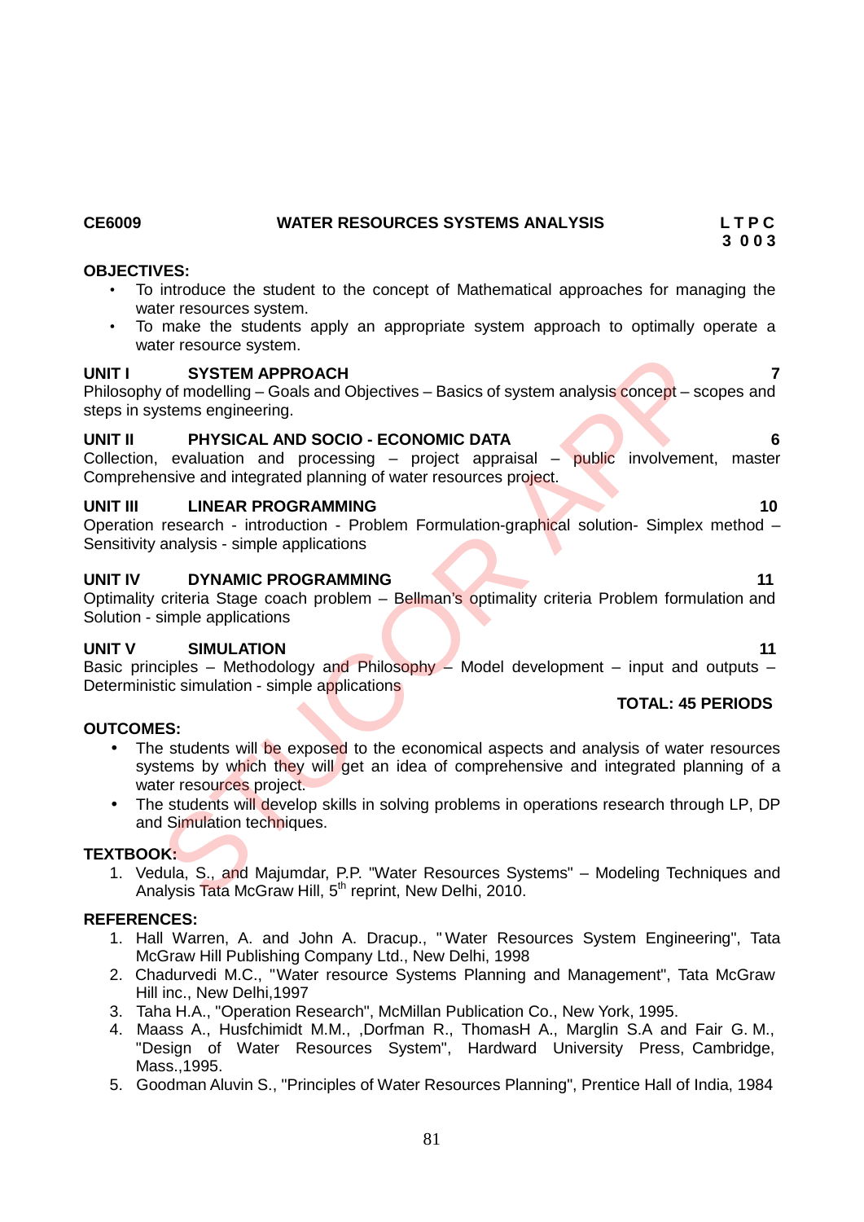**CE6009** **WATER RESOURCES SYSTEMS ANALYSIS** **L T P C**
**3 0 0 3**

**OBJECTIVES:**

- To introduce the student to the concept of Mathematical approaches for managing the water resources system.
- To make the students apply an appropriate system approach to optimally operate a water resource system.

**UNIT I SYSTEM APPROACH** **7**
Philosophy of modelling – Goals and Objectives – Basics of system analysis concept – scopes and steps in systems engineering.

**UNIT II PHYSICAL AND SOCIO - ECONOMIC DATA** **6**
Collection, evaluation and processing – project appraisal – public involvement, master Comprehensive and integrated planning of water resources project.

**UNIT III LINEAR PROGRAMMING** **10**
Operation research - introduction - Problem Formulation-graphical solution- Simplex method – Sensitivity analysis - simple applications

**UNIT IV DYNAMIC PROGRAMMING** **11**
Optimality criteria Stage coach problem – Bellman's optimality criteria Problem formulation and Solution - simple applications

**UNIT V SIMULATION** **11**
Basic principles – Methodology and Philosophy – Model development – input and outputs – Deterministic simulation - simple applications

**TOTAL: 45 PERIODS**

**OUTCOMES:**

- The students will be exposed to the economical aspects and analysis of water resources systems by which they will get an idea of comprehensive and integrated planning of a water resources project.
- The students will develop skills in solving problems in operations research through LP, DP and Simulation techniques.

**TEXTBOOK:**

1. Vedula, S., and Majumdar, P.P. "Water Resources Systems" – Modeling Techniques and Analysis Tata McGraw Hill, 5th reprint, New Delhi, 2010.

**REFERENCES:**

1. Hall Warren, A. and John A. Dracup., "Water Resources System Engineering", Tata McGraw Hill Publishing Company Ltd., New Delhi, 1998
2. Chadurvedi M.C., "Water resource Systems Planning and Management", Tata McGraw Hill inc., New Delhi,1997
3. Taha H.A., "Operation Research", McMillan Publication Co., New York, 1995.
4. Maass A., Husfchimidt M.M., ,Dorfman R., ThomasH A., Marglin S.A and Fair G. M., "Design of Water Resources System", Hardward University Press, Cambridge, Mass.,1995.
5. Goodman Aluvin S., "Principles of Water Resources Planning", Prentice Hall of India, 1984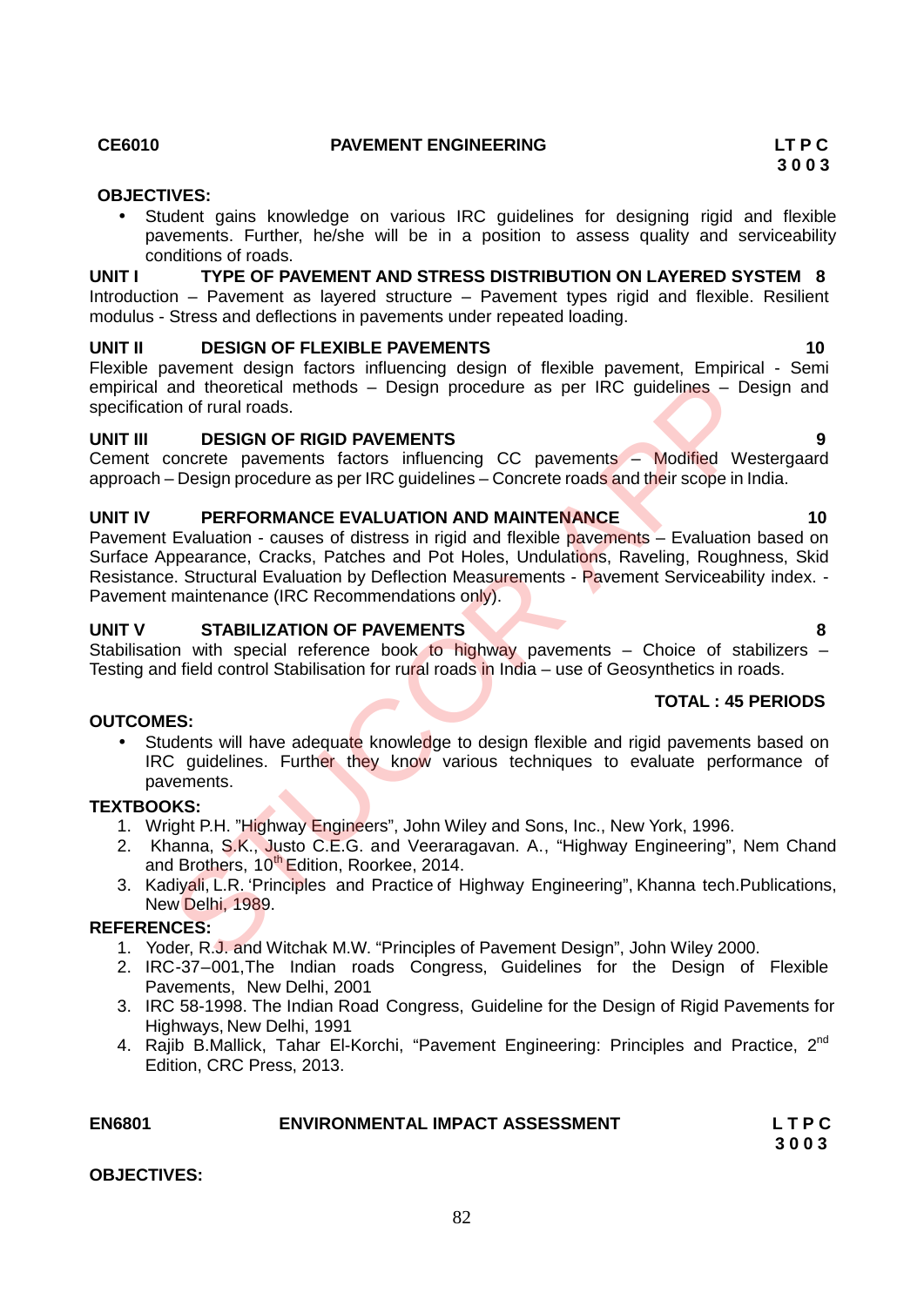**CE6010** **PAVEMENT ENGINEERING** **L T P C**
**3 0 0 3**

**OBJECTIVES:**

- Student gains knowledge on various IRC guidelines for designing rigid and flexible pavements. Further, he/she will be in a position to assess quality and serviceability conditions of roads.

**UNIT I TYPE OF PAVEMENT AND STRESS DISTRIBUTION ON LAYERED SYSTEM 8**

Introduction – Pavement as layered structure – Pavement types rigid and flexible. Resilient modulus - Stress and deflections in pavements under repeated loading.

**UNIT II DESIGN OF FLEXIBLE PAVEMENTS 10**

Flexible pavement design factors influencing design of flexible pavement, Empirical - Semi empirical and theoretical methods – Design procedure as per IRC guidelines – Design and specification of rural roads.

**UNIT III DESIGN OF RIGID PAVEMENTS 9**

Cement concrete pavements factors influencing CC pavements – Modified Westergaard approach – Design procedure as per IRC guidelines – Concrete roads and their scope in India.

**UNIT IV PERFORMANCE EVALUATION AND MAINTENANCE 10**

Pavement Evaluation - causes of distress in rigid and flexible pavements – Evaluation based on Surface Appearance, Cracks, Patches and Pot Holes, Undulations, Raveling, Roughness, Skid Resistance. Structural Evaluation by Deflection Measurements - Pavement Serviceability index. - Pavement maintenance (IRC Recommendations only).

**UNIT V STABILIZATION OF PAVEMENTS 8**

Stabilisation with special reference book to highway pavements – Choice of stabilizers – Testing and field control Stabilisation for rural roads in India – use of Geosynthetics in roads.

**TOTAL : 45 PERIODS**

**OUTCOMES:**

- Students will have adequate knowledge to design flexible and rigid pavements based on IRC guidelines. Further they know various techniques to evaluate performance of pavements.

**TEXTBOOKS:**

1. Wright P.H. "Highway Engineers", John Wiley and Sons, Inc., New York, 1996.
2. Khanna, S.K., Justo C.E.G. and Veeraragavan. A., "Highway Engineering", Nem Chand and Brothers, 10th Edition, Roorkee, 2014.
3. Kadiyali, L.R. 'Principles and Practice of Highway Engineering", Khanna tech.Publications, New Delhi, 1989.

**REFERENCES:**

1. Yoder, R.J. and Witchak M.W. "Principles of Pavement Design", John Wiley 2000.
2. IRC-37–001,The Indian roads Congress, Guidelines for the Design of Flexible Pavements, New Delhi, 2001
3. IRC 58-1998. The Indian Road Congress, Guideline for the Design of Rigid Pavements for Highways, New Delhi, 1991
4. Rajib B.Mallick, Tahar El-Korchi, "Pavement Engineering: Principles and Practice, 2nd Edition, CRC Press, 2013.

**EN6801** **ENVIRONMENTAL IMPACT ASSESSMENT** **L T P C**
**3 0 0 3**

**OBJECTIVES:**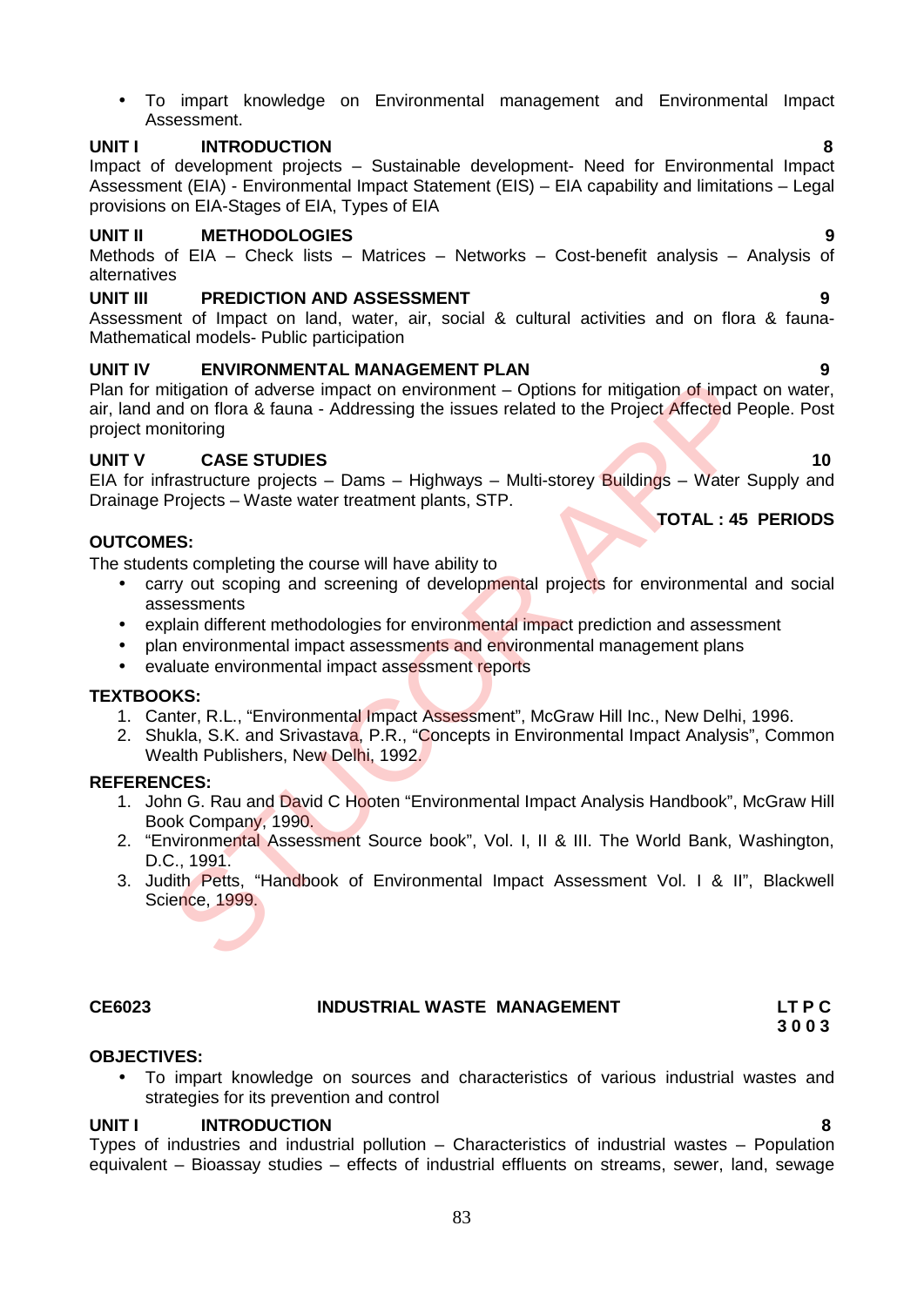- To impart knowledge on Environmental management and Environmental Impact Assessment.

**UNIT I INTRODUCTION** **8**

Impact of development projects – Sustainable development- Need for Environmental Impact Assessment (EIA) - Environmental Impact Statement (EIS) – EIA capability and limitations – Legal provisions on EIA-Stages of EIA, Types of EIA

**UNIT II METHODOLOGIES** **9**

Methods of EIA – Check lists – Matrices – Networks – Cost-benefit analysis – Analysis of alternatives

**UNIT III PREDICTION AND ASSESSMENT** **9**

Assessment of Impact on land, water, air, social & cultural activities and on flora & fauna- Mathematical models- Public participation

**UNIT IV ENVIRONMENTAL MANAGEMENT PLAN** **9**

Plan for mitigation of adverse impact on environment – Options for mitigation of impact on water, air, land and on flora & fauna - Addressing the issues related to the Project Affected People. Post project monitoring

**UNIT V CASE STUDIES** **10**

EIA for infrastructure projects – Dams – Highways – Multi-storey Buildings – Water Supply and Drainage Projects – Waste water treatment plants, STP.

**TOTAL : 45 PERIODS**

**OUTCOMES:**

The students completing the course will have ability to

- carry out scoping and screening of developmental projects for environmental and social assessments
- explain different methodologies for environmental impact prediction and assessment
- plan environmental impact assessments and environmental management plans
- evaluate environmental impact assessment reports

**TEXTBOOKS:**

1. Canter, R.L., "Environmental Impact Assessment", McGraw Hill Inc., New Delhi, 1996.
2. Shukla, S.K. and Srivastava, P.R., "Concepts in Environmental Impact Analysis", Common Wealth Publishers, New Delhi, 1992.

**REFERENCES:**

1. John G. Rau and David C Hooten "Environmental Impact Analysis Handbook", McGraw Hill Book Company, 1990.
2. "Environmental Assessment Source book", Vol. I, II & III. The World Bank, Washington, D.C., 1991.
3. Judith Petts, "Handbook of Environmental Impact Assessment Vol. I & II", Blackwell Science, 1999.

**CE6023 INDUSTRIAL WASTE MANAGEMENT** **L T P C**
**3 0 0 3**

**OBJECTIVES:**

- To impart knowledge on sources and characteristics of various industrial wastes and strategies for its prevention and control

**UNIT I INTRODUCTION** **8**

Types of industries and industrial pollution – Characteristics of industrial wastes – Population equivalent – Bioassay studies – effects of industrial effluents on streams, sewer, land, sewage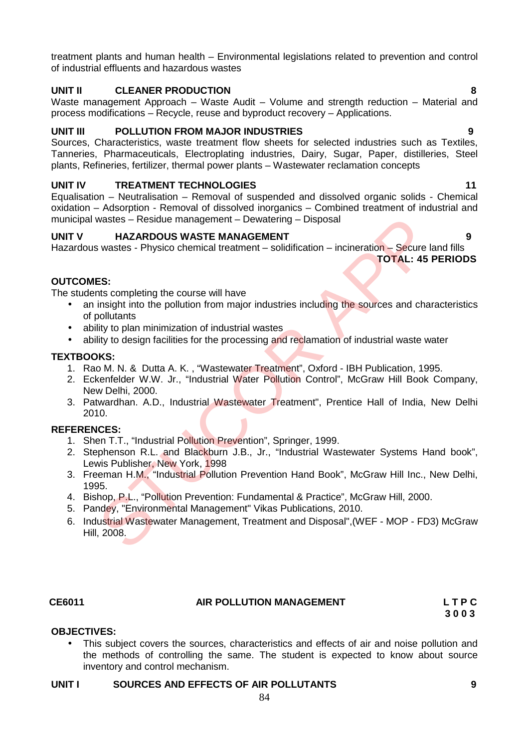treatment plants and human health – Environmental legislations related to prevention and control of industrial effluents and hazardous wastes

**UNIT II CLEANER PRODUCTION 8**

Waste management Approach – Waste Audit – Volume and strength reduction – Material and process modifications – Recycle, reuse and byproduct recovery – Applications.

**UNIT III POLLUTION FROM MAJOR INDUSTRIES 9**

Sources, Characteristics, waste treatment flow sheets for selected industries such as Textiles, Tanneries, Pharmaceuticals, Electroplating industries, Dairy, Sugar, Paper, distilleries, Steel plants, Refineries, fertilizer, thermal power plants – Wastewater reclamation concepts

**UNIT IV TREATMENT TECHNOLOGIES 11**

Equalisation – Neutralisation – Removal of suspended and dissolved organic solids - Chemical oxidation – Adsorption - Removal of dissolved inorganics – Combined treatment of industrial and municipal wastes – Residue management – Dewatering – Disposal

**UNIT V HAZARDOUS WASTE MANAGEMENT 9**

Hazardous wastes - Physico chemical treatment – solidification – incineration – Secure land fills

**TOTAL: 45 PERIODS**

**OUTCOMES:**

The students completing the course will have

- an insight into the pollution from major industries including the sources and characteristics of pollutants
- ability to plan minimization of industrial wastes
- ability to design facilities for the processing and reclamation of industrial waste water

**TEXTBOOKS:**

1. Rao M. N. & Dutta A. K. , "Wastewater Treatment", Oxford - IBH Publication, 1995.
2. Eckenfelder W.W. Jr., "Industrial Water Pollution Control", McGraw Hill Book Company, New Delhi, 2000.
3. Patwardhan. A.D., Industrial Wastewater Treatment", Prentice Hall of India, New Delhi 2010.

**REFERENCES:**

1. Shen T.T., "Industrial Pollution Prevention", Springer, 1999.
2. Stephenson R.L. and Blackburn J.B., Jr., "Industrial Wastewater Systems Hand book", Lewis Publisher, New York, 1998
3. Freeman H.M., "Industrial Pollution Prevention Hand Book", McGraw Hill Inc., New Delhi, 1995.
4. Bishop, P.L., "Pollution Prevention: Fundamental & Practice", McGraw Hill, 2000.
5. Pandey, "Environmental Management" Vikas Publications, 2010.
6. Industrial Wastewater Management, Treatment and Disposal",(WEF - MOP - FD3) McGraw Hill, 2008.

**CE6011 AIR POLLUTION MANAGEMENT L T P C**
**3 0 0 3**

**OBJECTIVES:**

- This subject covers the sources, characteristics and effects of air and noise pollution and the methods of controlling the same. The student is expected to know about source inventory and control mechanism.

**UNIT I SOURCES AND EFFECTS OF AIR POLLUTANTS 9**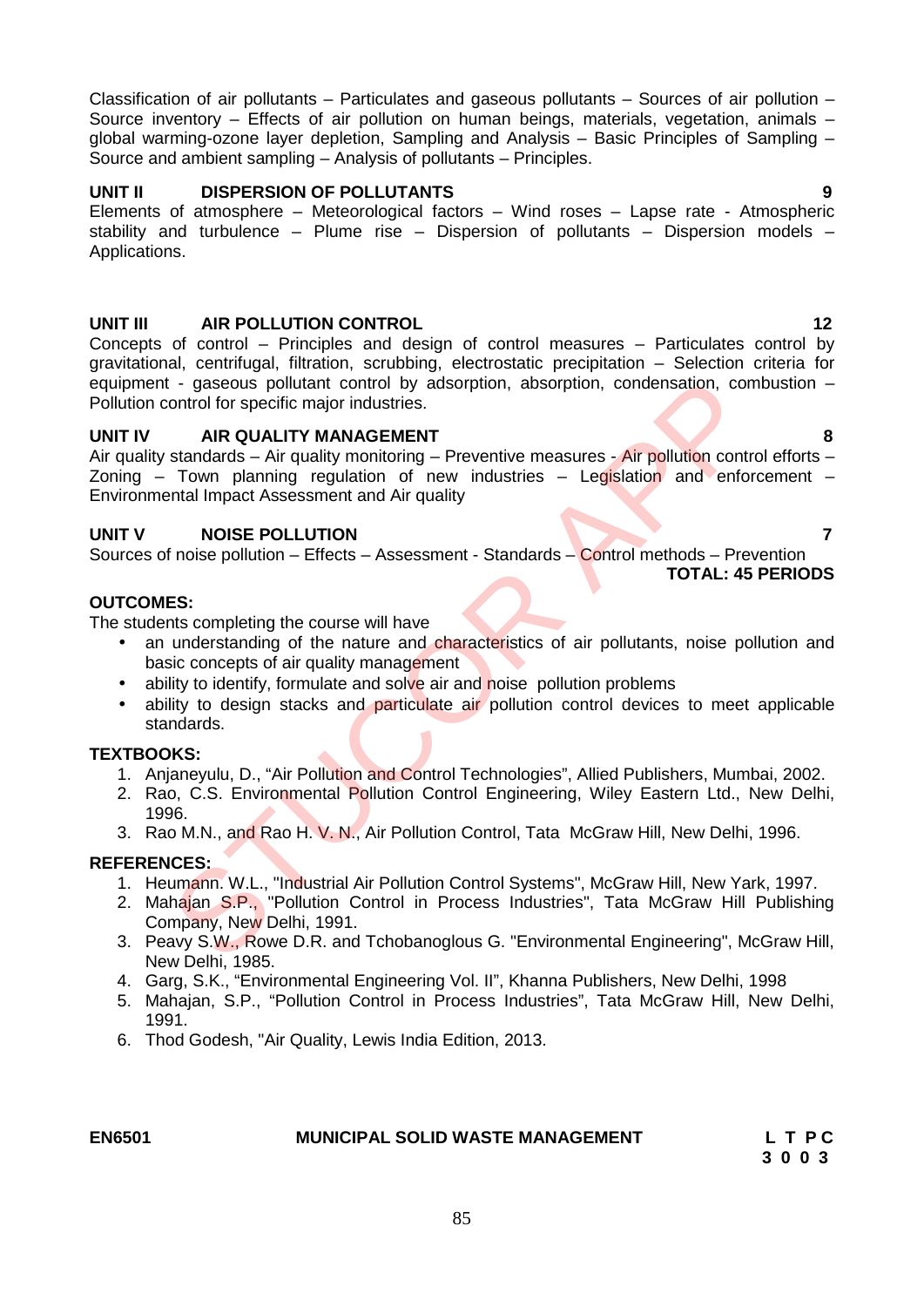Classification of air pollutants – Particulates and gaseous pollutants – Sources of air pollution – Source inventory – Effects of air pollution on human beings, materials, vegetation, animals – global warming-ozone layer depletion, Sampling and Analysis – Basic Principles of Sampling – Source and ambient sampling – Analysis of pollutants – Principles.

**UNIT II DISPERSION OF POLLUTANTS 9**

Elements of atmosphere – Meteorological factors – Wind roses – Lapse rate - Atmospheric stability and turbulence – Plume rise – Dispersion of pollutants – Dispersion models – Applications.

**UNIT III AIR POLLUTION CONTROL 12**

Concepts of control – Principles and design of control measures – Particulates control by gravitational, centrifugal, filtration, scrubbing, electrostatic precipitation – Selection criteria for equipment - gaseous pollutant control by adsorption, absorption, condensation, combustion – Pollution control for specific major industries.

**UNIT IV AIR QUALITY MANAGEMENT 8**

Air quality standards – Air quality monitoring – Preventive measures - Air pollution control efforts – Zoning – Town planning regulation of new industries – Legislation and enforcement – Environmental Impact Assessment and Air quality

**UNIT V NOISE POLLUTION 7**

Sources of noise pollution – Effects – Assessment - Standards – Control methods – Prevention

**TOTAL: 45 PERIODS**

**OUTCOMES:**

The students completing the course will have

- an understanding of the nature and characteristics of air pollutants, noise pollution and basic concepts of air quality management
- ability to identify, formulate and solve air and noise pollution problems
- ability to design stacks and particulate air pollution control devices to meet applicable standards.

**TEXTBOOKS:**

1. Anjaneyulu, D., "Air Pollution and Control Technologies", Allied Publishers, Mumbai, 2002.
2. Rao, C.S. Environmental Pollution Control Engineering, Wiley Eastern Ltd., New Delhi, 1996.
3. Rao M.N., and Rao H. V. N., Air Pollution Control, Tata McGraw Hill, New Delhi, 1996.

**REFERENCES:**

1. Heumann. W.L., "Industrial Air Pollution Control Systems", McGraw Hill, New Yark, 1997.
2. Mahajan S.P., "Pollution Control in Process Industries", Tata McGraw Hill Publishing Company, New Delhi, 1991.
3. Peavy S.W., Rowe D.R. and Tchobanoglous G. "Environmental Engineering", McGraw Hill, New Delhi, 1985.
4. Garg, S.K., "Environmental Engineering Vol. II", Khanna Publishers, New Delhi, 1998
5. Mahajan, S.P., "Pollution Control in Process Industries", Tata McGraw Hill, New Delhi, 1991.
6. Thod Godesh, "Air Quality, Lewis India Edition, 2013.

**EN6501 MUNICIPAL SOLID WASTE MANAGEMENT**

| L | T | P | C |
|---|---|---|---|
| 3 | 0 | 0 | 3 |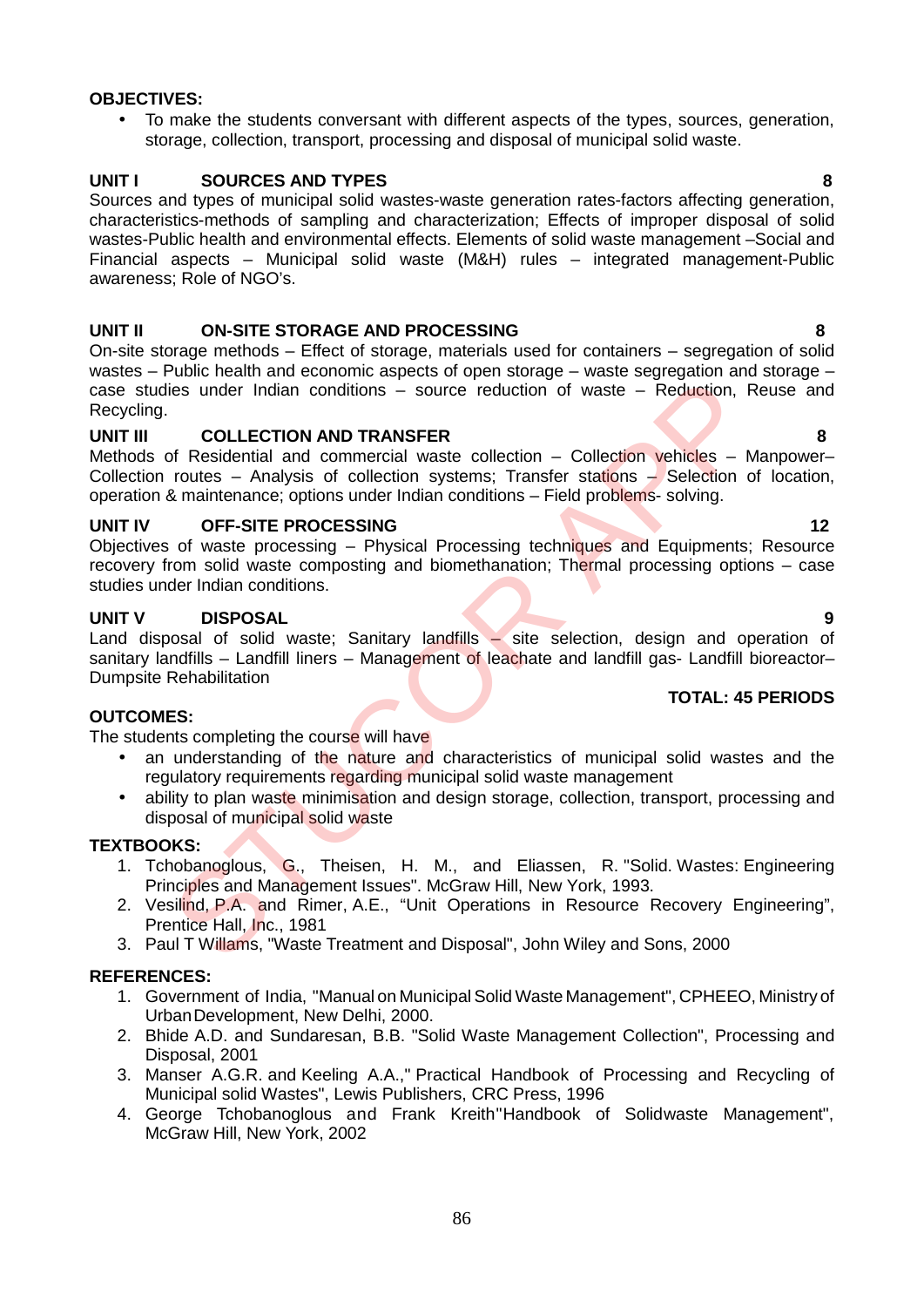**OBJECTIVES:**

- To make the students conversant with different aspects of the types, sources, generation, storage, collection, transport, processing and disposal of municipal solid waste.

**UNIT I SOURCES AND TYPES 8**

Sources and types of municipal solid wastes-waste generation rates-factors affecting generation, characteristics-methods of sampling and characterization; Effects of improper disposal of solid wastes-Public health and environmental effects. Elements of solid waste management –Social and Financial aspects – Municipal solid waste (M&H) rules – integrated management-Public awareness; Role of NGO's.

**UNIT II ON-SITE STORAGE AND PROCESSING 8**

On-site storage methods – Effect of storage, materials used for containers – segregation of solid wastes – Public health and economic aspects of open storage – waste segregation and storage – case studies under Indian conditions – source reduction of waste – Reduction, Reuse and Recycling.

**UNIT III COLLECTION AND TRANSFER 8**

Methods of Residential and commercial waste collection – Collection vehicles – Manpower– Collection routes – Analysis of collection systems; Transfer stations – Selection of location, operation & maintenance; options under Indian conditions – Field problems- solving.

**UNIT IV OFF-SITE PROCESSING 12**

Objectives of waste processing – Physical Processing techniques and Equipments; Resource recovery from solid waste composting and biomethanation; Thermal processing options – case studies under Indian conditions.

**UNIT V DISPOSAL 9**

Land disposal of solid waste; Sanitary landfills – site selection, design and operation of sanitary landfills – Landfill liners – Management of leachate and landfill gas- Landfill bioreactor– Dumpsite Rehabilitation

**TOTAL: 45 PERIODS**

**OUTCOMES:**

The students completing the course will have

- an understanding of the nature and characteristics of municipal solid wastes and the regulatory requirements regarding municipal solid waste management
- ability to plan waste minimisation and design storage, collection, transport, processing and disposal of municipal solid waste

**TEXTBOOKS:**

1. Tchobanoglous, G., Theisen, H. M., and Eliassen, R. "Solid. Wastes: Engineering Principles and Management Issues". McGraw Hill, New York, 1993.
2. Vesilind, P.A. and Rimer, A.E., "Unit Operations in Resource Recovery Engineering", Prentice Hall, Inc., 1981
3. Paul T Willams, "Waste Treatment and Disposal", John Wiley and Sons, 2000

**REFERENCES:**

1. Government of India, "Manual on Municipal Solid Waste Management", CPHEEO, Ministry of Urban Development, New Delhi, 2000.
2. Bhide A.D. and Sundaresan, B.B. "Solid Waste Management Collection", Processing and Disposal, 2001
3. Manser A.G.R. and Keeling A.A.," Practical Handbook of Processing and Recycling of Municipal solid Wastes", Lewis Publishers, CRC Press, 1996
4. George Tchobanoglous and Frank Kreith"Handbook of Solidwaste Management", McGraw Hill, New York, 2002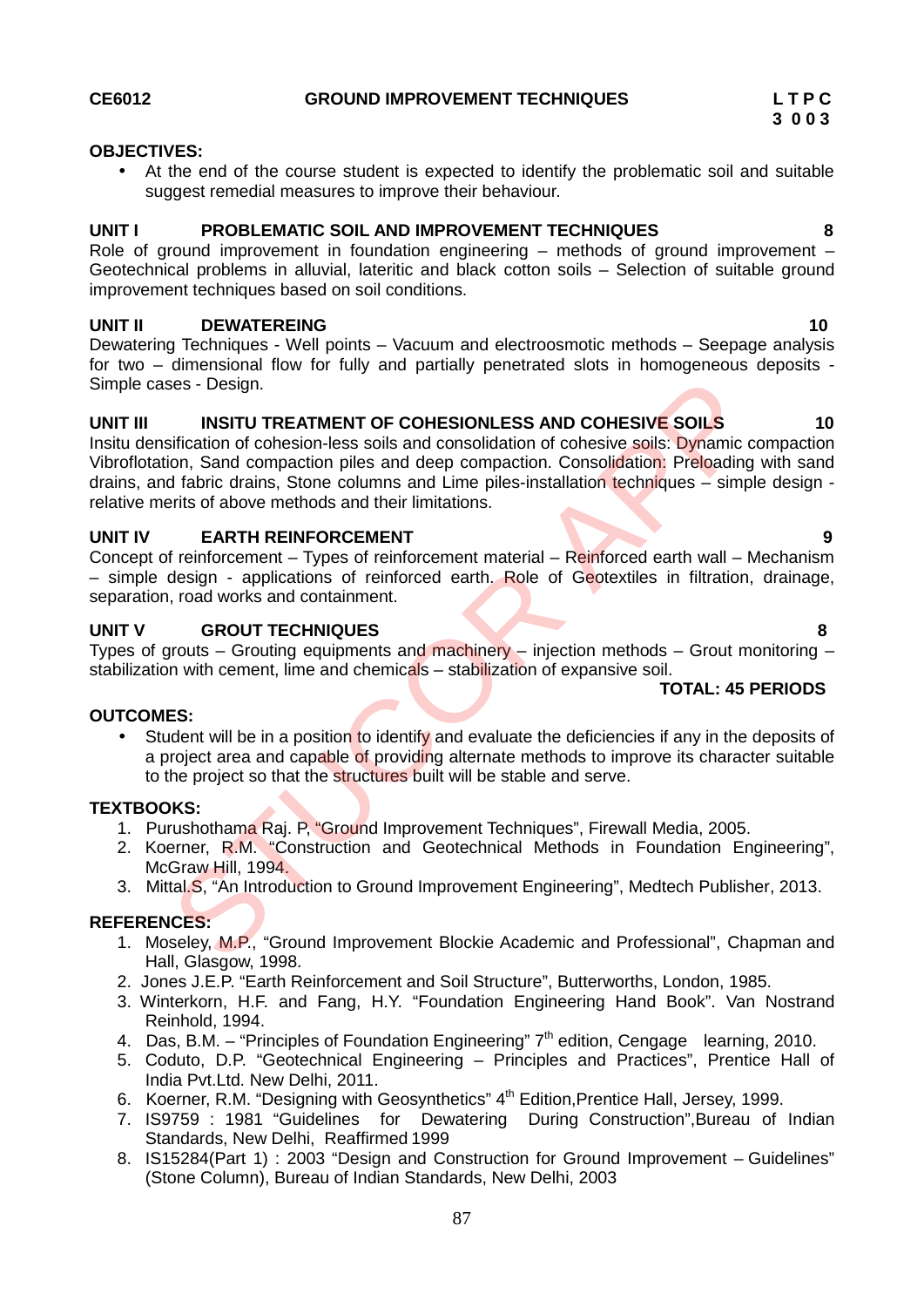**CE6012 GROUND IMPROVEMENT TECHNIQUES**

**L T P C**
**3 0 0 3**

**OBJECTIVES:**

- At the end of the course student is expected to identify the problematic soil and suitable suggest remedial measures to improve their behaviour.

**UNIT I PROBLEMATIC SOIL AND IMPROVEMENT TECHNIQUES 8**

Role of ground improvement in foundation engineering – methods of ground improvement – Geotechnical problems in alluvial, lateritic and black cotton soils – Selection of suitable ground improvement techniques based on soil conditions.

**UNIT II DEWATEREING 10**

Dewatering Techniques - Well points – Vacuum and electroosmotic methods – Seepage analysis for two – dimensional flow for fully and partially penetrated slots in homogeneous deposits - Simple cases - Design.

**UNIT III INSITU TREATMENT OF COHESIONLESS AND COHESIVE SOILS 10**

Insitu densification of cohesion-less soils and consolidation of cohesive soils: Dynamic compaction Vibroflotation, Sand compaction piles and deep compaction. Consolidation: Preloading with sand drains, and fabric drains, Stone columns and Lime piles-installation techniques – simple design - relative merits of above methods and their limitations.

**UNIT IV EARTH REINFORCEMENT 9**

Concept of reinforcement – Types of reinforcement material – Reinforced earth wall – Mechanism – simple design - applications of reinforced earth. Role of Geotextiles in filtration, drainage, separation, road works and containment.

**UNIT V GROUT TECHNIQUES 8**

Types of grouts – Grouting equipments and machinery – injection methods – Grout monitoring – stabilization with cement, lime and chemicals – stabilization of expansive soil.

**TOTAL: 45 PERIODS**

**OUTCOMES:**

- Student will be in a position to identify and evaluate the deficiencies if any in the deposits of a project area and capable of providing alternate methods to improve its character suitable to the project so that the structures built will be stable and serve.

**TEXTBOOKS:**

1. Purushothama Raj. P, "Ground Improvement Techniques", Firewall Media, 2005.
2. Koerner, R.M. "Construction and Geotechnical Methods in Foundation Engineering", McGraw Hill, 1994.
3. Mittal.S, "An Introduction to Ground Improvement Engineering", Medtech Publisher, 2013.

**REFERENCES:**

1. Moseley, M.P., "Ground Improvement Blockie Academic and Professional", Chapman and Hall, Glasgow, 1998.
2. Jones J.E.P. "Earth Reinforcement and Soil Structure", Butterworths, London, 1985.
3. Winterkorn, H.F. and Fang, H.Y. "Foundation Engineering Hand Book". Van Nostrand Reinhold, 1994.
4. Das, B.M. – "Principles of Foundation Engineering" 7th edition, Cengage learning, 2010.
5. Coduto, D.P. "Geotechnical Engineering – Principles and Practices", Prentice Hall of India Pvt.Ltd. New Delhi, 2011.
6. Koerner, R.M. "Designing with Geosynthetics" 4th Edition,Prentice Hall, Jersey, 1999.
7. IS9759 : 1981 "Guidelines for Dewatering During Construction",Bureau of Indian Standards, New Delhi, Reaffirmed 1999
8. IS15284(Part 1) : 2003 "Design and Construction for Ground Improvement – Guidelines" (Stone Column), Bureau of Indian Standards, New Delhi, 2003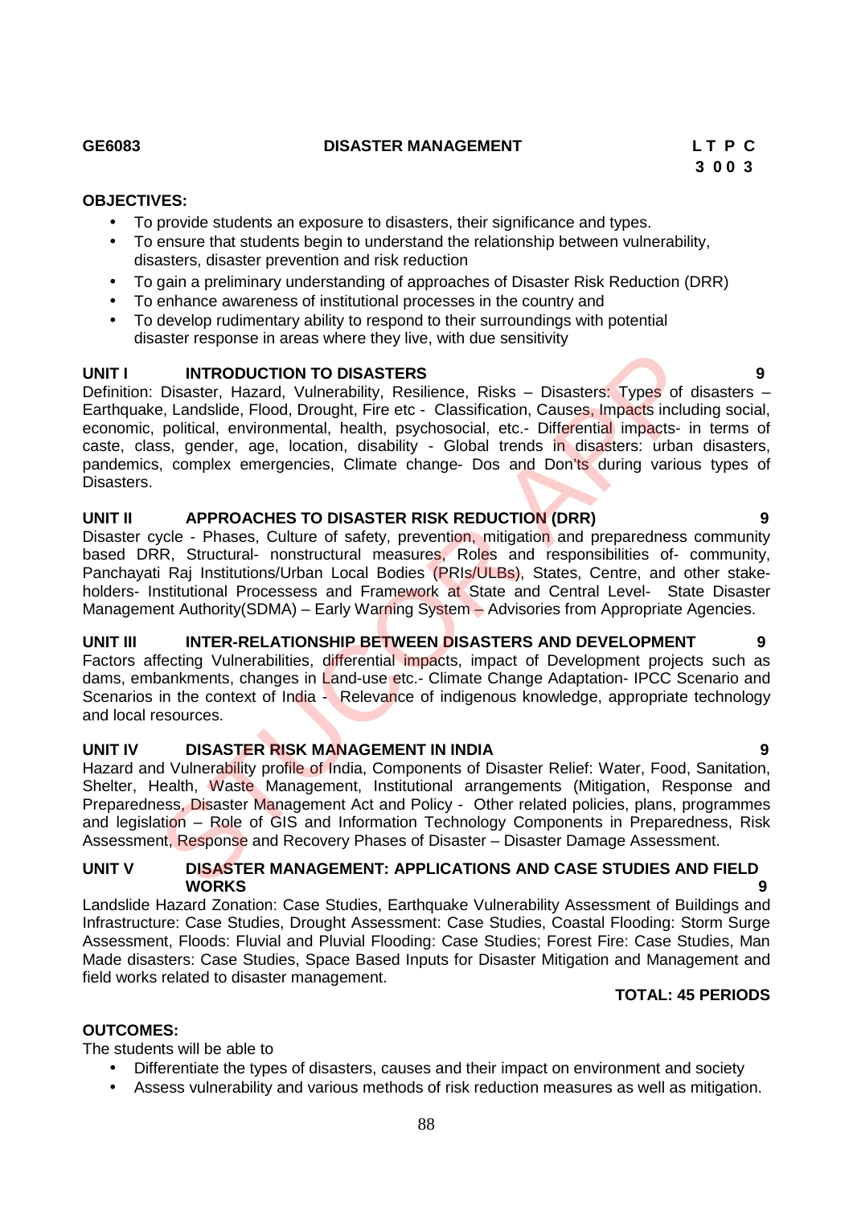**GE6083 DISASTER MANAGEMENT**

| L | T | P | C |
|---|---|---|---|
| 3 | 0 | 0 | 3 |

**OBJECTIVES:**

- To provide students an exposure to disasters, their significance and types.
- To ensure that students begin to understand the relationship between vulnerability, disasters, disaster prevention and risk reduction
- To gain a preliminary understanding of approaches of Disaster Risk Reduction (DRR)
- To enhance awareness of institutional processes in the country and
- To develop rudimentary ability to respond to their surroundings with potential disaster response in areas where they live, with due sensitivity

**UNIT I INTRODUCTION TO DISASTERS 9**

Definition: Disaster, Hazard, Vulnerability, Resilience, Risks – Disasters: Types of disasters – Earthquake, Landslide, Flood, Drought, Fire etc - Classification, Causes, Impacts including social, economic, political, environmental, health, psychosocial, etc.- Differential impacts- in terms of caste, class, gender, age, location, disability - Global trends in disasters: urban disasters, pandemics, complex emergencies, Climate change- Dos and Don'ts during various types of Disasters.

**UNIT II APPROACHES TO DISASTER RISK REDUCTION (DRR) 9**

Disaster cycle - Phases, Culture of safety, prevention, mitigation and preparedness community based DRR, Structural- nonstructural measures, Roles and responsibilities of- community, Panchayati Raj Institutions/Urban Local Bodies (PRIs/ULBs), States, Centre, and other stake-holders- Institutional Processess and Framework at State and Central Level- State Disaster Management Authority(SDMA) – Early Warning System – Advisories from Appropriate Agencies.

**UNIT III INTER-RELATIONSHIP BETWEEN DISASTERS AND DEVELOPMENT 9**

Factors affecting Vulnerabilities, differential impacts, impact of Development projects such as dams, embankments, changes in Land-use etc.- Climate Change Adaptation- IPCC Scenario and Scenarios in the context of India - Relevance of indigenous knowledge, appropriate technology and local resources.

**UNIT IV DISASTER RISK MANAGEMENT IN INDIA 9**

Hazard and Vulnerability profile of India, Components of Disaster Relief: Water, Food, Sanitation, Shelter, Health, Waste Management, Institutional arrangements (Mitigation, Response and Preparedness, Disaster Management Act and Policy - Other related policies, plans, programmes and legislation – Role of GIS and Information Technology Components in Preparedness, Risk Assessment, Response and Recovery Phases of Disaster – Disaster Damage Assessment.

**UNIT V DISASTER MANAGEMENT: APPLICATIONS AND CASE STUDIES AND FIELD WORKS 9**

Landslide Hazard Zonation: Case Studies, Earthquake Vulnerability Assessment of Buildings and Infrastructure: Case Studies, Drought Assessment: Case Studies, Coastal Flooding: Storm Surge Assessment, Floods: Fluvial and Pluvial Flooding: Case Studies; Forest Fire: Case Studies, Man Made disasters: Case Studies, Space Based Inputs for Disaster Mitigation and Management and field works related to disaster management.

**TOTAL: 45 PERIODS**

**OUTCOMES:**

The students will be able to

- Differentiate the types of disasters, causes and their impact on environment and society
- Assess vulnerability and various methods of risk reduction measures as well as mitigation.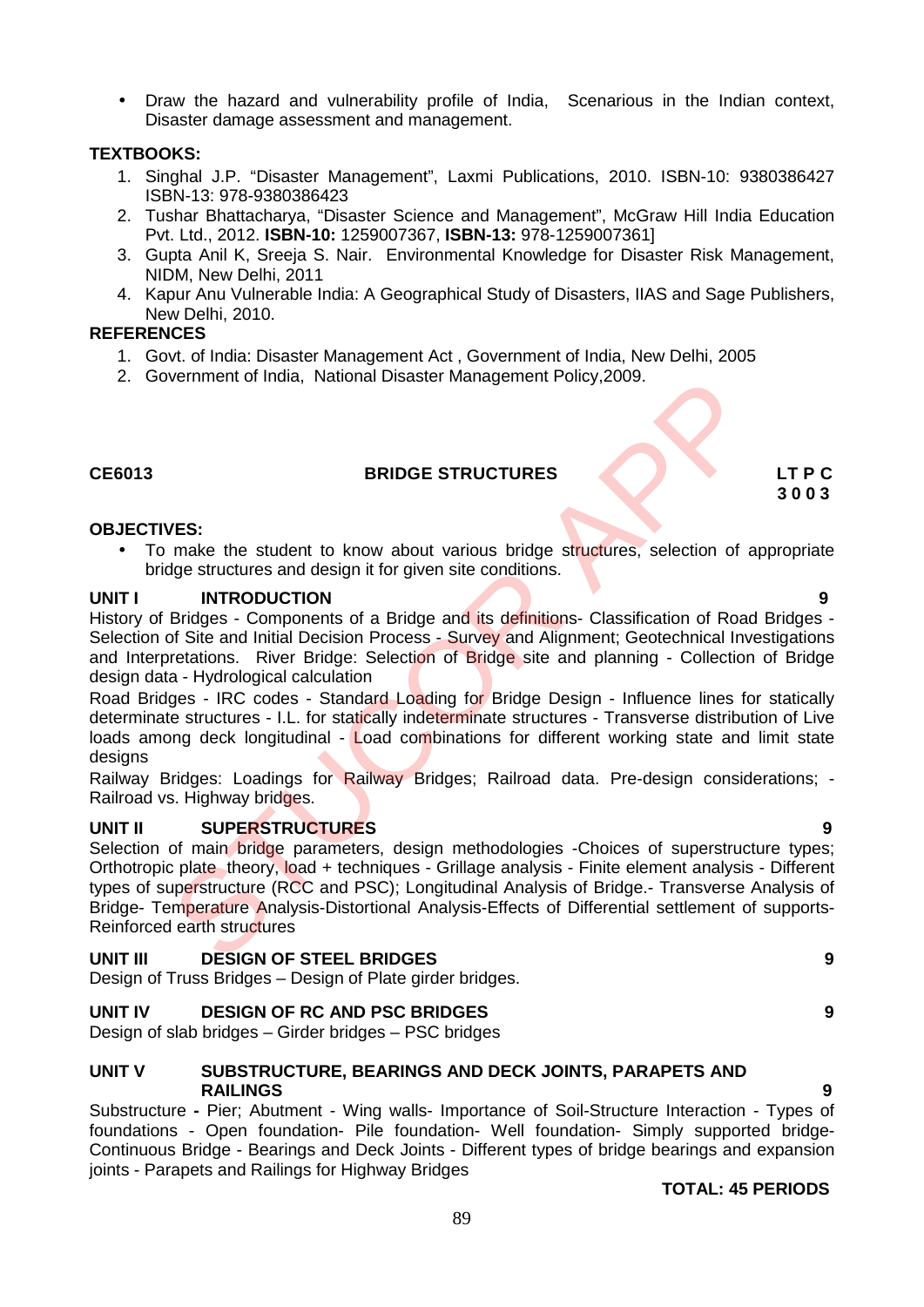- Draw the hazard and vulnerability profile of India, Scenarious in the Indian context, Disaster damage assessment and management.

**TEXTBOOKS:**

1. Singhal J.P. "Disaster Management", Laxmi Publications, 2010. ISBN-10: 9380386427 ISBN-13: 978-9380386423
2. Tushar Bhattacharya, "Disaster Science and Management", McGraw Hill India Education Pvt. Ltd., 2012. **ISBN-10:** 1259007367, **ISBN-13:** 978-1259007361]
3. Gupta Anil K, Sreeja S. Nair. Environmental Knowledge for Disaster Risk Management, NIDM, New Delhi, 2011
4. Kapur Anu Vulnerable India: A Geographical Study of Disasters, IIAS and Sage Publishers, New Delhi, 2010.

**REFERENCES**

1. Govt. of India: Disaster Management Act , Government of India, New Delhi, 2005
2. Government of India, National Disaster Management Policy,2009.

## CE6013 BRIDGE STRUCTURES

**L T P C**
**3 0 0 3**

**OBJECTIVES:**

- To make the student to know about various bridge structures, selection of appropriate bridge structures and design it for given site conditions.

### UNIT I INTRODUCTION — 9

History of Bridges - Components of a Bridge and its definitions- Classification of Road Bridges - Selection of Site and Initial Decision Process - Survey and Alignment; Geotechnical Investigations and Interpretations. River Bridge: Selection of Bridge site and planning - Collection of Bridge design data - Hydrological calculation

Road Bridges - IRC codes - Standard Loading for Bridge Design - Influence lines for statically determinate structures - I.L. for statically indeterminate structures - Transverse distribution of Live loads among deck longitudinal - Load combinations for different working state and limit state designs

Railway Bridges: Loadings for Railway Bridges; Railroad data. Pre-design considerations; - Railroad vs. Highway bridges.

### UNIT II SUPERSTRUCTURES — 9

Selection of main bridge parameters, design methodologies -Choices of superstructure types; Orthotropic plate theory, load + techniques - Grillage analysis - Finite element analysis - Different types of superstructure (RCC and PSC); Longitudinal Analysis of Bridge.- Transverse Analysis of Bridge- Temperature Analysis-Distortional Analysis-Effects of Differential settlement of supports-Reinforced earth structures

### UNIT III DESIGN OF STEEL BRIDGES — 9

Design of Truss Bridges – Design of Plate girder bridges.

### UNIT IV DESIGN OF RC AND PSC BRIDGES — 9

Design of slab bridges – Girder bridges – PSC bridges

### UNIT V SUBSTRUCTURE, BEARINGS AND DECK JOINTS, PARAPETS AND RAILINGS — 9

Substructure **-** Pier; Abutment - Wing walls- Importance of Soil-Structure Interaction - Types of foundations - Open foundation- Pile foundation- Well foundation- Simply supported bridge-Continuous Bridge - Bearings and Deck Joints - Different types of bridge bearings and expansion joints - Parapets and Railings for Highway Bridges

**TOTAL: 45 PERIODS**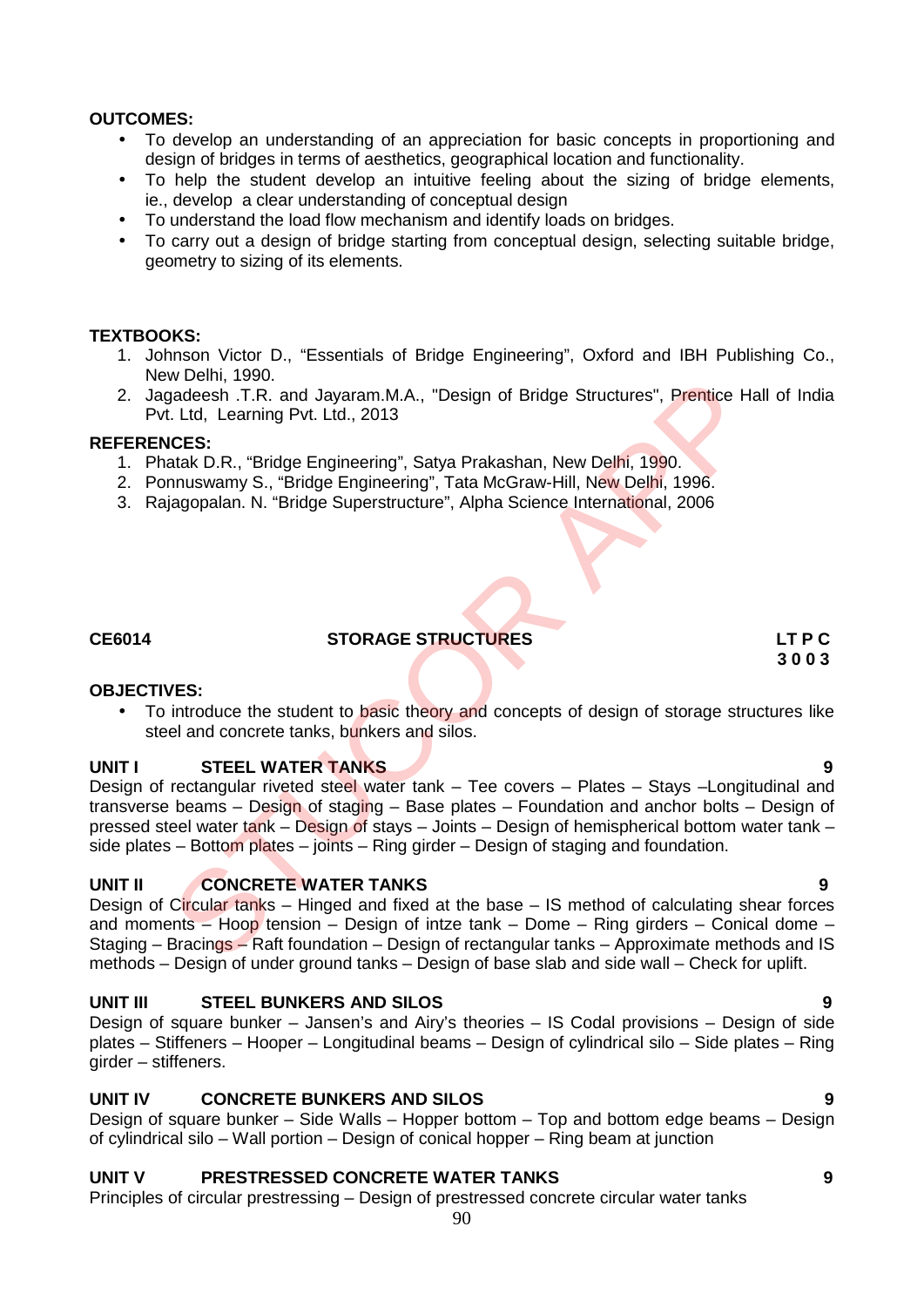**OUTCOMES:**

- To develop an understanding of an appreciation for basic concepts in proportioning and design of bridges in terms of aesthetics, geographical location and functionality.
- To help the student develop an intuitive feeling about the sizing of bridge elements, ie., develop a clear understanding of conceptual design
- To understand the load flow mechanism and identify loads on bridges.
- To carry out a design of bridge starting from conceptual design, selecting suitable bridge, geometry to sizing of its elements.

**TEXTBOOKS:**

1. Johnson Victor D., "Essentials of Bridge Engineering", Oxford and IBH Publishing Co., New Delhi, 1990.
2. Jagadeesh .T.R. and Jayaram.M.A., "Design of Bridge Structures", Prentice Hall of India Pvt. Ltd, Learning Pvt. Ltd., 2013

**REFERENCES:**

1. Phatak D.R., "Bridge Engineering", Satya Prakashan, New Delhi, 1990.
2. Ponnuswamy S., "Bridge Engineering", Tata McGraw-Hill, New Delhi, 1996.
3. Rajagopalan. N. "Bridge Superstructure", Alpha Science International, 2006

## CE6014 STORAGE STRUCTURES

**L T P C**
**3 0 0 3**

**OBJECTIVES:**

- To introduce the student to basic theory and concepts of design of storage structures like steel and concrete tanks, bunkers and silos.

### UNIT I STEEL WATER TANKS 9

Design of rectangular riveted steel water tank – Tee covers – Plates – Stays –Longitudinal and transverse beams – Design of staging – Base plates – Foundation and anchor bolts – Design of pressed steel water tank – Design of stays – Joints – Design of hemispherical bottom water tank – side plates – Bottom plates – joints – Ring girder – Design of staging and foundation.

### UNIT II CONCRETE WATER TANKS 9

Design of Circular tanks – Hinged and fixed at the base – IS method of calculating shear forces and moments – Hoop tension – Design of intze tank – Dome – Ring girders – Conical dome – Staging – Bracings – Raft foundation – Design of rectangular tanks – Approximate methods and IS methods – Design of under ground tanks – Design of base slab and side wall – Check for uplift.

### UNIT III STEEL BUNKERS AND SILOS 9

Design of square bunker – Jansen's and Airy's theories – IS Codal provisions – Design of side plates – Stiffeners – Hooper – Longitudinal beams – Design of cylindrical silo – Side plates – Ring girder – stiffeners.

### UNIT IV CONCRETE BUNKERS AND SILOS 9

Design of square bunker – Side Walls – Hopper bottom – Top and bottom edge beams – Design of cylindrical silo – Wall portion – Design of conical hopper – Ring beam at junction

### UNIT V PRESTRESSED CONCRETE WATER TANKS 9

Principles of circular prestressing – Design of prestressed concrete circular water tanks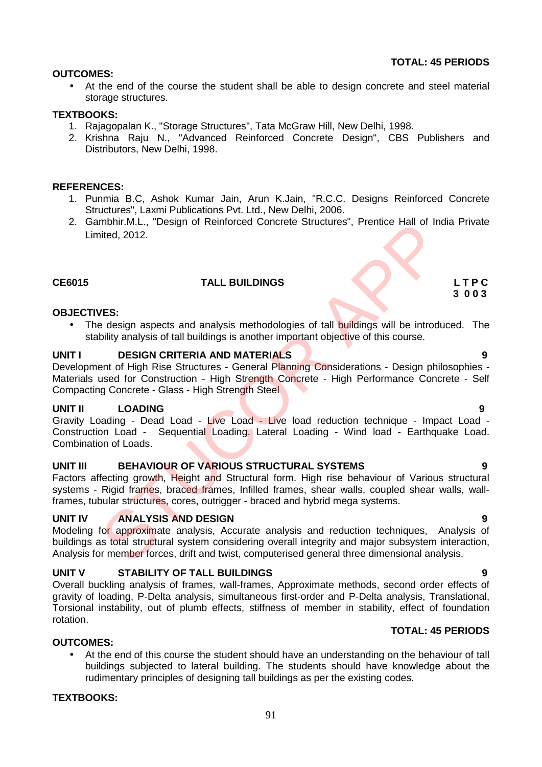**TOTAL: 45 PERIODS**

**OUTCOMES:**

- At the end of the course the student shall be able to design concrete and steel material storage structures.

**TEXTBOOKS:**

1. Rajagopalan K., "Storage Structures", Tata McGraw Hill, New Delhi, 1998.
2. Krishna Raju N., "Advanced Reinforced Concrete Design", CBS Publishers and Distributors, New Delhi, 1998.

**REFERENCES:**

1. Punmia B.C, Ashok Kumar Jain, Arun K.Jain, "R.C.C. Designs Reinforced Concrete Structures", Laxmi Publications Pvt. Ltd., New Delhi, 2006.
2. Gambhir.M.L., "Design of Reinforced Concrete Structures", Prentice Hall of India Private Limited, 2012.

## CE6015 TALL BUILDINGS

**L T P C**
**3 0 0 3**

**OBJECTIVES:**

- The design aspects and analysis methodologies of tall buildings will be introduced. The stability analysis of tall buildings is another important objective of this course.

**UNIT I DESIGN CRITERIA AND MATERIALS** **9**

Development of High Rise Structures - General Planning Considerations - Design philosophies - Materials used for Construction - High Strength Concrete - High Performance Concrete - Self Compacting Concrete - Glass - High Strength Steel

**UNIT II LOADING** **9**

Gravity Loading - Dead Load - Live Load - Live load reduction technique - Impact Load - Construction Load - Sequential Loading. Lateral Loading - Wind load - Earthquake Load. Combination of Loads.

**UNIT III BEHAVIOUR OF VARIOUS STRUCTURAL SYSTEMS** **9**

Factors affecting growth, Height and Structural form. High rise behaviour of Various structural systems - Rigid frames, braced frames, Infilled frames, shear walls, coupled shear walls, wall-frames, tubular structures, cores, outrigger - braced and hybrid mega systems.

**UNIT IV ANALYSIS AND DESIGN** **9**

Modeling for approximate analysis, Accurate analysis and reduction techniques, Analysis of buildings as total structural system considering overall integrity and major subsystem interaction, Analysis for member forces, drift and twist, computerised general three dimensional analysis.

**UNIT V STABILITY OF TALL BUILDINGS** **9**

Overall buckling analysis of frames, wall-frames, Approximate methods, second order effects of gravity of loading, P-Delta analysis, simultaneous first-order and P-Delta analysis, Translational, Torsional instability, out of plumb effects, stiffness of member in stability, effect of foundation rotation.

**TOTAL: 45 PERIODS**

**OUTCOMES:**

- At the end of this course the student should have an understanding on the behaviour of tall buildings subjected to lateral building. The students should have knowledge about the rudimentary principles of designing tall buildings as per the existing codes.

**TEXTBOOKS:**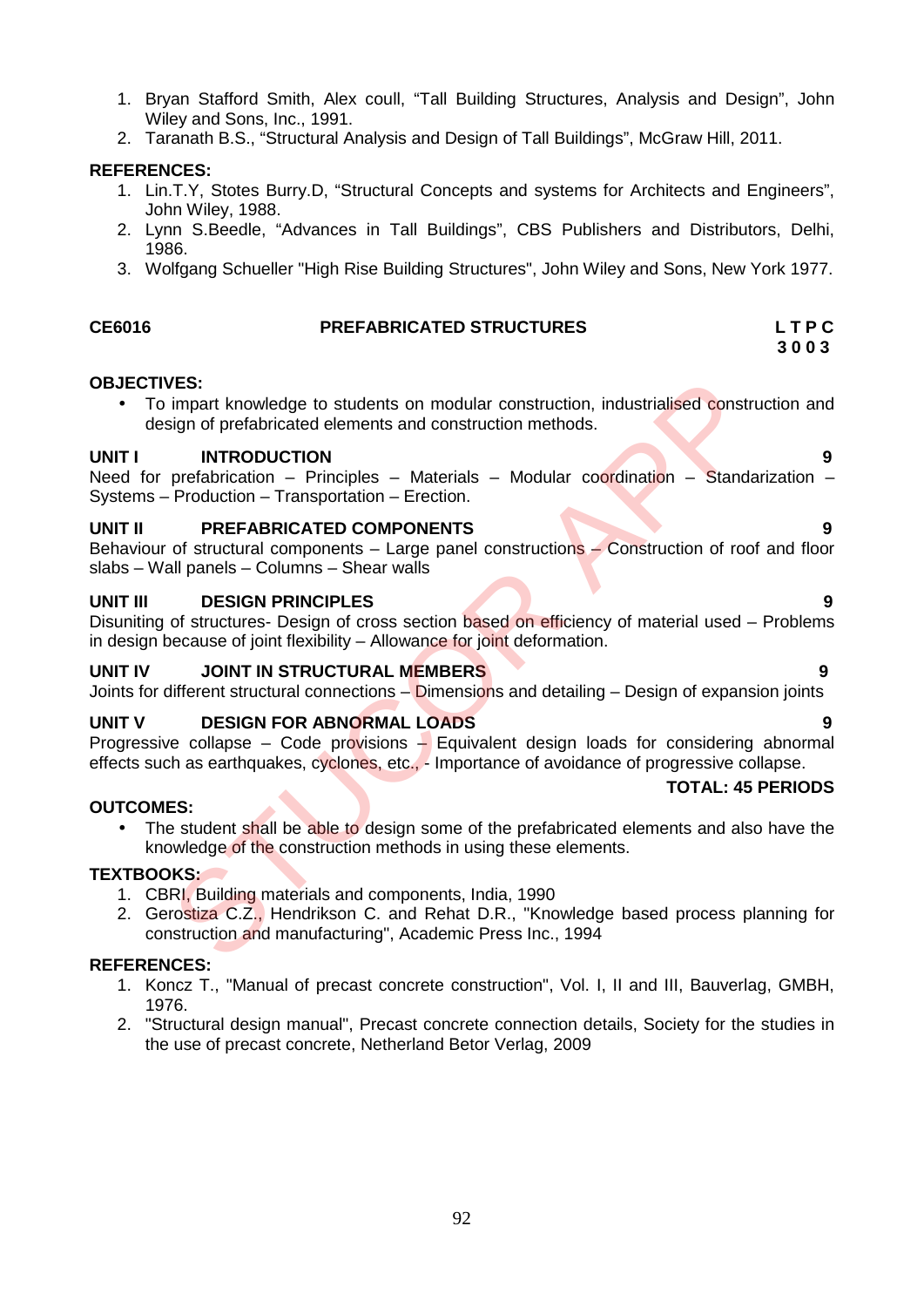1. Bryan Stafford Smith, Alex coull, "Tall Building Structures, Analysis and Design", John Wiley and Sons, Inc., 1991.
2. Taranath B.S., "Structural Analysis and Design of Tall Buildings", McGraw Hill, 2011.

**REFERENCES:**

1. Lin.T.Y, Stotes Burry.D, "Structural Concepts and systems for Architects and Engineers", John Wiley, 1988.
2. Lynn S.Beedle, "Advances in Tall Buildings", CBS Publishers and Distributors, Delhi, 1986.
3. Wolfgang Schueller "High Rise Building Structures", John Wiley and Sons, New York 1977.

## CE6016 PREFABRICATED STRUCTURES

**L T P C**
**3 0 0 3**

**OBJECTIVES:**

- To impart knowledge to students on modular construction, industrialised construction and design of prefabricated elements and construction methods.

**UNIT I INTRODUCTION** **9**

Need for prefabrication – Principles – Materials – Modular coordination – Standarization – Systems – Production – Transportation – Erection.

**UNIT II PREFABRICATED COMPONENTS** **9**

Behaviour of structural components – Large panel constructions – Construction of roof and floor slabs – Wall panels – Columns – Shear walls

**UNIT III DESIGN PRINCIPLES** **9**

Disuniting of structures- Design of cross section based on efficiency of material used – Problems in design because of joint flexibility – Allowance for joint deformation.

**UNIT IV JOINT IN STRUCTURAL MEMBERS** **9**

Joints for different structural connections – Dimensions and detailing – Design of expansion joints

**UNIT V DESIGN FOR ABNORMAL LOADS** **9**

Progressive collapse – Code provisions – Equivalent design loads for considering abnormal effects such as earthquakes, cyclones, etc., - Importance of avoidance of progressive collapse.

**TOTAL: 45 PERIODS**

**OUTCOMES:**

- The student shall be able to design some of the prefabricated elements and also have the knowledge of the construction methods in using these elements.

**TEXTBOOKS:**

1. CBRI, Building materials and components, India, 1990
2. Gerostiza C.Z., Hendrikson C. and Rehat D.R., "Knowledge based process planning for construction and manufacturing", Academic Press Inc., 1994

**REFERENCES:**

1. Koncz T., "Manual of precast concrete construction", Vol. I, II and III, Bauverlag, GMBH, 1976.
2. "Structural design manual", Precast concrete connection details, Society for the studies in the use of precast concrete, Netherland Betor Verlag, 2009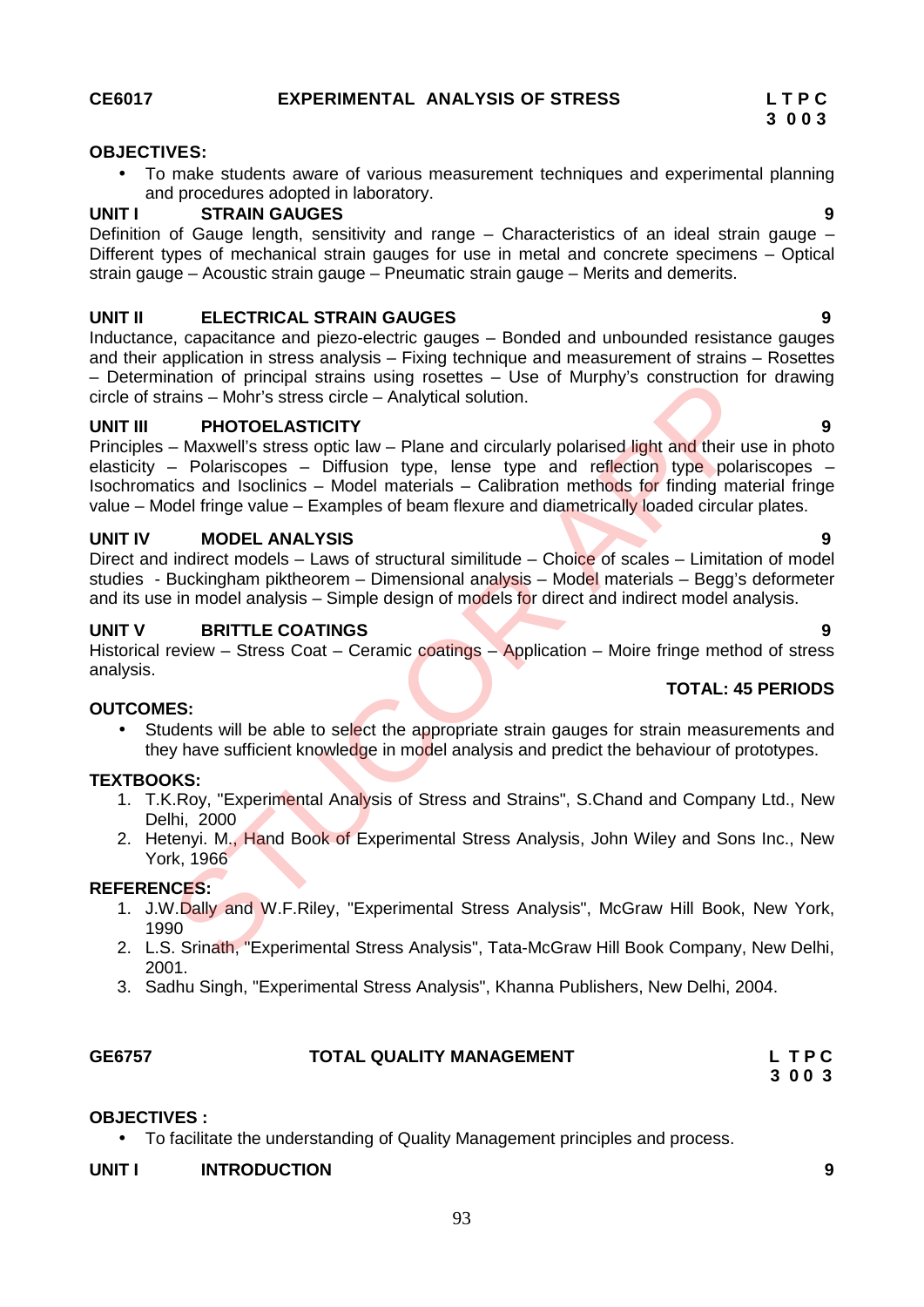**CE6017 EXPERIMENTAL ANALYSIS OF STRESS**

| L | T | P | C |
|---|---|---|---|
| 3 | 0 | 0 | 3 |

**OBJECTIVES:**

- To make students aware of various measurement techniques and experimental planning and procedures adopted in laboratory.

**UNIT I STRAIN GAUGES 9**

Definition of Gauge length, sensitivity and range – Characteristics of an ideal strain gauge – Different types of mechanical strain gauges for use in metal and concrete specimens – Optical strain gauge – Acoustic strain gauge – Pneumatic strain gauge – Merits and demerits.

**UNIT II ELECTRICAL STRAIN GAUGES 9**

Inductance, capacitance and piezo-electric gauges – Bonded and unbounded resistance gauges and their application in stress analysis – Fixing technique and measurement of strains – Rosettes – Determination of principal strains using rosettes – Use of Murphy's construction for drawing circle of strains – Mohr's stress circle – Analytical solution.

**UNIT III PHOTOELASTICITY 9**

Principles – Maxwell's stress optic law – Plane and circularly polarised light and their use in photo elasticity – Polariscopes – Diffusion type, lense type and reflection type polariscopes – Isochromatics and Isoclinics – Model materials – Calibration methods for finding material fringe value – Model fringe value – Examples of beam flexure and diametrically loaded circular plates.

**UNIT IV MODEL ANALYSIS 9**

Direct and indirect models – Laws of structural similitude – Choice of scales – Limitation of model studies - Buckingham piktheorem – Dimensional analysis – Model materials – Begg's deformeter and its use in model analysis – Simple design of models for direct and indirect model analysis.

**UNIT V BRITTLE COATINGS 9**

Historical review – Stress Coat – Ceramic coatings – Application – Moire fringe method of stress analysis.

**TOTAL: 45 PERIODS**

**OUTCOMES:**

- Students will be able to select the appropriate strain gauges for strain measurements and they have sufficient knowledge in model analysis and predict the behaviour of prototypes.

**TEXTBOOKS:**

1. T.K.Roy, "Experimental Analysis of Stress and Strains", S.Chand and Company Ltd., New Delhi, 2000
2. Hetenyi. M., Hand Book of Experimental Stress Analysis, John Wiley and Sons Inc., New York, 1966

**REFERENCES:**

1. J.W.Dally and W.F.Riley, "Experimental Stress Analysis", McGraw Hill Book, New York, 1990
2. L.S. Srinath, "Experimental Stress Analysis", Tata-McGraw Hill Book Company, New Delhi, 2001.
3. Sadhu Singh, "Experimental Stress Analysis", Khanna Publishers, New Delhi, 2004.

**GE6757 TOTAL QUALITY MANAGEMENT**

| L | T | P | C |
|---|---|---|---|
| 3 | 0 | 0 | 3 |

**OBJECTIVES :**

- To facilitate the understanding of Quality Management principles and process.

**UNIT I INTRODUCTION 9**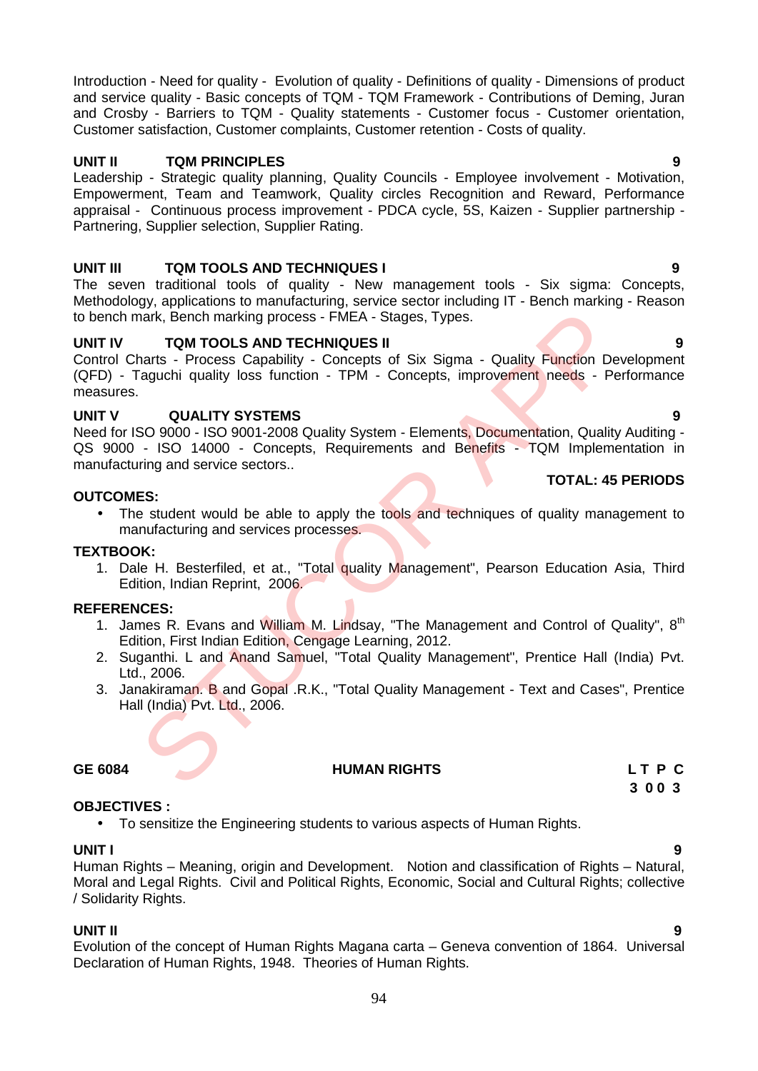Introduction - Need for quality - Evolution of quality - Definitions of quality - Dimensions of product and service quality - Basic concepts of TQM - TQM Framework - Contributions of Deming, Juran and Crosby - Barriers to TQM - Quality statements - Customer focus - Customer orientation, Customer satisfaction, Customer complaints, Customer retention - Costs of quality.

**UNIT II TQM PRINCIPLES** **9**

Leadership - Strategic quality planning, Quality Councils - Employee involvement - Motivation, Empowerment, Team and Teamwork, Quality circles Recognition and Reward, Performance appraisal - Continuous process improvement - PDCA cycle, 5S, Kaizen - Supplier partnership - Partnering, Supplier selection, Supplier Rating.

**UNIT III TQM TOOLS AND TECHNIQUES I** **9**

The seven traditional tools of quality - New management tools - Six sigma: Concepts, Methodology, applications to manufacturing, service sector including IT - Bench marking - Reason to bench mark, Bench marking process - FMEA - Stages, Types.

**UNIT IV TQM TOOLS AND TECHNIQUES II** **9**

Control Charts - Process Capability - Concepts of Six Sigma - Quality Function Development (QFD) - Taguchi quality loss function - TPM - Concepts, improvement needs - Performance measures.

**UNIT V QUALITY SYSTEMS** **9**

Need for ISO 9000 - ISO 9001-2008 Quality System - Elements, Documentation, Quality Auditing - QS 9000 - ISO 14000 - Concepts, Requirements and Benefits - TQM Implementation in manufacturing and service sectors..

**TOTAL: 45 PERIODS**

**OUTCOMES:**

- The student would be able to apply the tools and techniques of quality management to manufacturing and services processes.

**TEXTBOOK:**

1. Dale H. Besterfiled, et at., "Total quality Management", Pearson Education Asia, Third Edition, Indian Reprint, 2006.

**REFERENCES:**

1. James R. Evans and William M. Lindsay, "The Management and Control of Quality", 8th Edition, First Indian Edition, Cengage Learning, 2012.
2. Suganthi. L and Anand Samuel, "Total Quality Management", Prentice Hall (India) Pvt. Ltd., 2006.
3. Janakiraman. B and Gopal .R.K., "Total Quality Management - Text and Cases", Prentice Hall (India) Pvt. Ltd., 2006.

**GE 6084 HUMAN RIGHTS**

| L | T | P | C |
|---|---|---|---|
| 3 | 0 | 0 | 3 |

**OBJECTIVES :**

- To sensitize the Engineering students to various aspects of Human Rights.

**UNIT I** **9**

Human Rights – Meaning, origin and Development. Notion and classification of Rights – Natural, Moral and Legal Rights. Civil and Political Rights, Economic, Social and Cultural Rights; collective / Solidarity Rights.

**UNIT II** **9**

Evolution of the concept of Human Rights Magana carta – Geneva convention of 1864. Universal Declaration of Human Rights, 1948. Theories of Human Rights.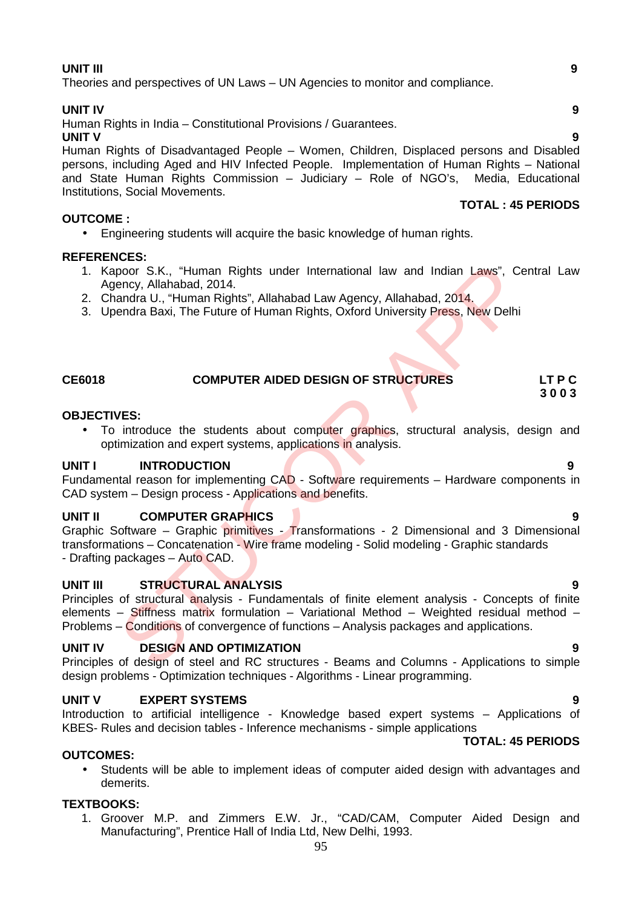**UNIT III** **9**
Theories and perspectives of UN Laws – UN Agencies to monitor and compliance.

**UNIT IV** **9**
Human Rights in India – Constitutional Provisions / Guarantees.

**UNIT V** **9**
Human Rights of Disadvantaged People – Women, Children, Displaced persons and Disabled persons, including Aged and HIV Infected People. Implementation of Human Rights – National and State Human Rights Commission – Judiciary – Role of NGO's, Media, Educational Institutions, Social Movements.

**TOTAL : 45 PERIODS**

**OUTCOME :**

- Engineering students will acquire the basic knowledge of human rights.

**REFERENCES:**

1. Kapoor S.K., "Human Rights under International law and Indian Laws", Central Law Agency, Allahabad, 2014.
2. Chandra U., "Human Rights", Allahabad Law Agency, Allahabad, 2014.
3. Upendra Baxi, The Future of Human Rights, Oxford University Press, New Delhi

**CE6018** **COMPUTER AIDED DESIGN OF STRUCTURES** **L T P C**
**3 0 0 3**

**OBJECTIVES:**

- To introduce the students about computer graphics, structural analysis, design and optimization and expert systems, applications in analysis.

**UNIT I INTRODUCTION** **9**
Fundamental reason for implementing CAD - Software requirements – Hardware components in CAD system – Design process - Applications and benefits.

**UNIT II COMPUTER GRAPHICS** **9**
Graphic Software – Graphic primitives - Transformations - 2 Dimensional and 3 Dimensional transformations – Concatenation - Wire frame modeling - Solid modeling - Graphic standards - Drafting packages – Auto CAD.

**UNIT III STRUCTURAL ANALYSIS** **9**
Principles of structural analysis - Fundamentals of finite element analysis - Concepts of finite elements – Stiffness matrix formulation – Variational Method – Weighted residual method – Problems – Conditions of convergence of functions – Analysis packages and applications.

**UNIT IV DESIGN AND OPTIMIZATION** **9**
Principles of design of steel and RC structures - Beams and Columns - Applications to simple design problems - Optimization techniques - Algorithms - Linear programming.

**UNIT V EXPERT SYSTEMS** **9**
Introduction to artificial intelligence - Knowledge based expert systems – Applications of KBES- Rules and decision tables - Inference mechanisms - simple applications

**TOTAL: 45 PERIODS**

**OUTCOMES:**

- Students will be able to implement ideas of computer aided design with advantages and demerits.

**TEXTBOOKS:**

1. Groover M.P. and Zimmers E.W. Jr., "CAD/CAM, Computer Aided Design and Manufacturing", Prentice Hall of India Ltd, New Delhi, 1993.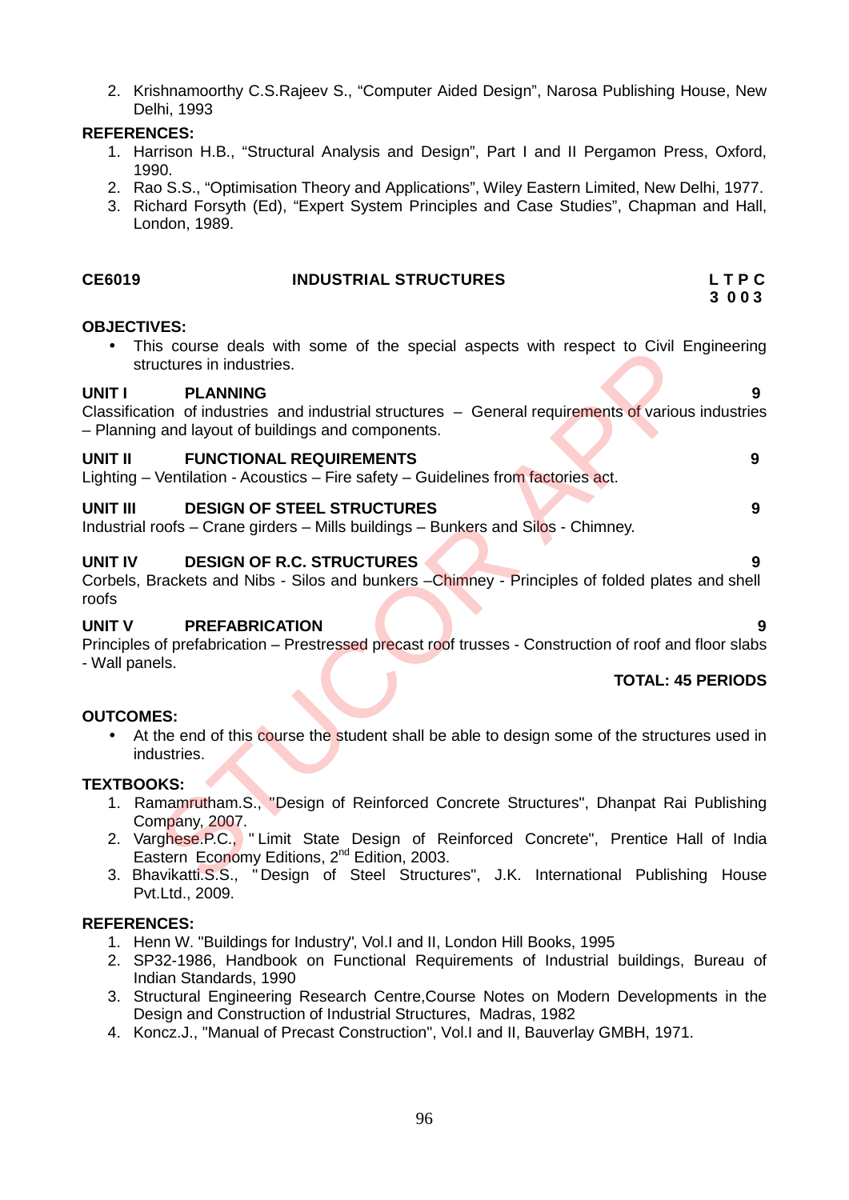2. Krishnamoorthy C.S.Rajeev S., “Computer Aided Design”, Narosa Publishing House, New Delhi, 1993

**REFERENCES:**

1. Harrison H.B., “Structural Analysis and Design”, Part I and II Pergamon Press, Oxford, 1990.
2. Rao S.S., “Optimisation Theory and Applications”, Wiley Eastern Limited, New Delhi, 1977.
3. Richard Forsyth (Ed), “Expert System Principles and Case Studies”, Chapman and Hall, London, 1989.

## CE6019 INDUSTRIAL STRUCTURES

| L | T | P | C |
|---|---|---|---|
| 3 | 0 | 0 | 3 |

**OBJECTIVES:**

- This course deals with some of the special aspects with respect to Civil Engineering structures in industries.

**UNIT I PLANNING** **9**

Classification of industries and industrial structures – General requirements of various industries – Planning and layout of buildings and components.

**UNIT II FUNCTIONAL REQUIREMENTS** **9**

Lighting – Ventilation - Acoustics – Fire safety – Guidelines from factories act.

**UNIT III DESIGN OF STEEL STRUCTURES** **9**

Industrial roofs – Crane girders – Mills buildings – Bunkers and Silos - Chimney.

**UNIT IV DESIGN OF R.C. STRUCTURES** **9**

Corbels, Brackets and Nibs - Silos and bunkers –Chimney - Principles of folded plates and shell roofs

**UNIT V PREFABRICATION** **9**

Principles of prefabrication – Prestressed precast roof trusses - Construction of roof and floor slabs - Wall panels.

**TOTAL: 45 PERIODS**

**OUTCOMES:**

- At the end of this course the student shall be able to design some of the structures used in industries.

**TEXTBOOKS:**

1. Ramamrutham.S., "Design of Reinforced Concrete Structures", Dhanpat Rai Publishing Company, 2007.
2. Varghese.P.C., "Limit State Design of Reinforced Concrete", Prentice Hall of India Eastern Economy Editions, 2nd Edition, 2003.
3. Bhavikatti.S.S., "Design of Steel Structures", J.K. International Publishing House Pvt.Ltd., 2009.

**REFERENCES:**

1. Henn W. "Buildings for Industry", Vol.I and II, London Hill Books, 1995
2. SP32-1986, Handbook on Functional Requirements of Industrial buildings, Bureau of Indian Standards, 1990
3. Structural Engineering Research Centre,Course Notes on Modern Developments in the Design and Construction of Industrial Structures, Madras, 1982
4. Koncz.J., "Manual of Precast Construction", Vol.I and II, Bauverlay GMBH, 1971.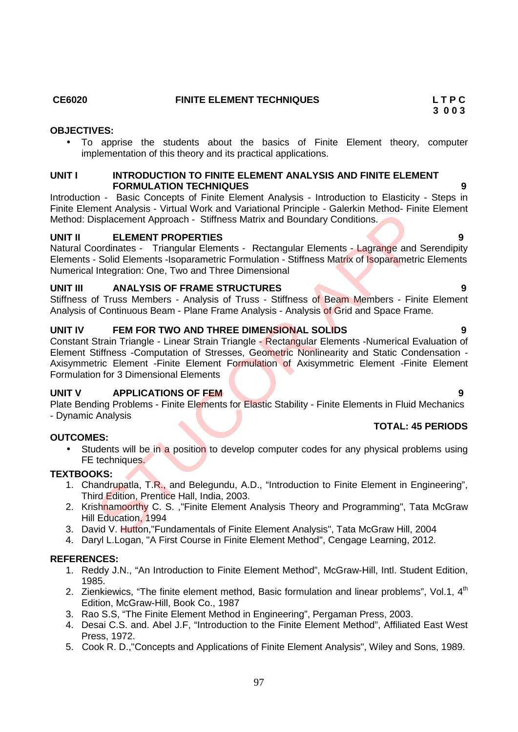**CE6020** **FINITE ELEMENT TECHNIQUES** **L T P C**
**3 0 0 3**

**OBJECTIVES:**

- To apprise the students about the basics of Finite Element theory, computer implementation of this theory and its practical applications.

**UNIT I INTRODUCTION TO FINITE ELEMENT ANALYSIS AND FINITE ELEMENT FORMULATION TECHNIQUES** **9**

Introduction - Basic Concepts of Finite Element Analysis - Introduction to Elasticity - Steps in Finite Element Analysis - Virtual Work and Variational Principle - Galerkin Method- Finite Element Method: Displacement Approach - Stiffness Matrix and Boundary Conditions.

**UNIT II ELEMENT PROPERTIES** **9**

Natural Coordinates - Triangular Elements - Rectangular Elements - Lagrange and Serendipity Elements - Solid Elements -Isoparametric Formulation - Stiffness Matrix of Isoparametric Elements Numerical Integration: One, Two and Three Dimensional

**UNIT III ANALYSIS OF FRAME STRUCTURES** **9**

Stiffness of Truss Members - Analysis of Truss - Stiffness of Beam Members - Finite Element Analysis of Continuous Beam - Plane Frame Analysis - Analysis of Grid and Space Frame.

**UNIT IV FEM FOR TWO AND THREE DIMENSIONAL SOLIDS** **9**

Constant Strain Triangle - Linear Strain Triangle - Rectangular Elements -Numerical Evaluation of Element Stiffness -Computation of Stresses, Geometric Nonlinearity and Static Condensation - Axisymmetric Element -Finite Element Formulation of Axisymmetric Element -Finite Element Formulation for 3 Dimensional Elements

**UNIT V APPLICATIONS OF FEM** **9**

Plate Bending Problems - Finite Elements for Elastic Stability - Finite Elements in Fluid Mechanics - Dynamic Analysis

**TOTAL: 45 PERIODS**

**OUTCOMES:**

- Students will be in a position to develop computer codes for any physical problems using FE techniques.

**TEXTBOOKS:**

1. Chandrupatla, T.R., and Belegundu, A.D., “Introduction to Finite Element in Engineering”, Third Edition, Prentice Hall, India, 2003.
2. Krishnamoorthy C. S. ,"Finite Element Analysis Theory and Programming", Tata McGraw Hill Education, 1994
3. David V. Hutton,"Fundamentals of Finite Element Analysis", Tata McGraw Hill, 2004
4. Daryl L.Logan, "A First Course in Finite Element Method", Cengage Learning, 2012.

**REFERENCES:**

1. Reddy J.N., “An Introduction to Finite Element Method”, McGraw-Hill, Intl. Student Edition, 1985.
2. Zienkiewics, “The finite element method, Basic formulation and linear problems”, Vol.1, 4th Edition, McGraw-Hill, Book Co., 1987
3. Rao S.S, “The Finite Element Method in Engineering”, Pergaman Press, 2003.
4. Desai C.S. and. Abel J.F, “Introduction to the Finite Element Method”, Affiliated East West Press, 1972.
5. Cook R. D.,"Concepts and Applications of Finite Element Analysis", Wiley and Sons, 1989.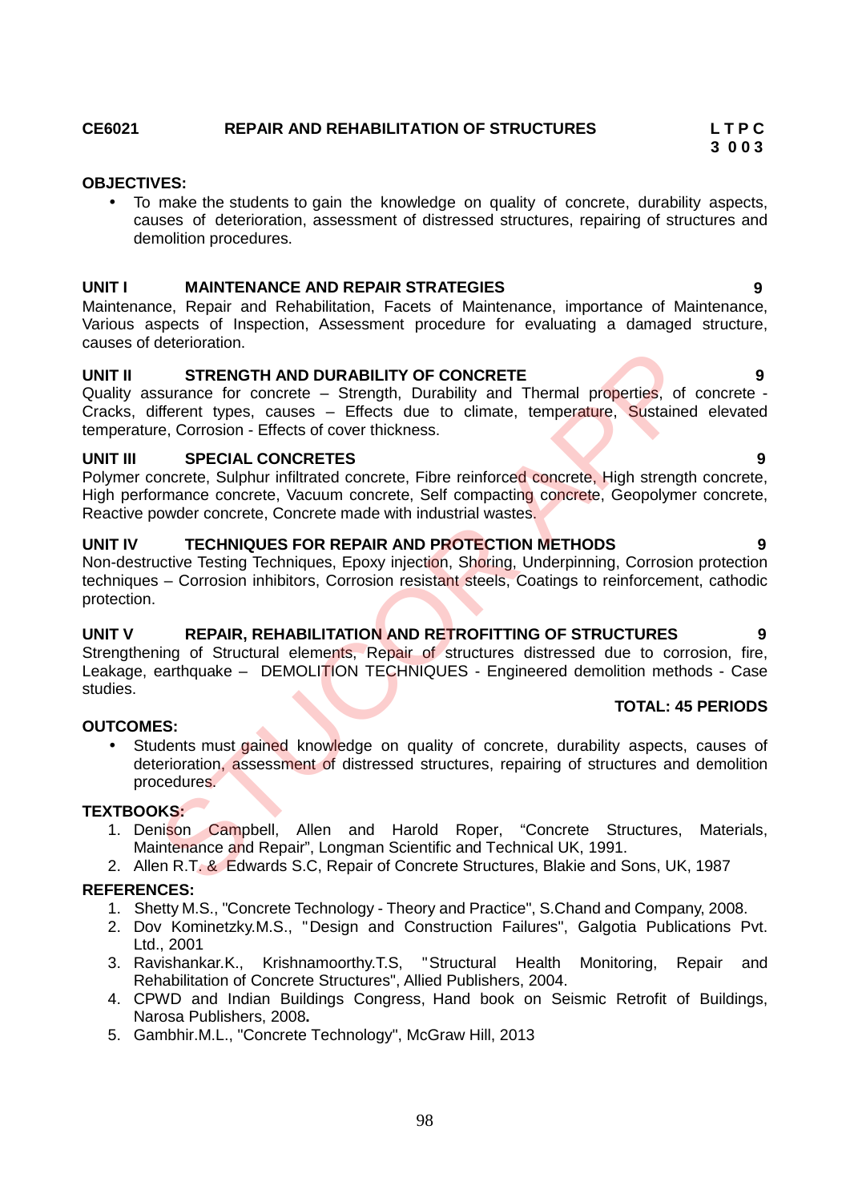**CE6021 REPAIR AND REHABILITATION OF STRUCTURES**

**L T P C**
**3 0 0 3**

**OBJECTIVES:**

- To make the students to gain the knowledge on quality of concrete, durability aspects, causes of deterioration, assessment of distressed structures, repairing of structures and demolition procedures.

**UNIT I MAINTENANCE AND REPAIR STRATEGIES 9**

Maintenance, Repair and Rehabilitation, Facets of Maintenance, importance of Maintenance, Various aspects of Inspection, Assessment procedure for evaluating a damaged structure, causes of deterioration.

**UNIT II STRENGTH AND DURABILITY OF CONCRETE 9**

Quality assurance for concrete – Strength, Durability and Thermal properties, of concrete - Cracks, different types, causes – Effects due to climate, temperature, Sustained elevated temperature, Corrosion - Effects of cover thickness.

**UNIT III SPECIAL CONCRETES 9**

Polymer concrete, Sulphur infiltrated concrete, Fibre reinforced concrete, High strength concrete, High performance concrete, Vacuum concrete, Self compacting concrete, Geopolymer concrete, Reactive powder concrete, Concrete made with industrial wastes.

**UNIT IV TECHNIQUES FOR REPAIR AND PROTECTION METHODS 9**

Non-destructive Testing Techniques, Epoxy injection, Shoring, Underpinning, Corrosion protection techniques – Corrosion inhibitors, Corrosion resistant steels, Coatings to reinforcement, cathodic protection.

**UNIT V REPAIR, REHABILITATION AND RETROFITTING OF STRUCTURES 9**

Strengthening of Structural elements, Repair of structures distressed due to corrosion, fire, Leakage, earthquake – DEMOLITION TECHNIQUES - Engineered demolition methods - Case studies.

**TOTAL: 45 PERIODS**

**OUTCOMES:**

- Students must gained knowledge on quality of concrete, durability aspects, causes of deterioration, assessment of distressed structures, repairing of structures and demolition procedures.

**TEXTBOOKS:**

1. Denison Campbell, Allen and Harold Roper, “Concrete Structures, Materials, Maintenance and Repair”, Longman Scientific and Technical UK, 1991.
2. Allen R.T. & Edwards S.C, Repair of Concrete Structures, Blakie and Sons, UK, 1987

**REFERENCES:**

1. Shetty M.S., "Concrete Technology - Theory and Practice", S.Chand and Company, 2008.
2. Dov Kominetzky.M.S., "Design and Construction Failures", Galgotia Publications Pvt. Ltd., 2001
3. Ravishankar.K., Krishnamoorthy.T.S, "Structural Health Monitoring, Repair and Rehabilitation of Concrete Structures", Allied Publishers, 2004.
4. CPWD and Indian Buildings Congress, Hand book on Seismic Retrofit of Buildings, Narosa Publishers, 2008**.**
5. Gambhir.M.L., "Concrete Technology", McGraw Hill, 2013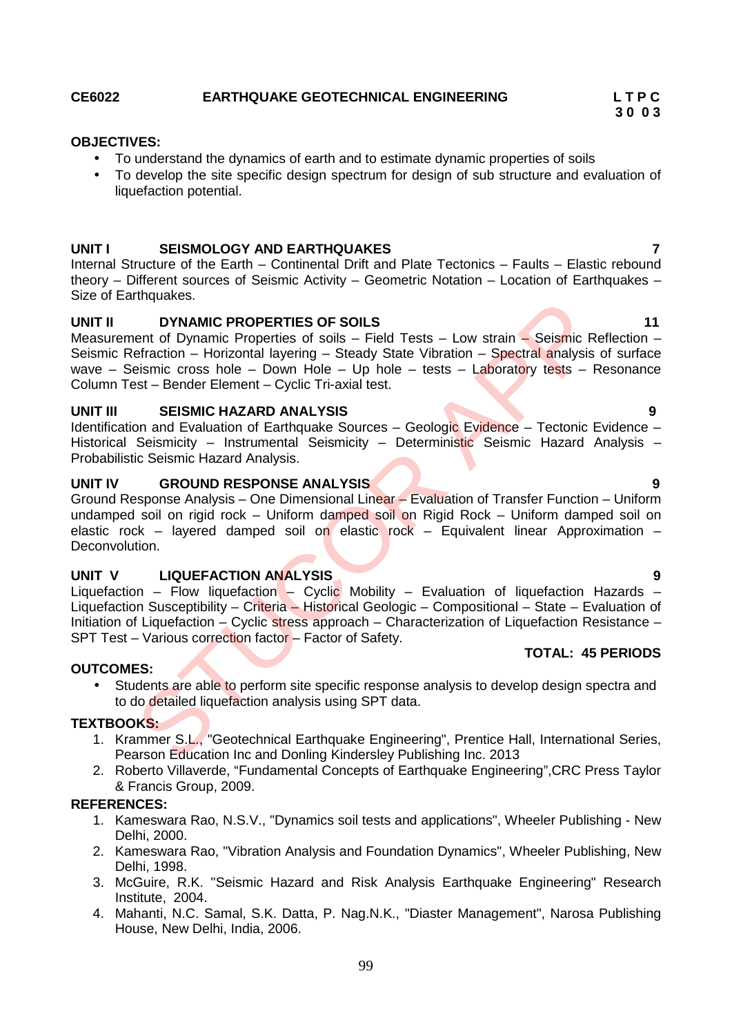**CE6022 EARTHQUAKE GEOTECHNICAL ENGINEERING**

**L T P C**
**3 0 0 3**

**OBJECTIVES:**

- To understand the dynamics of earth and to estimate dynamic properties of soils
- To develop the site specific design spectrum for design of sub structure and evaluation of liquefaction potential.

**UNIT I SEISMOLOGY AND EARTHQUAKES** **7**

Internal Structure of the Earth – Continental Drift and Plate Tectonics – Faults – Elastic rebound theory – Different sources of Seismic Activity – Geometric Notation – Location of Earthquakes – Size of Earthquakes.

**UNIT II DYNAMIC PROPERTIES OF SOILS** **11**

Measurement of Dynamic Properties of soils – Field Tests – Low strain – Seismic Reflection – Seismic Refraction – Horizontal layering – Steady State Vibration – Spectral analysis of surface wave – Seismic cross hole – Down Hole – Up hole – tests – Laboratory tests – Resonance Column Test – Bender Element – Cyclic Tri-axial test.

**UNIT III SEISMIC HAZARD ANALYSIS** **9**

Identification and Evaluation of Earthquake Sources – Geologic Evidence – Tectonic Evidence – Historical Seismicity – Instrumental Seismicity – Deterministic Seismic Hazard Analysis – Probabilistic Seismic Hazard Analysis.

**UNIT IV GROUND RESPONSE ANALYSIS** **9**

Ground Response Analysis – One Dimensional Linear – Evaluation of Transfer Function – Uniform undamped soil on rigid rock – Uniform damped soil on Rigid Rock – Uniform damped soil on elastic rock – layered damped soil on elastic rock – Equivalent linear Approximation – Deconvolution.

**UNIT V LIQUEFACTION ANALYSIS** **9**

Liquefaction – Flow liquefaction – Cyclic Mobility – Evaluation of liquefaction Hazards – Liquefaction Susceptibility – Criteria – Historical Geologic – Compositional – State – Evaluation of Initiation of Liquefaction – Cyclic stress approach – Characterization of Liquefaction Resistance – SPT Test – Various correction factor – Factor of Safety.

**TOTAL: 45 PERIODS**

**OUTCOMES:**

- Students are able to perform site specific response analysis to develop design spectra and to do detailed liquefaction analysis using SPT data.

**TEXTBOOKS:**

1. Krammer S.L., "Geotechnical Earthquake Engineering", Prentice Hall, International Series, Pearson Education Inc and Donling Kindersley Publishing Inc. 2013
2. Roberto Villaverde, "Fundamental Concepts of Earthquake Engineering",CRC Press Taylor & Francis Group, 2009.

**REFERENCES:**

1. Kameswara Rao, N.S.V., "Dynamics soil tests and applications", Wheeler Publishing - New Delhi, 2000.
2. Kameswara Rao, "Vibration Analysis and Foundation Dynamics", Wheeler Publishing, New Delhi, 1998.
3. McGuire, R.K. "Seismic Hazard and Risk Analysis Earthquake Engineering" Research Institute, 2004.
4. Mahanti, N.C. Samal, S.K. Datta, P. Nag.N.K., "Diaster Management", Narosa Publishing House, New Delhi, India, 2006.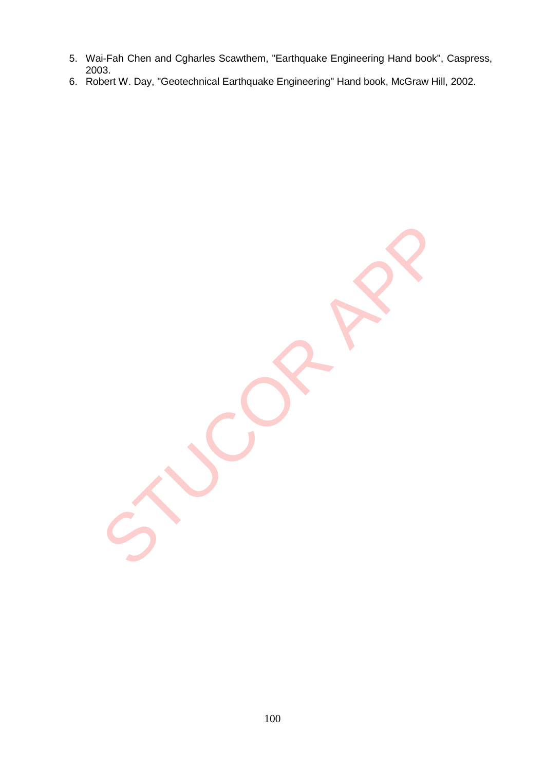5. Wai-Fah Chen and Cgharles Scawthem, "Earthquake Engineering Hand book", Caspress, 2003.
6. Robert W. Day, "Geotechnical Earthquake Engineering" Hand book, McGraw Hill, 2002.